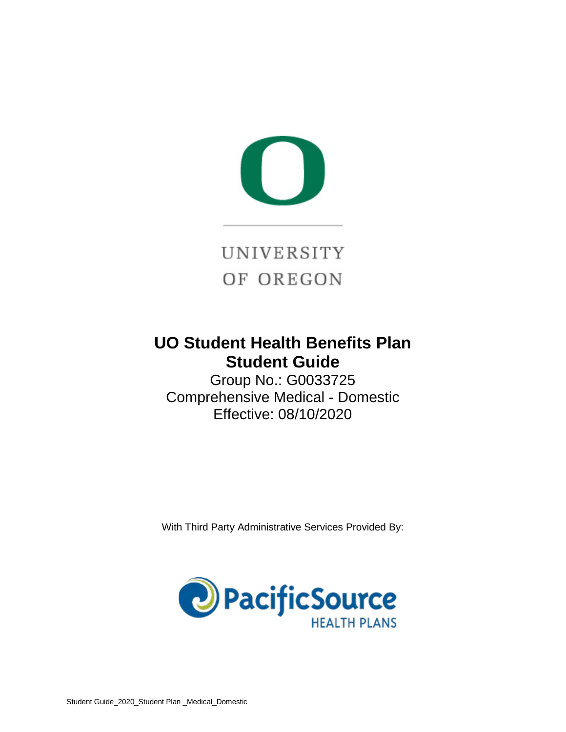UNIVERSITY
OF OREGON

# UO Student Health Benefits Plan
# Student Guide

Group No.: G0033725
Comprehensive Medical - Domestic
Effective: 08/10/2020

With Third Party Administrative Services Provided By:

PacificSource
HEALTH PLANS

Student Guide_2020_Student Plan _Medical_Domestic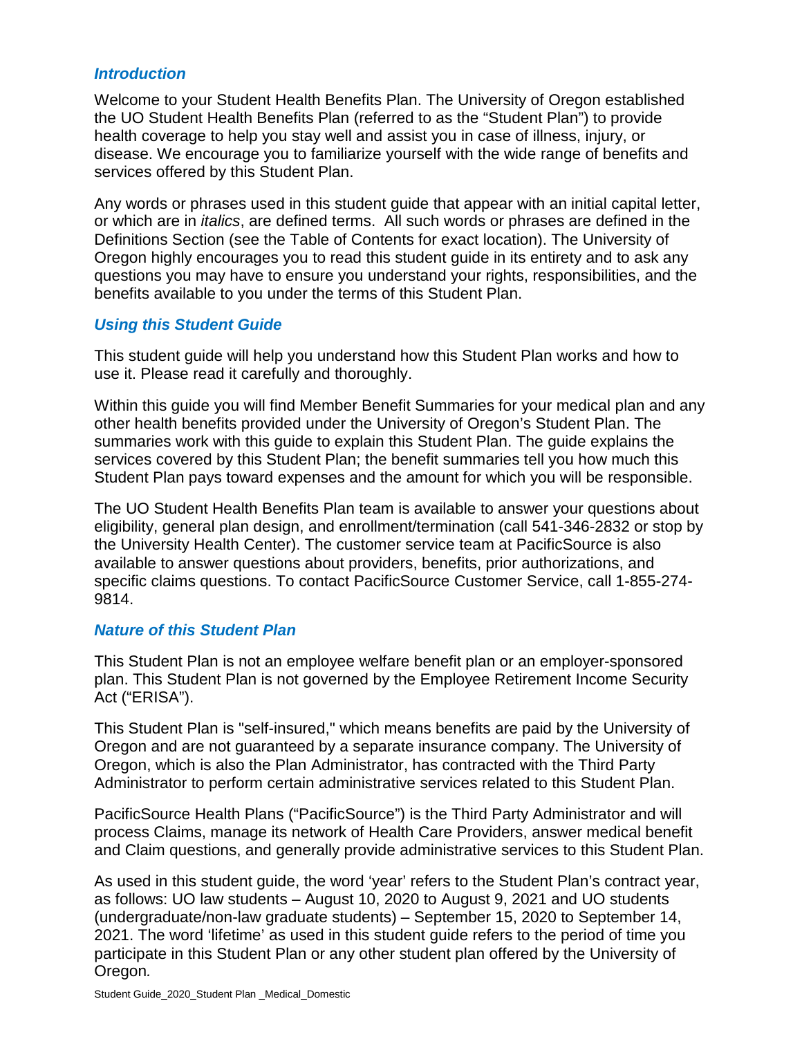## *Introduction*

Welcome to your Student Health Benefits Plan. The University of Oregon established the UO Student Health Benefits Plan (referred to as the "Student Plan") to provide health coverage to help you stay well and assist you in case of illness, injury, or disease. We encourage you to familiarize yourself with the wide range of benefits and services offered by this Student Plan.

Any words or phrases used in this student guide that appear with an initial capital letter, or which are in *italics*, are defined terms. All such words or phrases are defined in the Definitions Section (see the Table of Contents for exact location). The University of Oregon highly encourages you to read this student guide in its entirety and to ask any questions you may have to ensure you understand your rights, responsibilities, and the benefits available to you under the terms of this Student Plan.

## *Using this Student Guide*

This student guide will help you understand how this Student Plan works and how to use it. Please read it carefully and thoroughly.

Within this guide you will find Member Benefit Summaries for your medical plan and any other health benefits provided under the University of Oregon's Student Plan. The summaries work with this guide to explain this Student Plan. The guide explains the services covered by this Student Plan; the benefit summaries tell you how much this Student Plan pays toward expenses and the amount for which you will be responsible.

The UO Student Health Benefits Plan team is available to answer your questions about eligibility, general plan design, and enrollment/termination (call 541-346-2832 or stop by the University Health Center). The customer service team at PacificSource is also available to answer questions about providers, benefits, prior authorizations, and specific claims questions. To contact PacificSource Customer Service, call 1-855-274-9814.

## *Nature of this Student Plan*

This Student Plan is not an employee welfare benefit plan or an employer-sponsored plan. This Student Plan is not governed by the Employee Retirement Income Security Act ("ERISA").

This Student Plan is "self-insured," which means benefits are paid by the University of Oregon and are not guaranteed by a separate insurance company. The University of Oregon, which is also the Plan Administrator, has contracted with the Third Party Administrator to perform certain administrative services related to this Student Plan.

PacificSource Health Plans ("PacificSource") is the Third Party Administrator and will process Claims, manage its network of Health Care Providers, answer medical benefit and Claim questions, and generally provide administrative services to this Student Plan.

As used in this student guide, the word 'year' refers to the Student Plan's contract year, as follows: UO law students – August 10, 2020 to August 9, 2021 and UO students (undergraduate/non-law graduate students) – September 15, 2020 to September 14, 2021. The word 'lifetime' as used in this student guide refers to the period of time you participate in this Student Plan or any other student plan offered by the University of Oregon.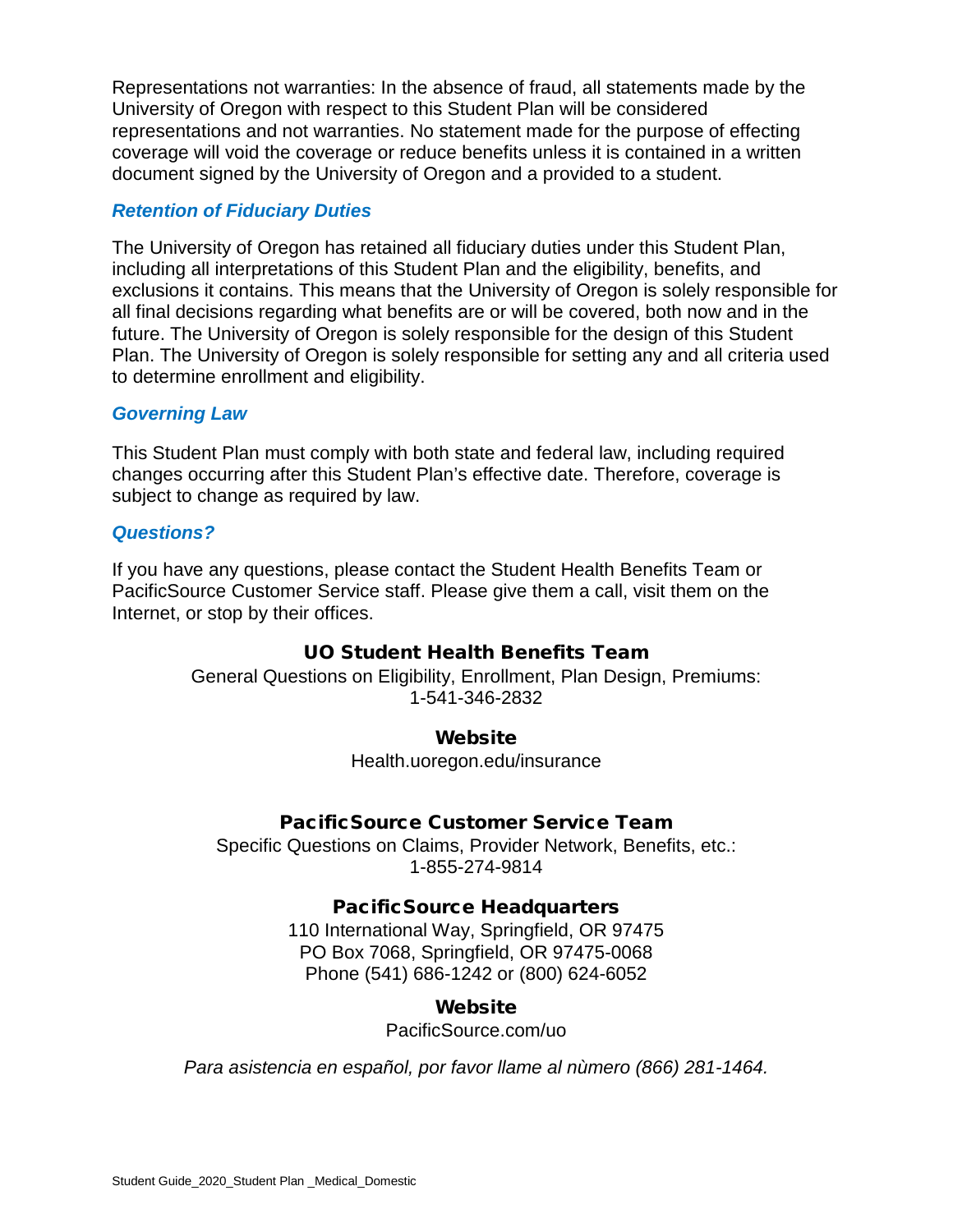Representations not warranties: In the absence of fraud, all statements made by the University of Oregon with respect to this Student Plan will be considered representations and not warranties. No statement made for the purpose of effecting coverage will void the coverage or reduce benefits unless it is contained in a written document signed by the University of Oregon and a provided to a student.

### *Retention of Fiduciary Duties*

The University of Oregon has retained all fiduciary duties under this Student Plan, including all interpretations of this Student Plan and the eligibility, benefits, and exclusions it contains. This means that the University of Oregon is solely responsible for all final decisions regarding what benefits are or will be covered, both now and in the future. The University of Oregon is solely responsible for the design of this Student Plan. The University of Oregon is solely responsible for setting any and all criteria used to determine enrollment and eligibility.

### *Governing Law*

This Student Plan must comply with both state and federal law, including required changes occurring after this Student Plan's effective date. Therefore, coverage is subject to change as required by law.

### *Questions?*

If you have any questions, please contact the Student Health Benefits Team or PacificSource Customer Service staff. Please give them a call, visit them on the Internet, or stop by their offices.

**UO Student Health Benefits Team**

General Questions on Eligibility, Enrollment, Plan Design, Premiums:
1-541-346-2832

**Website**

Health.uoregon.edu/insurance

**PacificSource Customer Service Team**

Specific Questions on Claims, Provider Network, Benefits, etc.:
1-855-274-9814

**PacificSource Headquarters**

110 International Way, Springfield, OR 97475
PO Box 7068, Springfield, OR 97475-0068
Phone (541) 686-1242 or (800) 624-6052

**Website**

PacificSource.com/uo

*Para asistencia en español, por favor llame al nùmero (866) 281-1464.*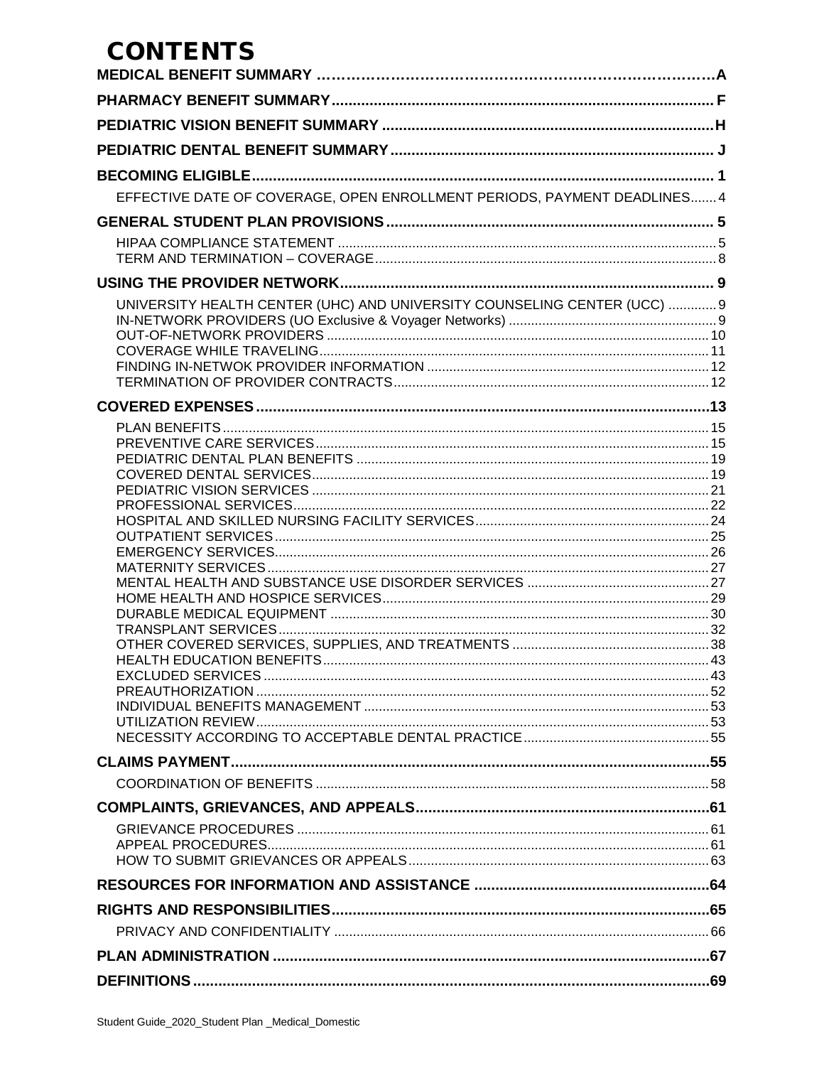# CONTENTS

**MEDICAL BENEFIT SUMMARY** …… A

**PHARMACY BENEFIT SUMMARY** …… F

**PEDIATRIC VISION BENEFIT SUMMARY** …… H

**PEDIATRIC DENTAL BENEFIT SUMMARY** …… J

**BECOMING ELIGIBLE** …… 1

- EFFECTIVE DATE OF COVERAGE, OPEN ENROLLMENT PERIODS, PAYMENT DEADLINES …… 4

**GENERAL STUDENT PLAN PROVISIONS** …… 5

- HIPAA COMPLIANCE STATEMENT …… 5
- TERM AND TERMINATION – COVERAGE …… 8

**USING THE PROVIDER NETWORK** …… 9

- UNIVERSITY HEALTH CENTER (UHC) AND UNIVERSITY COUNSELING CENTER (UCC) …… 9
- IN-NETWORK PROVIDERS (UO Exclusive & Voyager Networks) …… 9
- OUT-OF-NETWORK PROVIDERS …… 10
- COVERAGE WHILE TRAVELING …… 11
- FINDING IN-NETWOK PROVIDER INFORMATION …… 12
- TERMINATION OF PROVIDER CONTRACTS …… 12

**COVERED EXPENSES** …… 13

- PLAN BENEFITS …… 15
- PREVENTIVE CARE SERVICES …… 15
- PEDIATRIC DENTAL PLAN BENEFITS …… 19
- COVERED DENTAL SERVICES …… 19
- PEDIATRIC VISION SERVICES …… 21
- PROFESSIONAL SERVICES …… 22
- HOSPITAL AND SKILLED NURSING FACILITY SERVICES …… 24
- OUTPATIENT SERVICES …… 25
- EMERGENCY SERVICES …… 26
- MATERNITY SERVICES …… 27
- MENTAL HEALTH AND SUBSTANCE USE DISORDER SERVICES …… 27
- HOME HEALTH AND HOSPICE SERVICES …… 29
- DURABLE MEDICAL EQUIPMENT …… 30
- TRANSPLANT SERVICES …… 32
- OTHER COVERED SERVICES, SUPPLIES, AND TREATMENTS …… 38
- HEALTH EDUCATION BENEFITS …… 43
- EXCLUDED SERVICES …… 43
- PREAUTHORIZATION …… 52
- INDIVIDUAL BENEFITS MANAGEMENT …… 53
- UTILIZATION REVIEW …… 53
- NECESSITY ACCORDING TO ACCEPTABLE DENTAL PRACTICE …… 55

**CLAIMS PAYMENT** …… 55

- COORDINATION OF BENEFITS …… 58

**COMPLAINTS, GRIEVANCES, AND APPEALS** …… 61

- GRIEVANCE PROCEDURES …… 61
- APPEAL PROCEDURES …… 61
- HOW TO SUBMIT GRIEVANCES OR APPEALS …… 63

**RESOURCES FOR INFORMATION AND ASSISTANCE** …… 64

**RIGHTS AND RESPONSIBILITIES** …… 65

- PRIVACY AND CONFIDENTIALITY …… 66

**PLAN ADMINISTRATION** …… 67

**DEFINITIONS** …… 69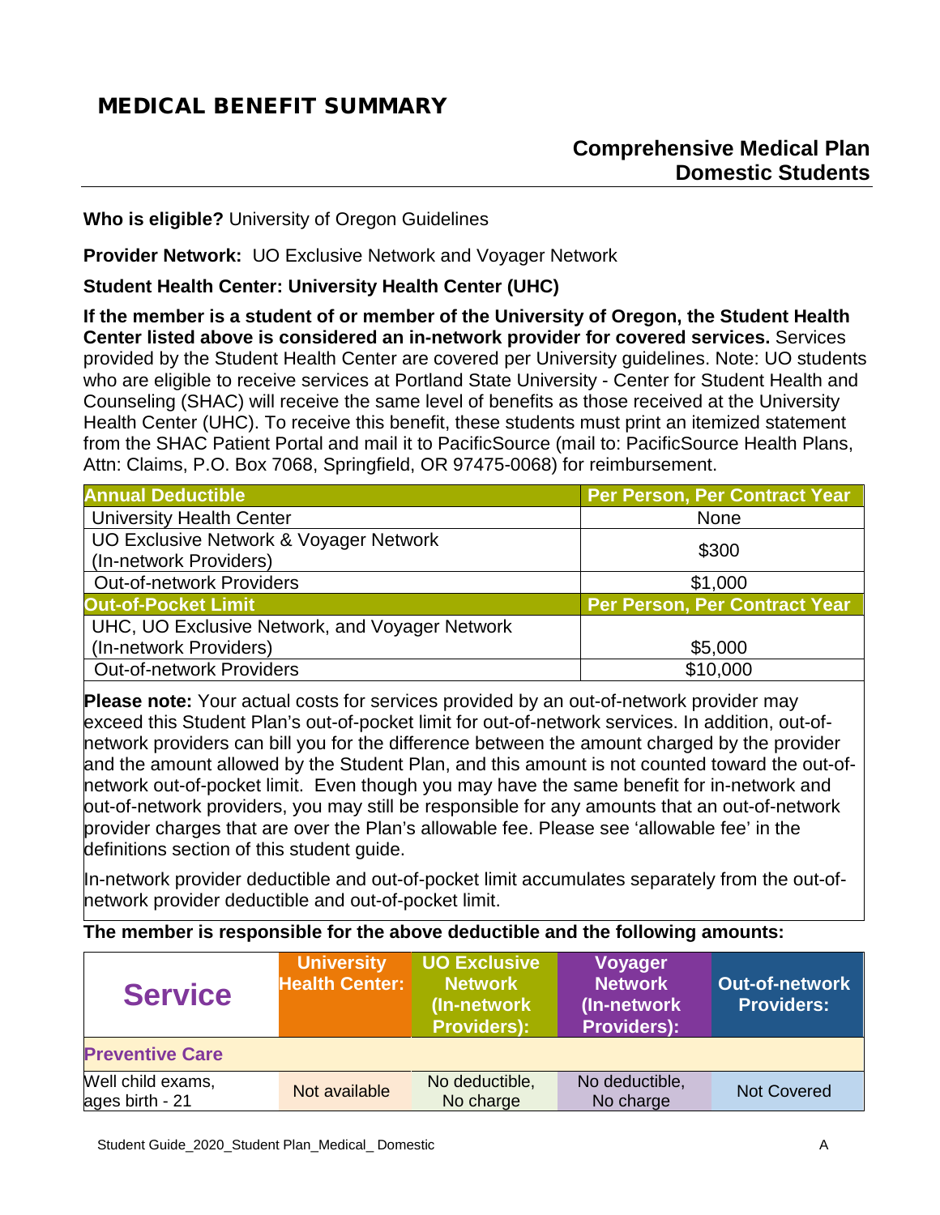# MEDICAL BENEFIT SUMMARY

## Comprehensive Medical Plan
## Domestic Students

**Who is eligible?** University of Oregon Guidelines

**Provider Network:** UO Exclusive Network and Voyager Network

**Student Health Center: University Health Center (UHC)**

**If the member is a student of or member of the University of Oregon, the Student Health Center listed above is considered an in-network provider for covered services.** Services provided by the Student Health Center are covered per University guidelines. Note: UO students who are eligible to receive services at Portland State University - Center for Student Health and Counseling (SHAC) will receive the same level of benefits as those received at the University Health Center (UHC). To receive this benefit, these students must print an itemized statement from the SHAC Patient Portal and mail it to PacificSource (mail to: PacificSource Health Plans, Attn: Claims, P.O. Box 7068, Springfield, OR 97475-0068) for reimbursement.

| Annual Deductible | Per Person, Per Contract Year |
|---|---|
| University Health Center | None |
| UO Exclusive Network & Voyager Network (In-network Providers) | $300 |
| Out-of-network Providers | $1,000 |
| **Out-of-Pocket Limit** | **Per Person, Per Contract Year** |
| UHC, UO Exclusive Network, and Voyager Network (In-network Providers) | $5,000 |
| Out-of-network Providers | $10,000 |

**Please note:** Your actual costs for services provided by an out-of-network provider may exceed this Student Plan's out-of-pocket limit for out-of-network services. In addition, out-of-network providers can bill you for the difference between the amount charged by the provider and the amount allowed by the Student Plan, and this amount is not counted toward the out-of-network out-of-pocket limit. Even though you may have the same benefit for in-network and out-of-network providers, you may still be responsible for any amounts that an out-of-network provider charges that are over the Plan's allowable fee. Please see 'allowable fee' in the definitions section of this student guide.

In-network provider deductible and out-of-pocket limit accumulates separately from the out-of-network provider deductible and out-of-pocket limit.

**The member is responsible for the above deductible and the following amounts:**

| Service | University Health Center: | UO Exclusive Network (In-network Providers): | Voyager Network (In-network Providers): | Out-of-network Providers: |
|---|---|---|---|---|
| **Preventive Care** | | | | |
| Well child exams, ages birth - 21 | Not available | No deductible, No charge | No deductible, No charge | Not Covered |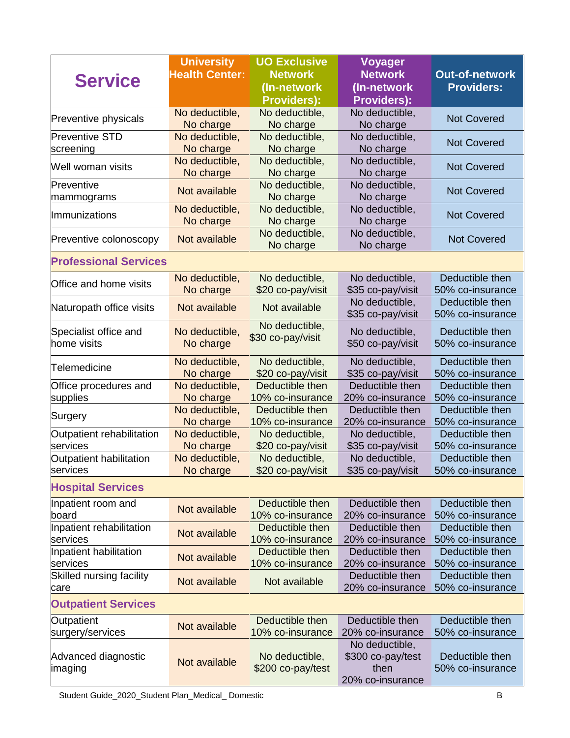| Service | University Health Center: | UO Exclusive Network (In-network Providers): | Voyager Network (In-network Providers): | Out-of-network Providers: |
|---|---|---|---|---|
| Preventive physicals | No deductible, No charge | No deductible, No charge | No deductible, No charge | Not Covered |
| Preventive STD screening | No deductible, No charge | No deductible, No charge | No deductible, No charge | Not Covered |
| Well woman visits | No deductible, No charge | No deductible, No charge | No deductible, No charge | Not Covered |
| Preventive mammograms | Not available | No deductible, No charge | No deductible, No charge | Not Covered |
| Immunizations | No deductible, No charge | No deductible, No charge | No deductible, No charge | Not Covered |
| Preventive colonoscopy | Not available | No deductible, No charge | No deductible, No charge | Not Covered |
| **Professional Services** | | | | |
| Office and home visits | No deductible, No charge | No deductible, $20 co-pay/visit | No deductible, $35 co-pay/visit | Deductible then 50% co-insurance |
| Naturopath office visits | Not available | Not available | No deductible, $35 co-pay/visit | Deductible then 50% co-insurance |
| Specialist office and home visits | No deductible, No charge | No deductible, $30 co-pay/visit | No deductible, $50 co-pay/visit | Deductible then 50% co-insurance |
| Telemedicine | No deductible, No charge | No deductible, $20 co-pay/visit | No deductible, $35 co-pay/visit | Deductible then 50% co-insurance |
| Office procedures and supplies | No deductible, No charge | Deductible then 10% co-insurance | Deductible then 20% co-insurance | Deductible then 50% co-insurance |
| Surgery | No deductible, No charge | Deductible then 10% co-insurance | Deductible then 20% co-insurance | Deductible then 50% co-insurance |
| Outpatient rehabilitation services | No deductible, No charge | No deductible, $20 co-pay/visit | No deductible, $35 co-pay/visit | Deductible then 50% co-insurance |
| Outpatient habilitation services | No deductible, No charge | No deductible, $20 co-pay/visit | No deductible, $35 co-pay/visit | Deductible then 50% co-insurance |
| **Hospital Services** | | | | |
| Inpatient room and board | Not available | Deductible then 10% co-insurance | Deductible then 20% co-insurance | Deductible then 50% co-insurance |
| Inpatient rehabilitation services | Not available | Deductible then 10% co-insurance | Deductible then 20% co-insurance | Deductible then 50% co-insurance |
| Inpatient habilitation services | Not available | Deductible then 10% co-insurance | Deductible then 20% co-insurance | Deductible then 50% co-insurance |
| Skilled nursing facility care | Not available | Not available | Deductible then 20% co-insurance | Deductible then 50% co-insurance |
| **Outpatient Services** | | | | |
| Outpatient surgery/services | Not available | Deductible then 10% co-insurance | Deductible then 20% co-insurance | Deductible then 50% co-insurance |
| Advanced diagnostic imaging | Not available | No deductible, $200 co-pay/test | No deductible, $300 co-pay/test then 20% co-insurance | Deductible then 50% co-insurance |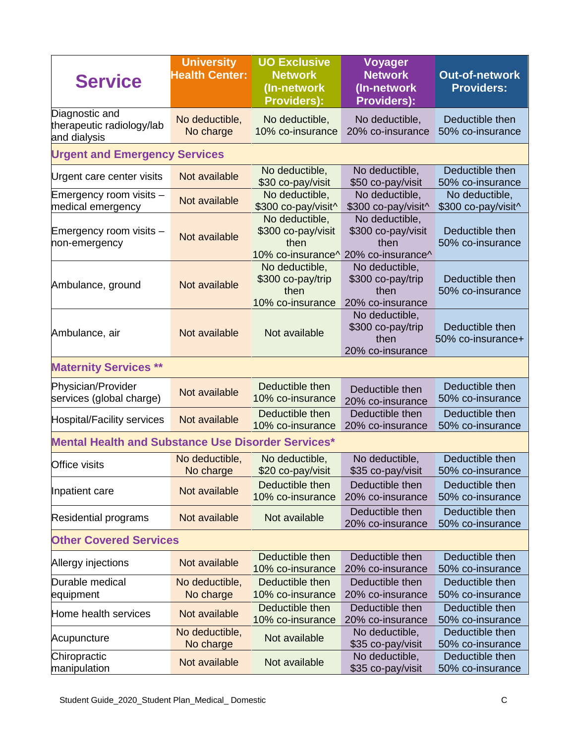| Service | University Health Center: | UO Exclusive Network (In-network Providers): | Voyager Network (In-network Providers): | Out-of-network Providers: |
|---|---|---|---|---|
| Diagnostic and therapeutic radiology/lab and dialysis | No deductible, No charge | No deductible, 10% co-insurance | No deductible, 20% co-insurance | Deductible then 50% co-insurance |
| **Urgent and Emergency Services** | | | | |
| Urgent care center visits | Not available | No deductible, $30 co-pay/visit | No deductible, $50 co-pay/visit | Deductible then 50% co-insurance |
| Emergency room visits – medical emergency | Not available | No deductible, $300 co-pay/visit^ | No deductible, $300 co-pay/visit^ | No deductible, $300 co-pay/visit^ |
| Emergency room visits – non-emergency | Not available | No deductible, $300 co-pay/visit then 10% co-insurance^ | No deductible, $300 co-pay/visit then 20% co-insurance^ | Deductible then 50% co-insurance |
| Ambulance, ground | Not available | No deductible, $300 co-pay/trip then 10% co-insurance | No deductible, $300 co-pay/trip then 20% co-insurance | Deductible then 50% co-insurance |
| Ambulance, air | Not available | Not available | No deductible, $300 co-pay/trip then 20% co-insurance | Deductible then 50% co-insurance+ |
| **Maternity Services ** ** | | | | |
| Physician/Provider services (global charge) | Not available | Deductible then 10% co-insurance | Deductible then 20% co-insurance | Deductible then 50% co-insurance |
| Hospital/Facility services | Not available | Deductible then 10% co-insurance | Deductible then 20% co-insurance | Deductible then 50% co-insurance |
| **Mental Health and Substance Use Disorder Services*** | | | | |
| Office visits | No deductible, No charge | No deductible, $20 co-pay/visit | No deductible, $35 co-pay/visit | Deductible then 50% co-insurance |
| Inpatient care | Not available | Deductible then 10% co-insurance | Deductible then 20% co-insurance | Deductible then 50% co-insurance |
| Residential programs | Not available | Not available | Deductible then 20% co-insurance | Deductible then 50% co-insurance |
| **Other Covered Services** | | | | |
| Allergy injections | Not available | Deductible then 10% co-insurance | Deductible then 20% co-insurance | Deductible then 50% co-insurance |
| Durable medical equipment | No deductible, No charge | Deductible then 10% co-insurance | Deductible then 20% co-insurance | Deductible then 50% co-insurance |
| Home health services | Not available | Deductible then 10% co-insurance | Deductible then 20% co-insurance | Deductible then 50% co-insurance |
| Acupuncture | No deductible, No charge | Not available | No deductible, $35 co-pay/visit | Deductible then 50% co-insurance |
| Chiropractic manipulation | Not available | Not available | No deductible, $35 co-pay/visit | Deductible then 50% co-insurance |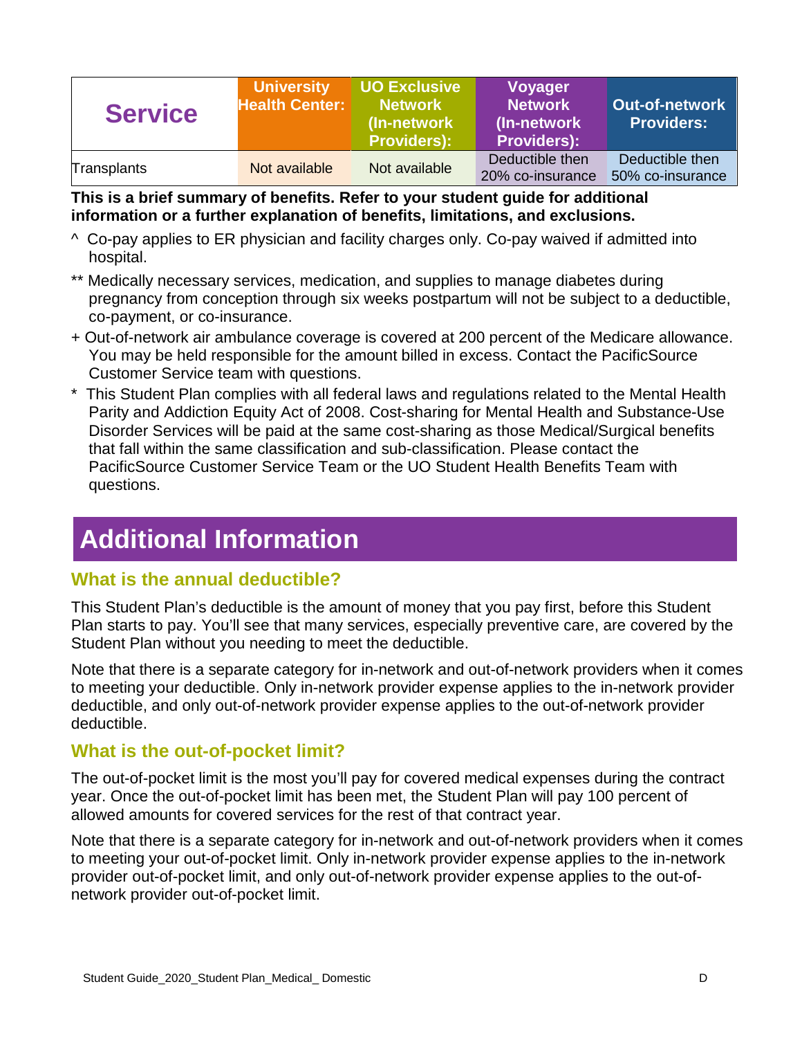| Service | University Health Center: | UO Exclusive Network (In-network Providers): | Voyager Network (In-network Providers): | Out-of-network Providers: |
|---|---|---|---|---|
| Transplants | Not available | Not available | Deductible then 20% co-insurance | Deductible then 50% co-insurance |

**This is a brief summary of benefits. Refer to your student guide for additional information or a further explanation of benefits, limitations, and exclusions.**

^ Co-pay applies to ER physician and facility charges only. Co-pay waived if admitted into hospital.

** Medically necessary services, medication, and supplies to manage diabetes during pregnancy from conception through six weeks postpartum will not be subject to a deductible, co-payment, or co-insurance.

+ Out-of-network air ambulance coverage is covered at 200 percent of the Medicare allowance. You may be held responsible for the amount billed in excess. Contact the PacificSource Customer Service team with questions.

* This Student Plan complies with all federal laws and regulations related to the Mental Health Parity and Addiction Equity Act of 2008. Cost-sharing for Mental Health and Substance-Use Disorder Services will be paid at the same cost-sharing as those Medical/Surgical benefits that fall within the same classification and sub-classification. Please contact the PacificSource Customer Service Team or the UO Student Health Benefits Team with questions.

# Additional Information

## What is the annual deductible?

This Student Plan's deductible is the amount of money that you pay first, before this Student Plan starts to pay. You'll see that many services, especially preventive care, are covered by the Student Plan without you needing to meet the deductible.

Note that there is a separate category for in-network and out-of-network providers when it comes to meeting your deductible. Only in-network provider expense applies to the in-network provider deductible, and only out-of-network provider expense applies to the out-of-network provider deductible.

## What is the out-of-pocket limit?

The out-of-pocket limit is the most you'll pay for covered medical expenses during the contract year. Once the out-of-pocket limit has been met, the Student Plan will pay 100 percent of allowed amounts for covered services for the rest of that contract year.

Note that there is a separate category for in-network and out-of-network providers when it comes to meeting your out-of-pocket limit. Only in-network provider expense applies to the in-network provider out-of-pocket limit, and only out-of-network provider expense applies to the out-of-network provider out-of-pocket limit.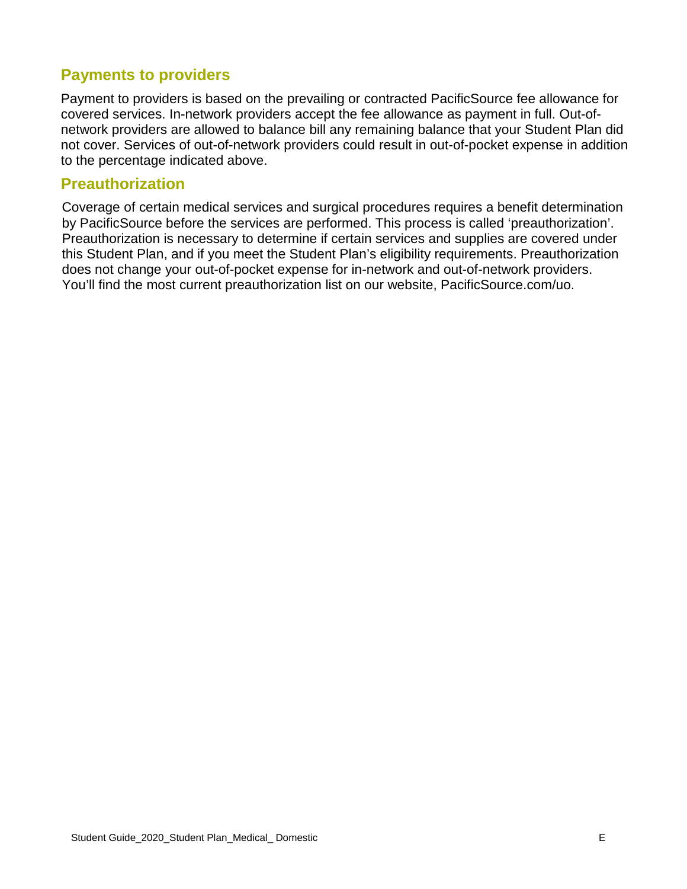## Payments to providers

Payment to providers is based on the prevailing or contracted PacificSource fee allowance for covered services. In-network providers accept the fee allowance as payment in full. Out-of-network providers are allowed to balance bill any remaining balance that your Student Plan did not cover. Services of out-of-network providers could result in out-of-pocket expense in addition to the percentage indicated above.

## Preauthorization

Coverage of certain medical services and surgical procedures requires a benefit determination by PacificSource before the services are performed. This process is called 'preauthorization'. Preauthorization is necessary to determine if certain services and supplies are covered under this Student Plan, and if you meet the Student Plan's eligibility requirements. Preauthorization does not change your out-of-pocket expense for in-network and out-of-network providers. You'll find the most current preauthorization list on our website, PacificSource.com/uo.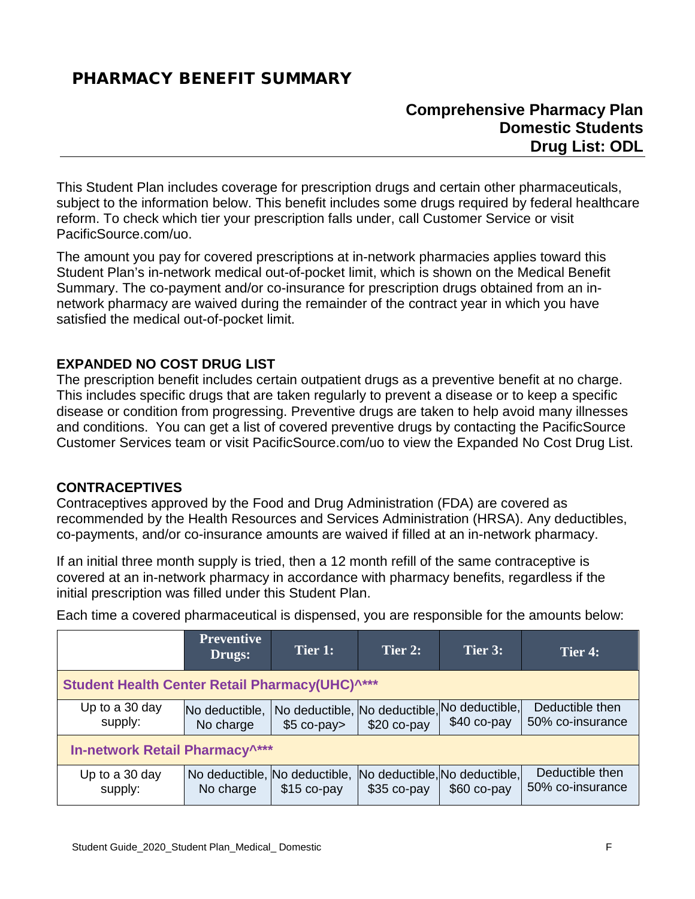# PHARMACY BENEFIT SUMMARY

**Comprehensive Pharmacy Plan**
**Domestic Students**
**Drug List: ODL**

This Student Plan includes coverage for prescription drugs and certain other pharmaceuticals, subject to the information below. This benefit includes some drugs required by federal healthcare reform. To check which tier your prescription falls under, call Customer Service or visit PacificSource.com/uo.

The amount you pay for covered prescriptions at in-network pharmacies applies toward this Student Plan's in-network medical out-of-pocket limit, which is shown on the Medical Benefit Summary. The co-payment and/or co-insurance for prescription drugs obtained from an in-network pharmacy are waived during the remainder of the contract year in which you have satisfied the medical out-of-pocket limit.

### EXPANDED NO COST DRUG LIST

The prescription benefit includes certain outpatient drugs as a preventive benefit at no charge. This includes specific drugs that are taken regularly to prevent a disease or to keep a specific disease or condition from progressing. Preventive drugs are taken to help avoid many illnesses and conditions. You can get a list of covered preventive drugs by contacting the PacificSource Customer Services team or visit PacificSource.com/uo to view the Expanded No Cost Drug List.

### CONTRACEPTIVES

Contraceptives approved by the Food and Drug Administration (FDA) are covered as recommended by the Health Resources and Services Administration (HRSA). Any deductibles, co-payments, and/or co-insurance amounts are waived if filled at an in-network pharmacy.

If an initial three month supply is tried, then a 12 month refill of the same contraceptive is covered at an in-network pharmacy in accordance with pharmacy benefits, regardless if the initial prescription was filled under this Student Plan.

Each time a covered pharmaceutical is dispensed, you are responsible for the amounts below:

| | Preventive Drugs: | Tier 1: | Tier 2: | Tier 3: | Tier 4: |
|---|---|---|---|---|---|
| **Student Health Center Retail Pharmacy(UHC)^*** ** | | | | | |
| Up to a 30 day supply: | No deductible, No charge | No deductible, $5 co-pay> | No deductible, $20 co-pay | No deductible, $40 co-pay | Deductible then 50% co-insurance |
| **In-network Retail Pharmacy^*** ** | | | | | |
| Up to a 30 day supply: | No deductible, No charge | No deductible, $15 co-pay | No deductible, $35 co-pay | No deductible, $60 co-pay | Deductible then 50% co-insurance |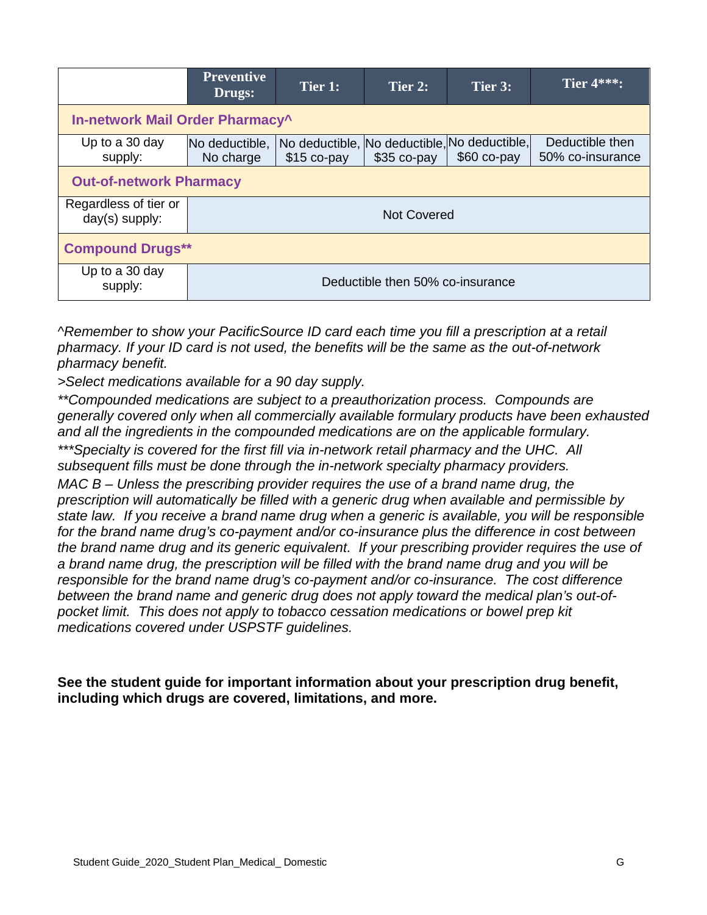| | Preventive Drugs: | Tier 1: | Tier 2: | Tier 3: | Tier 4***: |
|---|---|---|---|---|---|
| **In-network Mail Order Pharmacy^** | | | | | |
| Up to a 30 day supply: | No deductible, No charge | No deductible, $15 co-pay | No deductible, $35 co-pay | No deductible, $60 co-pay | Deductible then 50% co-insurance |
| **Out-of-network Pharmacy** | | | | | |
| Regardless of tier or day(s) supply: | Not Covered | | | | |
| **Compound Drugs**** | | | | | |
| Up to a 30 day supply: | Deductible then 50% co-insurance | | | | |

*^Remember to show your PacificSource ID card each time you fill a prescription at a retail pharmacy. If your ID card is not used, the benefits will be the same as the out-of-network pharmacy benefit.*

*>Select medications available for a 90 day supply.*

*\*\*Compounded medications are subject to a preauthorization process. Compounds are generally covered only when all commercially available formulary products have been exhausted and all the ingredients in the compounded medications are on the applicable formulary.*

*\*\*\*Specialty is covered for the first fill via in-network retail pharmacy and the UHC. All subsequent fills must be done through the in-network specialty pharmacy providers.*

*MAC B – Unless the prescribing provider requires the use of a brand name drug, the prescription will automatically be filled with a generic drug when available and permissible by state law. If you receive a brand name drug when a generic is available, you will be responsible for the brand name drug's co-payment and/or co-insurance plus the difference in cost between the brand name drug and its generic equivalent. If your prescribing provider requires the use of a brand name drug, the prescription will be filled with the brand name drug and you will be responsible for the brand name drug's co-payment and/or co-insurance. The cost difference between the brand name and generic drug does not apply toward the medical plan's out-of-pocket limit. This does not apply to tobacco cessation medications or bowel prep kit medications covered under USPSTF guidelines.*

**See the student guide for important information about your prescription drug benefit, including which drugs are covered, limitations, and more.**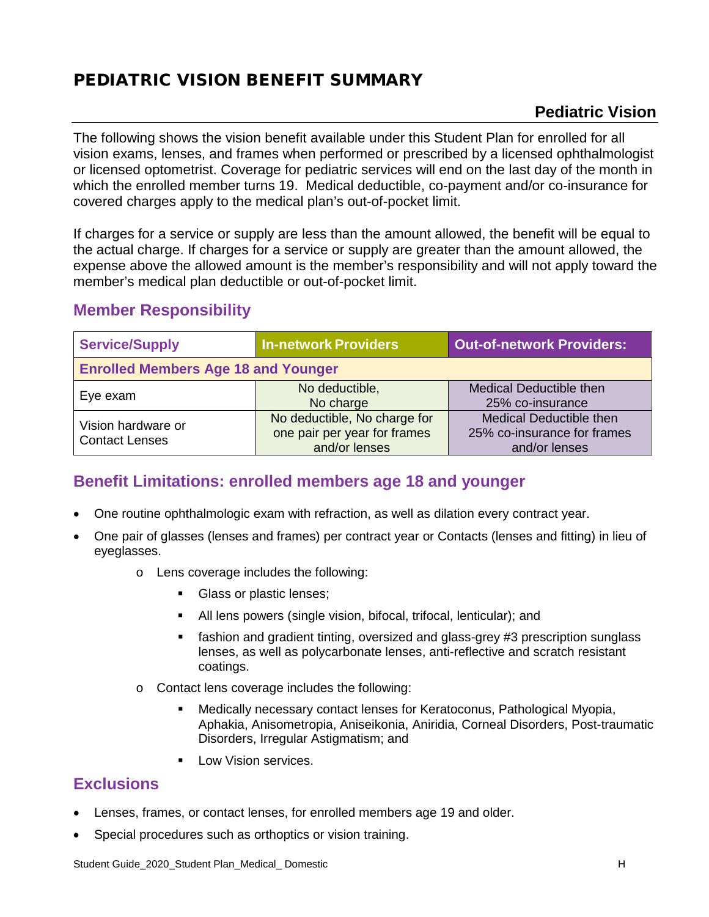# PEDIATRIC VISION BENEFIT SUMMARY

## Pediatric Vision

The following shows the vision benefit available under this Student Plan for enrolled for all vision exams, lenses, and frames when performed or prescribed by a licensed ophthalmologist or licensed optometrist. Coverage for pediatric services will end on the last day of the month in which the enrolled member turns 19. Medical deductible, co-payment and/or co-insurance for covered charges apply to the medical plan's out-of-pocket limit.

If charges for a service or supply are less than the amount allowed, the benefit will be equal to the actual charge. If charges for a service or supply are greater than the amount allowed, the expense above the allowed amount is the member's responsibility and will not apply toward the member's medical plan deductible or out-of-pocket limit.

### Member Responsibility

| Service/Supply | In-network Providers | Out-of-network Providers: |
|---|---|---|
| **Enrolled Members Age 18 and Younger** | | |
| Eye exam | No deductible, No charge | Medical Deductible then 25% co-insurance |
| Vision hardware or Contact Lenses | No deductible, No charge for one pair per year for frames and/or lenses | Medical Deductible then 25% co-insurance for frames and/or lenses |

### Benefit Limitations: enrolled members age 18 and younger

- One routine ophthalmologic exam with refraction, as well as dilation every contract year.
- One pair of glasses (lenses and frames) per contract year or Contacts (lenses and fitting) in lieu of eyeglasses.
  - Lens coverage includes the following:
    - Glass or plastic lenses;
    - All lens powers (single vision, bifocal, trifocal, lenticular); and
    - fashion and gradient tinting, oversized and glass-grey #3 prescription sunglass lenses, as well as polycarbonate lenses, anti-reflective and scratch resistant coatings.
  - Contact lens coverage includes the following:
    - Medically necessary contact lenses for Keratoconus, Pathological Myopia, Aphakia, Anisometropia, Aniseikonia, Aniridia, Corneal Disorders, Post-traumatic Disorders, Irregular Astigmatism; and
    - Low Vision services.

### Exclusions

- Lenses, frames, or contact lenses, for enrolled members age 19 and older.
- Special procedures such as orthoptics or vision training.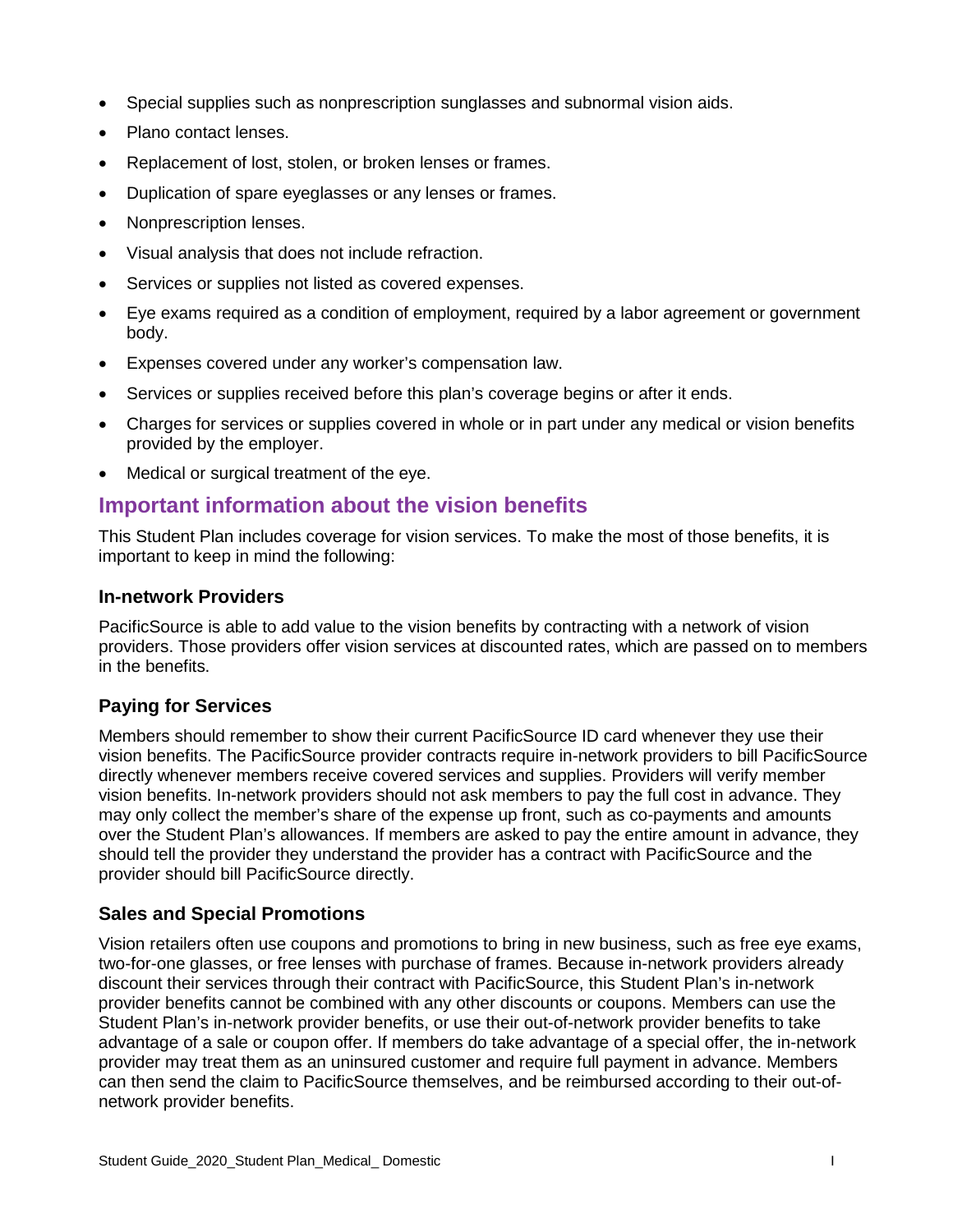- Special supplies such as nonprescription sunglasses and subnormal vision aids.
- Plano contact lenses.
- Replacement of lost, stolen, or broken lenses or frames.
- Duplication of spare eyeglasses or any lenses or frames.
- Nonprescription lenses.
- Visual analysis that does not include refraction.
- Services or supplies not listed as covered expenses.
- Eye exams required as a condition of employment, required by a labor agreement or government body.
- Expenses covered under any worker's compensation law.
- Services or supplies received before this plan's coverage begins or after it ends.
- Charges for services or supplies covered in whole or in part under any medical or vision benefits provided by the employer.
- Medical or surgical treatment of the eye.

## Important information about the vision benefits

This Student Plan includes coverage for vision services. To make the most of those benefits, it is important to keep in mind the following:

### In-network Providers

PacificSource is able to add value to the vision benefits by contracting with a network of vision providers. Those providers offer vision services at discounted rates, which are passed on to members in the benefits.

### Paying for Services

Members should remember to show their current PacificSource ID card whenever they use their vision benefits. The PacificSource provider contracts require in-network providers to bill PacificSource directly whenever members receive covered services and supplies. Providers will verify member vision benefits. In-network providers should not ask members to pay the full cost in advance. They may only collect the member's share of the expense up front, such as co-payments and amounts over the Student Plan's allowances. If members are asked to pay the entire amount in advance, they should tell the provider they understand the provider has a contract with PacificSource and the provider should bill PacificSource directly.

### Sales and Special Promotions

Vision retailers often use coupons and promotions to bring in new business, such as free eye exams, two-for-one glasses, or free lenses with purchase of frames. Because in-network providers already discount their services through their contract with PacificSource, this Student Plan's in-network provider benefits cannot be combined with any other discounts or coupons. Members can use the Student Plan's in-network provider benefits, or use their out-of-network provider benefits to take advantage of a sale or coupon offer. If members do take advantage of a special offer, the in-network provider may treat them as an uninsured customer and require full payment in advance. Members can then send the claim to PacificSource themselves, and be reimbursed according to their out-of-network provider benefits.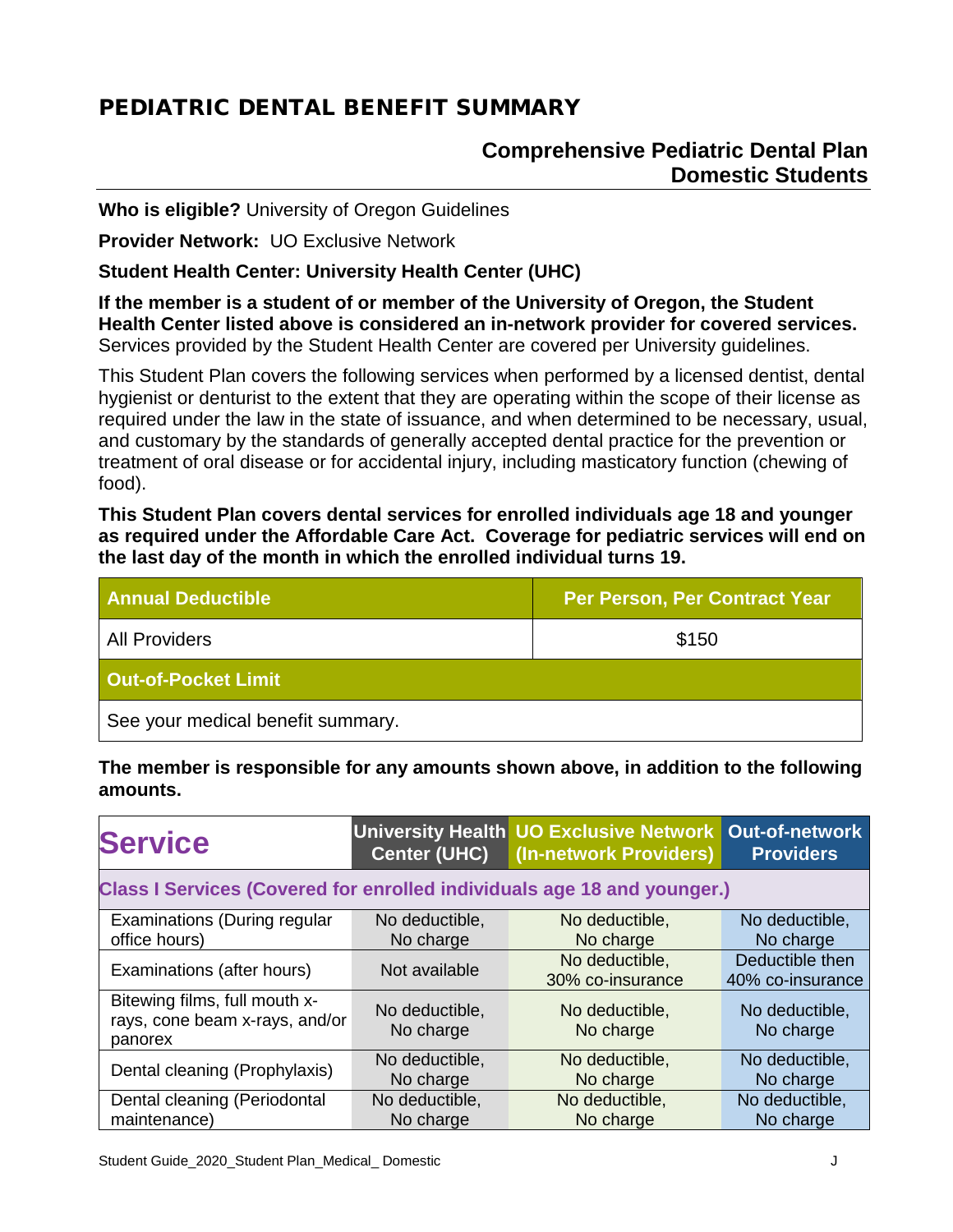# PEDIATRIC DENTAL BENEFIT SUMMARY

## Comprehensive Pediatric Dental Plan
## Domestic Students

**Who is eligible?** University of Oregon Guidelines

**Provider Network:** UO Exclusive Network

**Student Health Center: University Health Center (UHC)**

**If the member is a student of or member of the University of Oregon, the Student Health Center listed above is considered an in-network provider for covered services.** Services provided by the Student Health Center are covered per University guidelines.

This Student Plan covers the following services when performed by a licensed dentist, dental hygienist or denturist to the extent that they are operating within the scope of their license as required under the law in the state of issuance, and when determined to be necessary, usual, and customary by the standards of generally accepted dental practice for the prevention or treatment of oral disease or for accidental injury, including masticatory function (chewing of food).

**This Student Plan covers dental services for enrolled individuals age 18 and younger as required under the Affordable Care Act. Coverage for pediatric services will end on the last day of the month in which the enrolled individual turns 19.**

| Annual Deductible | Per Person, Per Contract Year |
|---|---|
| All Providers | $150 |
| **Out-of-Pocket Limit** | |
| See your medical benefit summary. | |

**The member is responsible for any amounts shown above, in addition to the following amounts.**

| Service | University Health Center (UHC) | UO Exclusive Network (In-network Providers) | Out-of-network Providers |
|---|---|---|---|
| **Class I Services (Covered for enrolled individuals age 18 and younger.)** | | | |
| Examinations (During regular office hours) | No deductible, No charge | No deductible, No charge | No deductible, No charge |
| Examinations (after hours) | Not available | No deductible, 30% co-insurance | Deductible then 40% co-insurance |
| Bitewing films, full mouth x-rays, cone beam x-rays, and/or panorex | No deductible, No charge | No deductible, No charge | No deductible, No charge |
| Dental cleaning (Prophylaxis) | No deductible, No charge | No deductible, No charge | No deductible, No charge |
| Dental cleaning (Periodontal maintenance) | No deductible, No charge | No deductible, No charge | No deductible, No charge |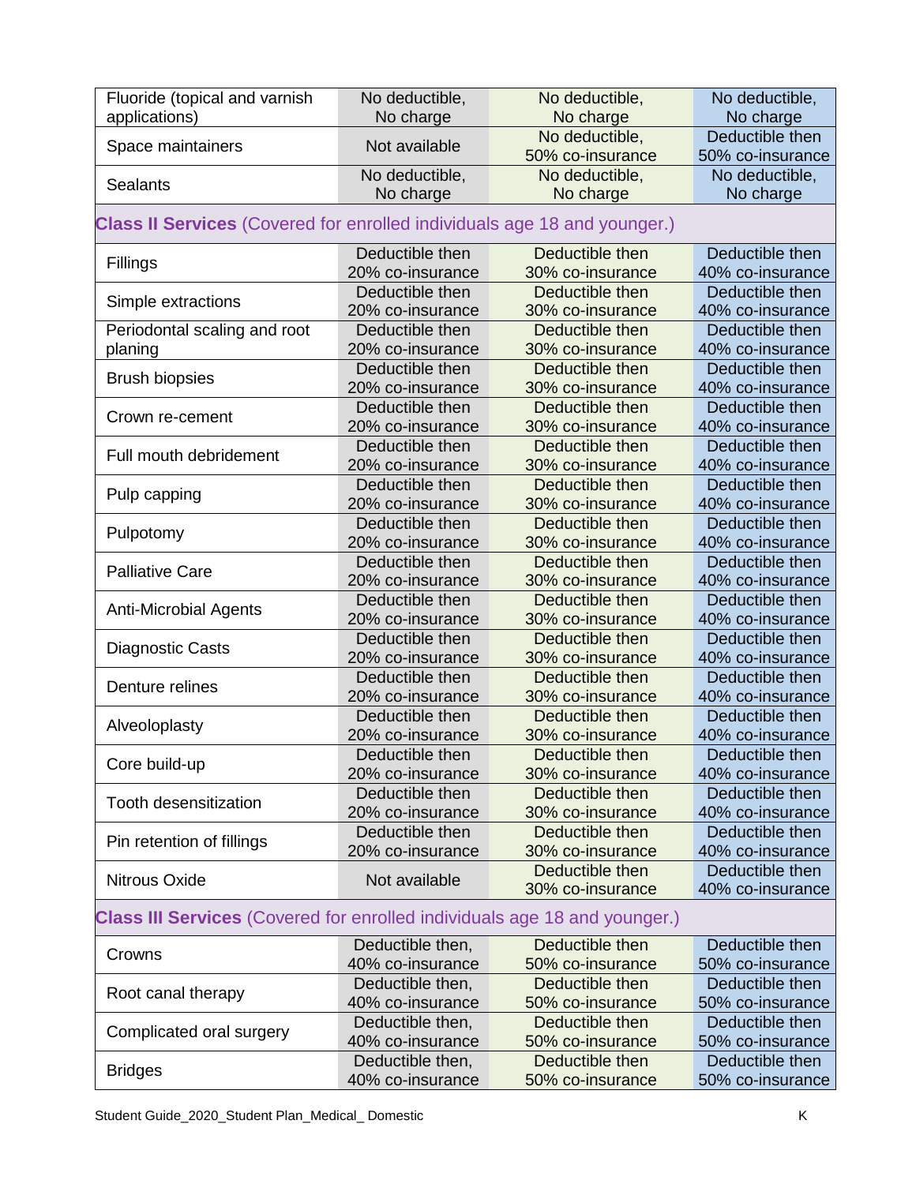| | | | |
|---|---|---|---|
| Fluoride (topical and varnish applications) | No deductible, No charge | No deductible, No charge | No deductible, No charge |
| Space maintainers | Not available | No deductible, 50% co-insurance | Deductible then 50% co-insurance |
| Sealants | No deductible, No charge | No deductible, No charge | No deductible, No charge |
| **Class II Services** (Covered for enrolled individuals age 18 and younger.) | | | |
| Fillings | Deductible then 20% co-insurance | Deductible then 30% co-insurance | Deductible then 40% co-insurance |
| Simple extractions | Deductible then 20% co-insurance | Deductible then 30% co-insurance | Deductible then 40% co-insurance |
| Periodontal scaling and root planing | Deductible then 20% co-insurance | Deductible then 30% co-insurance | Deductible then 40% co-insurance |
| Brush biopsies | Deductible then 20% co-insurance | Deductible then 30% co-insurance | Deductible then 40% co-insurance |
| Crown re-cement | Deductible then 20% co-insurance | Deductible then 30% co-insurance | Deductible then 40% co-insurance |
| Full mouth debridement | Deductible then 20% co-insurance | Deductible then 30% co-insurance | Deductible then 40% co-insurance |
| Pulp capping | Deductible then 20% co-insurance | Deductible then 30% co-insurance | Deductible then 40% co-insurance |
| Pulpotomy | Deductible then 20% co-insurance | Deductible then 30% co-insurance | Deductible then 40% co-insurance |
| Palliative Care | Deductible then 20% co-insurance | Deductible then 30% co-insurance | Deductible then 40% co-insurance |
| Anti-Microbial Agents | Deductible then 20% co-insurance | Deductible then 30% co-insurance | Deductible then 40% co-insurance |
| Diagnostic Casts | Deductible then 20% co-insurance | Deductible then 30% co-insurance | Deductible then 40% co-insurance |
| Denture relines | Deductible then 20% co-insurance | Deductible then 30% co-insurance | Deductible then 40% co-insurance |
| Alveoloplasty | Deductible then 20% co-insurance | Deductible then 30% co-insurance | Deductible then 40% co-insurance |
| Core build-up | Deductible then 20% co-insurance | Deductible then 30% co-insurance | Deductible then 40% co-insurance |
| Tooth desensitization | Deductible then 20% co-insurance | Deductible then 30% co-insurance | Deductible then 40% co-insurance |
| Pin retention of fillings | Deductible then 20% co-insurance | Deductible then 30% co-insurance | Deductible then 40% co-insurance |
| Nitrous Oxide | Not available | Deductible then 30% co-insurance | Deductible then 40% co-insurance |
| **Class III Services** (Covered for enrolled individuals age 18 and younger.) | | | |
| Crowns | Deductible then, 40% co-insurance | Deductible then 50% co-insurance | Deductible then 50% co-insurance |
| Root canal therapy | Deductible then, 40% co-insurance | Deductible then 50% co-insurance | Deductible then 50% co-insurance |
| Complicated oral surgery | Deductible then, 40% co-insurance | Deductible then 50% co-insurance | Deductible then 50% co-insurance |
| Bridges | Deductible then, 40% co-insurance | Deductible then 50% co-insurance | Deductible then 50% co-insurance |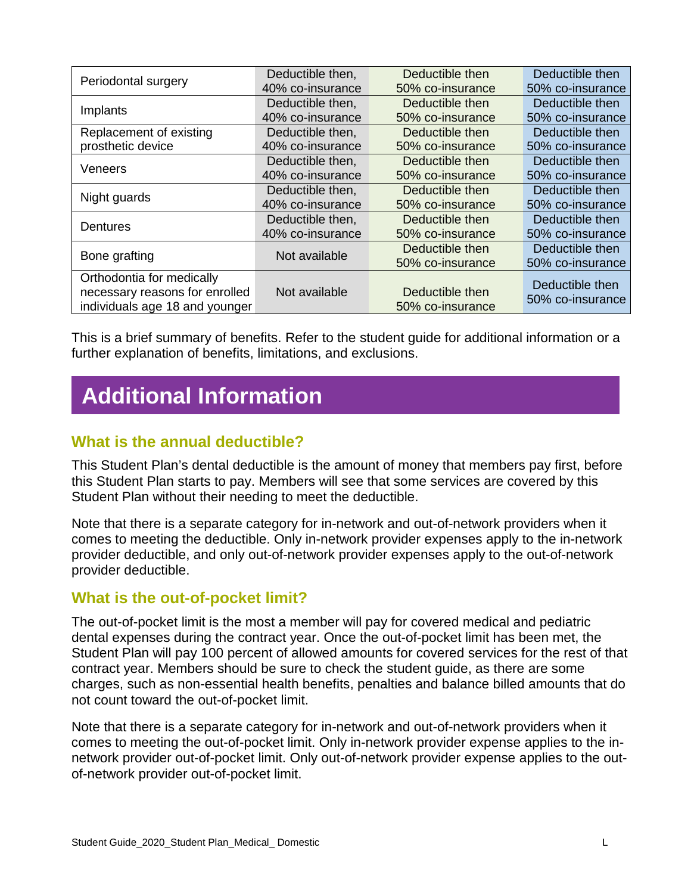| | | | |
|---|---|---|---|
| Periodontal surgery | Deductible then, 40% co-insurance | Deductible then 50% co-insurance | Deductible then 50% co-insurance |
| Implants | Deductible then, 40% co-insurance | Deductible then 50% co-insurance | Deductible then 50% co-insurance |
| Replacement of existing prosthetic device | Deductible then, 40% co-insurance | Deductible then 50% co-insurance | Deductible then 50% co-insurance |
| Veneers | Deductible then, 40% co-insurance | Deductible then 50% co-insurance | Deductible then 50% co-insurance |
| Night guards | Deductible then, 40% co-insurance | Deductible then 50% co-insurance | Deductible then 50% co-insurance |
| Dentures | Deductible then, 40% co-insurance | Deductible then 50% co-insurance | Deductible then 50% co-insurance |
| Bone grafting | Not available | Deductible then 50% co-insurance | Deductible then 50% co-insurance |
| Orthodontia for medically necessary reasons for enrolled individuals age 18 and younger | Not available | Deductible then 50% co-insurance | Deductible then 50% co-insurance |

This is a brief summary of benefits. Refer to the student guide for additional information or a further explanation of benefits, limitations, and exclusions.

# Additional Information

## What is the annual deductible?

This Student Plan's dental deductible is the amount of money that members pay first, before this Student Plan starts to pay. Members will see that some services are covered by this Student Plan without their needing to meet the deductible.

Note that there is a separate category for in-network and out-of-network providers when it comes to meeting the deductible. Only in-network provider expenses apply to the in-network provider deductible, and only out-of-network provider expenses apply to the out-of-network provider deductible.

## What is the out-of-pocket limit?

The out-of-pocket limit is the most a member will pay for covered medical and pediatric dental expenses during the contract year. Once the out-of-pocket limit has been met, the Student Plan will pay 100 percent of allowed amounts for covered services for the rest of that contract year. Members should be sure to check the student guide, as there are some charges, such as non-essential health benefits, penalties and balance billed amounts that do not count toward the out-of-pocket limit.

Note that there is a separate category for in-network and out-of-network providers when it comes to meeting the out-of-pocket limit. Only in-network provider expense applies to the in-network provider out-of-pocket limit. Only out-of-network provider expense applies to the out-of-network provider out-of-pocket limit.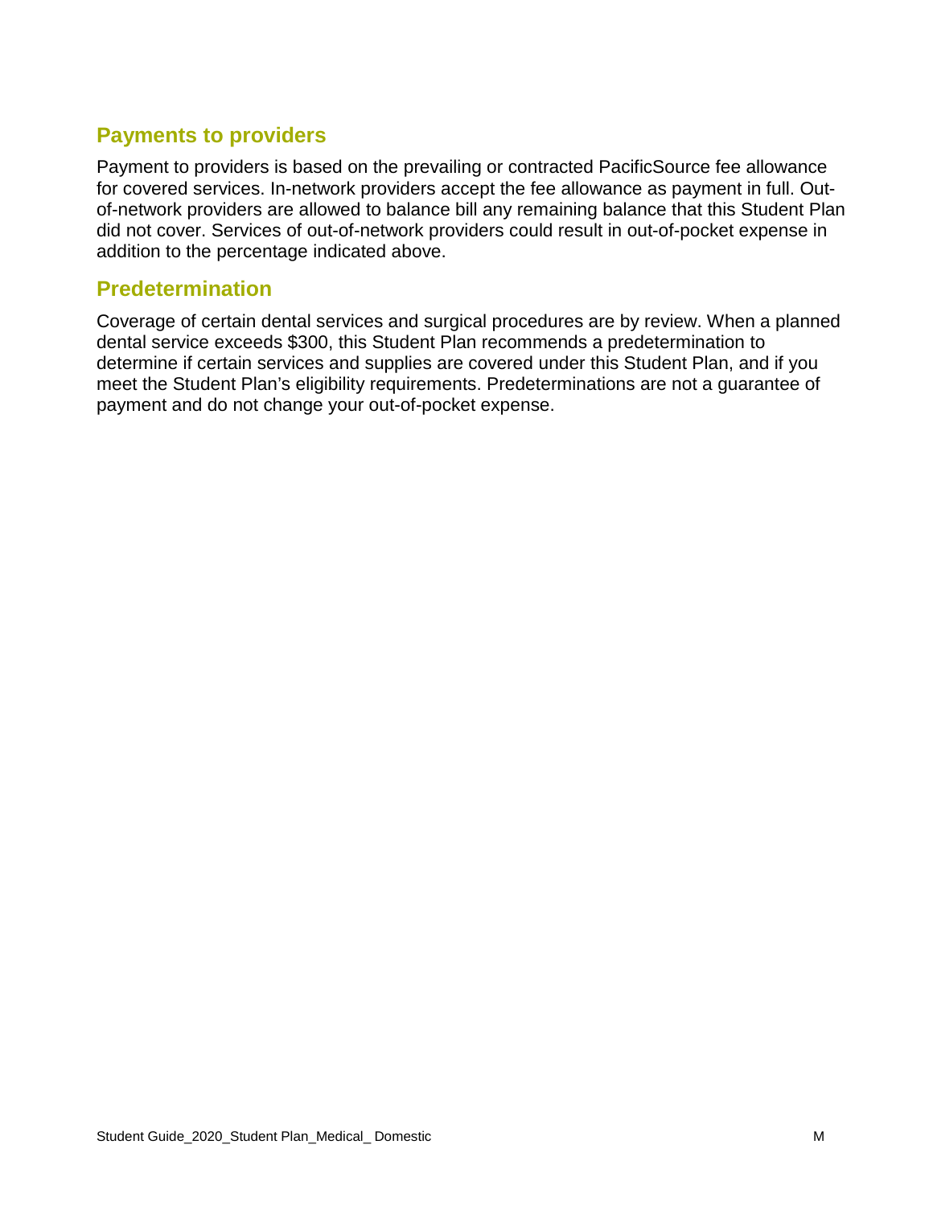## Payments to providers

Payment to providers is based on the prevailing or contracted PacificSource fee allowance for covered services. In-network providers accept the fee allowance as payment in full. Out-of-network providers are allowed to balance bill any remaining balance that this Student Plan did not cover. Services of out-of-network providers could result in out-of-pocket expense in addition to the percentage indicated above.

## Predetermination

Coverage of certain dental services and surgical procedures are by review. When a planned dental service exceeds $300, this Student Plan recommends a predetermination to determine if certain services and supplies are covered under this Student Plan, and if you meet the Student Plan's eligibility requirements. Predeterminations are not a guarantee of payment and do not change your out-of-pocket expense.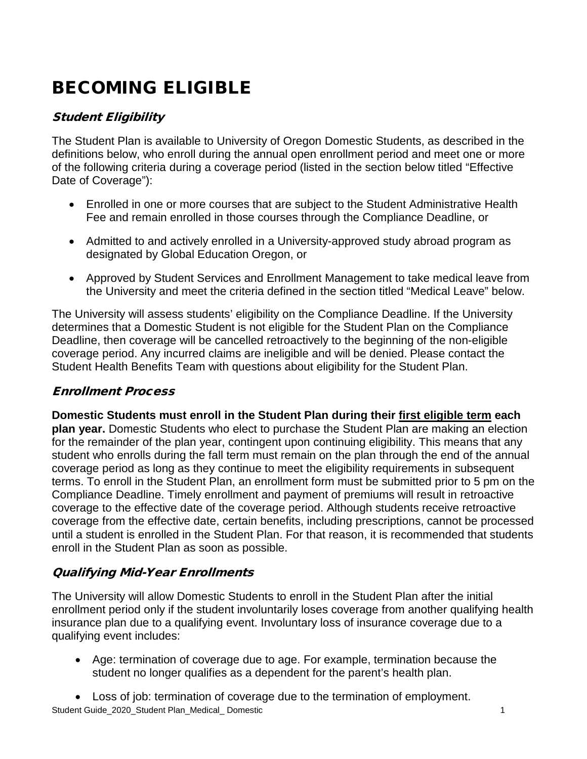# BECOMING ELIGIBLE

## *Student Eligibility*

The Student Plan is available to University of Oregon Domestic Students, as described in the definitions below, who enroll during the annual open enrollment period and meet one or more of the following criteria during a coverage period (listed in the section below titled "Effective Date of Coverage"):

- Enrolled in one or more courses that are subject to the Student Administrative Health Fee and remain enrolled in those courses through the Compliance Deadline, or
- Admitted to and actively enrolled in a University-approved study abroad program as designated by Global Education Oregon, or
- Approved by Student Services and Enrollment Management to take medical leave from the University and meet the criteria defined in the section titled "Medical Leave" below.

The University will assess students' eligibility on the Compliance Deadline. If the University determines that a Domestic Student is not eligible for the Student Plan on the Compliance Deadline, then coverage will be cancelled retroactively to the beginning of the non-eligible coverage period. Any incurred claims are ineligible and will be denied. Please contact the Student Health Benefits Team with questions about eligibility for the Student Plan.

## *Enrollment Process*

**Domestic Students must enroll in the Student Plan during their <u>first eligible term</u> each plan year.** Domestic Students who elect to purchase the Student Plan are making an election for the remainder of the plan year, contingent upon continuing eligibility. This means that any student who enrolls during the fall term must remain on the plan through the end of the annual coverage period as long as they continue to meet the eligibility requirements in subsequent terms. To enroll in the Student Plan, an enrollment form must be submitted prior to 5 pm on the Compliance Deadline. Timely enrollment and payment of premiums will result in retroactive coverage to the effective date of the coverage period. Although students receive retroactive coverage from the effective date, certain benefits, including prescriptions, cannot be processed until a student is enrolled in the Student Plan. For that reason, it is recommended that students enroll in the Student Plan as soon as possible.

## *Qualifying Mid-Year Enrollments*

The University will allow Domestic Students to enroll in the Student Plan after the initial enrollment period only if the student involuntarily loses coverage from another qualifying health insurance plan due to a qualifying event. Involuntary loss of insurance coverage due to a qualifying event includes:

- Age: termination of coverage due to age. For example, termination because the student no longer qualifies as a dependent for the parent's health plan.
- Loss of job: termination of coverage due to the termination of employment.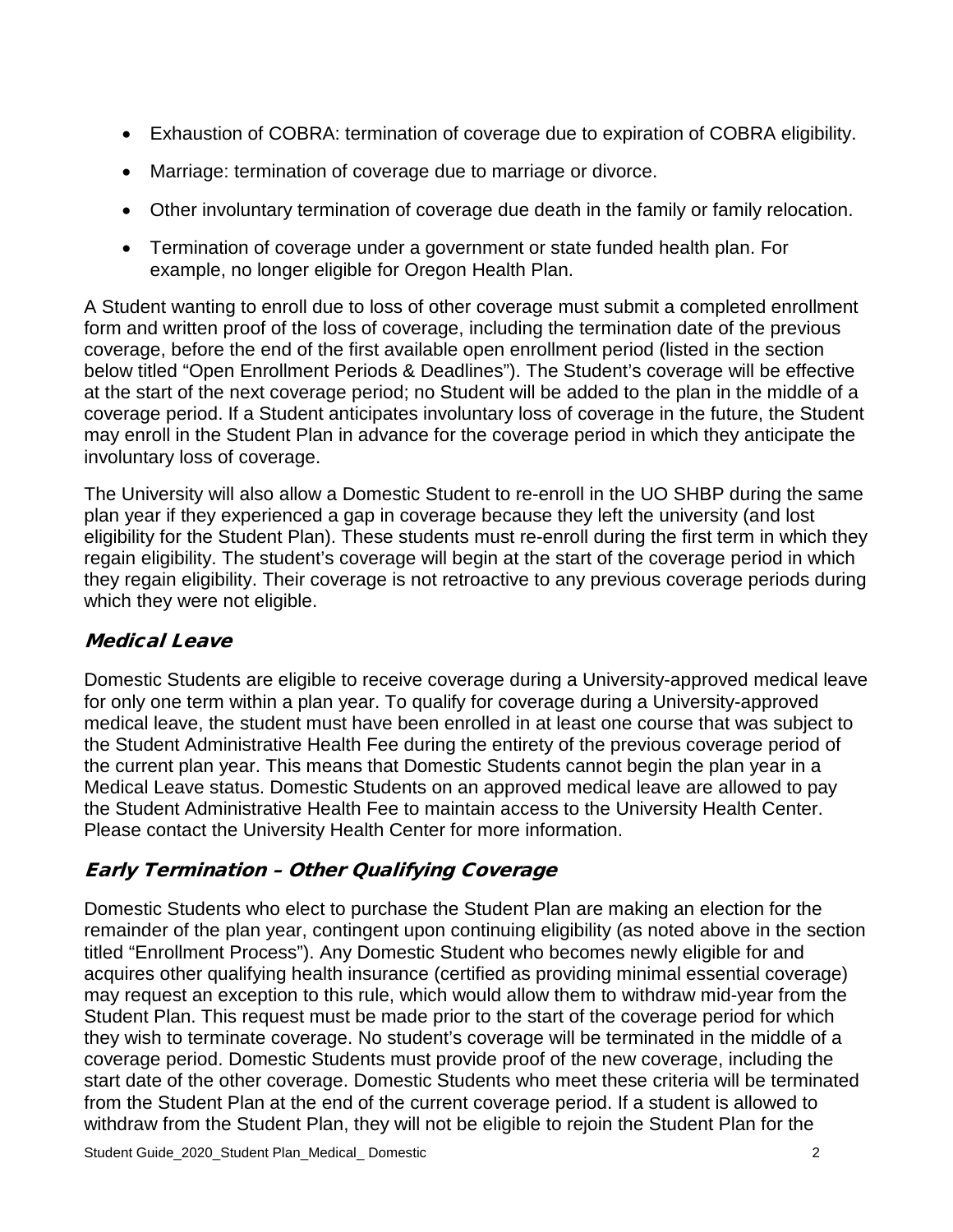- Exhaustion of COBRA: termination of coverage due to expiration of COBRA eligibility.
- Marriage: termination of coverage due to marriage or divorce.
- Other involuntary termination of coverage due death in the family or family relocation.
- Termination of coverage under a government or state funded health plan. For example, no longer eligible for Oregon Health Plan.

A Student wanting to enroll due to loss of other coverage must submit a completed enrollment form and written proof of the loss of coverage, including the termination date of the previous coverage, before the end of the first available open enrollment period (listed in the section below titled "Open Enrollment Periods & Deadlines"). The Student's coverage will be effective at the start of the next coverage period; no Student will be added to the plan in the middle of a coverage period. If a Student anticipates involuntary loss of coverage in the future, the Student may enroll in the Student Plan in advance for the coverage period in which they anticipate the involuntary loss of coverage.

The University will also allow a Domestic Student to re-enroll in the UO SHBP during the same plan year if they experienced a gap in coverage because they left the university (and lost eligibility for the Student Plan). These students must re-enroll during the first term in which they regain eligibility. The student's coverage will begin at the start of the coverage period in which they regain eligibility. Their coverage is not retroactive to any previous coverage periods during which they were not eligible.

## Medical Leave

Domestic Students are eligible to receive coverage during a University-approved medical leave for only one term within a plan year. To qualify for coverage during a University-approved medical leave, the student must have been enrolled in at least one course that was subject to the Student Administrative Health Fee during the entirety of the previous coverage period of the current plan year. This means that Domestic Students cannot begin the plan year in a Medical Leave status. Domestic Students on an approved medical leave are allowed to pay the Student Administrative Health Fee to maintain access to the University Health Center. Please contact the University Health Center for more information.

## Early Termination – Other Qualifying Coverage

Domestic Students who elect to purchase the Student Plan are making an election for the remainder of the plan year, contingent upon continuing eligibility (as noted above in the section titled "Enrollment Process"). Any Domestic Student who becomes newly eligible for and acquires other qualifying health insurance (certified as providing minimal essential coverage) may request an exception to this rule, which would allow them to withdraw mid-year from the Student Plan. This request must be made prior to the start of the coverage period for which they wish to terminate coverage. No student's coverage will be terminated in the middle of a coverage period. Domestic Students must provide proof of the new coverage, including the start date of the other coverage. Domestic Students who meet these criteria will be terminated from the Student Plan at the end of the current coverage period. If a student is allowed to withdraw from the Student Plan, they will not be eligible to rejoin the Student Plan for the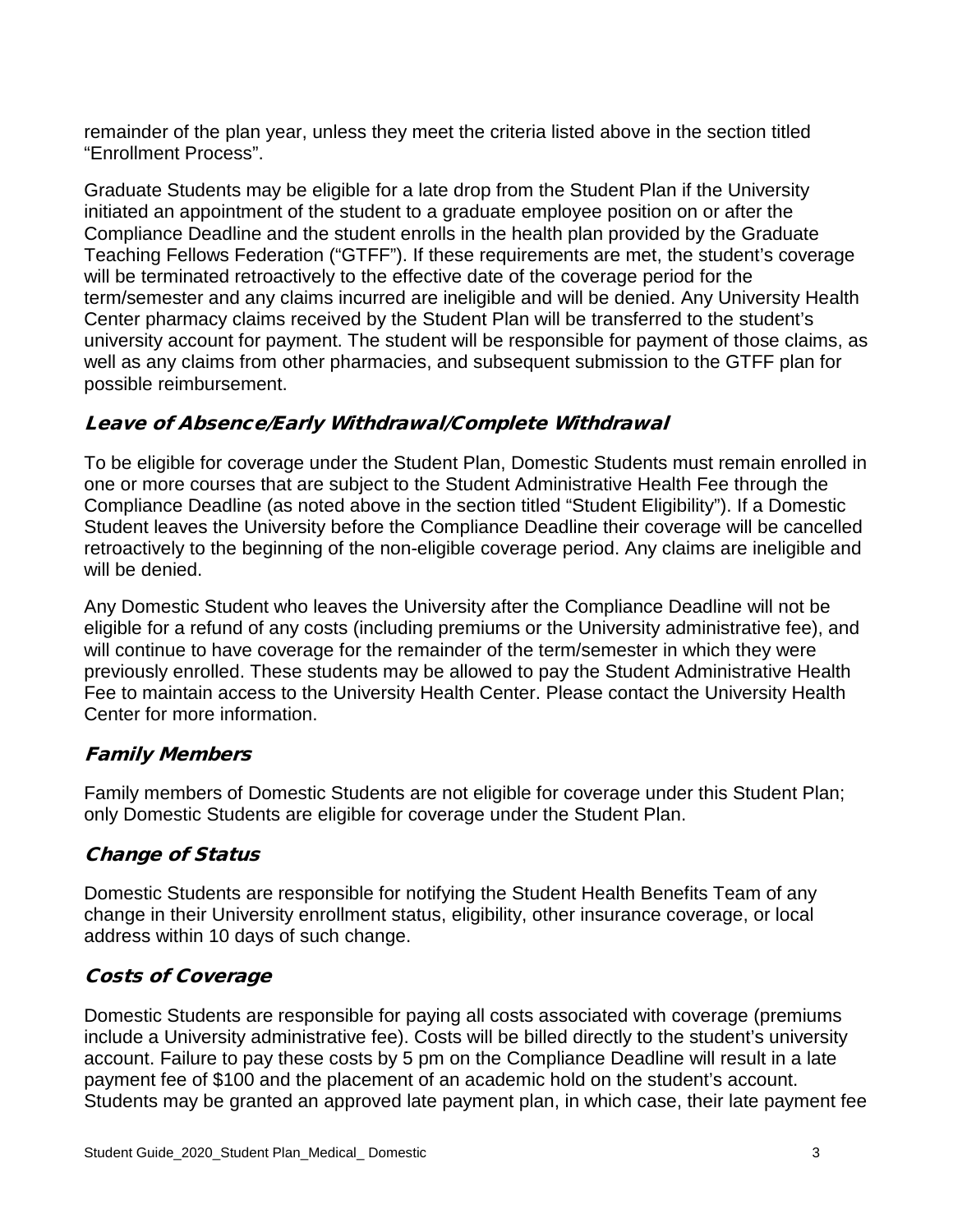remainder of the plan year, unless they meet the criteria listed above in the section titled "Enrollment Process".

Graduate Students may be eligible for a late drop from the Student Plan if the University initiated an appointment of the student to a graduate employee position on or after the Compliance Deadline and the student enrolls in the health plan provided by the Graduate Teaching Fellows Federation ("GTFF"). If these requirements are met, the student's coverage will be terminated retroactively to the effective date of the coverage period for the term/semester and any claims incurred are ineligible and will be denied. Any University Health Center pharmacy claims received by the Student Plan will be transferred to the student's university account for payment. The student will be responsible for payment of those claims, as well as any claims from other pharmacies, and subsequent submission to the GTFF plan for possible reimbursement.

### Leave of Absence/Early Withdrawal/Complete Withdrawal

To be eligible for coverage under the Student Plan, Domestic Students must remain enrolled in one or more courses that are subject to the Student Administrative Health Fee through the Compliance Deadline (as noted above in the section titled "Student Eligibility"). If a Domestic Student leaves the University before the Compliance Deadline their coverage will be cancelled retroactively to the beginning of the non-eligible coverage period. Any claims are ineligible and will be denied.

Any Domestic Student who leaves the University after the Compliance Deadline will not be eligible for a refund of any costs (including premiums or the University administrative fee), and will continue to have coverage for the remainder of the term/semester in which they were previously enrolled. These students may be allowed to pay the Student Administrative Health Fee to maintain access to the University Health Center. Please contact the University Health Center for more information.

### Family Members

Family members of Domestic Students are not eligible for coverage under this Student Plan; only Domestic Students are eligible for coverage under the Student Plan.

### Change of Status

Domestic Students are responsible for notifying the Student Health Benefits Team of any change in their University enrollment status, eligibility, other insurance coverage, or local address within 10 days of such change.

### Costs of Coverage

Domestic Students are responsible for paying all costs associated with coverage (premiums include a University administrative fee). Costs will be billed directly to the student's university account. Failure to pay these costs by 5 pm on the Compliance Deadline will result in a late payment fee of $100 and the placement of an academic hold on the student's account. Students may be granted an approved late payment plan, in which case, their late payment fee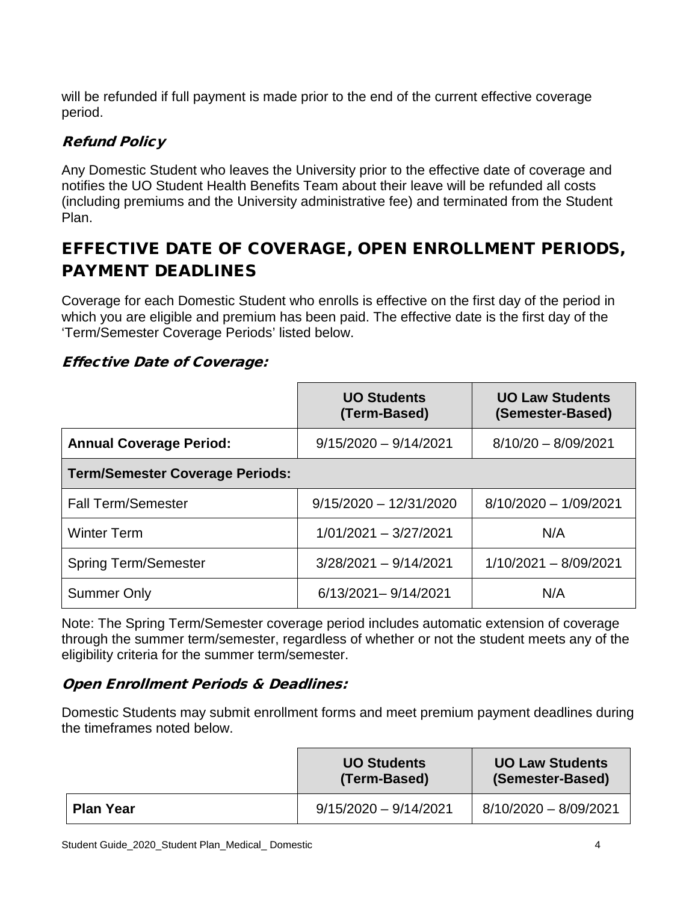will be refunded if full payment is made prior to the end of the current effective coverage period.

### *Refund Policy*

Any Domestic Student who leaves the University prior to the effective date of coverage and notifies the UO Student Health Benefits Team about their leave will be refunded all costs (including premiums and the University administrative fee) and terminated from the Student Plan.

## EFFECTIVE DATE OF COVERAGE, OPEN ENROLLMENT PERIODS, PAYMENT DEADLINES

Coverage for each Domestic Student who enrolls is effective on the first day of the period in which you are eligible and premium has been paid. The effective date is the first day of the 'Term/Semester Coverage Periods' listed below.

### *Effective Date of Coverage:*

| | UO Students (Term-Based) | UO Law Students (Semester-Based) |
|---|---|---|
| **Annual Coverage Period:** | 9/15/2020 – 9/14/2021 | 8/10/20 – 8/09/2021 |
| **Term/Semester Coverage Periods:** | | |
| Fall Term/Semester | 9/15/2020 – 12/31/2020 | 8/10/2020 – 1/09/2021 |
| Winter Term | 1/01/2021 – 3/27/2021 | N/A |
| Spring Term/Semester | 3/28/2021 – 9/14/2021 | 1/10/2021 – 8/09/2021 |
| Summer Only | 6/13/2021– 9/14/2021 | N/A |

Note: The Spring Term/Semester coverage period includes automatic extension of coverage through the summer term/semester, regardless of whether or not the student meets any of the eligibility criteria for the summer term/semester.

### *Open Enrollment Periods & Deadlines:*

Domestic Students may submit enrollment forms and meet premium payment deadlines during the timeframes noted below.

| | UO Students (Term-Based) | UO Law Students (Semester-Based) |
|---|---|---|
| **Plan Year** | 9/15/2020 – 9/14/2021 | 8/10/2020 – 8/09/2021 |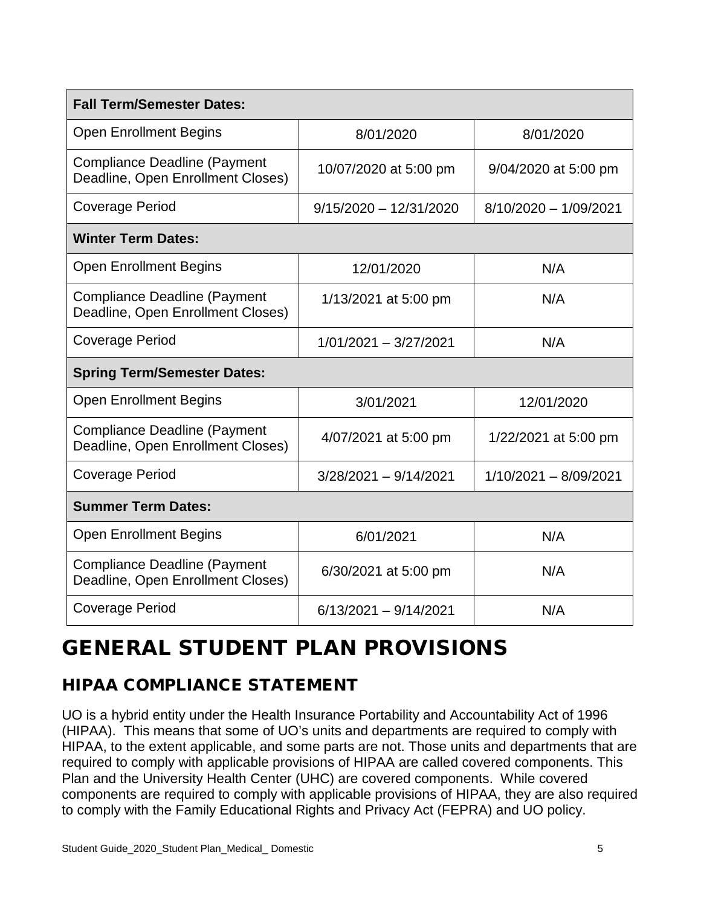| Fall Term/Semester Dates: | | |
|---|---|---|
| Open Enrollment Begins | 8/01/2020 | 8/01/2020 |
| Compliance Deadline (Payment Deadline, Open Enrollment Closes) | 10/07/2020 at 5:00 pm | 9/04/2020 at 5:00 pm |
| Coverage Period | 9/15/2020 – 12/31/2020 | 8/10/2020 – 1/09/2021 |
| **Winter Term Dates:** | | |
| Open Enrollment Begins | 12/01/2020 | N/A |
| Compliance Deadline (Payment Deadline, Open Enrollment Closes) | 1/13/2021 at 5:00 pm | N/A |
| Coverage Period | 1/01/2021 – 3/27/2021 | N/A |
| **Spring Term/Semester Dates:** | | |
| Open Enrollment Begins | 3/01/2021 | 12/01/2020 |
| Compliance Deadline (Payment Deadline, Open Enrollment Closes) | 4/07/2021 at 5:00 pm | 1/22/2021 at 5:00 pm |
| Coverage Period | 3/28/2021 – 9/14/2021 | 1/10/2021 – 8/09/2021 |
| **Summer Term Dates:** | | |
| Open Enrollment Begins | 6/01/2021 | N/A |
| Compliance Deadline (Payment Deadline, Open Enrollment Closes) | 6/30/2021 at 5:00 pm | N/A |
| Coverage Period | 6/13/2021 – 9/14/2021 | N/A |

# GENERAL STUDENT PLAN PROVISIONS

## HIPAA COMPLIANCE STATEMENT

UO is a hybrid entity under the Health Insurance Portability and Accountability Act of 1996 (HIPAA). This means that some of UO's units and departments are required to comply with HIPAA, to the extent applicable, and some parts are not. Those units and departments that are required to comply with applicable provisions of HIPAA are called covered components. This Plan and the University Health Center (UHC) are covered components. While covered components are required to comply with applicable provisions of HIPAA, they are also required to comply with the Family Educational Rights and Privacy Act (FEPRA) and UO policy.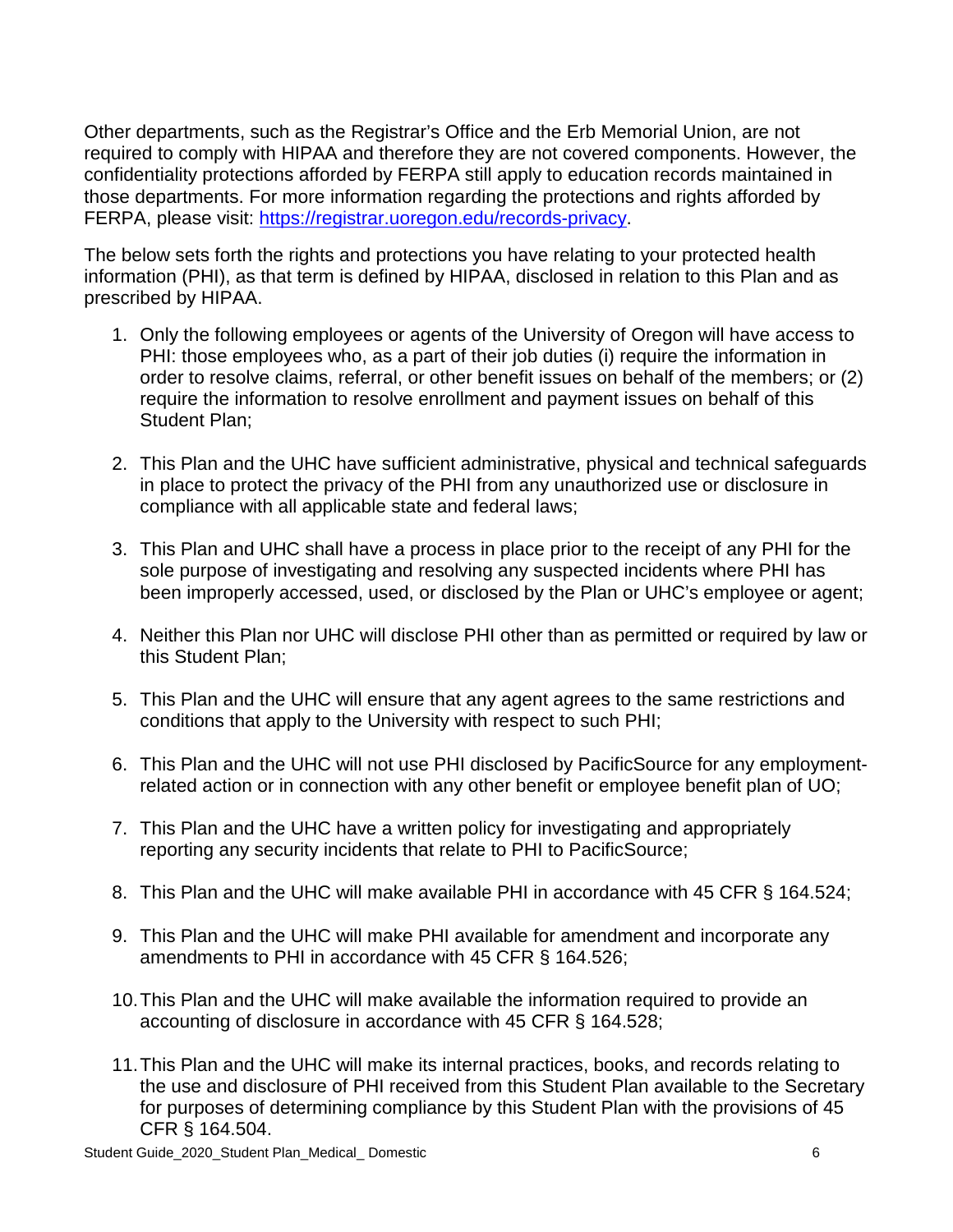Other departments, such as the Registrar's Office and the Erb Memorial Union, are not required to comply with HIPAA and therefore they are not covered components. However, the confidentiality protections afforded by FERPA still apply to education records maintained in those departments. For more information regarding the protections and rights afforded by FERPA, please visit: [https://registrar.uoregon.edu/records-privacy](https://registrar.uoregon.edu/records-privacy).

The below sets forth the rights and protections you have relating to your protected health information (PHI), as that term is defined by HIPAA, disclosed in relation to this Plan and as prescribed by HIPAA.

1. Only the following employees or agents of the University of Oregon will have access to PHI: those employees who, as a part of their job duties (i) require the information in order to resolve claims, referral, or other benefit issues on behalf of the members; or (2) require the information to resolve enrollment and payment issues on behalf of this Student Plan;
2. This Plan and the UHC have sufficient administrative, physical and technical safeguards in place to protect the privacy of the PHI from any unauthorized use or disclosure in compliance with all applicable state and federal laws;
3. This Plan and UHC shall have a process in place prior to the receipt of any PHI for the sole purpose of investigating and resolving any suspected incidents where PHI has been improperly accessed, used, or disclosed by the Plan or UHC's employee or agent;
4. Neither this Plan nor UHC will disclose PHI other than as permitted or required by law or this Student Plan;
5. This Plan and the UHC will ensure that any agent agrees to the same restrictions and conditions that apply to the University with respect to such PHI;
6. This Plan and the UHC will not use PHI disclosed by PacificSource for any employment-related action or in connection with any other benefit or employee benefit plan of UO;
7. This Plan and the UHC have a written policy for investigating and appropriately reporting any security incidents that relate to PHI to PacificSource;
8. This Plan and the UHC will make available PHI in accordance with 45 CFR § 164.524;
9. This Plan and the UHC will make PHI available for amendment and incorporate any amendments to PHI in accordance with 45 CFR § 164.526;
10. This Plan and the UHC will make available the information required to provide an accounting of disclosure in accordance with 45 CFR § 164.528;
11. This Plan and the UHC will make its internal practices, books, and records relating to the use and disclosure of PHI received from this Student Plan available to the Secretary for purposes of determining compliance by this Student Plan with the provisions of 45 CFR § 164.504.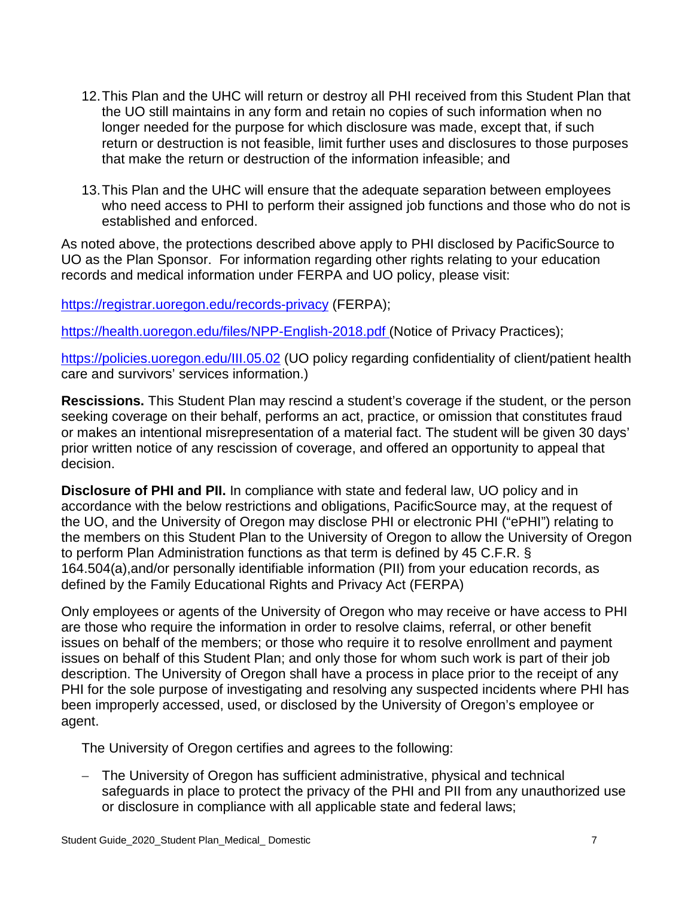12. This Plan and the UHC will return or destroy all PHI received from this Student Plan that the UO still maintains in any form and retain no copies of such information when no longer needed for the purpose for which disclosure was made, except that, if such return or destruction is not feasible, limit further uses and disclosures to those purposes that make the return or destruction of the information infeasible; and

13. This Plan and the UHC will ensure that the adequate separation between employees who need access to PHI to perform their assigned job functions and those who do not is established and enforced.

As noted above, the protections described above apply to PHI disclosed by PacificSource to UO as the Plan Sponsor. For information regarding other rights relating to your education records and medical information under FERPA and UO policy, please visit:

https://registrar.uoregon.edu/records-privacy (FERPA);

https://health.uoregon.edu/files/NPP-English-2018.pdf (Notice of Privacy Practices);

https://policies.uoregon.edu/III.05.02 (UO policy regarding confidentiality of client/patient health care and survivors' services information.)

**Rescissions.** This Student Plan may rescind a student's coverage if the student, or the person seeking coverage on their behalf, performs an act, practice, or omission that constitutes fraud or makes an intentional misrepresentation of a material fact. The student will be given 30 days' prior written notice of any rescission of coverage, and offered an opportunity to appeal that decision.

**Disclosure of PHI and PII.** In compliance with state and federal law, UO policy and in accordance with the below restrictions and obligations, PacificSource may, at the request of the UO, and the University of Oregon may disclose PHI or electronic PHI ("ePHI") relating to the members on this Student Plan to the University of Oregon to allow the University of Oregon to perform Plan Administration functions as that term is defined by 45 C.F.R. § 164.504(a),and/or personally identifiable information (PII) from your education records, as defined by the Family Educational Rights and Privacy Act (FERPA)

Only employees or agents of the University of Oregon who may receive or have access to PHI are those who require the information in order to resolve claims, referral, or other benefit issues on behalf of the members; or those who require it to resolve enrollment and payment issues on behalf of this Student Plan; and only those for whom such work is part of their job description. The University of Oregon shall have a process in place prior to the receipt of any PHI for the sole purpose of investigating and resolving any suspected incidents where PHI has been improperly accessed, used, or disclosed by the University of Oregon's employee or agent.

The University of Oregon certifies and agrees to the following:

- The University of Oregon has sufficient administrative, physical and technical safeguards in place to protect the privacy of the PHI and PII from any unauthorized use or disclosure in compliance with all applicable state and federal laws;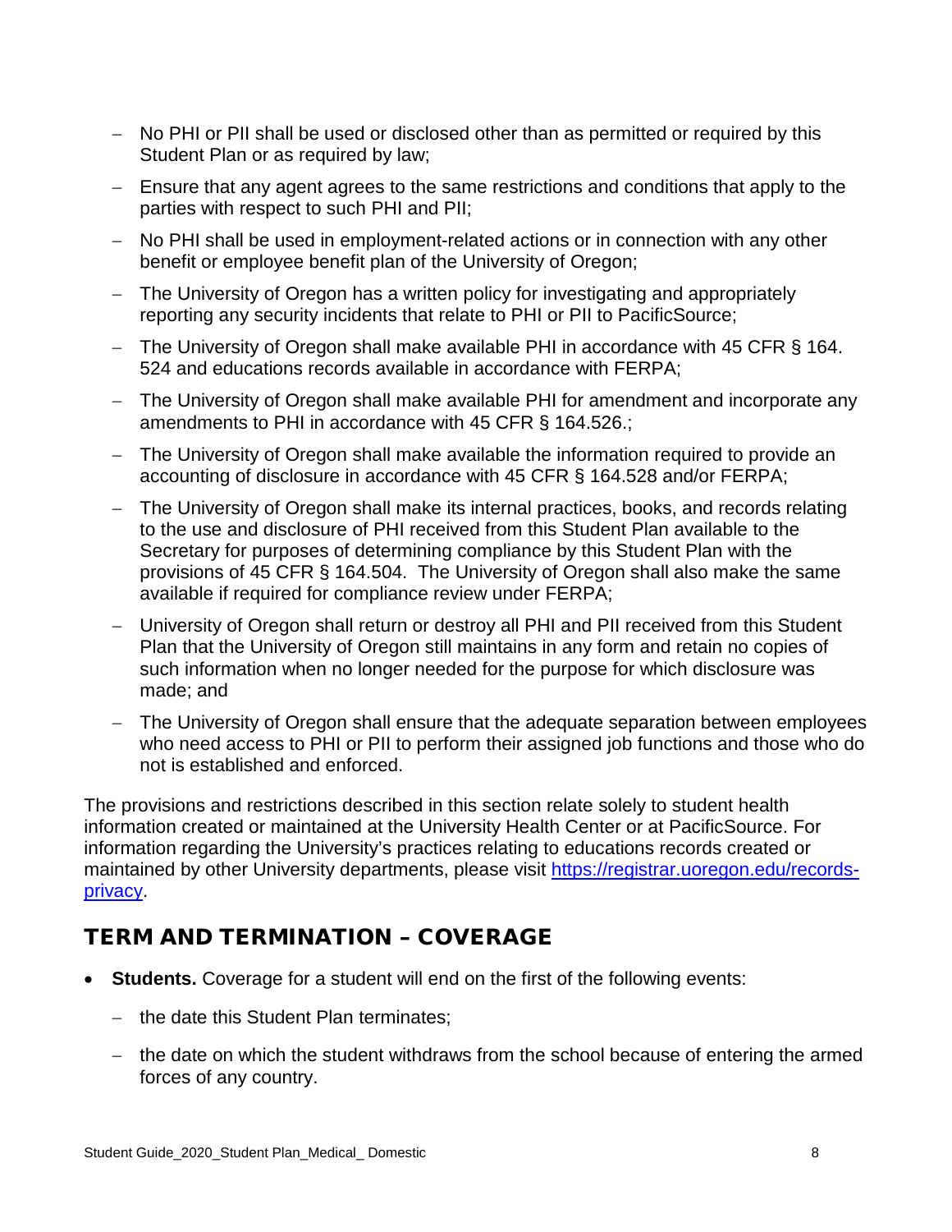- No PHI or PII shall be used or disclosed other than as permitted or required by this Student Plan or as required by law;
- Ensure that any agent agrees to the same restrictions and conditions that apply to the parties with respect to such PHI and PII;
- No PHI shall be used in employment-related actions or in connection with any other benefit or employee benefit plan of the University of Oregon;
- The University of Oregon has a written policy for investigating and appropriately reporting any security incidents that relate to PHI or PII to PacificSource;
- The University of Oregon shall make available PHI in accordance with 45 CFR § 164. 524 and educations records available in accordance with FERPA;
- The University of Oregon shall make available PHI for amendment and incorporate any amendments to PHI in accordance with 45 CFR § 164.526.;
- The University of Oregon shall make available the information required to provide an accounting of disclosure in accordance with 45 CFR § 164.528 and/or FERPA;
- The University of Oregon shall make its internal practices, books, and records relating to the use and disclosure of PHI received from this Student Plan available to the Secretary for purposes of determining compliance by this Student Plan with the provisions of 45 CFR § 164.504. The University of Oregon shall also make the same available if required for compliance review under FERPA;
- University of Oregon shall return or destroy all PHI and PII received from this Student Plan that the University of Oregon still maintains in any form and retain no copies of such information when no longer needed for the purpose for which disclosure was made; and
- The University of Oregon shall ensure that the adequate separation between employees who need access to PHI or PII to perform their assigned job functions and those who do not is established and enforced.

The provisions and restrictions described in this section relate solely to student health information created or maintained at the University Health Center or at PacificSource. For information regarding the University's practices relating to educations records created or maintained by other University departments, please visit [https://registrar.uoregon.edu/records-privacy](https://registrar.uoregon.edu/records-privacy).

## TERM AND TERMINATION – COVERAGE

- **Students.** Coverage for a student will end on the first of the following events:
  - the date this Student Plan terminates;
  - the date on which the student withdraws from the school because of entering the armed forces of any country.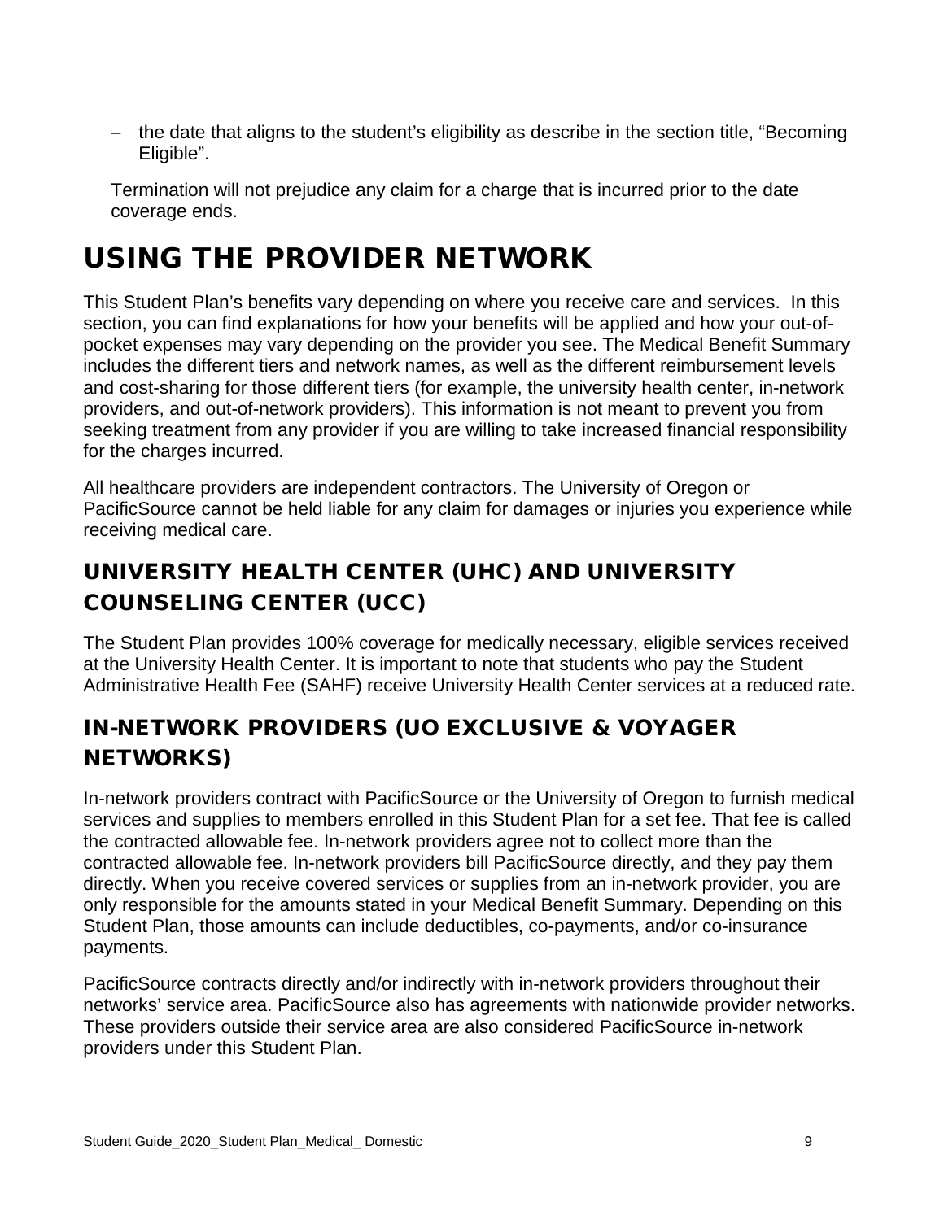- the date that aligns to the student's eligibility as describe in the section title, "Becoming Eligible".

Termination will not prejudice any claim for a charge that is incurred prior to the date coverage ends.

# USING THE PROVIDER NETWORK

This Student Plan's benefits vary depending on where you receive care and services. In this section, you can find explanations for how your benefits will be applied and how your out-of-pocket expenses may vary depending on the provider you see. The Medical Benefit Summary includes the different tiers and network names, as well as the different reimbursement levels and cost-sharing for those different tiers (for example, the university health center, in-network providers, and out-of-network providers). This information is not meant to prevent you from seeking treatment from any provider if you are willing to take increased financial responsibility for the charges incurred.

All healthcare providers are independent contractors. The University of Oregon or PacificSource cannot be held liable for any claim for damages or injuries you experience while receiving medical care.

## UNIVERSITY HEALTH CENTER (UHC) AND UNIVERSITY COUNSELING CENTER (UCC)

The Student Plan provides 100% coverage for medically necessary, eligible services received at the University Health Center. It is important to note that students who pay the Student Administrative Health Fee (SAHF) receive University Health Center services at a reduced rate.

## IN-NETWORK PROVIDERS (UO EXCLUSIVE & VOYAGER NETWORKS)

In-network providers contract with PacificSource or the University of Oregon to furnish medical services and supplies to members enrolled in this Student Plan for a set fee. That fee is called the contracted allowable fee. In-network providers agree not to collect more than the contracted allowable fee. In-network providers bill PacificSource directly, and they pay them directly. When you receive covered services or supplies from an in-network provider, you are only responsible for the amounts stated in your Medical Benefit Summary. Depending on this Student Plan, those amounts can include deductibles, co-payments, and/or co-insurance payments.

PacificSource contracts directly and/or indirectly with in-network providers throughout their networks' service area. PacificSource also has agreements with nationwide provider networks. These providers outside their service area are also considered PacificSource in-network providers under this Student Plan.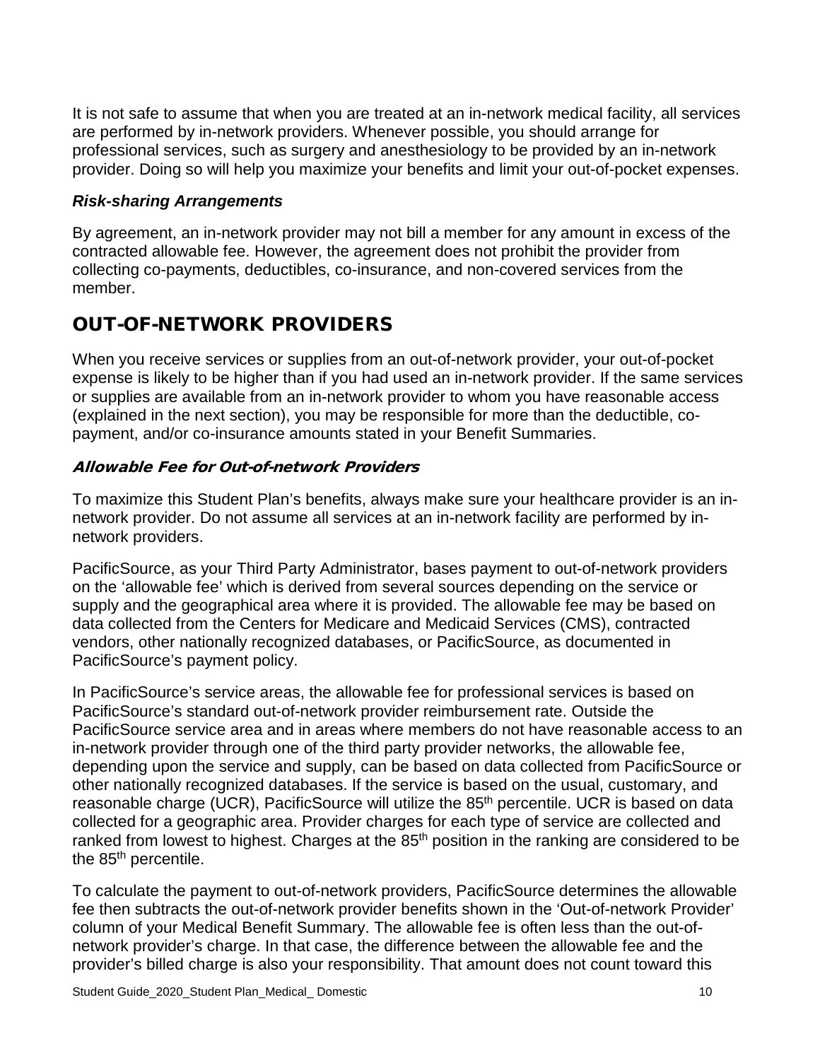It is not safe to assume that when you are treated at an in-network medical facility, all services are performed by in-network providers. Whenever possible, you should arrange for professional services, such as surgery and anesthesiology to be provided by an in-network provider. Doing so will help you maximize your benefits and limit your out-of-pocket expenses.

### *Risk-sharing Arrangements*

By agreement, an in-network provider may not bill a member for any amount in excess of the contracted allowable fee. However, the agreement does not prohibit the provider from collecting co-payments, deductibles, co-insurance, and non-covered services from the member.

## OUT-OF-NETWORK PROVIDERS

When you receive services or supplies from an out-of-network provider, your out-of-pocket expense is likely to be higher than if you had used an in-network provider. If the same services or supplies are available from an in-network provider to whom you have reasonable access (explained in the next section), you may be responsible for more than the deductible, co-payment, and/or co-insurance amounts stated in your Benefit Summaries.

### *Allowable Fee for Out-of-network Providers*

To maximize this Student Plan's benefits, always make sure your healthcare provider is an in-network provider. Do not assume all services at an in-network facility are performed by in-network providers.

PacificSource, as your Third Party Administrator, bases payment to out-of-network providers on the 'allowable fee' which is derived from several sources depending on the service or supply and the geographical area where it is provided. The allowable fee may be based on data collected from the Centers for Medicare and Medicaid Services (CMS), contracted vendors, other nationally recognized databases, or PacificSource, as documented in PacificSource's payment policy.

In PacificSource's service areas, the allowable fee for professional services is based on PacificSource's standard out-of-network provider reimbursement rate. Outside the PacificSource service area and in areas where members do not have reasonable access to an in-network provider through one of the third party provider networks, the allowable fee, depending upon the service and supply, can be based on data collected from PacificSource or other nationally recognized databases. If the service is based on the usual, customary, and reasonable charge (UCR), PacificSource will utilize the 85th percentile. UCR is based on data collected for a geographic area. Provider charges for each type of service are collected and ranked from lowest to highest. Charges at the 85th position in the ranking are considered to be the 85th percentile.

To calculate the payment to out-of-network providers, PacificSource determines the allowable fee then subtracts the out-of-network provider benefits shown in the 'Out-of-network Provider' column of your Medical Benefit Summary. The allowable fee is often less than the out-of-network provider's charge. In that case, the difference between the allowable fee and the provider's billed charge is also your responsibility. That amount does not count toward this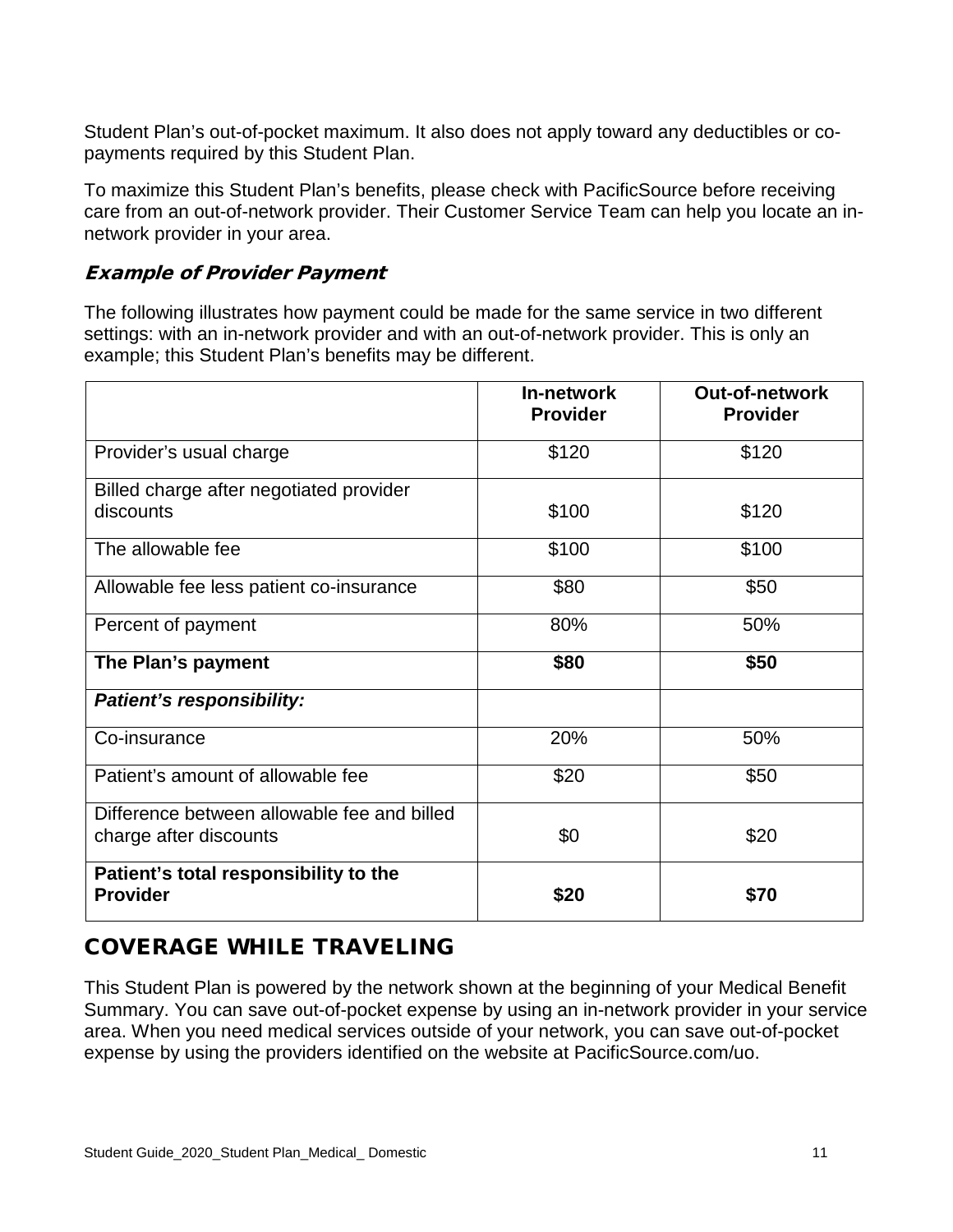Student Plan's out-of-pocket maximum. It also does not apply toward any deductibles or co-payments required by this Student Plan.

To maximize this Student Plan's benefits, please check with PacificSource before receiving care from an out-of-network provider. Their Customer Service Team can help you locate an in-network provider in your area.

### *Example of Provider Payment*

The following illustrates how payment could be made for the same service in two different settings: with an in-network provider and with an out-of-network provider. This is only an example; this Student Plan's benefits may be different.

| | **In-network Provider** | **Out-of-network Provider** |
|---|---|---|
| Provider's usual charge | $120 | $120 |
| Billed charge after negotiated provider discounts | $100 | $120 |
| The allowable fee | $100 | $100 |
| Allowable fee less patient co-insurance | $80 | $50 |
| Percent of payment | 80% | 50% |
| **The Plan's payment** | **$80** | **$50** |
| ***Patient's responsibility:*** | | |
| Co-insurance | 20% | 50% |
| Patient's amount of allowable fee | $20 | $50 |
| Difference between allowable fee and billed charge after discounts | $0 | $20 |
| **Patient's total responsibility to the Provider** | **$20** | **$70** |

## COVERAGE WHILE TRAVELING

This Student Plan is powered by the network shown at the beginning of your Medical Benefit Summary. You can save out-of-pocket expense by using an in-network provider in your service area. When you need medical services outside of your network, you can save out-of-pocket expense by using the providers identified on the website at PacificSource.com/uo.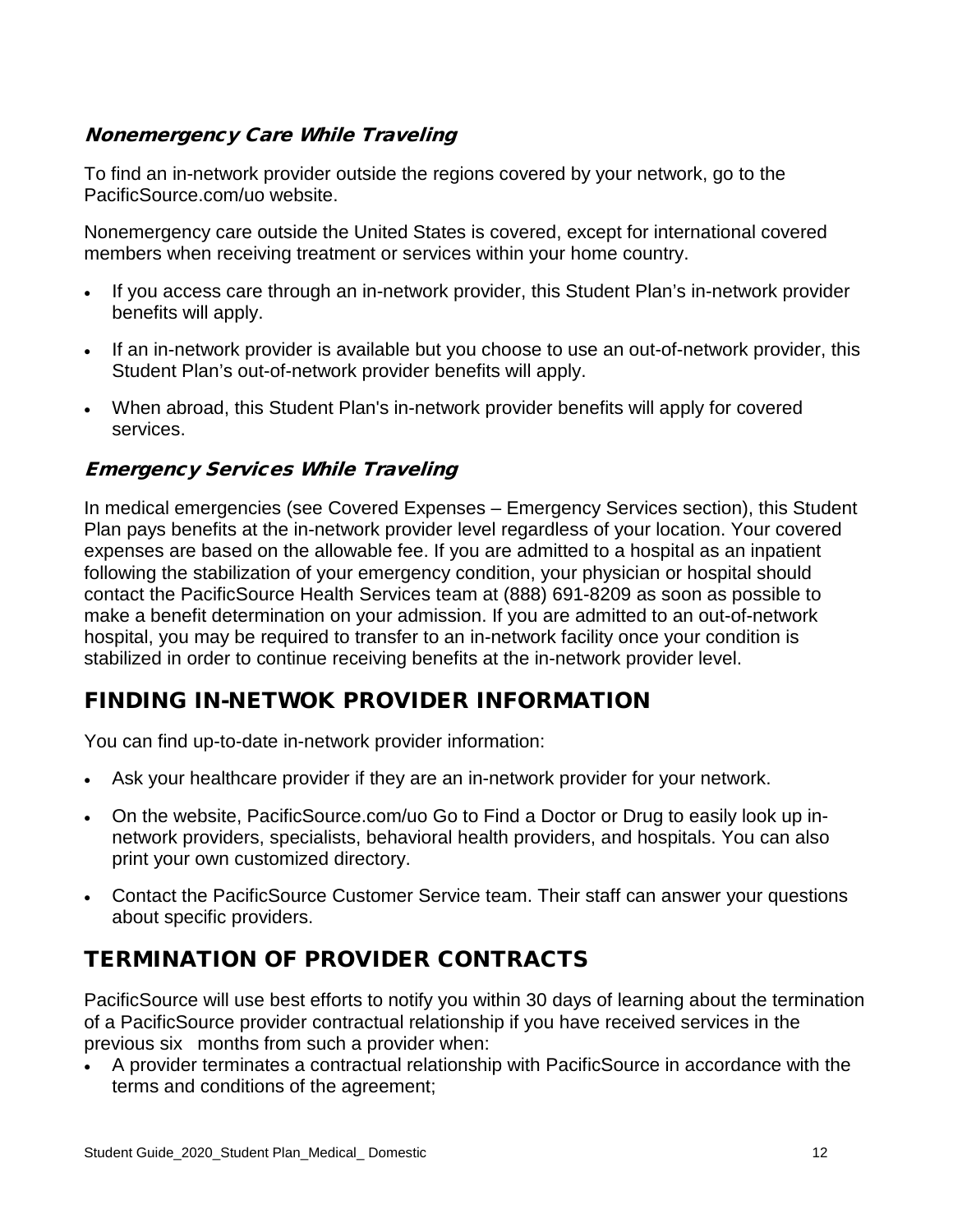### *Nonemergency Care While Traveling*

To find an in-network provider outside the regions covered by your network, go to the PacificSource.com/uo website.

Nonemergency care outside the United States is covered, except for international covered members when receiving treatment or services within your home country.

- If you access care through an in-network provider, this Student Plan's in-network provider benefits will apply.
- If an in-network provider is available but you choose to use an out-of-network provider, this Student Plan's out-of-network provider benefits will apply.
- When abroad, this Student Plan's in-network provider benefits will apply for covered services.

### *Emergency Services While Traveling*

In medical emergencies (see Covered Expenses – Emergency Services section), this Student Plan pays benefits at the in-network provider level regardless of your location. Your covered expenses are based on the allowable fee. If you are admitted to a hospital as an inpatient following the stabilization of your emergency condition, your physician or hospital should contact the PacificSource Health Services team at (888) 691-8209 as soon as possible to make a benefit determination on your admission. If you are admitted to an out-of-network hospital, you may be required to transfer to an in-network facility once your condition is stabilized in order to continue receiving benefits at the in-network provider level.

## FINDING IN-NETWOK PROVIDER INFORMATION

You can find up-to-date in-network provider information:

- Ask your healthcare provider if they are an in-network provider for your network.
- On the website, PacificSource.com/uo Go to Find a Doctor or Drug to easily look up in-network providers, specialists, behavioral health providers, and hospitals. You can also print your own customized directory.
- Contact the PacificSource Customer Service team. Their staff can answer your questions about specific providers.

## TERMINATION OF PROVIDER CONTRACTS

PacificSource will use best efforts to notify you within 30 days of learning about the termination of a PacificSource provider contractual relationship if you have received services in the previous six months from such a provider when:

- A provider terminates a contractual relationship with PacificSource in accordance with the terms and conditions of the agreement;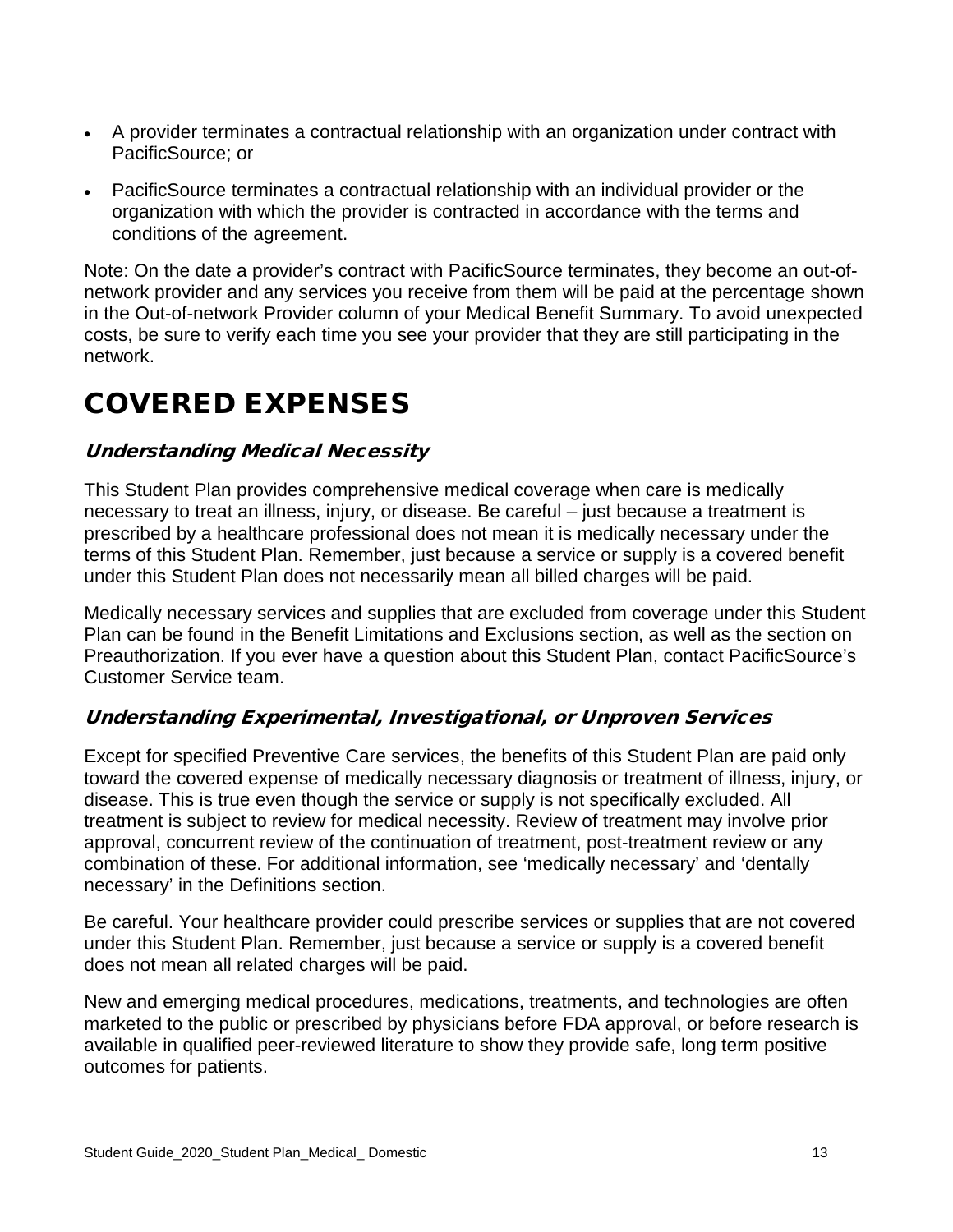- A provider terminates a contractual relationship with an organization under contract with PacificSource; or
- PacificSource terminates a contractual relationship with an individual provider or the organization with which the provider is contracted in accordance with the terms and conditions of the agreement.

Note: On the date a provider's contract with PacificSource terminates, they become an out-of-network provider and any services you receive from them will be paid at the percentage shown in the Out-of-network Provider column of your Medical Benefit Summary. To avoid unexpected costs, be sure to verify each time you see your provider that they are still participating in the network.

# COVERED EXPENSES

### *Understanding Medical Necessity*

This Student Plan provides comprehensive medical coverage when care is medically necessary to treat an illness, injury, or disease. Be careful – just because a treatment is prescribed by a healthcare professional does not mean it is medically necessary under the terms of this Student Plan. Remember, just because a service or supply is a covered benefit under this Student Plan does not necessarily mean all billed charges will be paid.

Medically necessary services and supplies that are excluded from coverage under this Student Plan can be found in the Benefit Limitations and Exclusions section, as well as the section on Preauthorization. If you ever have a question about this Student Plan, contact PacificSource's Customer Service team.

### *Understanding Experimental, Investigational, or Unproven Services*

Except for specified Preventive Care services, the benefits of this Student Plan are paid only toward the covered expense of medically necessary diagnosis or treatment of illness, injury, or disease. This is true even though the service or supply is not specifically excluded. All treatment is subject to review for medical necessity. Review of treatment may involve prior approval, concurrent review of the continuation of treatment, post-treatment review or any combination of these. For additional information, see 'medically necessary' and 'dentally necessary' in the Definitions section.

Be careful. Your healthcare provider could prescribe services or supplies that are not covered under this Student Plan. Remember, just because a service or supply is a covered benefit does not mean all related charges will be paid.

New and emerging medical procedures, medications, treatments, and technologies are often marketed to the public or prescribed by physicians before FDA approval, or before research is available in qualified peer-reviewed literature to show they provide safe, long term positive outcomes for patients.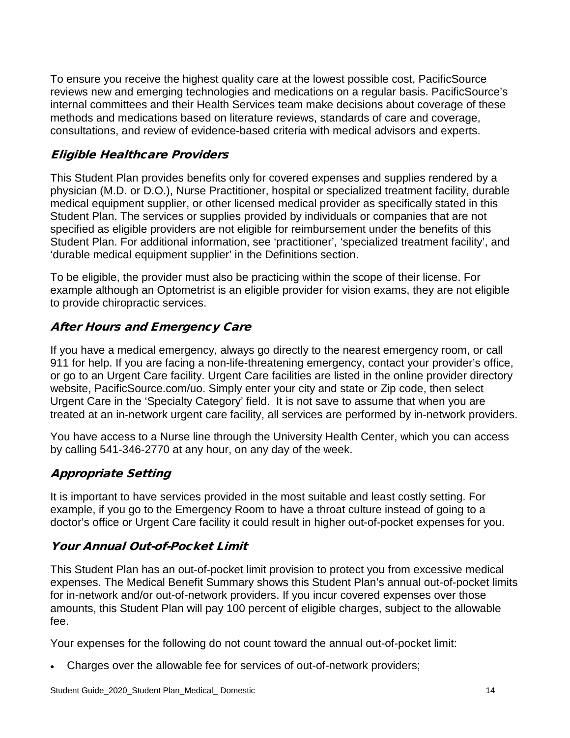To ensure you receive the highest quality care at the lowest possible cost, PacificSource reviews new and emerging technologies and medications on a regular basis. PacificSource's internal committees and their Health Services team make decisions about coverage of these methods and medications based on literature reviews, standards of care and coverage, consultations, and review of evidence-based criteria with medical advisors and experts.

## Eligible Healthcare Providers

This Student Plan provides benefits only for covered expenses and supplies rendered by a physician (M.D. or D.O.), Nurse Practitioner, hospital or specialized treatment facility, durable medical equipment supplier, or other licensed medical provider as specifically stated in this Student Plan. The services or supplies provided by individuals or companies that are not specified as eligible providers are not eligible for reimbursement under the benefits of this Student Plan. For additional information, see 'practitioner', 'specialized treatment facility', and 'durable medical equipment supplier' in the Definitions section.

To be eligible, the provider must also be practicing within the scope of their license. For example although an Optometrist is an eligible provider for vision exams, they are not eligible to provide chiropractic services.

## After Hours and Emergency Care

If you have a medical emergency, always go directly to the nearest emergency room, or call 911 for help. If you are facing a non-life-threatening emergency, contact your provider's office, or go to an Urgent Care facility. Urgent Care facilities are listed in the online provider directory website, PacificSource.com/uo. Simply enter your city and state or Zip code, then select Urgent Care in the 'Specialty Category' field. It is not save to assume that when you are treated at an in-network urgent care facility, all services are performed by in-network providers.

You have access to a Nurse line through the University Health Center, which you can access by calling 541-346-2770 at any hour, on any day of the week.

## Appropriate Setting

It is important to have services provided in the most suitable and least costly setting. For example, if you go to the Emergency Room to have a throat culture instead of going to a doctor's office or Urgent Care facility it could result in higher out-of-pocket expenses for you.

## Your Annual Out-of-Pocket Limit

This Student Plan has an out-of-pocket limit provision to protect you from excessive medical expenses. The Medical Benefit Summary shows this Student Plan's annual out-of-pocket limits for in-network and/or out-of-network providers. If you incur covered expenses over those amounts, this Student Plan will pay 100 percent of eligible charges, subject to the allowable fee.

Your expenses for the following do not count toward the annual out-of-pocket limit:

- Charges over the allowable fee for services of out-of-network providers;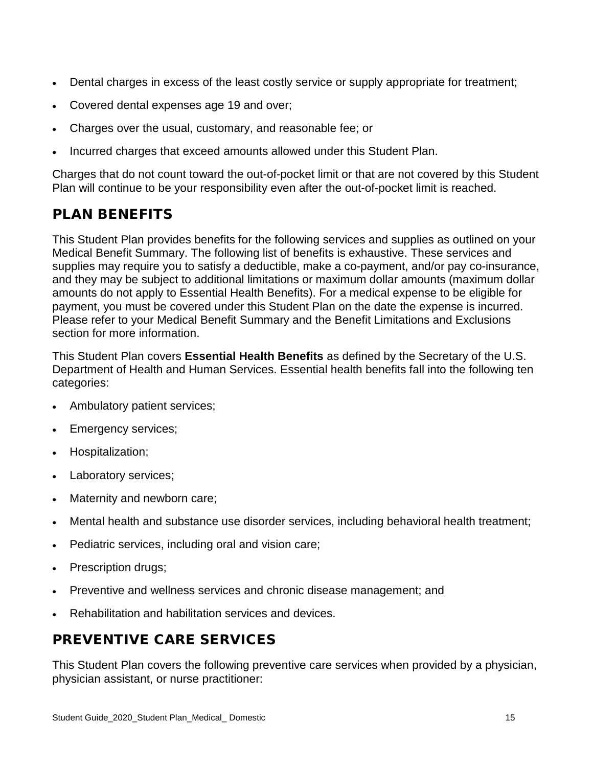- Dental charges in excess of the least costly service or supply appropriate for treatment;
- Covered dental expenses age 19 and over;
- Charges over the usual, customary, and reasonable fee; or
- Incurred charges that exceed amounts allowed under this Student Plan.

Charges that do not count toward the out-of-pocket limit or that are not covered by this Student Plan will continue to be your responsibility even after the out-of-pocket limit is reached.

## PLAN BENEFITS

This Student Plan provides benefits for the following services and supplies as outlined on your Medical Benefit Summary. The following list of benefits is exhaustive. These services and supplies may require you to satisfy a deductible, make a co-payment, and/or pay co-insurance, and they may be subject to additional limitations or maximum dollar amounts (maximum dollar amounts do not apply to Essential Health Benefits). For a medical expense to be eligible for payment, you must be covered under this Student Plan on the date the expense is incurred. Please refer to your Medical Benefit Summary and the Benefit Limitations and Exclusions section for more information.

This Student Plan covers **Essential Health Benefits** as defined by the Secretary of the U.S. Department of Health and Human Services. Essential health benefits fall into the following ten categories:

- Ambulatory patient services;
- Emergency services;
- Hospitalization;
- Laboratory services;
- Maternity and newborn care;
- Mental health and substance use disorder services, including behavioral health treatment;
- Pediatric services, including oral and vision care;
- Prescription drugs;
- Preventive and wellness services and chronic disease management; and
- Rehabilitation and habilitation services and devices.

## PREVENTIVE CARE SERVICES

This Student Plan covers the following preventive care services when provided by a physician, physician assistant, or nurse practitioner: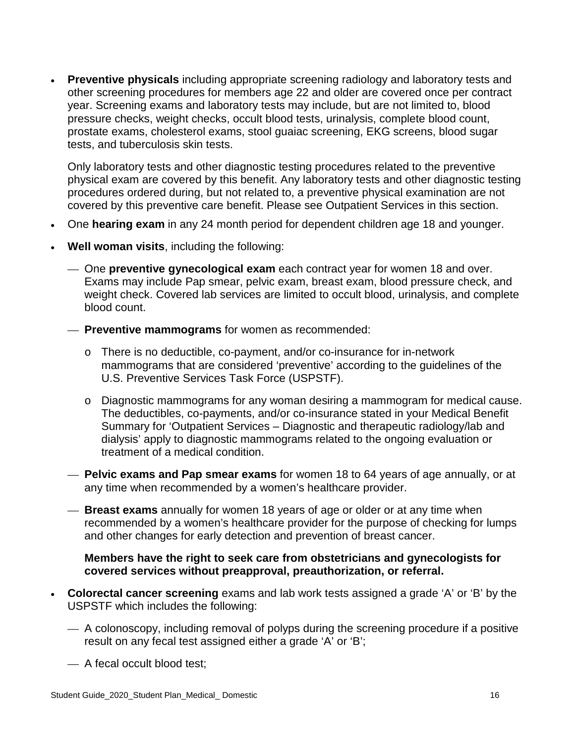- **Preventive physicals** including appropriate screening radiology and laboratory tests and other screening procedures for members age 22 and older are covered once per contract year. Screening exams and laboratory tests may include, but are not limited to, blood pressure checks, weight checks, occult blood tests, urinalysis, complete blood count, prostate exams, cholesterol exams, stool guaiac screening, EKG screens, blood sugar tests, and tuberculosis skin tests.

  Only laboratory tests and other diagnostic testing procedures related to the preventive physical exam are covered by this benefit. Any laboratory tests and other diagnostic testing procedures ordered during, but not related to, a preventive physical examination are not covered by this preventive care benefit. Please see Outpatient Services in this section.

- One **hearing exam** in any 24 month period for dependent children age 18 and younger.

- **Well woman visits**, including the following:

  - One **preventive gynecological exam** each contract year for women 18 and over. Exams may include Pap smear, pelvic exam, breast exam, blood pressure check, and weight check. Covered lab services are limited to occult blood, urinalysis, and complete blood count.

  - **Preventive mammograms** for women as recommended:

    - There is no deductible, co-payment, and/or co-insurance for in-network mammograms that are considered 'preventive' according to the guidelines of the U.S. Preventive Services Task Force (USPSTF).

    - Diagnostic mammograms for any woman desiring a mammogram for medical cause. The deductibles, co-payments, and/or co-insurance stated in your Medical Benefit Summary for 'Outpatient Services – Diagnostic and therapeutic radiology/lab and dialysis' apply to diagnostic mammograms related to the ongoing evaluation or treatment of a medical condition.

  - **Pelvic exams and Pap smear exams** for women 18 to 64 years of age annually, or at any time when recommended by a women's healthcare provider.

  - **Breast exams** annually for women 18 years of age or older or at any time when recommended by a women's healthcare provider for the purpose of checking for lumps and other changes for early detection and prevention of breast cancer.

  **Members have the right to seek care from obstetricians and gynecologists for covered services without preapproval, preauthorization, or referral.**

- **Colorectal cancer screening** exams and lab work tests assigned a grade 'A' or 'B' by the USPSTF which includes the following:

  - A colonoscopy, including removal of polyps during the screening procedure if a positive result on any fecal test assigned either a grade 'A' or 'B';

  - A fecal occult blood test;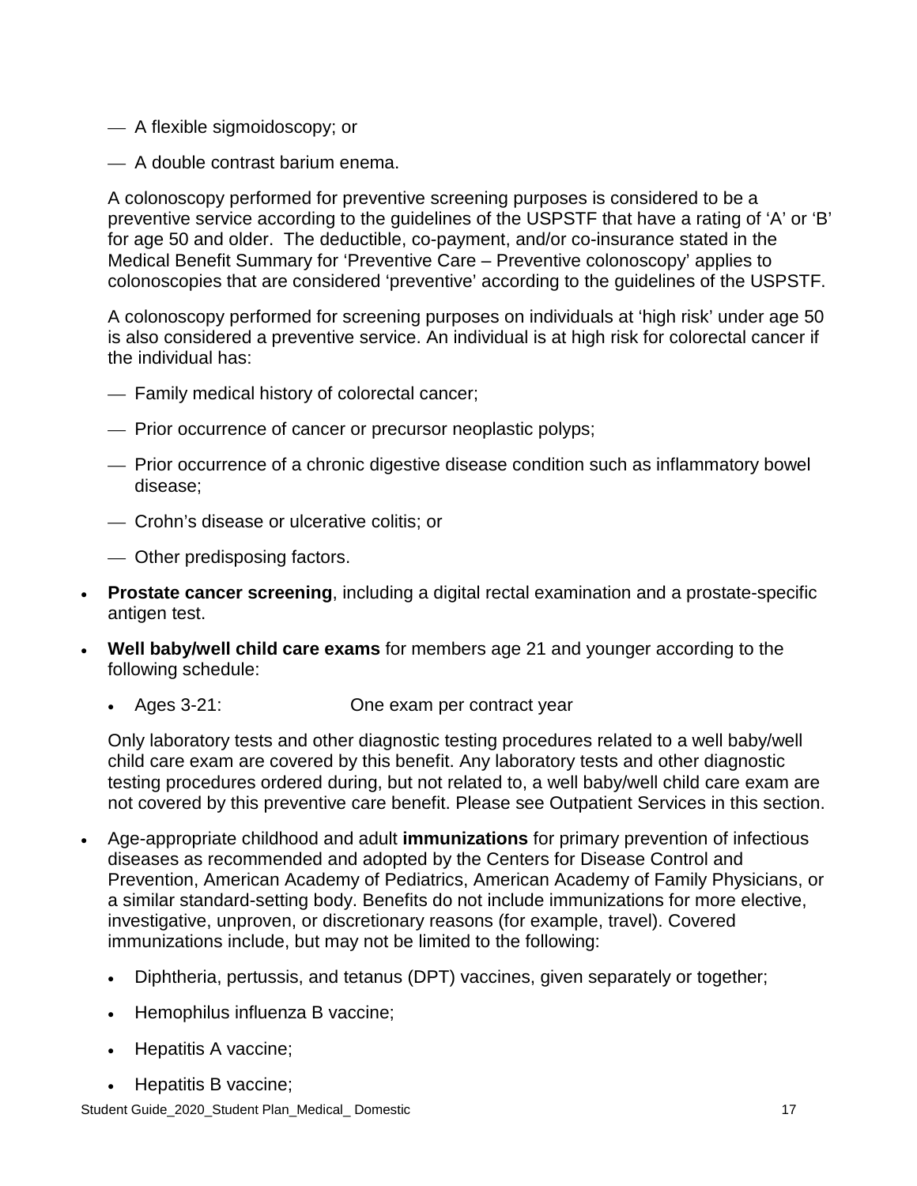- A flexible sigmoidoscopy; or
- A double contrast barium enema.

A colonoscopy performed for preventive screening purposes is considered to be a preventive service according to the guidelines of the USPSTF that have a rating of 'A' or 'B' for age 50 and older. The deductible, co-payment, and/or co-insurance stated in the Medical Benefit Summary for 'Preventive Care – Preventive colonoscopy' applies to colonoscopies that are considered 'preventive' according to the guidelines of the USPSTF.

A colonoscopy performed for screening purposes on individuals at 'high risk' under age 50 is also considered a preventive service. An individual is at high risk for colorectal cancer if the individual has:

- Family medical history of colorectal cancer;
- Prior occurrence of cancer or precursor neoplastic polyps;
- Prior occurrence of a chronic digestive disease condition such as inflammatory bowel disease;
- Crohn's disease or ulcerative colitis; or
- Other predisposing factors.

- **Prostate cancer screening**, including a digital rectal examination and a prostate-specific antigen test.
- **Well baby/well child care exams** for members age 21 and younger according to the following schedule:
  - Ages 3-21: One exam per contract year

  Only laboratory tests and other diagnostic testing procedures related to a well baby/well child care exam are covered by this benefit. Any laboratory tests and other diagnostic testing procedures ordered during, but not related to, a well baby/well child care exam are not covered by this preventive care benefit. Please see Outpatient Services in this section.

- Age-appropriate childhood and adult **immunizations** for primary prevention of infectious diseases as recommended and adopted by the Centers for Disease Control and Prevention, American Academy of Pediatrics, American Academy of Family Physicians, or a similar standard-setting body. Benefits do not include immunizations for more elective, investigative, unproven, or discretionary reasons (for example, travel). Covered immunizations include, but may not be limited to the following:
  - Diphtheria, pertussis, and tetanus (DPT) vaccines, given separately or together;
  - Hemophilus influenza B vaccine;
  - Hepatitis A vaccine;
  - Hepatitis B vaccine;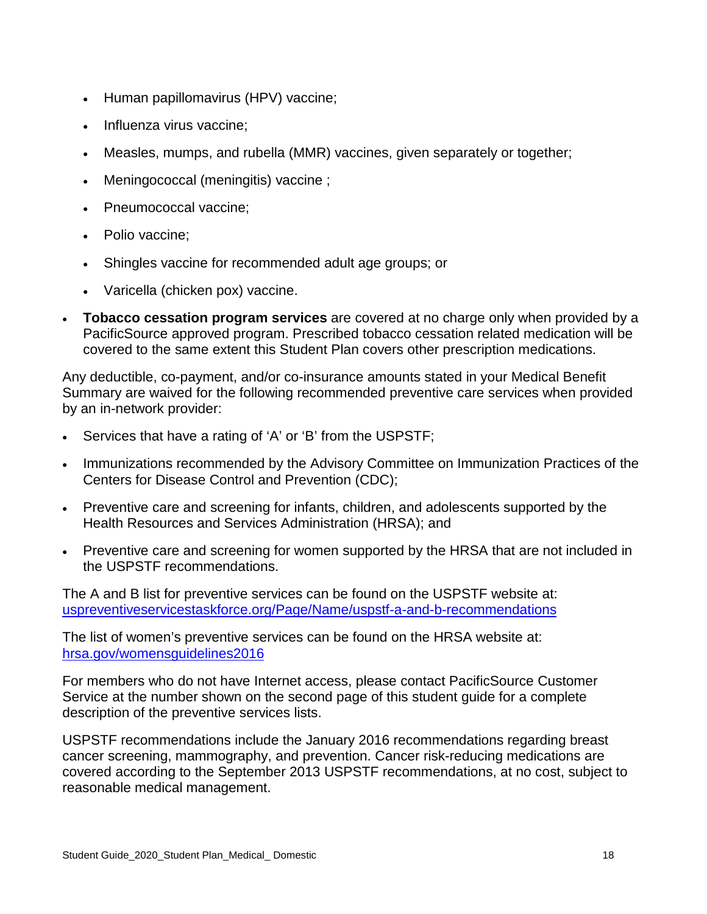- Human papillomavirus (HPV) vaccine;
  - Influenza virus vaccine;
  - Measles, mumps, and rubella (MMR) vaccines, given separately or together;
  - Meningococcal (meningitis) vaccine ;
  - Pneumococcal vaccine;
  - Polio vaccine;
  - Shingles vaccine for recommended adult age groups; or
  - Varicella (chicken pox) vaccine.
- **Tobacco cessation program services** are covered at no charge only when provided by a PacificSource approved program. Prescribed tobacco cessation related medication will be covered to the same extent this Student Plan covers other prescription medications.

Any deductible, co-payment, and/or co-insurance amounts stated in your Medical Benefit Summary are waived for the following recommended preventive care services when provided by an in-network provider:

- Services that have a rating of 'A' or 'B' from the USPSTF;
- Immunizations recommended by the Advisory Committee on Immunization Practices of the Centers for Disease Control and Prevention (CDC);
- Preventive care and screening for infants, children, and adolescents supported by the Health Resources and Services Administration (HRSA); and
- Preventive care and screening for women supported by the HRSA that are not included in the USPSTF recommendations.

The A and B list for preventive services can be found on the USPSTF website at: uspreventiveservicestaskforce.org/Page/Name/uspstf-a-and-b-recommendations

The list of women's preventive services can be found on the HRSA website at: hrsa.gov/womensguidelines2016

For members who do not have Internet access, please contact PacificSource Customer Service at the number shown on the second page of this student guide for a complete description of the preventive services lists.

USPSTF recommendations include the January 2016 recommendations regarding breast cancer screening, mammography, and prevention. Cancer risk-reducing medications are covered according to the September 2013 USPSTF recommendations, at no cost, subject to reasonable medical management.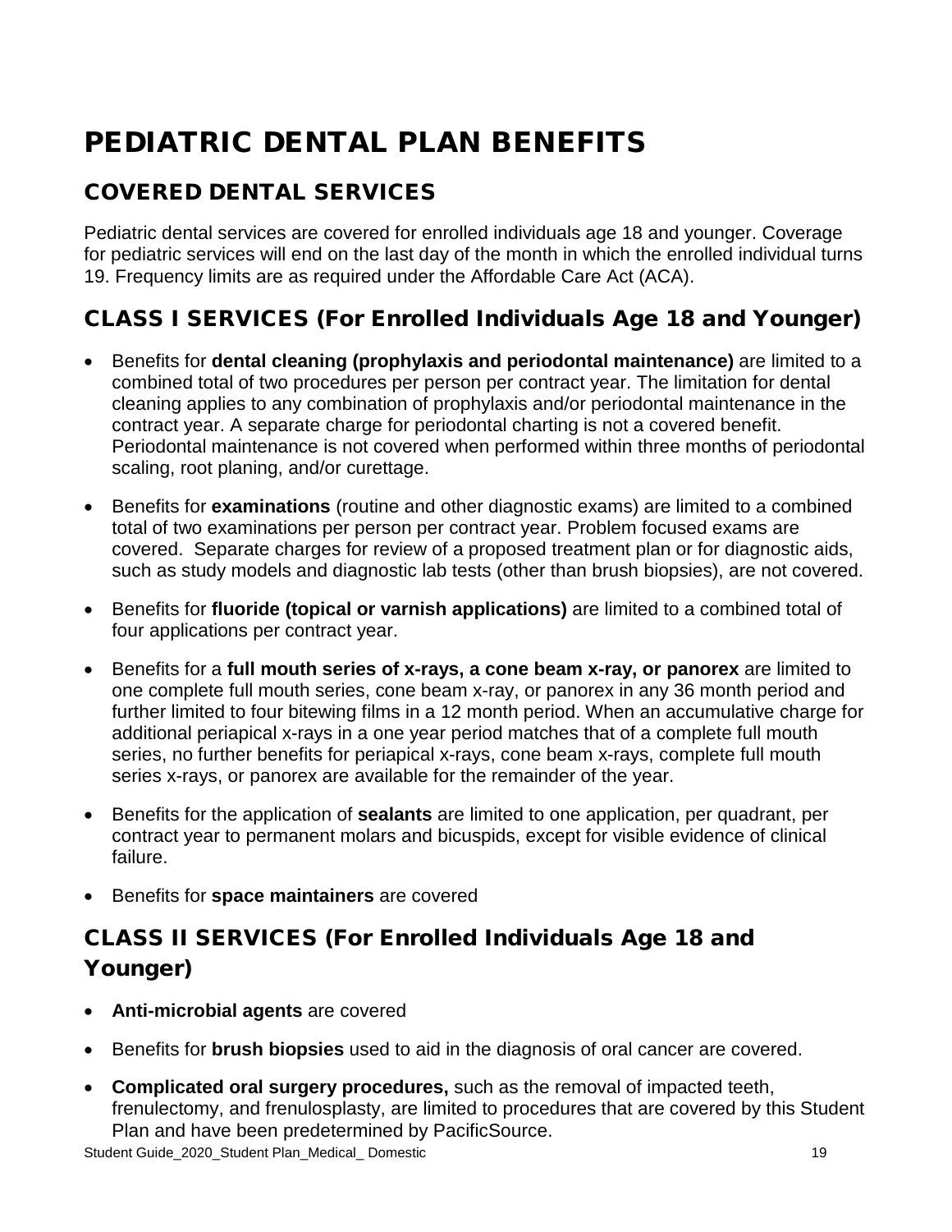# PEDIATRIC DENTAL PLAN BENEFITS

## COVERED DENTAL SERVICES

Pediatric dental services are covered for enrolled individuals age 18 and younger. Coverage for pediatric services will end on the last day of the month in which the enrolled individual turns 19. Frequency limits are as required under the Affordable Care Act (ACA).

## CLASS I SERVICES (For Enrolled Individuals Age 18 and Younger)

- Benefits for **dental cleaning (prophylaxis and periodontal maintenance)** are limited to a combined total of two procedures per person per contract year. The limitation for dental cleaning applies to any combination of prophylaxis and/or periodontal maintenance in the contract year. A separate charge for periodontal charting is not a covered benefit. Periodontal maintenance is not covered when performed within three months of periodontal scaling, root planing, and/or curettage.
- Benefits for **examinations** (routine and other diagnostic exams) are limited to a combined total of two examinations per person per contract year. Problem focused exams are covered. Separate charges for review of a proposed treatment plan or for diagnostic aids, such as study models and diagnostic lab tests (other than brush biopsies), are not covered.
- Benefits for **fluoride (topical or varnish applications)** are limited to a combined total of four applications per contract year.
- Benefits for a **full mouth series of x-rays, a cone beam x-ray, or panorex** are limited to one complete full mouth series, cone beam x-ray, or panorex in any 36 month period and further limited to four bitewing films in a 12 month period. When an accumulative charge for additional periapical x-rays in a one year period matches that of a complete full mouth series, no further benefits for periapical x-rays, cone beam x-rays, complete full mouth series x-rays, or panorex are available for the remainder of the year.
- Benefits for the application of **sealants** are limited to one application, per quadrant, per contract year to permanent molars and bicuspids, except for visible evidence of clinical failure.
- Benefits for **space maintainers** are covered

## CLASS II SERVICES (For Enrolled Individuals Age 18 and Younger)

- **Anti-microbial agents** are covered
- Benefits for **brush biopsies** used to aid in the diagnosis of oral cancer are covered.
- **Complicated oral surgery procedures,** such as the removal of impacted teeth, frenulectomy, and frenulosplasty, are limited to procedures that are covered by this Student Plan and have been predetermined by PacificSource.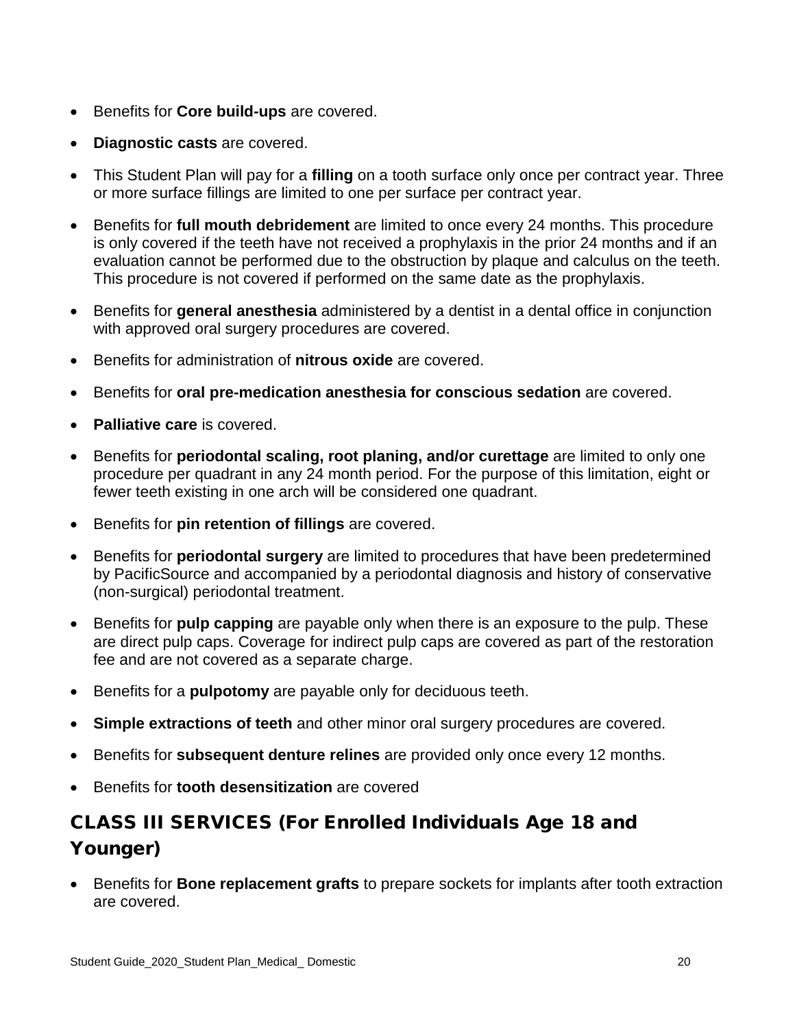- Benefits for **Core build-ups** are covered.
- **Diagnostic casts** are covered.
- This Student Plan will pay for a **filling** on a tooth surface only once per contract year. Three or more surface fillings are limited to one per surface per contract year.
- Benefits for **full mouth debridement** are limited to once every 24 months. This procedure is only covered if the teeth have not received a prophylaxis in the prior 24 months and if an evaluation cannot be performed due to the obstruction by plaque and calculus on the teeth. This procedure is not covered if performed on the same date as the prophylaxis.
- Benefits for **general anesthesia** administered by a dentist in a dental office in conjunction with approved oral surgery procedures are covered.
- Benefits for administration of **nitrous oxide** are covered.
- Benefits for **oral pre-medication anesthesia for conscious sedation** are covered.
- **Palliative care** is covered.
- Benefits for **periodontal scaling, root planing, and/or curettage** are limited to only one procedure per quadrant in any 24 month period. For the purpose of this limitation, eight or fewer teeth existing in one arch will be considered one quadrant.
- Benefits for **pin retention of fillings** are covered.
- Benefits for **periodontal surgery** are limited to procedures that have been predetermined by PacificSource and accompanied by a periodontal diagnosis and history of conservative (non-surgical) periodontal treatment.
- Benefits for **pulp capping** are payable only when there is an exposure to the pulp. These are direct pulp caps. Coverage for indirect pulp caps are covered as part of the restoration fee and are not covered as a separate charge.
- Benefits for a **pulpotomy** are payable only for deciduous teeth.
- **Simple extractions of teeth** and other minor oral surgery procedures are covered.
- Benefits for **subsequent denture relines** are provided only once every 12 months.
- Benefits for **tooth desensitization** are covered

## CLASS III SERVICES (For Enrolled Individuals Age 18 and Younger)

- Benefits for **Bone replacement grafts** to prepare sockets for implants after tooth extraction are covered.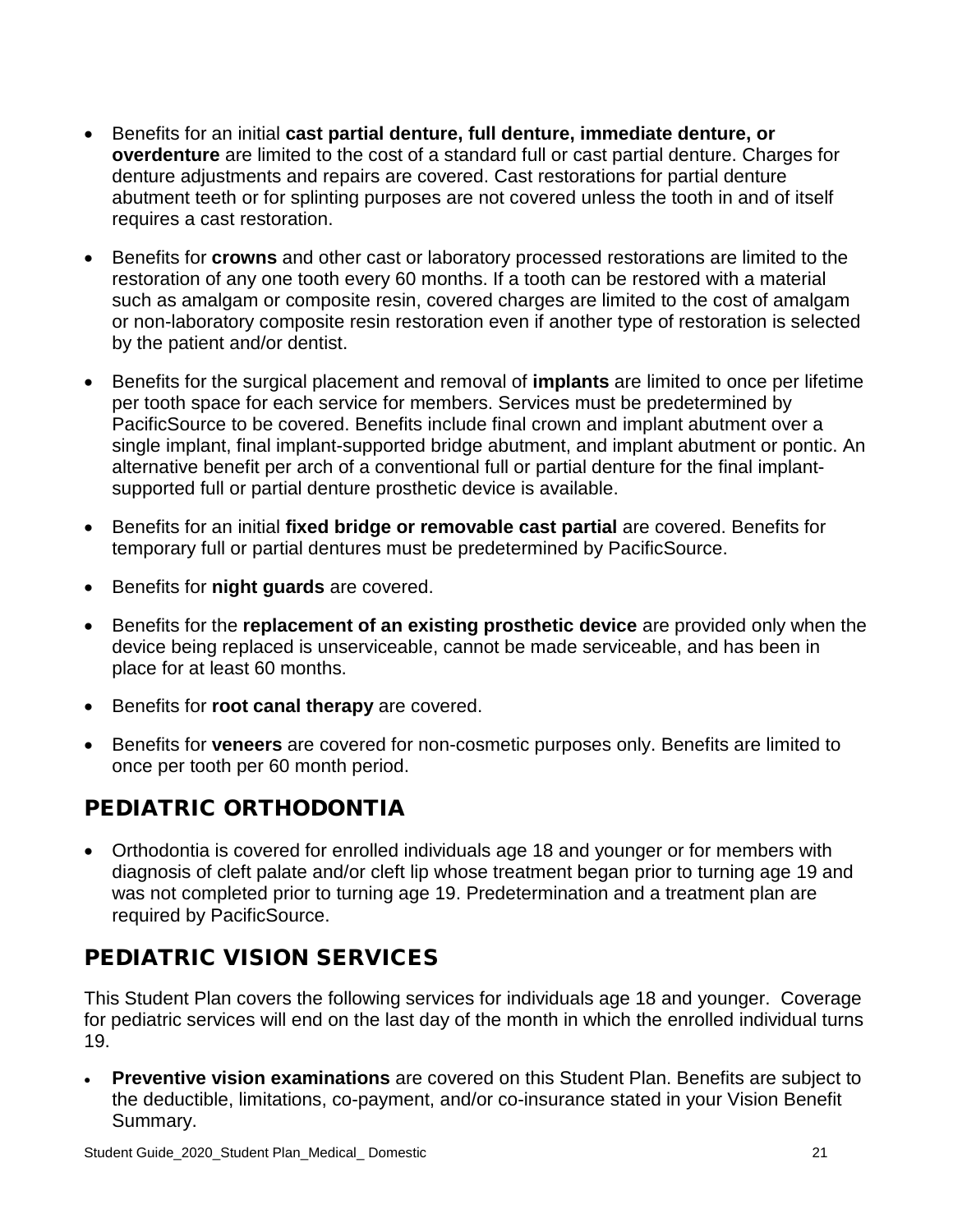- Benefits for an initial **cast partial denture, full denture, immediate denture, or overdenture** are limited to the cost of a standard full or cast partial denture. Charges for denture adjustments and repairs are covered. Cast restorations for partial denture abutment teeth or for splinting purposes are not covered unless the tooth in and of itself requires a cast restoration.
- Benefits for **crowns** and other cast or laboratory processed restorations are limited to the restoration of any one tooth every 60 months. If a tooth can be restored with a material such as amalgam or composite resin, covered charges are limited to the cost of amalgam or non-laboratory composite resin restoration even if another type of restoration is selected by the patient and/or dentist.
- Benefits for the surgical placement and removal of **implants** are limited to once per lifetime per tooth space for each service for members. Services must be predetermined by PacificSource to be covered. Benefits include final crown and implant abutment over a single implant, final implant-supported bridge abutment, and implant abutment or pontic. An alternative benefit per arch of a conventional full or partial denture for the final implant-supported full or partial denture prosthetic device is available.
- Benefits for an initial **fixed bridge or removable cast partial** are covered. Benefits for temporary full or partial dentures must be predetermined by PacificSource.
- Benefits for **night guards** are covered.
- Benefits for the **replacement of an existing prosthetic device** are provided only when the device being replaced is unserviceable, cannot be made serviceable, and has been in place for at least 60 months.
- Benefits for **root canal therapy** are covered.
- Benefits for **veneers** are covered for non-cosmetic purposes only. Benefits are limited to once per tooth per 60 month period.

## PEDIATRIC ORTHODONTIA

- Orthodontia is covered for enrolled individuals age 18 and younger or for members with diagnosis of cleft palate and/or cleft lip whose treatment began prior to turning age 19 and was not completed prior to turning age 19. Predetermination and a treatment plan are required by PacificSource.

## PEDIATRIC VISION SERVICES

This Student Plan covers the following services for individuals age 18 and younger. Coverage for pediatric services will end on the last day of the month in which the enrolled individual turns 19.

- **Preventive vision examinations** are covered on this Student Plan. Benefits are subject to the deductible, limitations, co-payment, and/or co-insurance stated in your Vision Benefit Summary.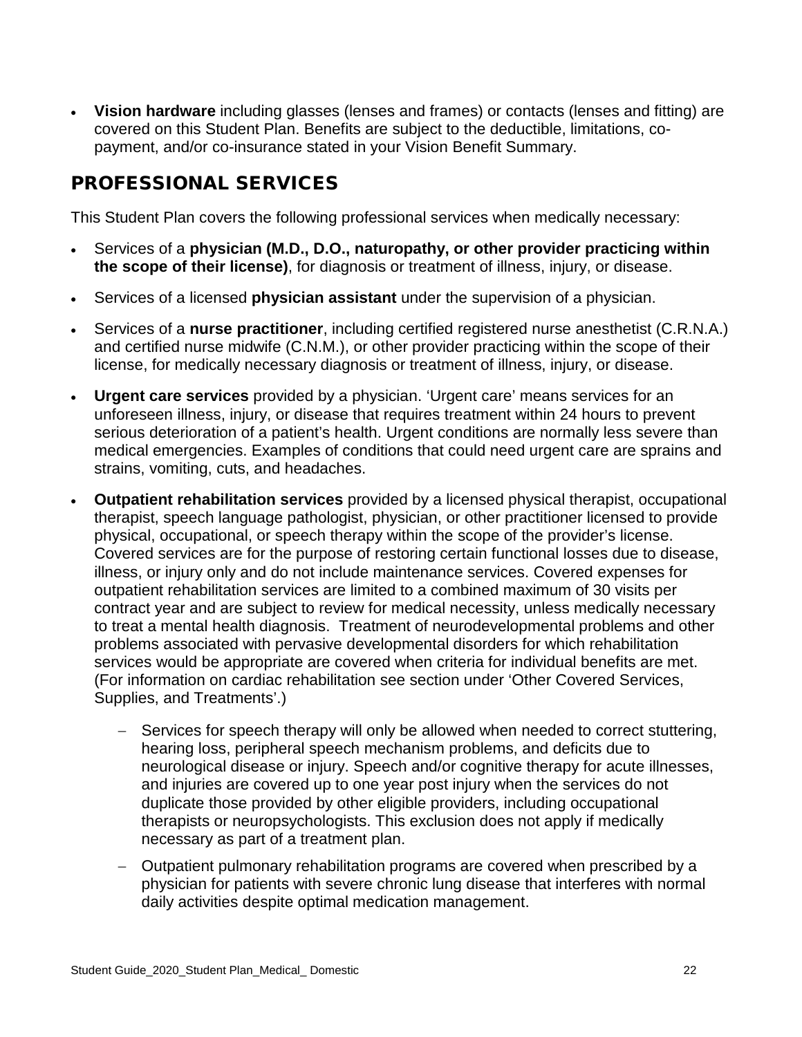- **Vision hardware** including glasses (lenses and frames) or contacts (lenses and fitting) are covered on this Student Plan. Benefits are subject to the deductible, limitations, co-payment, and/or co-insurance stated in your Vision Benefit Summary.

## PROFESSIONAL SERVICES

This Student Plan covers the following professional services when medically necessary:

- Services of a **physician (M.D., D.O., naturopathy, or other provider practicing within the scope of their license)**, for diagnosis or treatment of illness, injury, or disease.
- Services of a licensed **physician assistant** under the supervision of a physician.
- Services of a **nurse practitioner**, including certified registered nurse anesthetist (C.R.N.A.) and certified nurse midwife (C.N.M.), or other provider practicing within the scope of their license, for medically necessary diagnosis or treatment of illness, injury, or disease.
- **Urgent care services** provided by a physician. 'Urgent care' means services for an unforeseen illness, injury, or disease that requires treatment within 24 hours to prevent serious deterioration of a patient's health. Urgent conditions are normally less severe than medical emergencies. Examples of conditions that could need urgent care are sprains and strains, vomiting, cuts, and headaches.
- **Outpatient rehabilitation services** provided by a licensed physical therapist, occupational therapist, speech language pathologist, physician, or other practitioner licensed to provide physical, occupational, or speech therapy within the scope of the provider's license. Covered services are for the purpose of restoring certain functional losses due to disease, illness, or injury only and do not include maintenance services. Covered expenses for outpatient rehabilitation services are limited to a combined maximum of 30 visits per contract year and are subject to review for medical necessity, unless medically necessary to treat a mental health diagnosis. Treatment of neurodevelopmental problems and other problems associated with pervasive developmental disorders for which rehabilitation services would be appropriate are covered when criteria for individual benefits are met. (For information on cardiac rehabilitation see section under 'Other Covered Services, Supplies, and Treatments'.)
  - Services for speech therapy will only be allowed when needed to correct stuttering, hearing loss, peripheral speech mechanism problems, and deficits due to neurological disease or injury. Speech and/or cognitive therapy for acute illnesses, and injuries are covered up to one year post injury when the services do not duplicate those provided by other eligible providers, including occupational therapists or neuropsychologists. This exclusion does not apply if medically necessary as part of a treatment plan.
  - Outpatient pulmonary rehabilitation programs are covered when prescribed by a physician for patients with severe chronic lung disease that interferes with normal daily activities despite optimal medication management.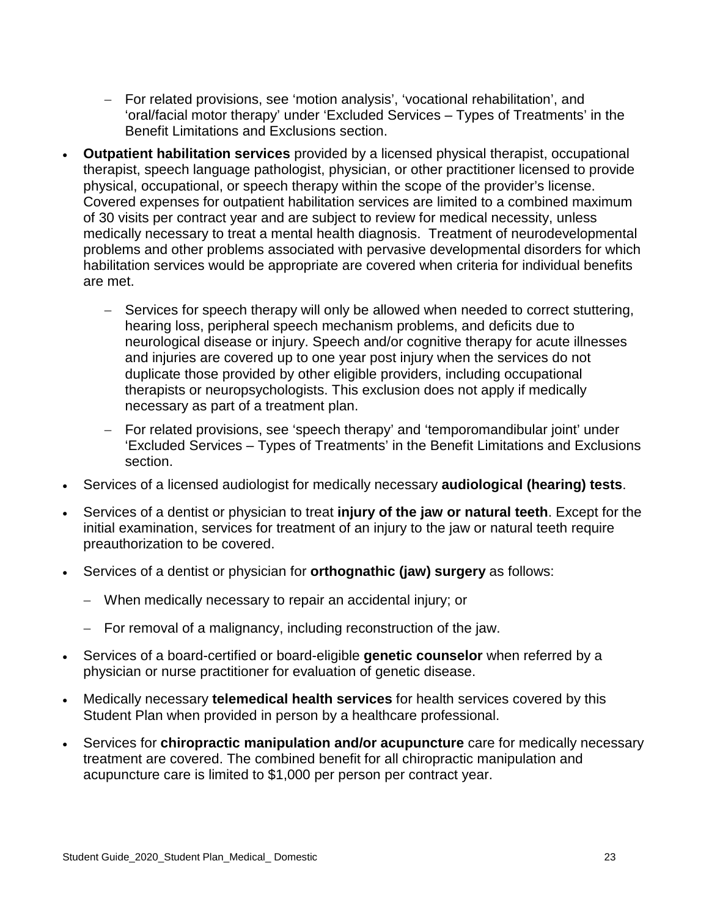- For related provisions, see 'motion analysis', 'vocational rehabilitation', and 'oral/facial motor therapy' under 'Excluded Services – Types of Treatments' in the Benefit Limitations and Exclusions section.

- **Outpatient habilitation services** provided by a licensed physical therapist, occupational therapist, speech language pathologist, physician, or other practitioner licensed to provide physical, occupational, or speech therapy within the scope of the provider's license. Covered expenses for outpatient habilitation services are limited to a combined maximum of 30 visits per contract year and are subject to review for medical necessity, unless medically necessary to treat a mental health diagnosis. Treatment of neurodevelopmental problems and other problems associated with pervasive developmental disorders for which habilitation services would be appropriate are covered when criteria for individual benefits are met.

  - Services for speech therapy will only be allowed when needed to correct stuttering, hearing loss, peripheral speech mechanism problems, and deficits due to neurological disease or injury. Speech and/or cognitive therapy for acute illnesses and injuries are covered up to one year post injury when the services do not duplicate those provided by other eligible providers, including occupational therapists or neuropsychologists. This exclusion does not apply if medically necessary as part of a treatment plan.
  - For related provisions, see 'speech therapy' and 'temporomandibular joint' under 'Excluded Services – Types of Treatments' in the Benefit Limitations and Exclusions section.

- Services of a licensed audiologist for medically necessary **audiological (hearing) tests**.

- Services of a dentist or physician to treat **injury of the jaw or natural teeth**. Except for the initial examination, services for treatment of an injury to the jaw or natural teeth require preauthorization to be covered.

- Services of a dentist or physician for **orthognathic (jaw) surgery** as follows:

  - When medically necessary to repair an accidental injury; or
  - For removal of a malignancy, including reconstruction of the jaw.

- Services of a board-certified or board-eligible **genetic counselor** when referred by a physician or nurse practitioner for evaluation of genetic disease.

- Medically necessary **telemedical health services** for health services covered by this Student Plan when provided in person by a healthcare professional.

- Services for **chiropractic manipulation and/or acupuncture** care for medically necessary treatment are covered. The combined benefit for all chiropractic manipulation and acupuncture care is limited to $1,000 per person per contract year.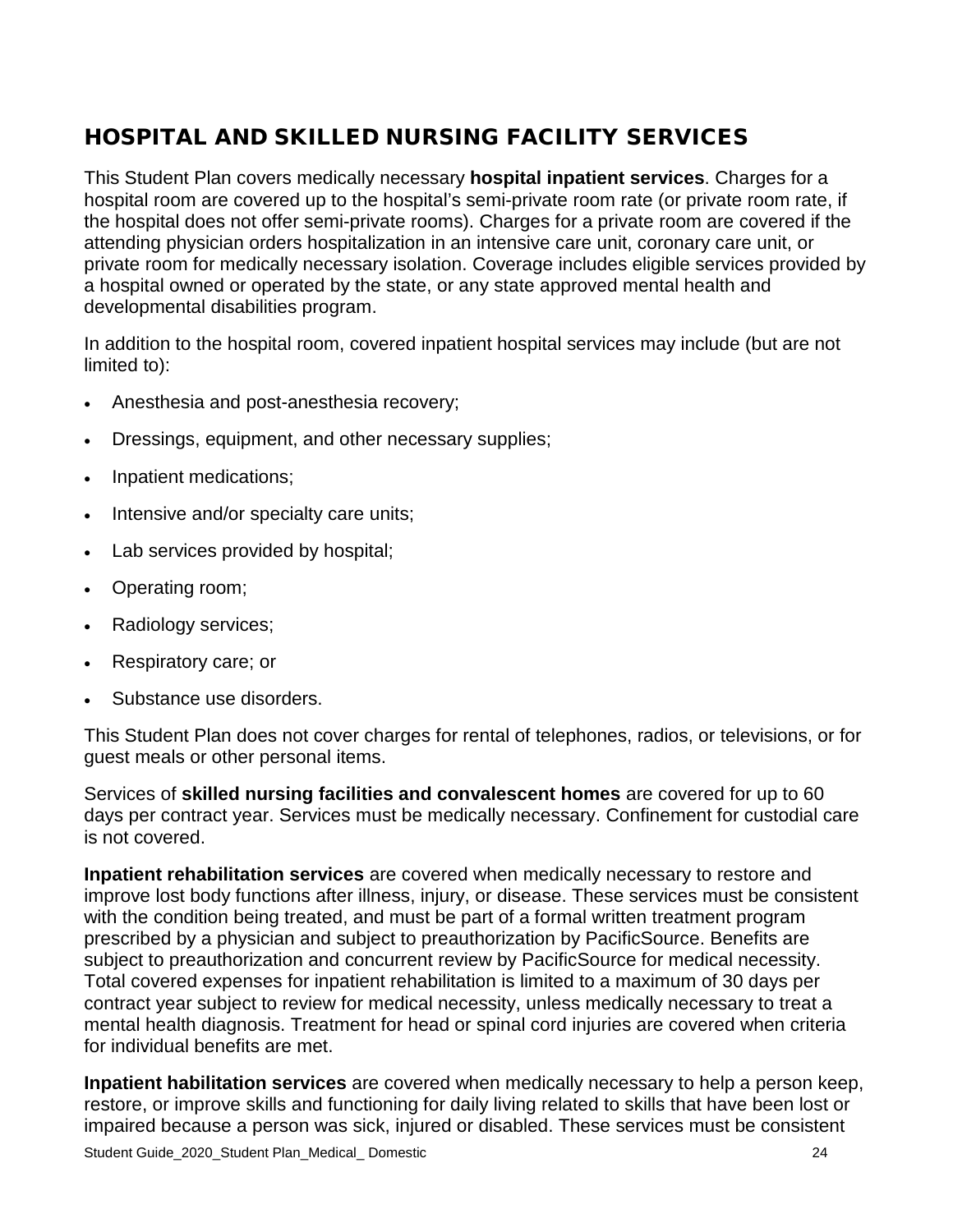## HOSPITAL AND SKILLED NURSING FACILITY SERVICES

This Student Plan covers medically necessary **hospital inpatient services**. Charges for a hospital room are covered up to the hospital's semi-private room rate (or private room rate, if the hospital does not offer semi-private rooms). Charges for a private room are covered if the attending physician orders hospitalization in an intensive care unit, coronary care unit, or private room for medically necessary isolation. Coverage includes eligible services provided by a hospital owned or operated by the state, or any state approved mental health and developmental disabilities program.

In addition to the hospital room, covered inpatient hospital services may include (but are not limited to):

- Anesthesia and post-anesthesia recovery;
- Dressings, equipment, and other necessary supplies;
- Inpatient medications;
- Intensive and/or specialty care units;
- Lab services provided by hospital;
- Operating room;
- Radiology services;
- Respiratory care; or
- Substance use disorders.

This Student Plan does not cover charges for rental of telephones, radios, or televisions, or for guest meals or other personal items.

Services of **skilled nursing facilities and convalescent homes** are covered for up to 60 days per contract year. Services must be medically necessary. Confinement for custodial care is not covered.

**Inpatient rehabilitation services** are covered when medically necessary to restore and improve lost body functions after illness, injury, or disease. These services must be consistent with the condition being treated, and must be part of a formal written treatment program prescribed by a physician and subject to preauthorization by PacificSource. Benefits are subject to preauthorization and concurrent review by PacificSource for medical necessity. Total covered expenses for inpatient rehabilitation is limited to a maximum of 30 days per contract year subject to review for medical necessity, unless medically necessary to treat a mental health diagnosis. Treatment for head or spinal cord injuries are covered when criteria for individual benefits are met.

**Inpatient habilitation services** are covered when medically necessary to help a person keep, restore, or improve skills and functioning for daily living related to skills that have been lost or impaired because a person was sick, injured or disabled. These services must be consistent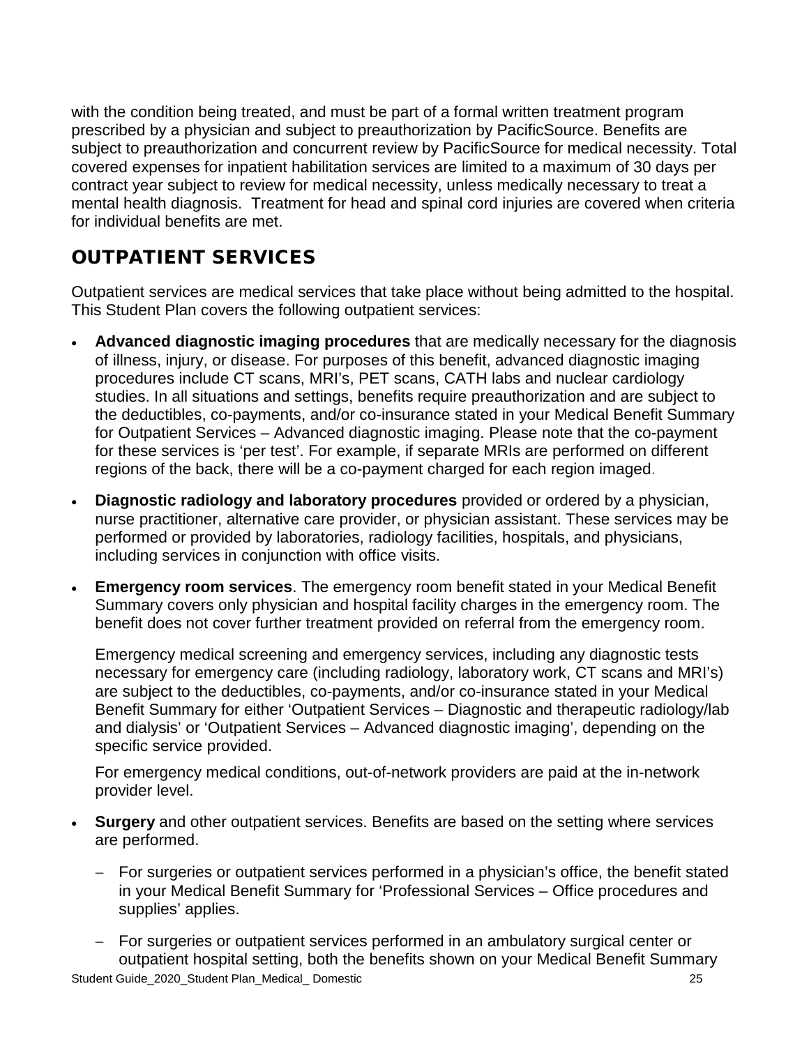with the condition being treated, and must be part of a formal written treatment program prescribed by a physician and subject to preauthorization by PacificSource. Benefits are subject to preauthorization and concurrent review by PacificSource for medical necessity. Total covered expenses for inpatient habilitation services are limited to a maximum of 30 days per contract year subject to review for medical necessity, unless medically necessary to treat a mental health diagnosis. Treatment for head and spinal cord injuries are covered when criteria for individual benefits are met.

## OUTPATIENT SERVICES

Outpatient services are medical services that take place without being admitted to the hospital. This Student Plan covers the following outpatient services:

- **Advanced diagnostic imaging procedures** that are medically necessary for the diagnosis of illness, injury, or disease. For purposes of this benefit, advanced diagnostic imaging procedures include CT scans, MRI's, PET scans, CATH labs and nuclear cardiology studies. In all situations and settings, benefits require preauthorization and are subject to the deductibles, co-payments, and/or co-insurance stated in your Medical Benefit Summary for Outpatient Services – Advanced diagnostic imaging. Please note that the co-payment for these services is 'per test'. For example, if separate MRIs are performed on different regions of the back, there will be a co-payment charged for each region imaged.

- **Diagnostic radiology and laboratory procedures** provided or ordered by a physician, nurse practitioner, alternative care provider, or physician assistant. These services may be performed or provided by laboratories, radiology facilities, hospitals, and physicians, including services in conjunction with office visits.

- **Emergency room services**. The emergency room benefit stated in your Medical Benefit Summary covers only physician and hospital facility charges in the emergency room. The benefit does not cover further treatment provided on referral from the emergency room.

  Emergency medical screening and emergency services, including any diagnostic tests necessary for emergency care (including radiology, laboratory work, CT scans and MRI's) are subject to the deductibles, co-payments, and/or co-insurance stated in your Medical Benefit Summary for either 'Outpatient Services – Diagnostic and therapeutic radiology/lab and dialysis' or 'Outpatient Services – Advanced diagnostic imaging', depending on the specific service provided.

  For emergency medical conditions, out-of-network providers are paid at the in-network provider level.

- **Surgery** and other outpatient services. Benefits are based on the setting where services are performed.

  - For surgeries or outpatient services performed in a physician's office, the benefit stated in your Medical Benefit Summary for 'Professional Services – Office procedures and supplies' applies.

  - For surgeries or outpatient services performed in an ambulatory surgical center or outpatient hospital setting, both the benefits shown on your Medical Benefit Summary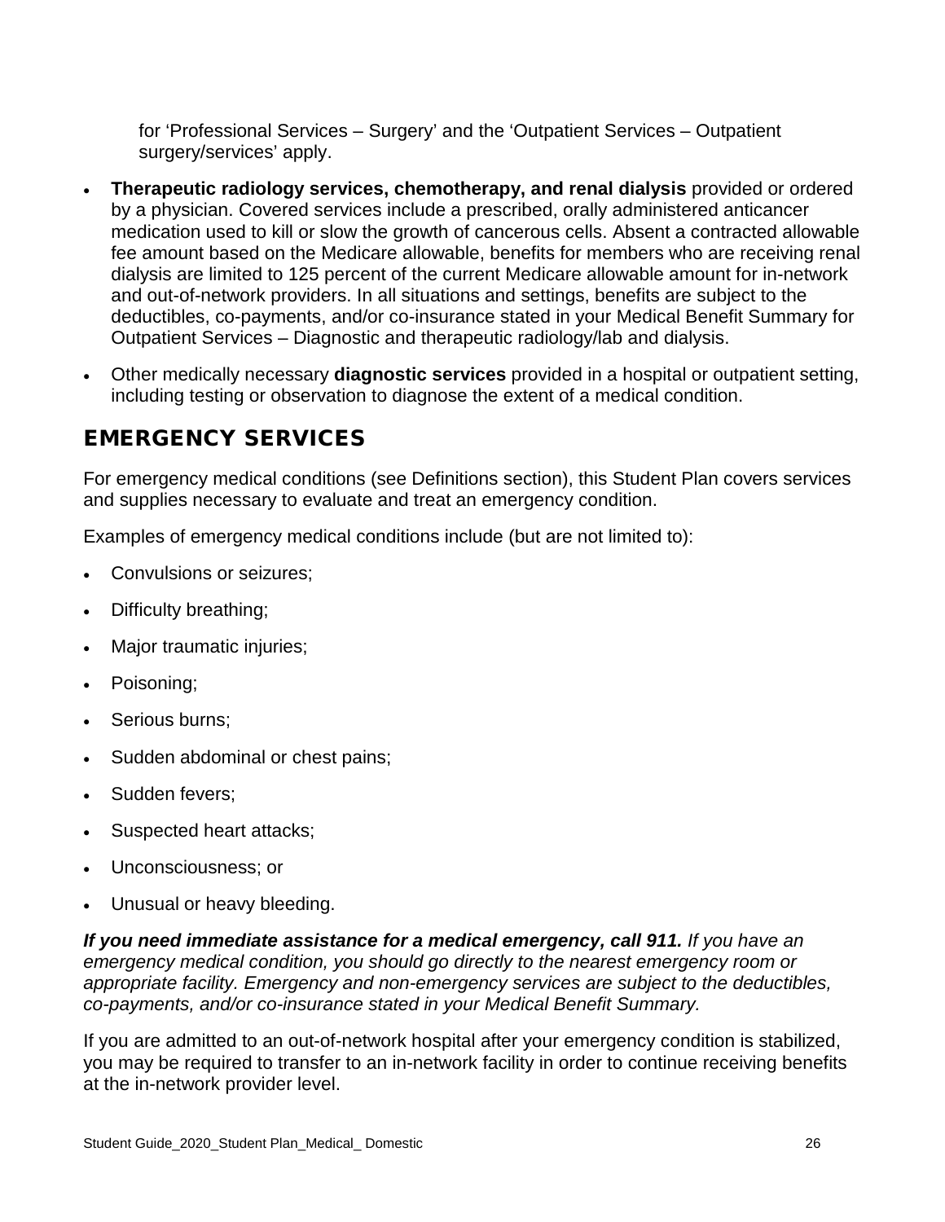for 'Professional Services – Surgery' and the 'Outpatient Services – Outpatient surgery/services' apply.

- **Therapeutic radiology services, chemotherapy, and renal dialysis** provided or ordered by a physician. Covered services include a prescribed, orally administered anticancer medication used to kill or slow the growth of cancerous cells. Absent a contracted allowable fee amount based on the Medicare allowable, benefits for members who are receiving renal dialysis are limited to 125 percent of the current Medicare allowable amount for in-network and out-of-network providers. In all situations and settings, benefits are subject to the deductibles, co-payments, and/or co-insurance stated in your Medical Benefit Summary for Outpatient Services – Diagnostic and therapeutic radiology/lab and dialysis.
- Other medically necessary **diagnostic services** provided in a hospital or outpatient setting, including testing or observation to diagnose the extent of a medical condition.

## EMERGENCY SERVICES

For emergency medical conditions (see Definitions section), this Student Plan covers services and supplies necessary to evaluate and treat an emergency condition.

Examples of emergency medical conditions include (but are not limited to):

- Convulsions or seizures;
- Difficulty breathing;
- Major traumatic injuries;
- Poisoning;
- Serious burns;
- Sudden abdominal or chest pains;
- Sudden fevers;
- Suspected heart attacks;
- Unconsciousness; or
- Unusual or heavy bleeding.

***If you need immediate assistance for a medical emergency, call 911.*** *If you have an emergency medical condition, you should go directly to the nearest emergency room or appropriate facility. Emergency and non-emergency services are subject to the deductibles, co-payments, and/or co-insurance stated in your Medical Benefit Summary.*

If you are admitted to an out-of-network hospital after your emergency condition is stabilized, you may be required to transfer to an in-network facility in order to continue receiving benefits at the in-network provider level.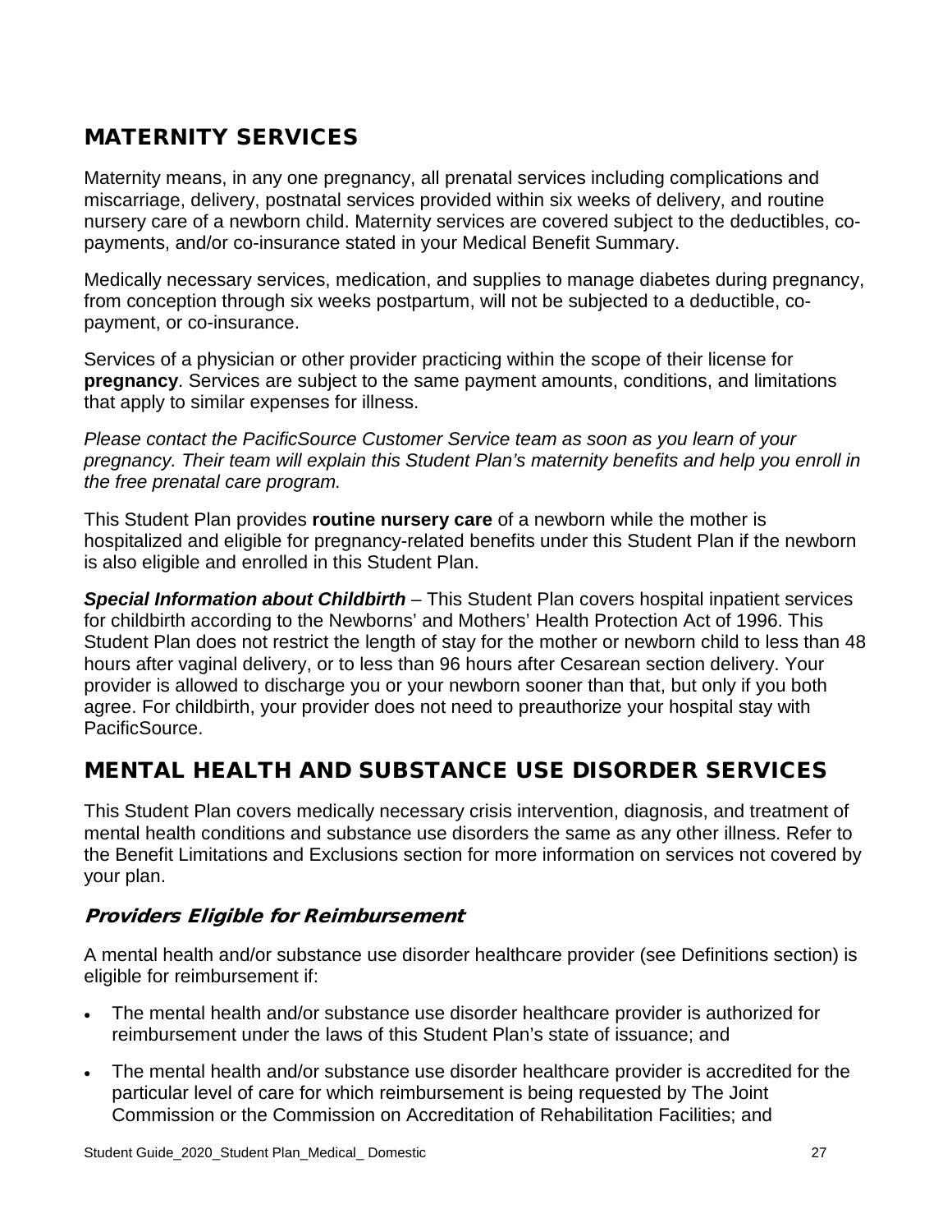## MATERNITY SERVICES

Maternity means, in any one pregnancy, all prenatal services including complications and miscarriage, delivery, postnatal services provided within six weeks of delivery, and routine nursery care of a newborn child. Maternity services are covered subject to the deductibles, co-payments, and/or co-insurance stated in your Medical Benefit Summary.

Medically necessary services, medication, and supplies to manage diabetes during pregnancy, from conception through six weeks postpartum, will not be subjected to a deductible, co-payment, or co-insurance.

Services of a physician or other provider practicing within the scope of their license for **pregnancy**. Services are subject to the same payment amounts, conditions, and limitations that apply to similar expenses for illness.

*Please contact the PacificSource Customer Service team as soon as you learn of your pregnancy. Their team will explain this Student Plan's maternity benefits and help you enroll in the free prenatal care program.*

This Student Plan provides **routine nursery care** of a newborn while the mother is hospitalized and eligible for pregnancy-related benefits under this Student Plan if the newborn is also eligible and enrolled in this Student Plan.

***Special Information about Childbirth*** – This Student Plan covers hospital inpatient services for childbirth according to the Newborns' and Mothers' Health Protection Act of 1996. This Student Plan does not restrict the length of stay for the mother or newborn child to less than 48 hours after vaginal delivery, or to less than 96 hours after Cesarean section delivery. Your provider is allowed to discharge you or your newborn sooner than that, but only if you both agree. For childbirth, your provider does not need to preauthorize your hospital stay with PacificSource.

## MENTAL HEALTH AND SUBSTANCE USE DISORDER SERVICES

This Student Plan covers medically necessary crisis intervention, diagnosis, and treatment of mental health conditions and substance use disorders the same as any other illness. Refer to the Benefit Limitations and Exclusions section for more information on services not covered by your plan.

### *Providers Eligible for Reimbursement*

A mental health and/or substance use disorder healthcare provider (see Definitions section) is eligible for reimbursement if:

- The mental health and/or substance use disorder healthcare provider is authorized for reimbursement under the laws of this Student Plan's state of issuance; and
- The mental health and/or substance use disorder healthcare provider is accredited for the particular level of care for which reimbursement is being requested by The Joint Commission or the Commission on Accreditation of Rehabilitation Facilities; and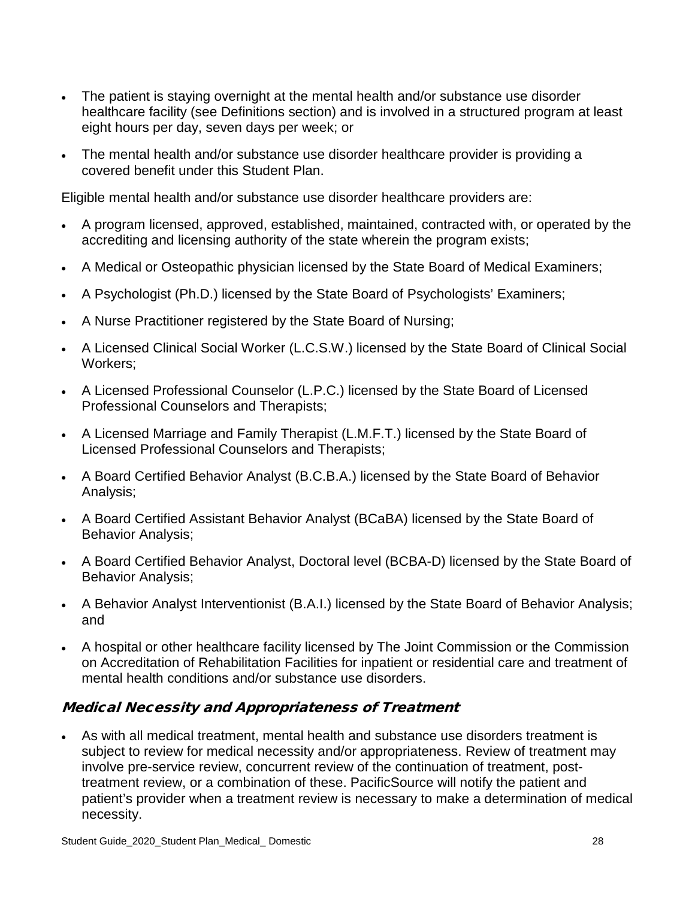- The patient is staying overnight at the mental health and/or substance use disorder healthcare facility (see Definitions section) and is involved in a structured program at least eight hours per day, seven days per week; or
- The mental health and/or substance use disorder healthcare provider is providing a covered benefit under this Student Plan.

Eligible mental health and/or substance use disorder healthcare providers are:

- A program licensed, approved, established, maintained, contracted with, or operated by the accrediting and licensing authority of the state wherein the program exists;
- A Medical or Osteopathic physician licensed by the State Board of Medical Examiners;
- A Psychologist (Ph.D.) licensed by the State Board of Psychologists' Examiners;
- A Nurse Practitioner registered by the State Board of Nursing;
- A Licensed Clinical Social Worker (L.C.S.W.) licensed by the State Board of Clinical Social Workers;
- A Licensed Professional Counselor (L.P.C.) licensed by the State Board of Licensed Professional Counselors and Therapists;
- A Licensed Marriage and Family Therapist (L.M.F.T.) licensed by the State Board of Licensed Professional Counselors and Therapists;
- A Board Certified Behavior Analyst (B.C.B.A.) licensed by the State Board of Behavior Analysis;
- A Board Certified Assistant Behavior Analyst (BCaBA) licensed by the State Board of Behavior Analysis;
- A Board Certified Behavior Analyst, Doctoral level (BCBA-D) licensed by the State Board of Behavior Analysis;
- A Behavior Analyst Interventionist (B.A.I.) licensed by the State Board of Behavior Analysis; and
- A hospital or other healthcare facility licensed by The Joint Commission or the Commission on Accreditation of Rehabilitation Facilities for inpatient or residential care and treatment of mental health conditions and/or substance use disorders.

### Medical Necessity and Appropriateness of Treatment

- As with all medical treatment, mental health and substance use disorders treatment is subject to review for medical necessity and/or appropriateness. Review of treatment may involve pre-service review, concurrent review of the continuation of treatment, post-treatment review, or a combination of these. PacificSource will notify the patient and patient's provider when a treatment review is necessary to make a determination of medical necessity.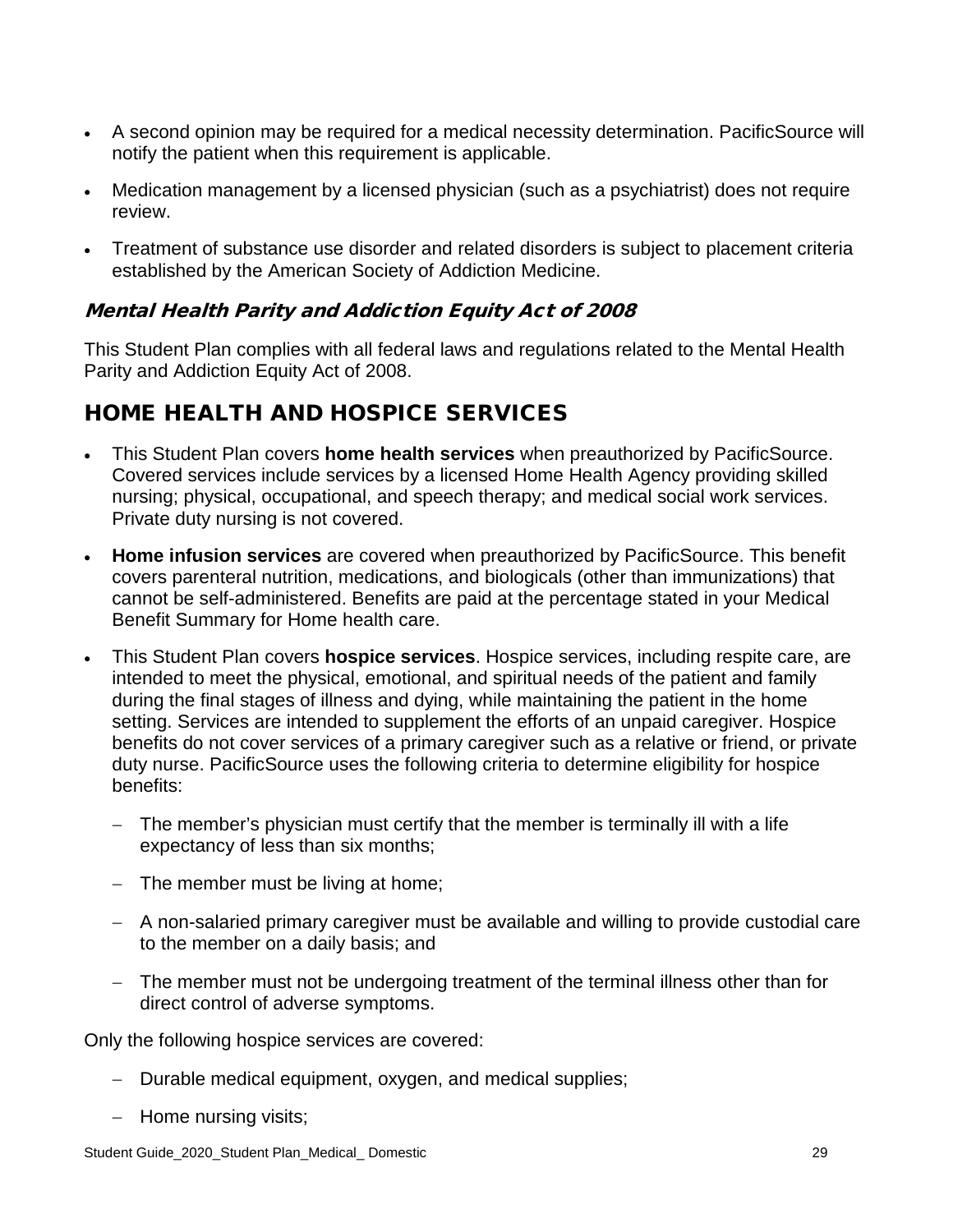- A second opinion may be required for a medical necessity determination. PacificSource will notify the patient when this requirement is applicable.
- Medication management by a licensed physician (such as a psychiatrist) does not require review.
- Treatment of substance use disorder and related disorders is subject to placement criteria established by the American Society of Addiction Medicine.

### *Mental Health Parity and Addiction Equity Act of 2008*

This Student Plan complies with all federal laws and regulations related to the Mental Health Parity and Addiction Equity Act of 2008.

## HOME HEALTH AND HOSPICE SERVICES

- This Student Plan covers **home health services** when preauthorized by PacificSource. Covered services include services by a licensed Home Health Agency providing skilled nursing; physical, occupational, and speech therapy; and medical social work services. Private duty nursing is not covered.
- **Home infusion services** are covered when preauthorized by PacificSource. This benefit covers parenteral nutrition, medications, and biologicals (other than immunizations) that cannot be self-administered. Benefits are paid at the percentage stated in your Medical Benefit Summary for Home health care.
- This Student Plan covers **hospice services**. Hospice services, including respite care, are intended to meet the physical, emotional, and spiritual needs of the patient and family during the final stages of illness and dying, while maintaining the patient in the home setting. Services are intended to supplement the efforts of an unpaid caregiver. Hospice benefits do not cover services of a primary caregiver such as a relative or friend, or private duty nurse. PacificSource uses the following criteria to determine eligibility for hospice benefits:
  - The member's physician must certify that the member is terminally ill with a life expectancy of less than six months;
  - The member must be living at home;
  - A non-salaried primary caregiver must be available and willing to provide custodial care to the member on a daily basis; and
  - The member must not be undergoing treatment of the terminal illness other than for direct control of adverse symptoms.

Only the following hospice services are covered:

- Durable medical equipment, oxygen, and medical supplies;
- Home nursing visits;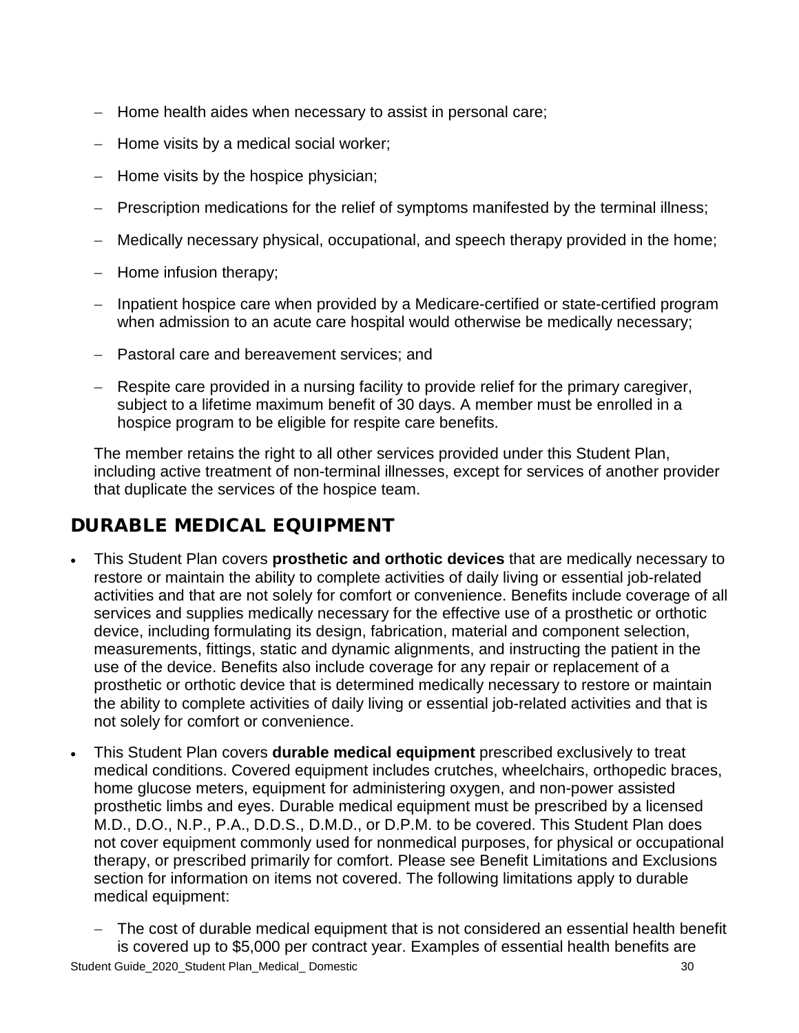- Home health aides when necessary to assist in personal care;
- Home visits by a medical social worker;
- Home visits by the hospice physician;
- Prescription medications for the relief of symptoms manifested by the terminal illness;
- Medically necessary physical, occupational, and speech therapy provided in the home;
- Home infusion therapy;
- Inpatient hospice care when provided by a Medicare-certified or state-certified program when admission to an acute care hospital would otherwise be medically necessary;
- Pastoral care and bereavement services; and
- Respite care provided in a nursing facility to provide relief for the primary caregiver, subject to a lifetime maximum benefit of 30 days. A member must be enrolled in a hospice program to be eligible for respite care benefits.

The member retains the right to all other services provided under this Student Plan, including active treatment of non-terminal illnesses, except for services of another provider that duplicate the services of the hospice team.

## DURABLE MEDICAL EQUIPMENT

- This Student Plan covers **prosthetic and orthotic devices** that are medically necessary to restore or maintain the ability to complete activities of daily living or essential job-related activities and that are not solely for comfort or convenience. Benefits include coverage of all services and supplies medically necessary for the effective use of a prosthetic or orthotic device, including formulating its design, fabrication, material and component selection, measurements, fittings, static and dynamic alignments, and instructing the patient in the use of the device. Benefits also include coverage for any repair or replacement of a prosthetic or orthotic device that is determined medically necessary to restore or maintain the ability to complete activities of daily living or essential job-related activities and that is not solely for comfort or convenience.
- This Student Plan covers **durable medical equipment** prescribed exclusively to treat medical conditions. Covered equipment includes crutches, wheelchairs, orthopedic braces, home glucose meters, equipment for administering oxygen, and non-power assisted prosthetic limbs and eyes. Durable medical equipment must be prescribed by a licensed M.D., D.O., N.P., P.A., D.D.S., D.M.D., or D.P.M. to be covered. This Student Plan does not cover equipment commonly used for nonmedical purposes, for physical or occupational therapy, or prescribed primarily for comfort. Please see Benefit Limitations and Exclusions section for information on items not covered. The following limitations apply to durable medical equipment:
  - The cost of durable medical equipment that is not considered an essential health benefit is covered up to $5,000 per contract year. Examples of essential health benefits are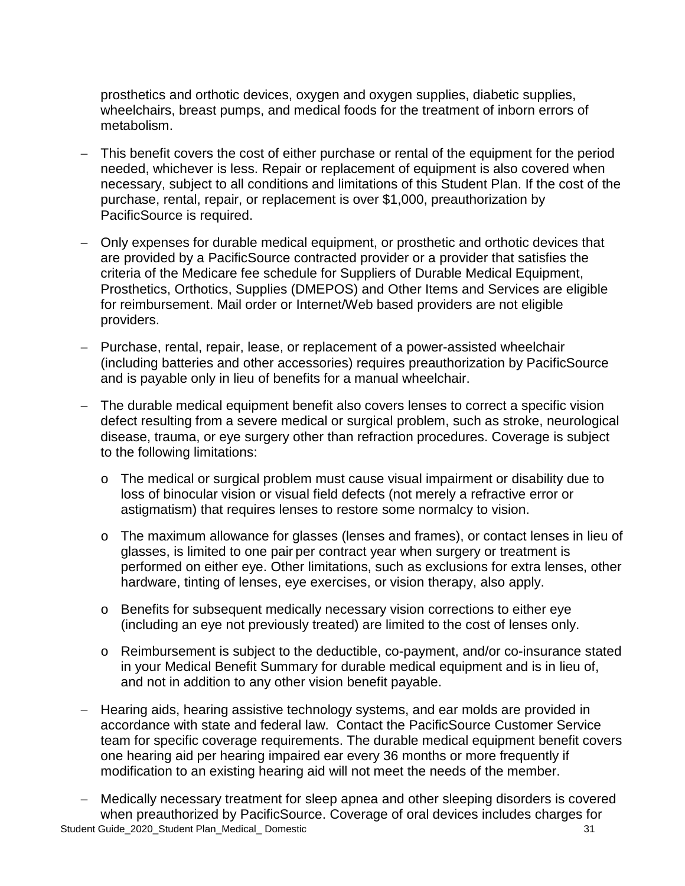prosthetics and orthotic devices, oxygen and oxygen supplies, diabetic supplies, wheelchairs, breast pumps, and medical foods for the treatment of inborn errors of metabolism.

- This benefit covers the cost of either purchase or rental of the equipment for the period needed, whichever is less. Repair or replacement of equipment is also covered when necessary, subject to all conditions and limitations of this Student Plan. If the cost of the purchase, rental, repair, or replacement is over $1,000, preauthorization by PacificSource is required.
- Only expenses for durable medical equipment, or prosthetic and orthotic devices that are provided by a PacificSource contracted provider or a provider that satisfies the criteria of the Medicare fee schedule for Suppliers of Durable Medical Equipment, Prosthetics, Orthotics, Supplies (DMEPOS) and Other Items and Services are eligible for reimbursement. Mail order or Internet/Web based providers are not eligible providers.
- Purchase, rental, repair, lease, or replacement of a power-assisted wheelchair (including batteries and other accessories) requires preauthorization by PacificSource and is payable only in lieu of benefits for a manual wheelchair.
- The durable medical equipment benefit also covers lenses to correct a specific vision defect resulting from a severe medical or surgical problem, such as stroke, neurological disease, trauma, or eye surgery other than refraction procedures. Coverage is subject to the following limitations:
  - The medical or surgical problem must cause visual impairment or disability due to loss of binocular vision or visual field defects (not merely a refractive error or astigmatism) that requires lenses to restore some normalcy to vision.
  - The maximum allowance for glasses (lenses and frames), or contact lenses in lieu of glasses, is limited to one pair per contract year when surgery or treatment is performed on either eye. Other limitations, such as exclusions for extra lenses, other hardware, tinting of lenses, eye exercises, or vision therapy, also apply.
  - Benefits for subsequent medically necessary vision corrections to either eye (including an eye not previously treated) are limited to the cost of lenses only.
  - Reimbursement is subject to the deductible, co-payment, and/or co-insurance stated in your Medical Benefit Summary for durable medical equipment and is in lieu of, and not in addition to any other vision benefit payable.
- Hearing aids, hearing assistive technology systems, and ear molds are provided in accordance with state and federal law. Contact the PacificSource Customer Service team for specific coverage requirements. The durable medical equipment benefit covers one hearing aid per hearing impaired ear every 36 months or more frequently if modification to an existing hearing aid will not meet the needs of the member.
- Medically necessary treatment for sleep apnea and other sleeping disorders is covered when preauthorized by PacificSource. Coverage of oral devices includes charges for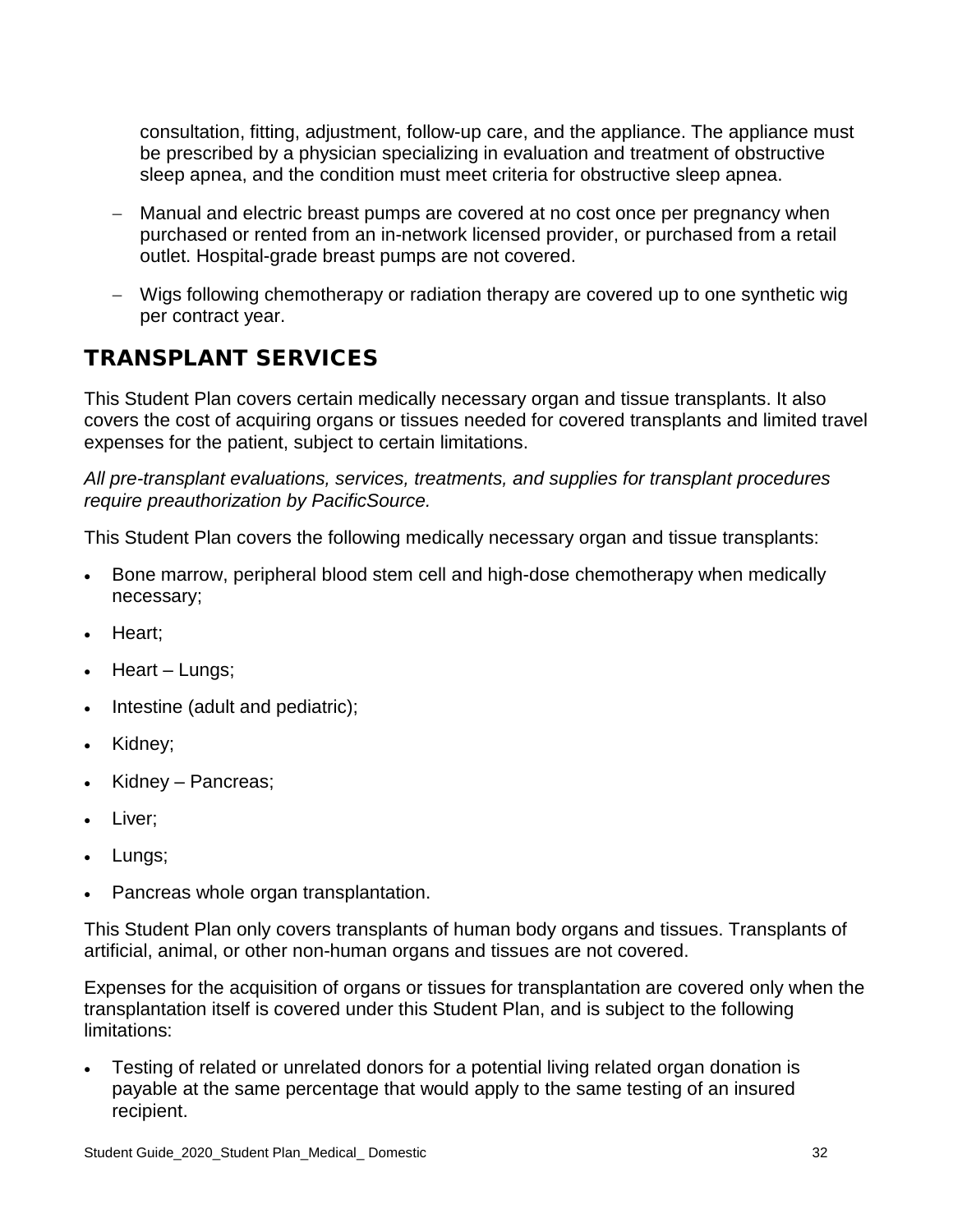consultation, fitting, adjustment, follow-up care, and the appliance. The appliance must be prescribed by a physician specializing in evaluation and treatment of obstructive sleep apnea, and the condition must meet criteria for obstructive sleep apnea.

- Manual and electric breast pumps are covered at no cost once per pregnancy when purchased or rented from an in-network licensed provider, or purchased from a retail outlet. Hospital-grade breast pumps are not covered.

- Wigs following chemotherapy or radiation therapy are covered up to one synthetic wig per contract year.

## TRANSPLANT SERVICES

This Student Plan covers certain medically necessary organ and tissue transplants. It also covers the cost of acquiring organs or tissues needed for covered transplants and limited travel expenses for the patient, subject to certain limitations.

*All pre-transplant evaluations, services, treatments, and supplies for transplant procedures require preauthorization by PacificSource.*

This Student Plan covers the following medically necessary organ and tissue transplants:

- Bone marrow, peripheral blood stem cell and high-dose chemotherapy when medically necessary;
- Heart;
- Heart – Lungs;
- Intestine (adult and pediatric);
- Kidney;
- Kidney – Pancreas;
- Liver;
- Lungs;
- Pancreas whole organ transplantation.

This Student Plan only covers transplants of human body organs and tissues. Transplants of artificial, animal, or other non-human organs and tissues are not covered.

Expenses for the acquisition of organs or tissues for transplantation are covered only when the transplantation itself is covered under this Student Plan, and is subject to the following limitations:

- Testing of related or unrelated donors for a potential living related organ donation is payable at the same percentage that would apply to the same testing of an insured recipient.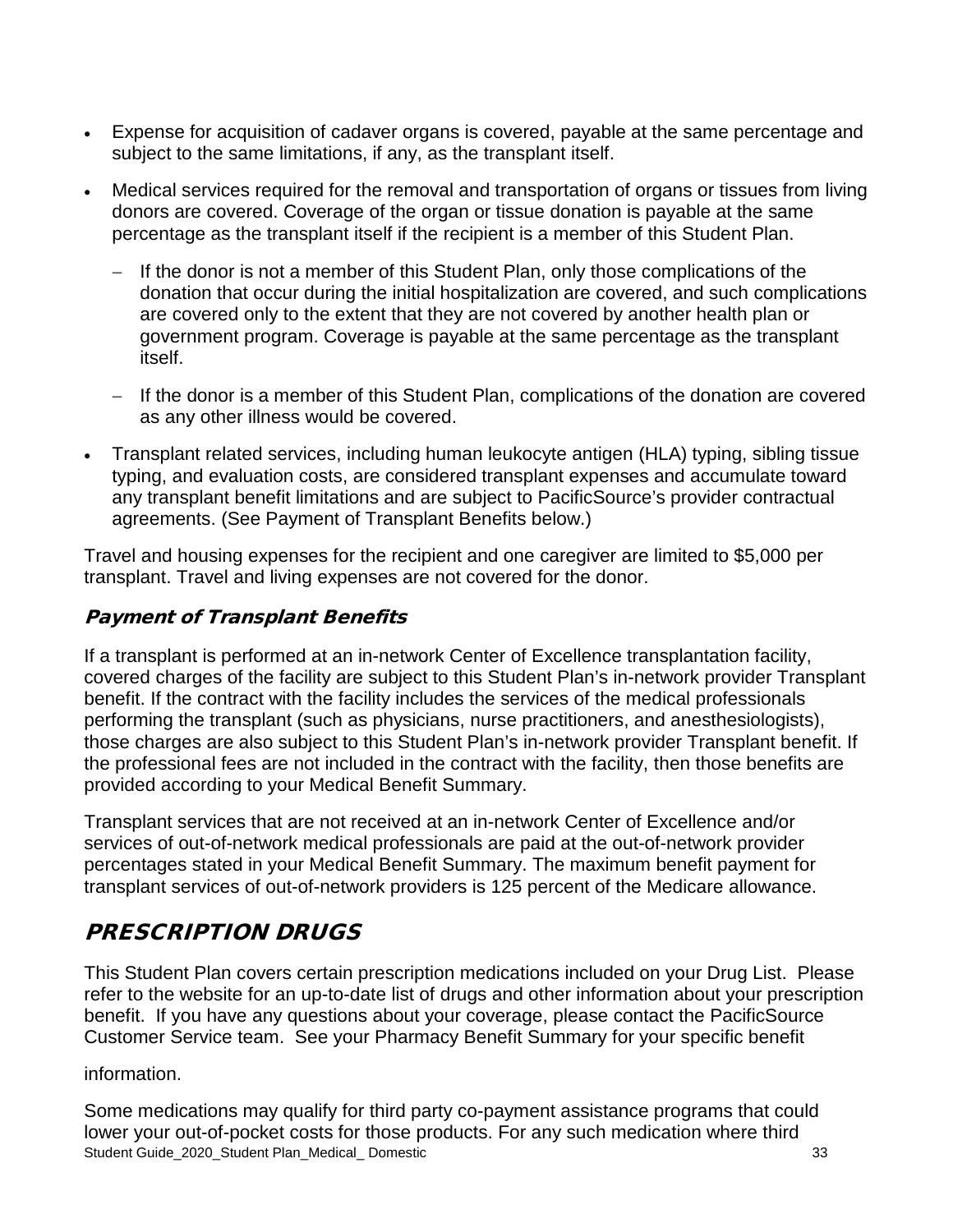- Expense for acquisition of cadaver organs is covered, payable at the same percentage and subject to the same limitations, if any, as the transplant itself.
- Medical services required for the removal and transportation of organs or tissues from living donors are covered. Coverage of the organ or tissue donation is payable at the same percentage as the transplant itself if the recipient is a member of this Student Plan.
  - If the donor is not a member of this Student Plan, only those complications of the donation that occur during the initial hospitalization are covered, and such complications are covered only to the extent that they are not covered by another health plan or government program. Coverage is payable at the same percentage as the transplant itself.
  - If the donor is a member of this Student Plan, complications of the donation are covered as any other illness would be covered.
- Transplant related services, including human leukocyte antigen (HLA) typing, sibling tissue typing, and evaluation costs, are considered transplant expenses and accumulate toward any transplant benefit limitations and are subject to PacificSource's provider contractual agreements. (See Payment of Transplant Benefits below.)

Travel and housing expenses for the recipient and one caregiver are limited to $5,000 per transplant. Travel and living expenses are not covered for the donor.

### *Payment of Transplant Benefits*

If a transplant is performed at an in-network Center of Excellence transplantation facility, covered charges of the facility are subject to this Student Plan's in-network provider Transplant benefit. If the contract with the facility includes the services of the medical professionals performing the transplant (such as physicians, nurse practitioners, and anesthesiologists), those charges are also subject to this Student Plan's in-network provider Transplant benefit. If the professional fees are not included in the contract with the facility, then those benefits are provided according to your Medical Benefit Summary.

Transplant services that are not received at an in-network Center of Excellence and/or services of out-of-network medical professionals are paid at the out-of-network provider percentages stated in your Medical Benefit Summary. The maximum benefit payment for transplant services of out-of-network providers is 125 percent of the Medicare allowance.

## PRESCRIPTION DRUGS

This Student Plan covers certain prescription medications included on your Drug List. Please refer to the website for an up-to-date list of drugs and other information about your prescription benefit. If you have any questions about your coverage, please contact the PacificSource Customer Service team. See your Pharmacy Benefit Summary for your specific benefit

information.

Some medications may qualify for third party co-payment assistance programs that could lower your out-of-pocket costs for those products. For any such medication where third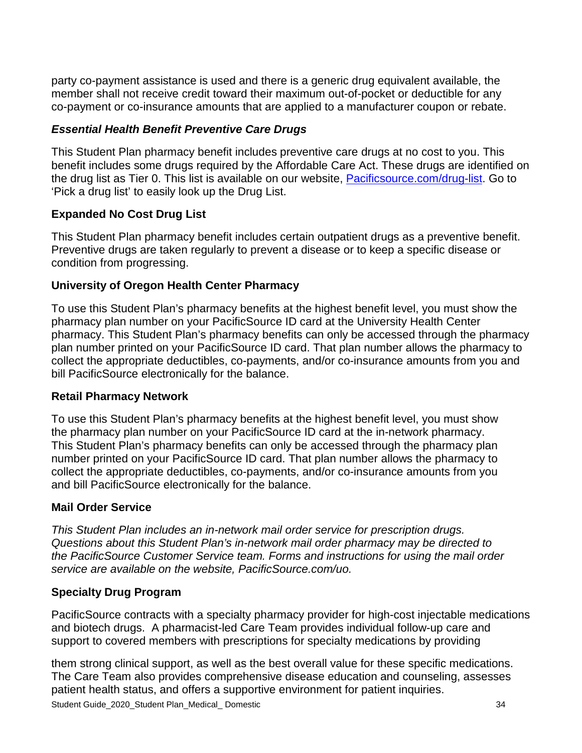party co-payment assistance is used and there is a generic drug equivalent available, the member shall not receive credit toward their maximum out-of-pocket or deductible for any co-payment or co-insurance amounts that are applied to a manufacturer coupon or rebate.

### *Essential Health Benefit Preventive Care Drugs*

This Student Plan pharmacy benefit includes preventive care drugs at no cost to you. This benefit includes some drugs required by the Affordable Care Act. These drugs are identified on the drug list as Tier 0. This list is available on our website, [Pacificsource.com/drug-list](Pacificsource.com/drug-list). Go to 'Pick a drug list' to easily look up the Drug List.

### Expanded No Cost Drug List

This Student Plan pharmacy benefit includes certain outpatient drugs as a preventive benefit. Preventive drugs are taken regularly to prevent a disease or to keep a specific disease or condition from progressing.

### University of Oregon Health Center Pharmacy

To use this Student Plan's pharmacy benefits at the highest benefit level, you must show the pharmacy plan number on your PacificSource ID card at the University Health Center pharmacy. This Student Plan's pharmacy benefits can only be accessed through the pharmacy plan number printed on your PacificSource ID card. That plan number allows the pharmacy to collect the appropriate deductibles, co-payments, and/or co-insurance amounts from you and bill PacificSource electronically for the balance.

### Retail Pharmacy Network

To use this Student Plan's pharmacy benefits at the highest benefit level, you must show the pharmacy plan number on your PacificSource ID card at the in-network pharmacy. This Student Plan's pharmacy benefits can only be accessed through the pharmacy plan number printed on your PacificSource ID card. That plan number allows the pharmacy to collect the appropriate deductibles, co-payments, and/or co-insurance amounts from you and bill PacificSource electronically for the balance.

### Mail Order Service

*This Student Plan includes an in-network mail order service for prescription drugs. Questions about this Student Plan's in-network mail order pharmacy may be directed to the PacificSource Customer Service team. Forms and instructions for using the mail order service are available on the website, PacificSource.com/uo.*

### Specialty Drug Program

PacificSource contracts with a specialty pharmacy provider for high-cost injectable medications and biotech drugs. A pharmacist-led Care Team provides individual follow-up care and support to covered members with prescriptions for specialty medications by providing them strong clinical support, as well as the best overall value for these specific medications. The Care Team also provides comprehensive disease education and counseling, assesses patient health status, and offers a supportive environment for patient inquiries.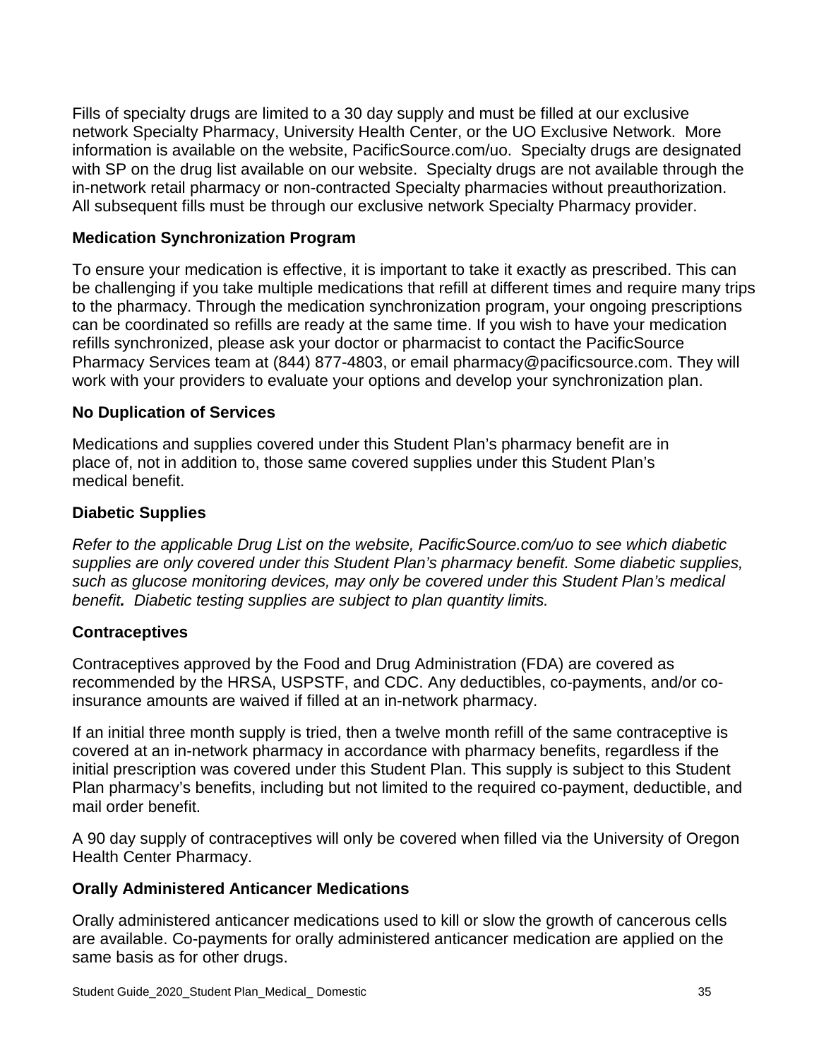Fills of specialty drugs are limited to a 30 day supply and must be filled at our exclusive network Specialty Pharmacy, University Health Center, or the UO Exclusive Network. More information is available on the website, PacificSource.com/uo. Specialty drugs are designated with SP on the drug list available on our website. Specialty drugs are not available through the in-network retail pharmacy or non-contracted Specialty pharmacies without preauthorization. All subsequent fills must be through our exclusive network Specialty Pharmacy provider.

### Medication Synchronization Program

To ensure your medication is effective, it is important to take it exactly as prescribed. This can be challenging if you take multiple medications that refill at different times and require many trips to the pharmacy. Through the medication synchronization program, your ongoing prescriptions can be coordinated so refills are ready at the same time. If you wish to have your medication refills synchronized, please ask your doctor or pharmacist to contact the PacificSource Pharmacy Services team at (844) 877-4803, or email pharmacy@pacificsource.com. They will work with your providers to evaluate your options and develop your synchronization plan.

### No Duplication of Services

Medications and supplies covered under this Student Plan's pharmacy benefit are in place of, not in addition to, those same covered supplies under this Student Plan's medical benefit.

### Diabetic Supplies

*Refer to the applicable Drug List on the website, PacificSource.com/uo to see which diabetic supplies are only covered under this Student Plan's pharmacy benefit. Some diabetic supplies, such as glucose monitoring devices, may only be covered under this Student Plan's medical benefit.* ***.*** *Diabetic testing supplies are subject to plan quantity limits.*

### Contraceptives

Contraceptives approved by the Food and Drug Administration (FDA) are covered as recommended by the HRSA, USPSTF, and CDC. Any deductibles, co-payments, and/or co-insurance amounts are waived if filled at an in-network pharmacy.

If an initial three month supply is tried, then a twelve month refill of the same contraceptive is covered at an in-network pharmacy in accordance with pharmacy benefits, regardless if the initial prescription was covered under this Student Plan. This supply is subject to this Student Plan pharmacy's benefits, including but not limited to the required co-payment, deductible, and mail order benefit.

A 90 day supply of contraceptives will only be covered when filled via the University of Oregon Health Center Pharmacy.

### Orally Administered Anticancer Medications

Orally administered anticancer medications used to kill or slow the growth of cancerous cells are available. Co-payments for orally administered anticancer medication are applied on the same basis as for other drugs.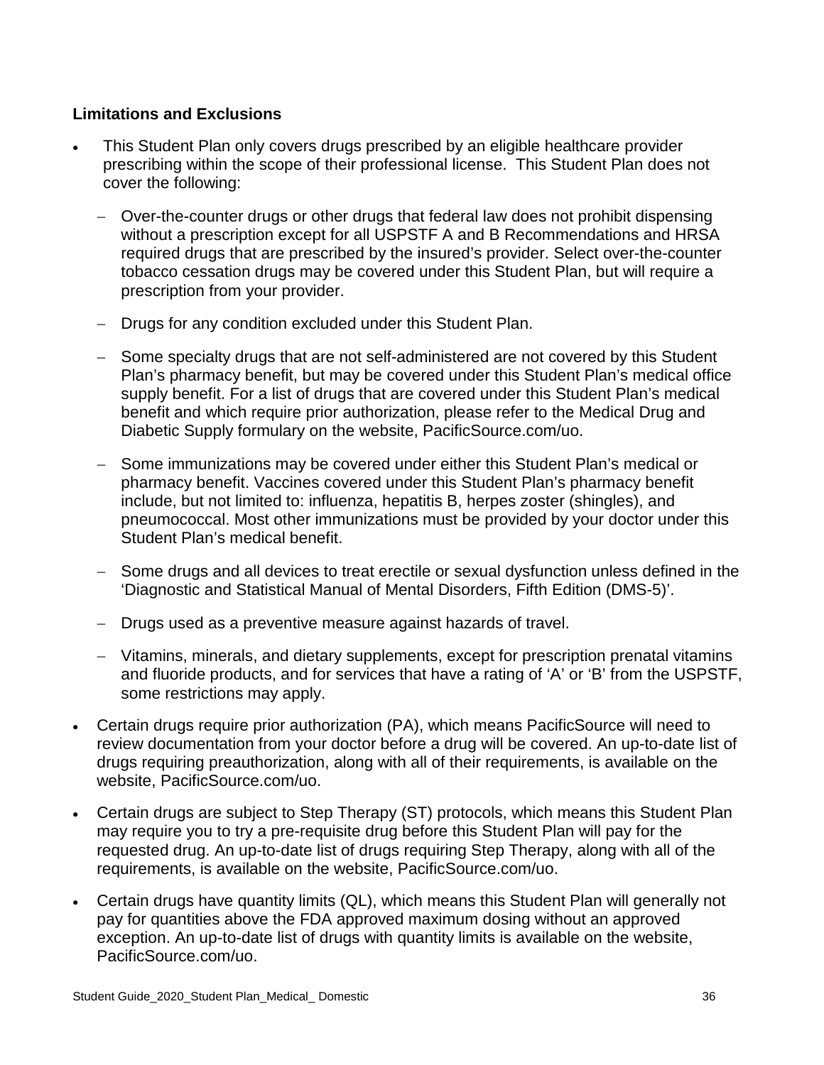### Limitations and Exclusions

- This Student Plan only covers drugs prescribed by an eligible healthcare provider prescribing within the scope of their professional license. This Student Plan does not cover the following:
  - Over-the-counter drugs or other drugs that federal law does not prohibit dispensing without a prescription except for all USPSTF A and B Recommendations and HRSA required drugs that are prescribed by the insured's provider. Select over-the-counter tobacco cessation drugs may be covered under this Student Plan, but will require a prescription from your provider.
  - Drugs for any condition excluded under this Student Plan.
  - Some specialty drugs that are not self-administered are not covered by this Student Plan's pharmacy benefit, but may be covered under this Student Plan's medical office supply benefit. For a list of drugs that are covered under this Student Plan's medical benefit and which require prior authorization, please refer to the Medical Drug and Diabetic Supply formulary on the website, PacificSource.com/uo.
  - Some immunizations may be covered under either this Student Plan's medical or pharmacy benefit. Vaccines covered under this Student Plan's pharmacy benefit include, but not limited to: influenza, hepatitis B, herpes zoster (shingles), and pneumococcal. Most other immunizations must be provided by your doctor under this Student Plan's medical benefit.
  - Some drugs and all devices to treat erectile or sexual dysfunction unless defined in the 'Diagnostic and Statistical Manual of Mental Disorders, Fifth Edition (DMS-5)'.
  - Drugs used as a preventive measure against hazards of travel.
  - Vitamins, minerals, and dietary supplements, except for prescription prenatal vitamins and fluoride products, and for services that have a rating of 'A' or 'B' from the USPSTF, some restrictions may apply.
- Certain drugs require prior authorization (PA), which means PacificSource will need to review documentation from your doctor before a drug will be covered. An up-to-date list of drugs requiring preauthorization, along with all of their requirements, is available on the website, PacificSource.com/uo.
- Certain drugs are subject to Step Therapy (ST) protocols, which means this Student Plan may require you to try a pre-requisite drug before this Student Plan will pay for the requested drug. An up-to-date list of drugs requiring Step Therapy, along with all of the requirements, is available on the website, PacificSource.com/uo.
- Certain drugs have quantity limits (QL), which means this Student Plan will generally not pay for quantities above the FDA approved maximum dosing without an approved exception. An up-to-date list of drugs with quantity limits is available on the website, PacificSource.com/uo.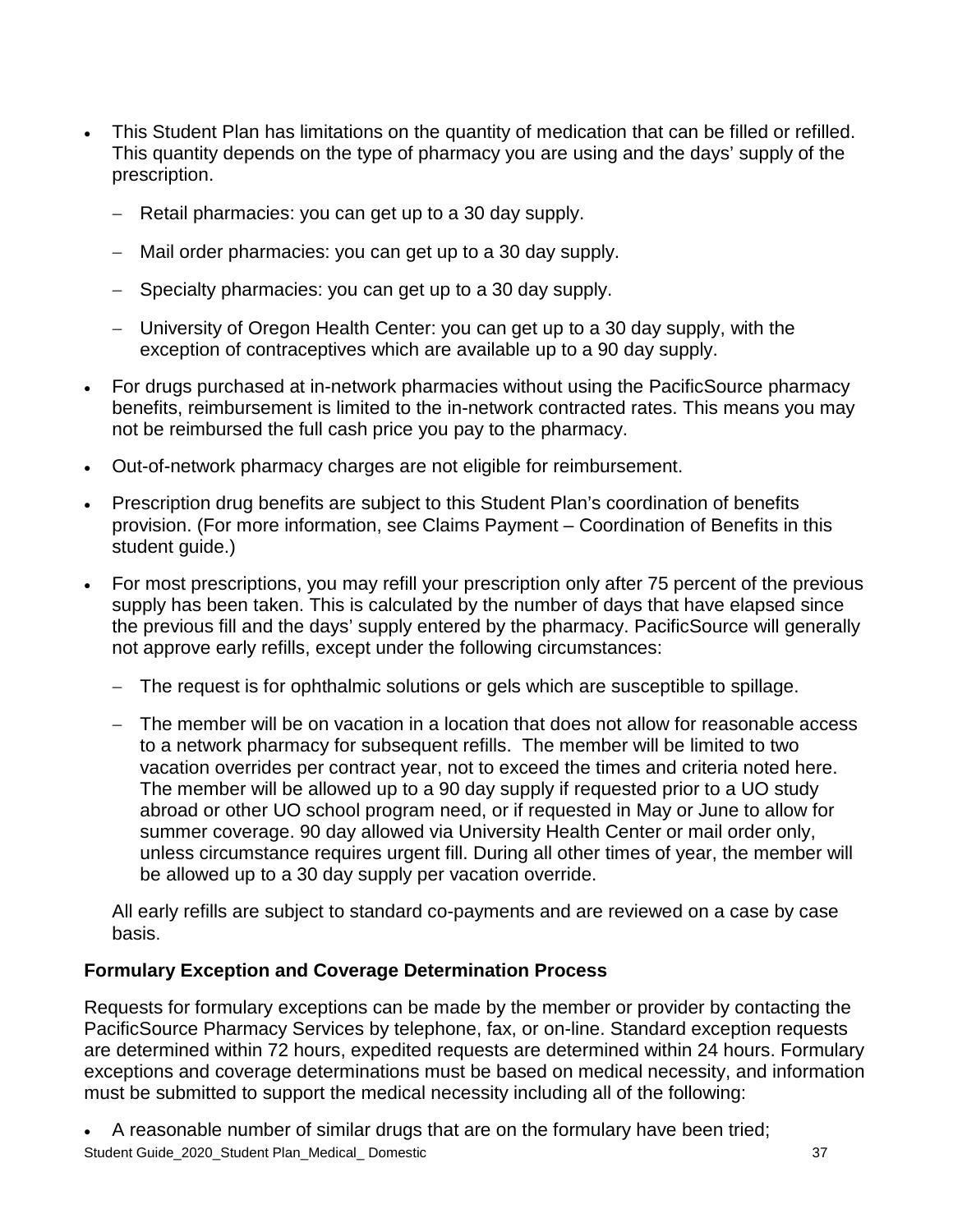- This Student Plan has limitations on the quantity of medication that can be filled or refilled. This quantity depends on the type of pharmacy you are using and the days' supply of the prescription.
  - Retail pharmacies: you can get up to a 30 day supply.
  - Mail order pharmacies: you can get up to a 30 day supply.
  - Specialty pharmacies: you can get up to a 30 day supply.
  - University of Oregon Health Center: you can get up to a 30 day supply, with the exception of contraceptives which are available up to a 90 day supply.
- For drugs purchased at in-network pharmacies without using the PacificSource pharmacy benefits, reimbursement is limited to the in-network contracted rates. This means you may not be reimbursed the full cash price you pay to the pharmacy.
- Out-of-network pharmacy charges are not eligible for reimbursement.
- Prescription drug benefits are subject to this Student Plan's coordination of benefits provision. (For more information, see Claims Payment – Coordination of Benefits in this student guide.)
- For most prescriptions, you may refill your prescription only after 75 percent of the previous supply has been taken. This is calculated by the number of days that have elapsed since the previous fill and the days' supply entered by the pharmacy. PacificSource will generally not approve early refills, except under the following circumstances:
  - The request is for ophthalmic solutions or gels which are susceptible to spillage.
  - The member will be on vacation in a location that does not allow for reasonable access to a network pharmacy for subsequent refills. The member will be limited to two vacation overrides per contract year, not to exceed the times and criteria noted here. The member will be allowed up to a 90 day supply if requested prior to a UO study abroad or other UO school program need, or if requested in May or June to allow for summer coverage. 90 day allowed via University Health Center or mail order only, unless circumstance requires urgent fill. During all other times of year, the member will be allowed up to a 30 day supply per vacation override.

  All early refills are subject to standard co-payments and are reviewed on a case by case basis.

**Formulary Exception and Coverage Determination Process**

Requests for formulary exceptions can be made by the member or provider by contacting the PacificSource Pharmacy Services by telephone, fax, or on-line. Standard exception requests are determined within 72 hours, expedited requests are determined within 24 hours. Formulary exceptions and coverage determinations must be based on medical necessity, and information must be submitted to support the medical necessity including all of the following:

- A reasonable number of similar drugs that are on the formulary have been tried;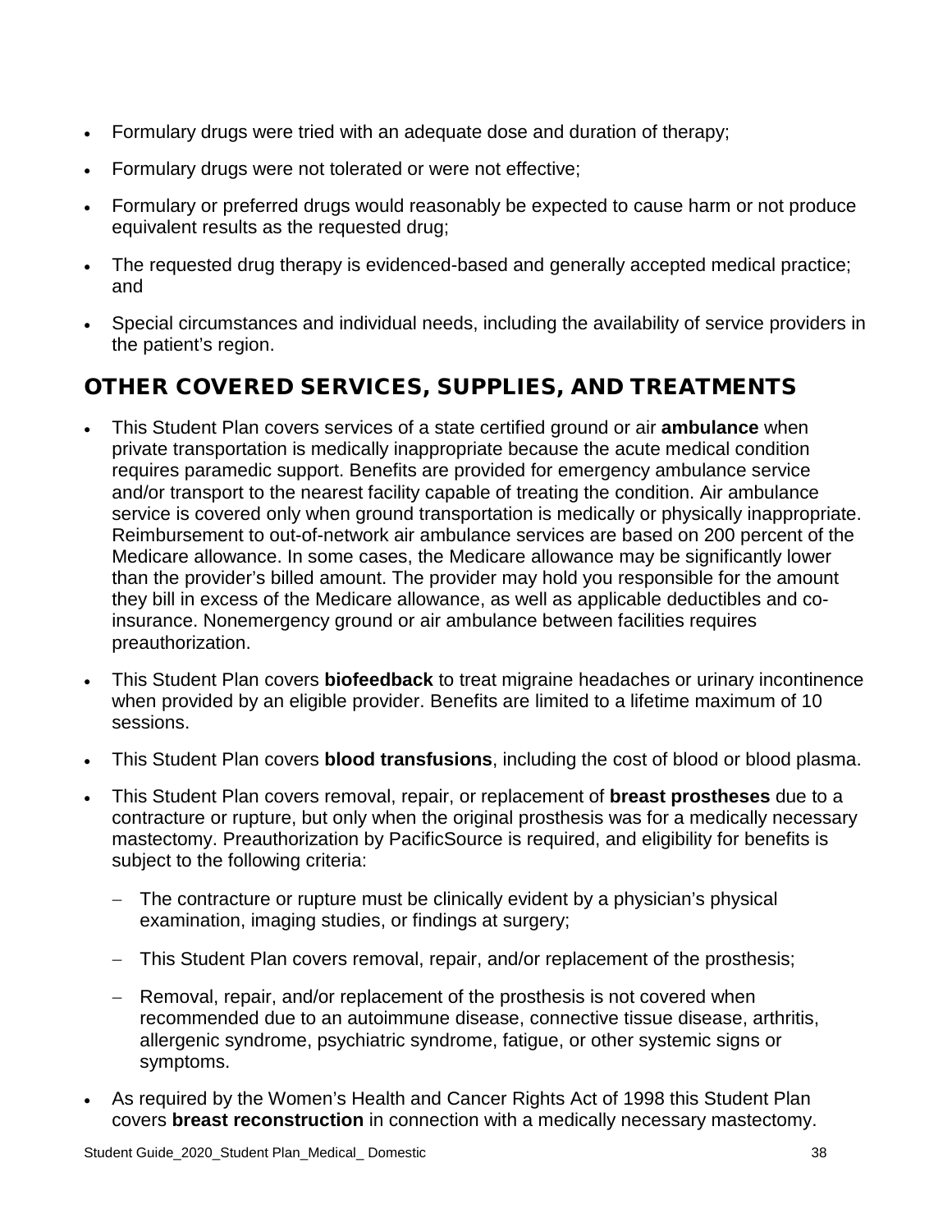- Formulary drugs were tried with an adequate dose and duration of therapy;
- Formulary drugs were not tolerated or were not effective;
- Formulary or preferred drugs would reasonably be expected to cause harm or not produce equivalent results as the requested drug;
- The requested drug therapy is evidenced-based and generally accepted medical practice; and
- Special circumstances and individual needs, including the availability of service providers in the patient's region.

## OTHER COVERED SERVICES, SUPPLIES, AND TREATMENTS

- This Student Plan covers services of a state certified ground or air **ambulance** when private transportation is medically inappropriate because the acute medical condition requires paramedic support. Benefits are provided for emergency ambulance service and/or transport to the nearest facility capable of treating the condition. Air ambulance service is covered only when ground transportation is medically or physically inappropriate. Reimbursement to out-of-network air ambulance services are based on 200 percent of the Medicare allowance. In some cases, the Medicare allowance may be significantly lower than the provider's billed amount. The provider may hold you responsible for the amount they bill in excess of the Medicare allowance, as well as applicable deductibles and co-insurance. Nonemergency ground or air ambulance between facilities requires preauthorization.
- This Student Plan covers **biofeedback** to treat migraine headaches or urinary incontinence when provided by an eligible provider. Benefits are limited to a lifetime maximum of 10 sessions.
- This Student Plan covers **blood transfusions**, including the cost of blood or blood plasma.
- This Student Plan covers removal, repair, or replacement of **breast prostheses** due to a contracture or rupture, but only when the original prosthesis was for a medically necessary mastectomy. Preauthorization by PacificSource is required, and eligibility for benefits is subject to the following criteria:
  - The contracture or rupture must be clinically evident by a physician's physical examination, imaging studies, or findings at surgery;
  - This Student Plan covers removal, repair, and/or replacement of the prosthesis;
  - Removal, repair, and/or replacement of the prosthesis is not covered when recommended due to an autoimmune disease, connective tissue disease, arthritis, allergenic syndrome, psychiatric syndrome, fatigue, or other systemic signs or symptoms.
- As required by the Women's Health and Cancer Rights Act of 1998 this Student Plan covers **breast reconstruction** in connection with a medically necessary mastectomy.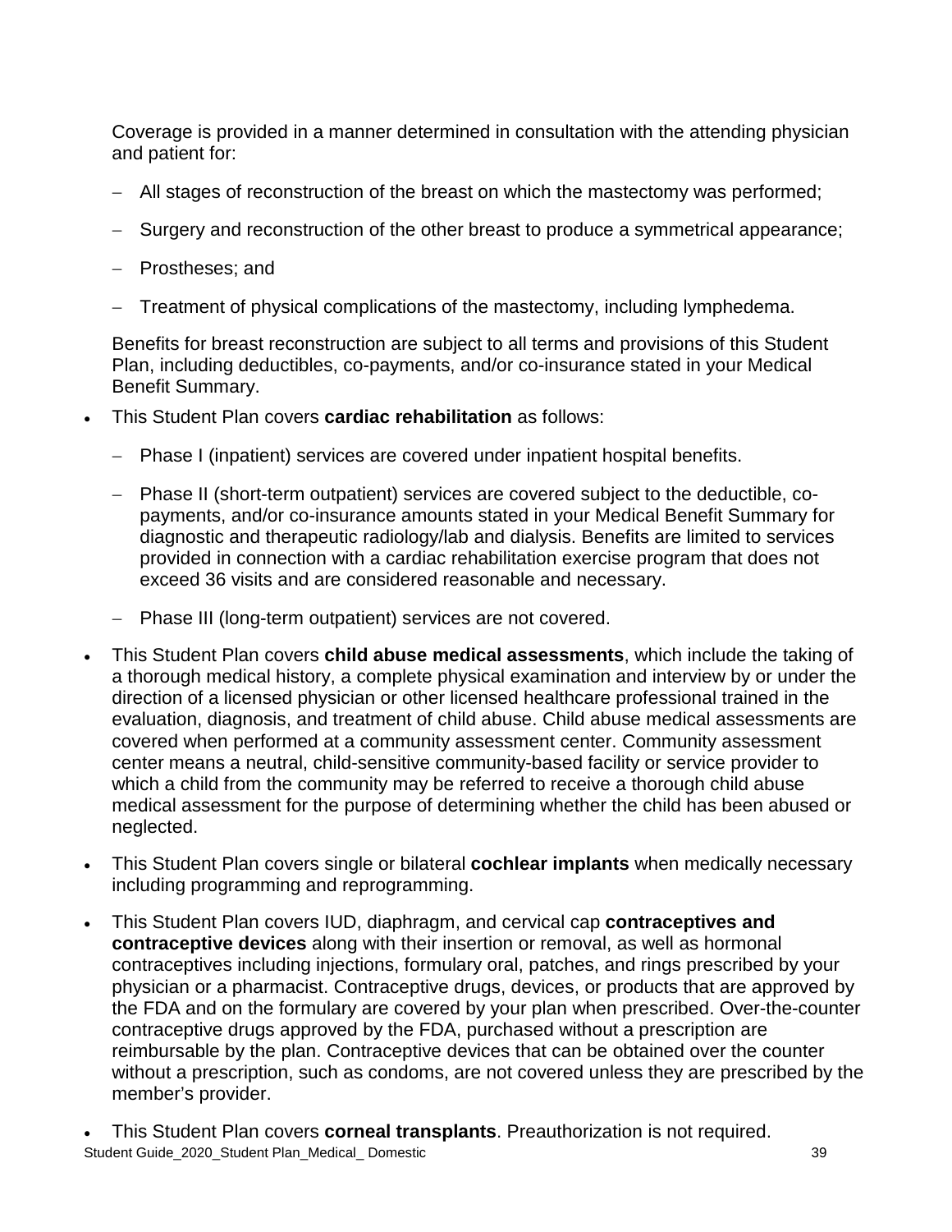Coverage is provided in a manner determined in consultation with the attending physician and patient for:

- All stages of reconstruction of the breast on which the mastectomy was performed;
- Surgery and reconstruction of the other breast to produce a symmetrical appearance;
- Prostheses; and
- Treatment of physical complications of the mastectomy, including lymphedema.

Benefits for breast reconstruction are subject to all terms and provisions of this Student Plan, including deductibles, co-payments, and/or co-insurance stated in your Medical Benefit Summary.

- This Student Plan covers **cardiac rehabilitation** as follows:
  - Phase I (inpatient) services are covered under inpatient hospital benefits.
  - Phase II (short-term outpatient) services are covered subject to the deductible, co-payments, and/or co-insurance amounts stated in your Medical Benefit Summary for diagnostic and therapeutic radiology/lab and dialysis. Benefits are limited to services provided in connection with a cardiac rehabilitation exercise program that does not exceed 36 visits and are considered reasonable and necessary.
  - Phase III (long-term outpatient) services are not covered.
- This Student Plan covers **child abuse medical assessments**, which include the taking of a thorough medical history, a complete physical examination and interview by or under the direction of a licensed physician or other licensed healthcare professional trained in the evaluation, diagnosis, and treatment of child abuse. Child abuse medical assessments are covered when performed at a community assessment center. Community assessment center means a neutral, child-sensitive community-based facility or service provider to which a child from the community may be referred to receive a thorough child abuse medical assessment for the purpose of determining whether the child has been abused or neglected.
- This Student Plan covers single or bilateral **cochlear implants** when medically necessary including programming and reprogramming.
- This Student Plan covers IUD, diaphragm, and cervical cap **contraceptives and contraceptive devices** along with their insertion or removal, as well as hormonal contraceptives including injections, formulary oral, patches, and rings prescribed by your physician or a pharmacist. Contraceptive drugs, devices, or products that are approved by the FDA and on the formulary are covered by your plan when prescribed. Over-the-counter contraceptive drugs approved by the FDA, purchased without a prescription are reimbursable by the plan. Contraceptive devices that can be obtained over the counter without a prescription, such as condoms, are not covered unless they are prescribed by the member's provider.
- This Student Plan covers **corneal transplants**. Preauthorization is not required.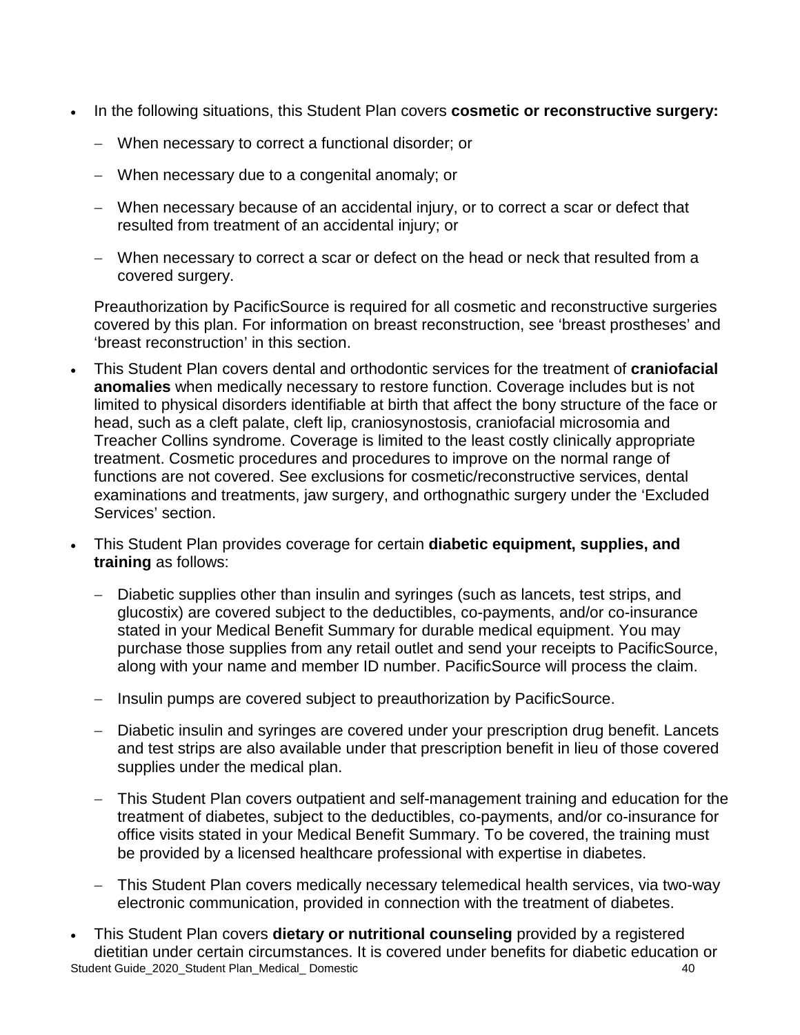- In the following situations, this Student Plan covers **cosmetic or reconstructive surgery:**

  - When necessary to correct a functional disorder; or
  - When necessary due to a congenital anomaly; or
  - When necessary because of an accidental injury, or to correct a scar or defect that resulted from treatment of an accidental injury; or
  - When necessary to correct a scar or defect on the head or neck that resulted from a covered surgery.

  Preauthorization by PacificSource is required for all cosmetic and reconstructive surgeries covered by this plan. For information on breast reconstruction, see 'breast prostheses' and 'breast reconstruction' in this section.

- This Student Plan covers dental and orthodontic services for the treatment of **craniofacial anomalies** when medically necessary to restore function. Coverage includes but is not limited to physical disorders identifiable at birth that affect the bony structure of the face or head, such as a cleft palate, cleft lip, craniosynostosis, craniofacial microsomia and Treacher Collins syndrome. Coverage is limited to the least costly clinically appropriate treatment. Cosmetic procedures and procedures to improve on the normal range of functions are not covered. See exclusions for cosmetic/reconstructive services, dental examinations and treatments, jaw surgery, and orthognathic surgery under the 'Excluded Services' section.

- This Student Plan provides coverage for certain **diabetic equipment, supplies, and training** as follows:

  - Diabetic supplies other than insulin and syringes (such as lancets, test strips, and glucostix) are covered subject to the deductibles, co-payments, and/or co-insurance stated in your Medical Benefit Summary for durable medical equipment. You may purchase those supplies from any retail outlet and send your receipts to PacificSource, along with your name and member ID number. PacificSource will process the claim.
  - Insulin pumps are covered subject to preauthorization by PacificSource.
  - Diabetic insulin and syringes are covered under your prescription drug benefit. Lancets and test strips are also available under that prescription benefit in lieu of those covered supplies under the medical plan.
  - This Student Plan covers outpatient and self-management training and education for the treatment of diabetes, subject to the deductibles, co-payments, and/or co-insurance for office visits stated in your Medical Benefit Summary. To be covered, the training must be provided by a licensed healthcare professional with expertise in diabetes.
  - This Student Plan covers medically necessary telemedical health services, via two-way electronic communication, provided in connection with the treatment of diabetes.

- This Student Plan covers **dietary or nutritional counseling** provided by a registered dietitian under certain circumstances. It is covered under benefits for diabetic education or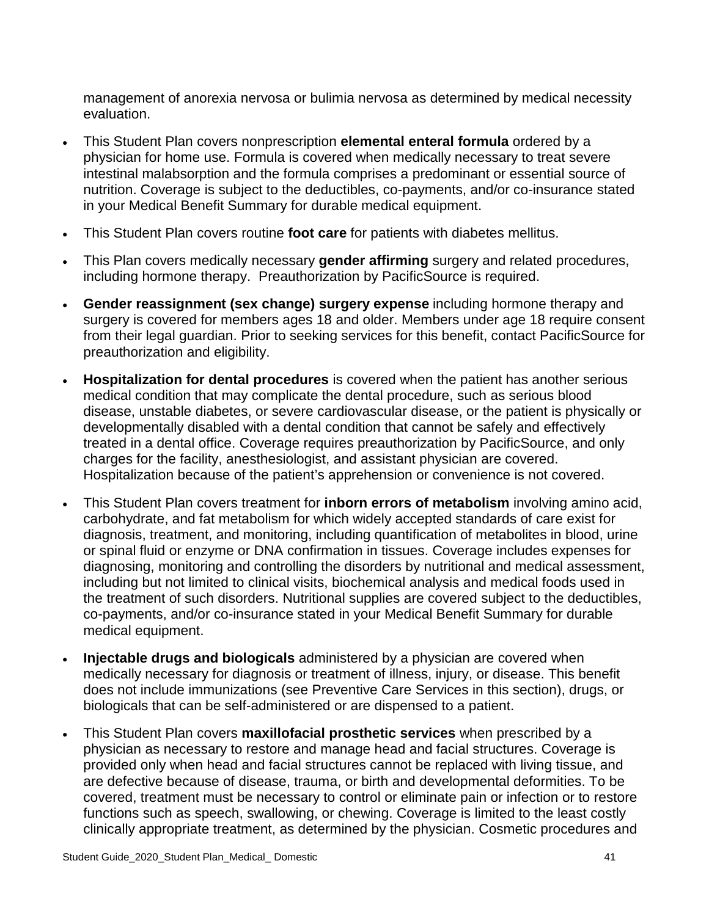management of anorexia nervosa or bulimia nervosa as determined by medical necessity evaluation.

- This Student Plan covers nonprescription **elemental enteral formula** ordered by a physician for home use. Formula is covered when medically necessary to treat severe intestinal malabsorption and the formula comprises a predominant or essential source of nutrition. Coverage is subject to the deductibles, co-payments, and/or co-insurance stated in your Medical Benefit Summary for durable medical equipment.
- This Student Plan covers routine **foot care** for patients with diabetes mellitus.
- This Plan covers medically necessary **gender affirming** surgery and related procedures, including hormone therapy. Preauthorization by PacificSource is required.
- **Gender reassignment (sex change) surgery expense** including hormone therapy and surgery is covered for members ages 18 and older. Members under age 18 require consent from their legal guardian. Prior to seeking services for this benefit, contact PacificSource for preauthorization and eligibility.
- **Hospitalization for dental procedures** is covered when the patient has another serious medical condition that may complicate the dental procedure, such as serious blood disease, unstable diabetes, or severe cardiovascular disease, or the patient is physically or developmentally disabled with a dental condition that cannot be safely and effectively treated in a dental office. Coverage requires preauthorization by PacificSource, and only charges for the facility, anesthesiologist, and assistant physician are covered. Hospitalization because of the patient's apprehension or convenience is not covered.
- This Student Plan covers treatment for **inborn errors of metabolism** involving amino acid, carbohydrate, and fat metabolism for which widely accepted standards of care exist for diagnosis, treatment, and monitoring, including quantification of metabolites in blood, urine or spinal fluid or enzyme or DNA confirmation in tissues. Coverage includes expenses for diagnosing, monitoring and controlling the disorders by nutritional and medical assessment, including but not limited to clinical visits, biochemical analysis and medical foods used in the treatment of such disorders. Nutritional supplies are covered subject to the deductibles, co-payments, and/or co-insurance stated in your Medical Benefit Summary for durable medical equipment.
- **Injectable drugs and biologicals** administered by a physician are covered when medically necessary for diagnosis or treatment of illness, injury, or disease. This benefit does not include immunizations (see Preventive Care Services in this section), drugs, or biologicals that can be self-administered or are dispensed to a patient.
- This Student Plan covers **maxillofacial prosthetic services** when prescribed by a physician as necessary to restore and manage head and facial structures. Coverage is provided only when head and facial structures cannot be replaced with living tissue, and are defective because of disease, trauma, or birth and developmental deformities. To be covered, treatment must be necessary to control or eliminate pain or infection or to restore functions such as speech, swallowing, or chewing. Coverage is limited to the least costly clinically appropriate treatment, as determined by the physician. Cosmetic procedures and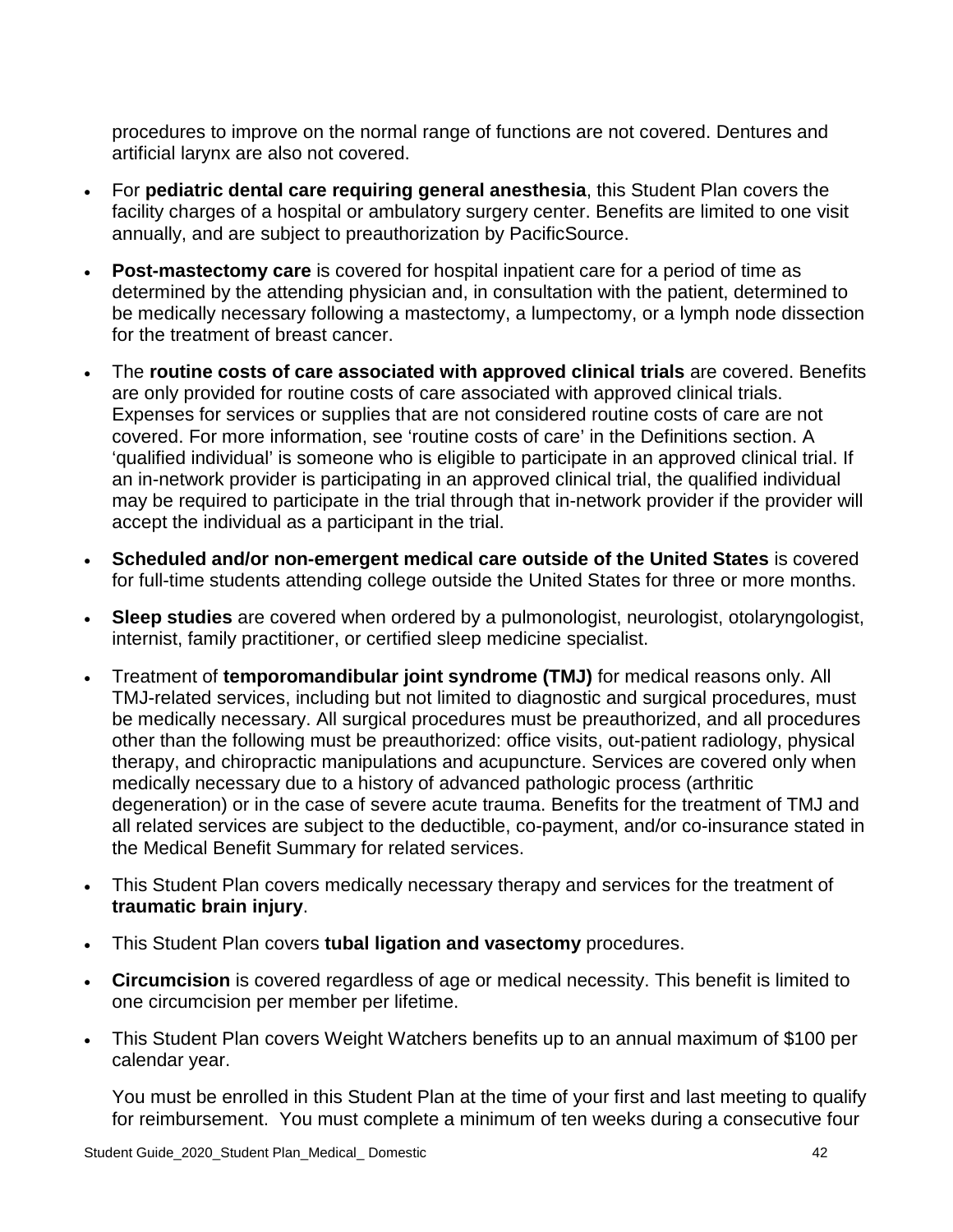procedures to improve on the normal range of functions are not covered. Dentures and artificial larynx are also not covered.

- For **pediatric dental care requiring general anesthesia**, this Student Plan covers the facility charges of a hospital or ambulatory surgery center. Benefits are limited to one visit annually, and are subject to preauthorization by PacificSource.
- **Post-mastectomy care** is covered for hospital inpatient care for a period of time as determined by the attending physician and, in consultation with the patient, determined to be medically necessary following a mastectomy, a lumpectomy, or a lymph node dissection for the treatment of breast cancer.
- The **routine costs of care associated with approved clinical trials** are covered. Benefits are only provided for routine costs of care associated with approved clinical trials. Expenses for services or supplies that are not considered routine costs of care are not covered. For more information, see 'routine costs of care' in the Definitions section. A 'qualified individual' is someone who is eligible to participate in an approved clinical trial. If an in-network provider is participating in an approved clinical trial, the qualified individual may be required to participate in the trial through that in-network provider if the provider will accept the individual as a participant in the trial.
- **Scheduled and/or non-emergent medical care outside of the United States** is covered for full-time students attending college outside the United States for three or more months.
- **Sleep studies** are covered when ordered by a pulmonologist, neurologist, otolaryngologist, internist, family practitioner, or certified sleep medicine specialist.
- Treatment of **temporomandibular joint syndrome (TMJ)** for medical reasons only. All TMJ-related services, including but not limited to diagnostic and surgical procedures, must be medically necessary. All surgical procedures must be preauthorized, and all procedures other than the following must be preauthorized: office visits, out-patient radiology, physical therapy, and chiropractic manipulations and acupuncture. Services are covered only when medically necessary due to a history of advanced pathologic process (arthritic degeneration) or in the case of severe acute trauma. Benefits for the treatment of TMJ and all related services are subject to the deductible, co-payment, and/or co-insurance stated in the Medical Benefit Summary for related services.
- This Student Plan covers medically necessary therapy and services for the treatment of **traumatic brain injury**.
- This Student Plan covers **tubal ligation and vasectomy** procedures.
- **Circumcision** is covered regardless of age or medical necessity. This benefit is limited to one circumcision per member per lifetime.
- This Student Plan covers Weight Watchers benefits up to an annual maximum of $100 per calendar year.

  You must be enrolled in this Student Plan at the time of your first and last meeting to qualify for reimbursement. You must complete a minimum of ten weeks during a consecutive four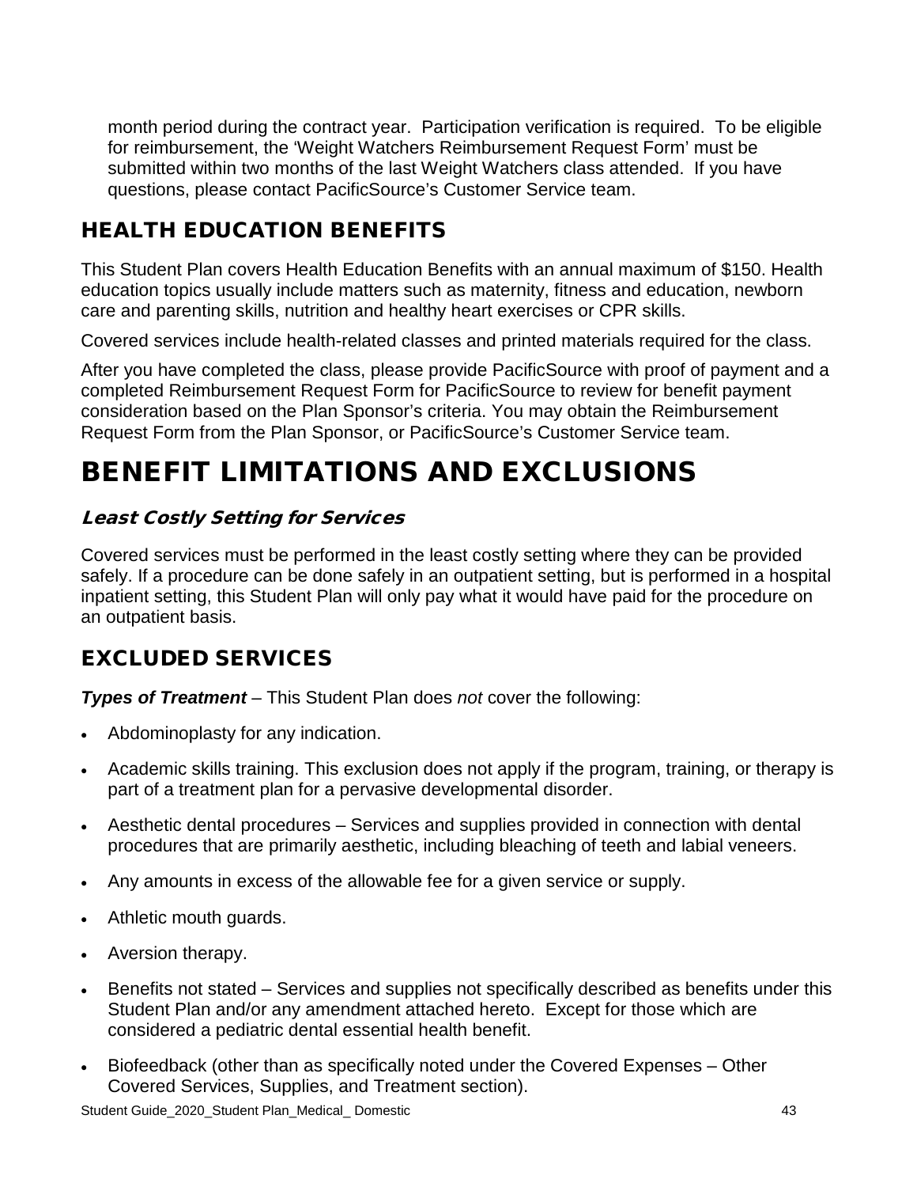month period during the contract year. Participation verification is required. To be eligible for reimbursement, the 'Weight Watchers Reimbursement Request Form' must be submitted within two months of the last Weight Watchers class attended. If you have questions, please contact PacificSource's Customer Service team.

## HEALTH EDUCATION BENEFITS

This Student Plan covers Health Education Benefits with an annual maximum of $150. Health education topics usually include matters such as maternity, fitness and education, newborn care and parenting skills, nutrition and healthy heart exercises or CPR skills.

Covered services include health-related classes and printed materials required for the class.

After you have completed the class, please provide PacificSource with proof of payment and a completed Reimbursement Request Form for PacificSource to review for benefit payment consideration based on the Plan Sponsor's criteria. You may obtain the Reimbursement Request Form from the Plan Sponsor, or PacificSource's Customer Service team.

# BENEFIT LIMITATIONS AND EXCLUSIONS

### *Least Costly Setting for Services*

Covered services must be performed in the least costly setting where they can be provided safely. If a procedure can be done safely in an outpatient setting, but is performed in a hospital inpatient setting, this Student Plan will only pay what it would have paid for the procedure on an outpatient basis.

## EXCLUDED SERVICES

***Types of Treatment*** – This Student Plan does *not* cover the following:

- Abdominoplasty for any indication.
- Academic skills training. This exclusion does not apply if the program, training, or therapy is part of a treatment plan for a pervasive developmental disorder.
- Aesthetic dental procedures – Services and supplies provided in connection with dental procedures that are primarily aesthetic, including bleaching of teeth and labial veneers.
- Any amounts in excess of the allowable fee for a given service or supply.
- Athletic mouth guards.
- Aversion therapy.
- Benefits not stated – Services and supplies not specifically described as benefits under this Student Plan and/or any amendment attached hereto. Except for those which are considered a pediatric dental essential health benefit.
- Biofeedback (other than as specifically noted under the Covered Expenses – Other Covered Services, Supplies, and Treatment section).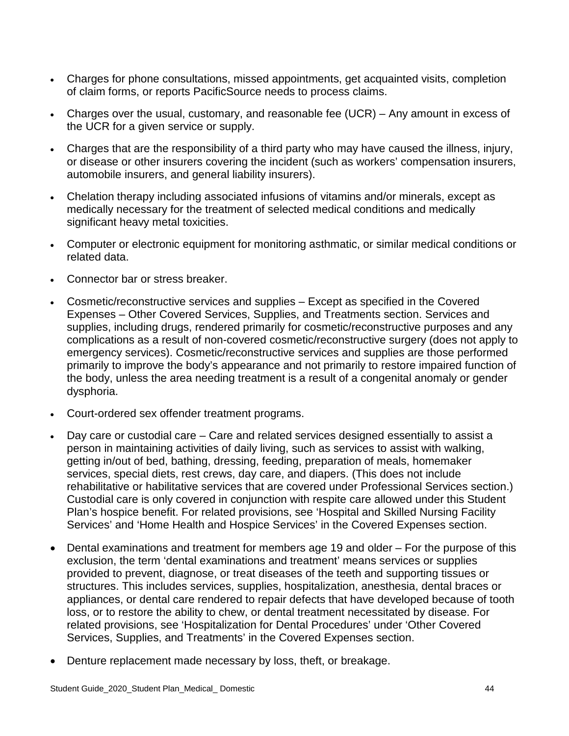- Charges for phone consultations, missed appointments, get acquainted visits, completion of claim forms, or reports PacificSource needs to process claims.
- Charges over the usual, customary, and reasonable fee (UCR) – Any amount in excess of the UCR for a given service or supply.
- Charges that are the responsibility of a third party who may have caused the illness, injury, or disease or other insurers covering the incident (such as workers' compensation insurers, automobile insurers, and general liability insurers).
- Chelation therapy including associated infusions of vitamins and/or minerals, except as medically necessary for the treatment of selected medical conditions and medically significant heavy metal toxicities.
- Computer or electronic equipment for monitoring asthmatic, or similar medical conditions or related data.
- Connector bar or stress breaker.
- Cosmetic/reconstructive services and supplies – Except as specified in the Covered Expenses – Other Covered Services, Supplies, and Treatments section. Services and supplies, including drugs, rendered primarily for cosmetic/reconstructive purposes and any complications as a result of non-covered cosmetic/reconstructive surgery (does not apply to emergency services). Cosmetic/reconstructive services and supplies are those performed primarily to improve the body's appearance and not primarily to restore impaired function of the body, unless the area needing treatment is a result of a congenital anomaly or gender dysphoria.
- Court-ordered sex offender treatment programs.
- Day care or custodial care – Care and related services designed essentially to assist a person in maintaining activities of daily living, such as services to assist with walking, getting in/out of bed, bathing, dressing, feeding, preparation of meals, homemaker services, special diets, rest crews, day care, and diapers. (This does not include rehabilitative or habilitative services that are covered under Professional Services section.) Custodial care is only covered in conjunction with respite care allowed under this Student Plan's hospice benefit. For related provisions, see 'Hospital and Skilled Nursing Facility Services' and 'Home Health and Hospice Services' in the Covered Expenses section.
- Dental examinations and treatment for members age 19 and older – For the purpose of this exclusion, the term 'dental examinations and treatment' means services or supplies provided to prevent, diagnose, or treat diseases of the teeth and supporting tissues or structures. This includes services, supplies, hospitalization, anesthesia, dental braces or appliances, or dental care rendered to repair defects that have developed because of tooth loss, or to restore the ability to chew, or dental treatment necessitated by disease. For related provisions, see 'Hospitalization for Dental Procedures' under 'Other Covered Services, Supplies, and Treatments' in the Covered Expenses section.
- Denture replacement made necessary by loss, theft, or breakage.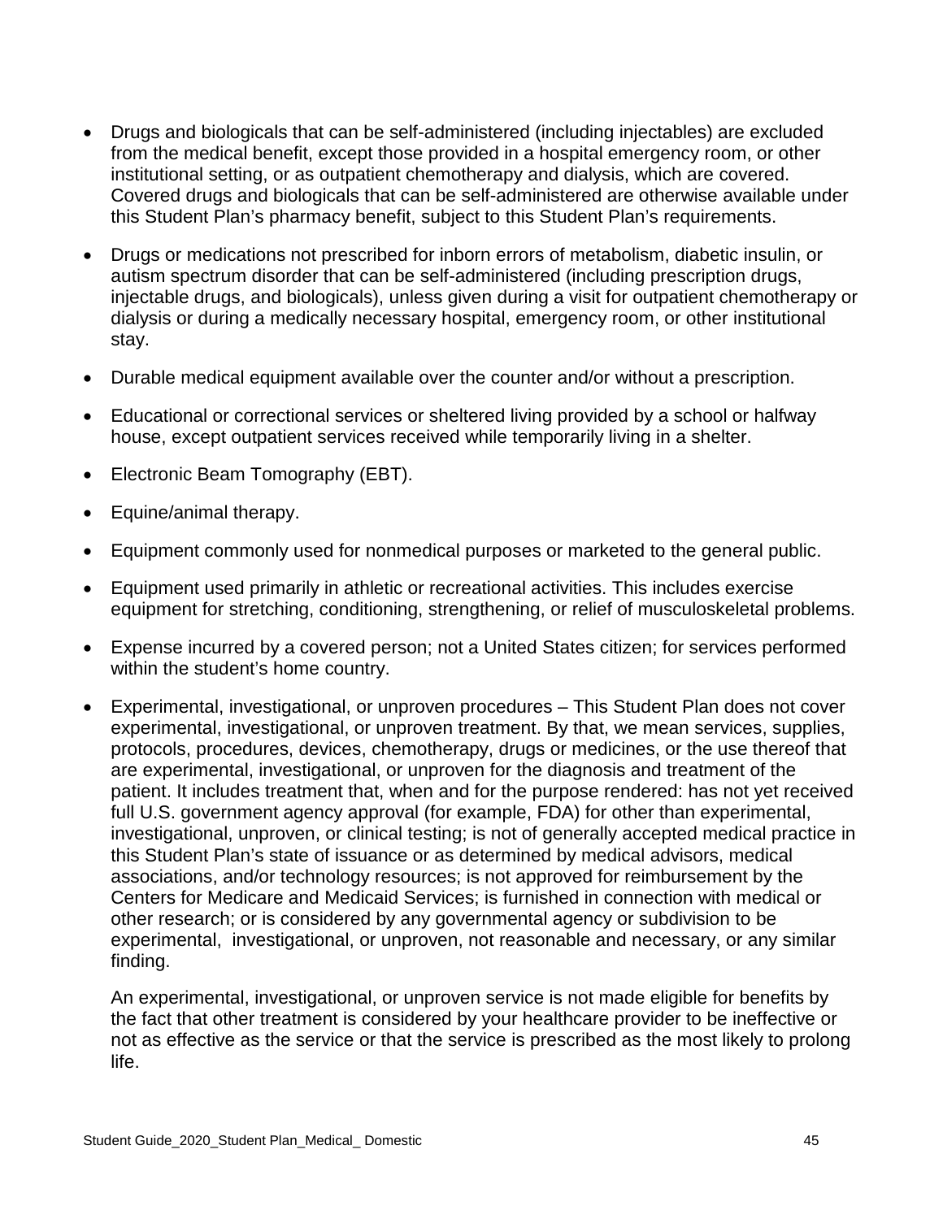- Drugs and biologicals that can be self-administered (including injectables) are excluded from the medical benefit, except those provided in a hospital emergency room, or other institutional setting, or as outpatient chemotherapy and dialysis, which are covered. Covered drugs and biologicals that can be self-administered are otherwise available under this Student Plan's pharmacy benefit, subject to this Student Plan's requirements.
- Drugs or medications not prescribed for inborn errors of metabolism, diabetic insulin, or autism spectrum disorder that can be self-administered (including prescription drugs, injectable drugs, and biologicals), unless given during a visit for outpatient chemotherapy or dialysis or during a medically necessary hospital, emergency room, or other institutional stay.
- Durable medical equipment available over the counter and/or without a prescription.
- Educational or correctional services or sheltered living provided by a school or halfway house, except outpatient services received while temporarily living in a shelter.
- Electronic Beam Tomography (EBT).
- Equine/animal therapy.
- Equipment commonly used for nonmedical purposes or marketed to the general public.
- Equipment used primarily in athletic or recreational activities. This includes exercise equipment for stretching, conditioning, strengthening, or relief of musculoskeletal problems.
- Expense incurred by a covered person; not a United States citizen; for services performed within the student's home country.
- Experimental, investigational, or unproven procedures – This Student Plan does not cover experimental, investigational, or unproven treatment. By that, we mean services, supplies, protocols, procedures, devices, chemotherapy, drugs or medicines, or the use thereof that are experimental, investigational, or unproven for the diagnosis and treatment of the patient. It includes treatment that, when and for the purpose rendered: has not yet received full U.S. government agency approval (for example, FDA) for other than experimental, investigational, unproven, or clinical testing; is not of generally accepted medical practice in this Student Plan's state of issuance or as determined by medical advisors, medical associations, and/or technology resources; is not approved for reimbursement by the Centers for Medicare and Medicaid Services; is furnished in connection with medical or other research; or is considered by any governmental agency or subdivision to be experimental, investigational, or unproven, not reasonable and necessary, or any similar finding.

  An experimental, investigational, or unproven service is not made eligible for benefits by the fact that other treatment is considered by your healthcare provider to be ineffective or not as effective as the service or that the service is prescribed as the most likely to prolong life.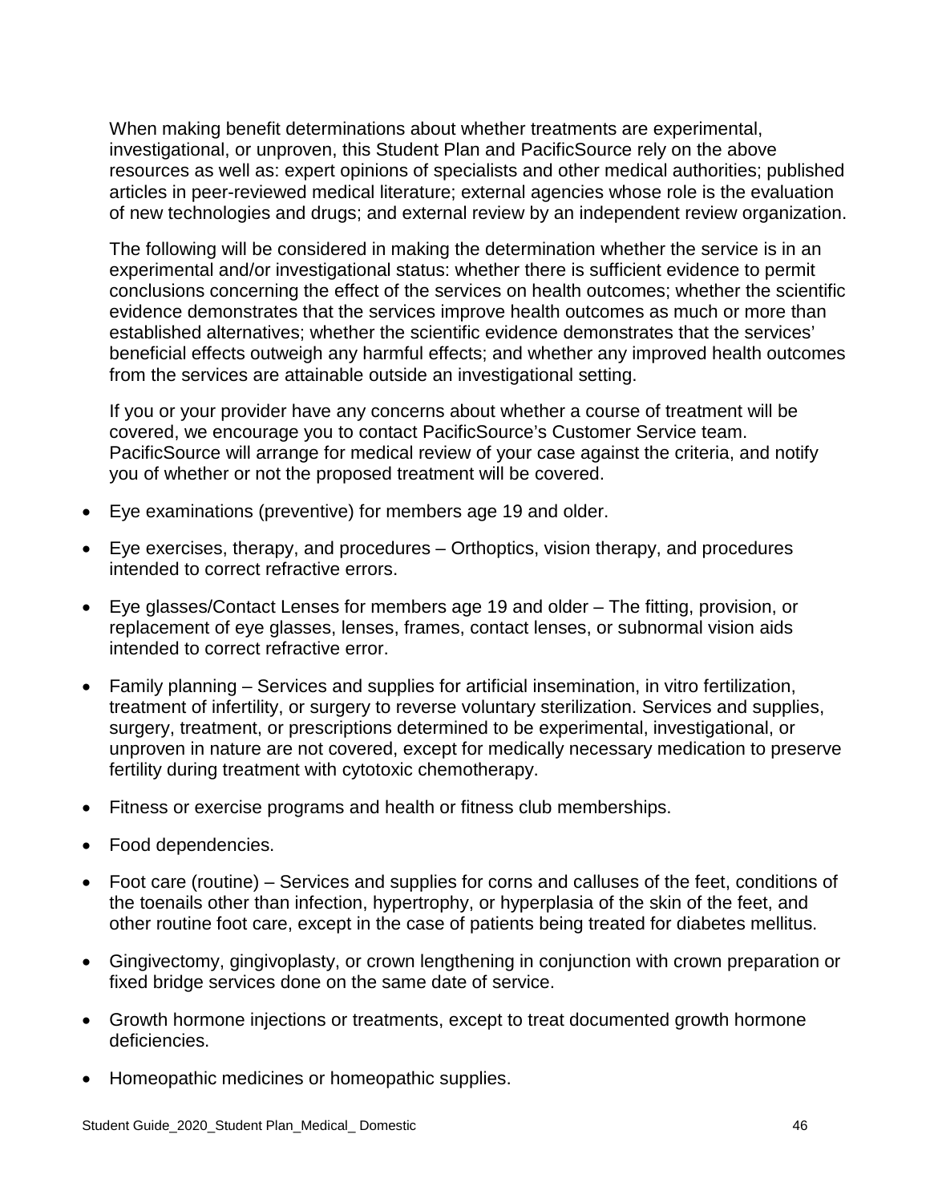When making benefit determinations about whether treatments are experimental, investigational, or unproven, this Student Plan and PacificSource rely on the above resources as well as: expert opinions of specialists and other medical authorities; published articles in peer-reviewed medical literature; external agencies whose role is the evaluation of new technologies and drugs; and external review by an independent review organization.

The following will be considered in making the determination whether the service is in an experimental and/or investigational status: whether there is sufficient evidence to permit conclusions concerning the effect of the services on health outcomes; whether the scientific evidence demonstrates that the services improve health outcomes as much or more than established alternatives; whether the scientific evidence demonstrates that the services' beneficial effects outweigh any harmful effects; and whether any improved health outcomes from the services are attainable outside an investigational setting.

If you or your provider have any concerns about whether a course of treatment will be covered, we encourage you to contact PacificSource's Customer Service team. PacificSource will arrange for medical review of your case against the criteria, and notify you of whether or not the proposed treatment will be covered.

- Eye examinations (preventive) for members age 19 and older.
- Eye exercises, therapy, and procedures – Orthoptics, vision therapy, and procedures intended to correct refractive errors.
- Eye glasses/Contact Lenses for members age 19 and older – The fitting, provision, or replacement of eye glasses, lenses, frames, contact lenses, or subnormal vision aids intended to correct refractive error.
- Family planning – Services and supplies for artificial insemination, in vitro fertilization, treatment of infertility, or surgery to reverse voluntary sterilization. Services and supplies, surgery, treatment, or prescriptions determined to be experimental, investigational, or unproven in nature are not covered, except for medically necessary medication to preserve fertility during treatment with cytotoxic chemotherapy.
- Fitness or exercise programs and health or fitness club memberships.
- Food dependencies.
- Foot care (routine) – Services and supplies for corns and calluses of the feet, conditions of the toenails other than infection, hypertrophy, or hyperplasia of the skin of the feet, and other routine foot care, except in the case of patients being treated for diabetes mellitus.
- Gingivectomy, gingivoplasty, or crown lengthening in conjunction with crown preparation or fixed bridge services done on the same date of service.
- Growth hormone injections or treatments, except to treat documented growth hormone deficiencies.
- Homeopathic medicines or homeopathic supplies.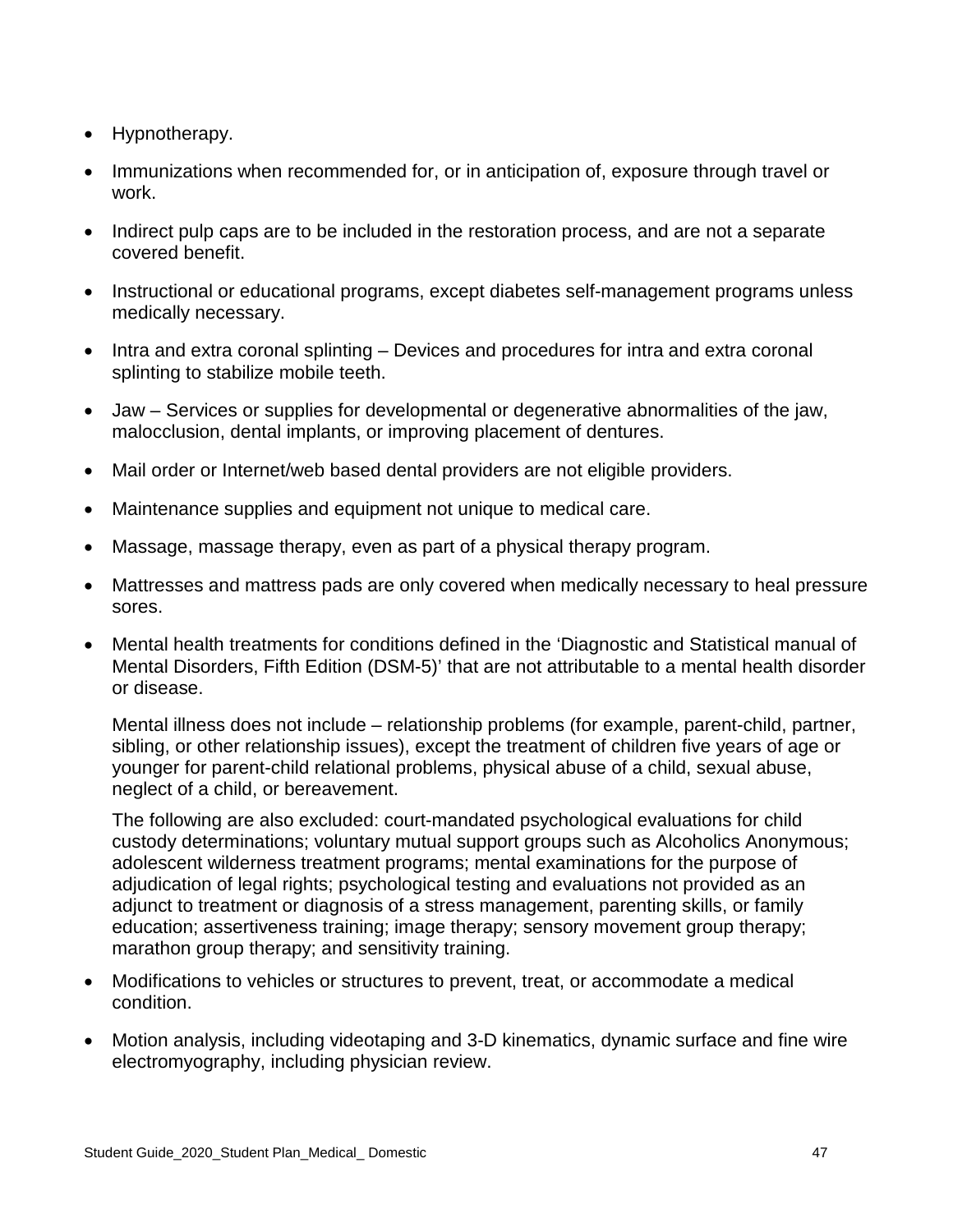- Hypnotherapy.
- Immunizations when recommended for, or in anticipation of, exposure through travel or work.
- Indirect pulp caps are to be included in the restoration process, and are not a separate covered benefit.
- Instructional or educational programs, except diabetes self-management programs unless medically necessary.
- Intra and extra coronal splinting – Devices and procedures for intra and extra coronal splinting to stabilize mobile teeth.
- Jaw – Services or supplies for developmental or degenerative abnormalities of the jaw, malocclusion, dental implants, or improving placement of dentures.
- Mail order or Internet/web based dental providers are not eligible providers.
- Maintenance supplies and equipment not unique to medical care.
- Massage, massage therapy, even as part of a physical therapy program.
- Mattresses and mattress pads are only covered when medically necessary to heal pressure sores.
- Mental health treatments for conditions defined in the 'Diagnostic and Statistical manual of Mental Disorders, Fifth Edition (DSM-5)' that are not attributable to a mental health disorder or disease.

  Mental illness does not include – relationship problems (for example, parent-child, partner, sibling, or other relationship issues), except the treatment of children five years of age or younger for parent-child relational problems, physical abuse of a child, sexual abuse, neglect of a child, or bereavement.

  The following are also excluded: court-mandated psychological evaluations for child custody determinations; voluntary mutual support groups such as Alcoholics Anonymous; adolescent wilderness treatment programs; mental examinations for the purpose of adjudication of legal rights; psychological testing and evaluations not provided as an adjunct to treatment or diagnosis of a stress management, parenting skills, or family education; assertiveness training; image therapy; sensory movement group therapy; marathon group therapy; and sensitivity training.
- Modifications to vehicles or structures to prevent, treat, or accommodate a medical condition.
- Motion analysis, including videotaping and 3-D kinematics, dynamic surface and fine wire electromyography, including physician review.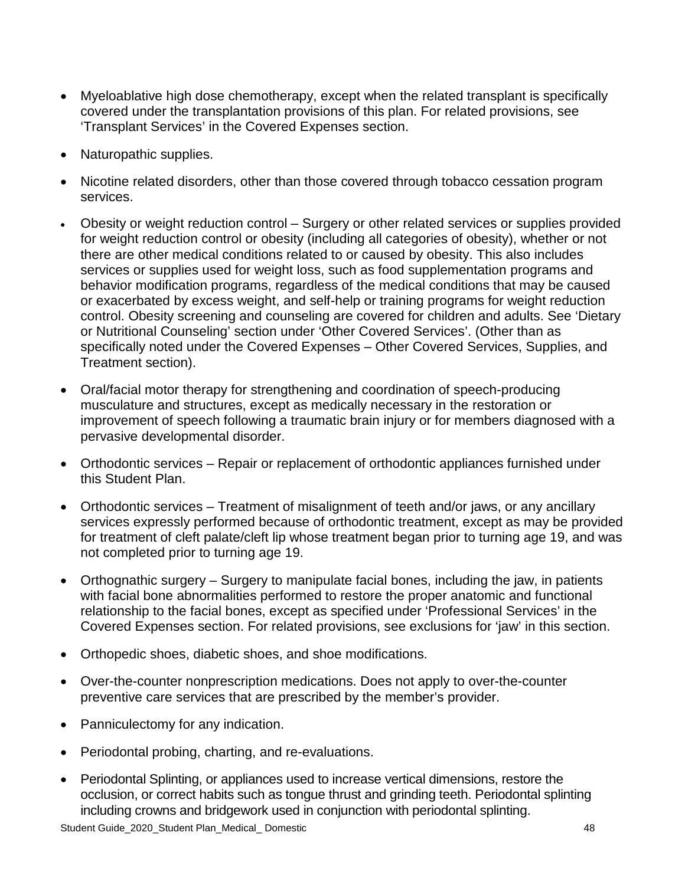- Myeloablative high dose chemotherapy, except when the related transplant is specifically covered under the transplantation provisions of this plan. For related provisions, see 'Transplant Services' in the Covered Expenses section.
- Naturopathic supplies.
- Nicotine related disorders, other than those covered through tobacco cessation program services.
- Obesity or weight reduction control – Surgery or other related services or supplies provided for weight reduction control or obesity (including all categories of obesity), whether or not there are other medical conditions related to or caused by obesity. This also includes services or supplies used for weight loss, such as food supplementation programs and behavior modification programs, regardless of the medical conditions that may be caused or exacerbated by excess weight, and self-help or training programs for weight reduction control. Obesity screening and counseling are covered for children and adults. See 'Dietary or Nutritional Counseling' section under 'Other Covered Services'. (Other than as specifically noted under the Covered Expenses – Other Covered Services, Supplies, and Treatment section).
- Oral/facial motor therapy for strengthening and coordination of speech-producing musculature and structures, except as medically necessary in the restoration or improvement of speech following a traumatic brain injury or for members diagnosed with a pervasive developmental disorder.
- Orthodontic services – Repair or replacement of orthodontic appliances furnished under this Student Plan.
- Orthodontic services – Treatment of misalignment of teeth and/or jaws, or any ancillary services expressly performed because of orthodontic treatment, except as may be provided for treatment of cleft palate/cleft lip whose treatment began prior to turning age 19, and was not completed prior to turning age 19.
- Orthognathic surgery – Surgery to manipulate facial bones, including the jaw, in patients with facial bone abnormalities performed to restore the proper anatomic and functional relationship to the facial bones, except as specified under 'Professional Services' in the Covered Expenses section. For related provisions, see exclusions for 'jaw' in this section.
- Orthopedic shoes, diabetic shoes, and shoe modifications.
- Over-the-counter nonprescription medications. Does not apply to over-the-counter preventive care services that are prescribed by the member's provider.
- Panniculectomy for any indication.
- Periodontal probing, charting, and re-evaluations.
- Periodontal Splinting, or appliances used to increase vertical dimensions, restore the occlusion, or correct habits such as tongue thrust and grinding teeth. Periodontal splinting including crowns and bridgework used in conjunction with periodontal splinting.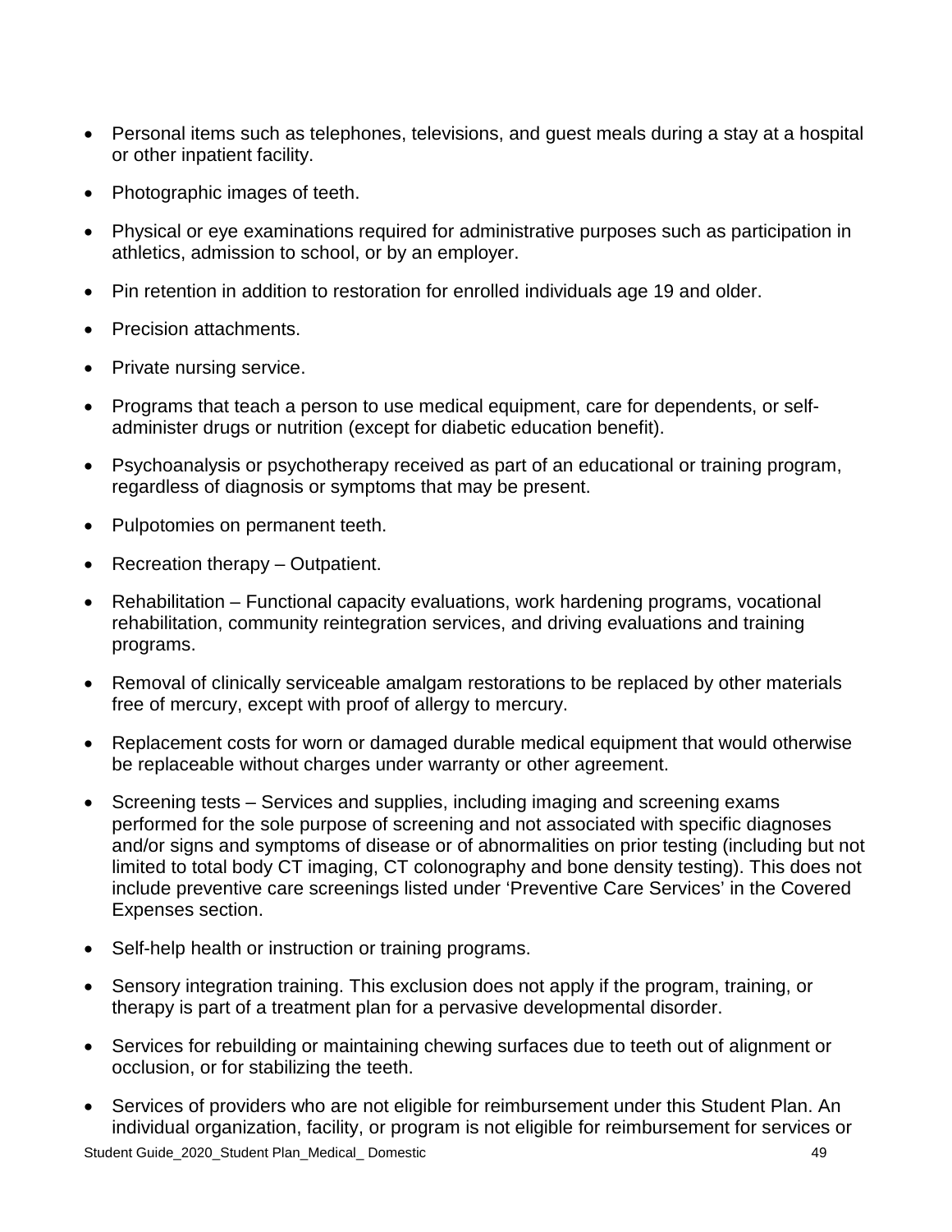- Personal items such as telephones, televisions, and guest meals during a stay at a hospital or other inpatient facility.
- Photographic images of teeth.
- Physical or eye examinations required for administrative purposes such as participation in athletics, admission to school, or by an employer.
- Pin retention in addition to restoration for enrolled individuals age 19 and older.
- Precision attachments.
- Private nursing service.
- Programs that teach a person to use medical equipment, care for dependents, or self-administer drugs or nutrition (except for diabetic education benefit).
- Psychoanalysis or psychotherapy received as part of an educational or training program, regardless of diagnosis or symptoms that may be present.
- Pulpotomies on permanent teeth.
- Recreation therapy – Outpatient.
- Rehabilitation – Functional capacity evaluations, work hardening programs, vocational rehabilitation, community reintegration services, and driving evaluations and training programs.
- Removal of clinically serviceable amalgam restorations to be replaced by other materials free of mercury, except with proof of allergy to mercury.
- Replacement costs for worn or damaged durable medical equipment that would otherwise be replaceable without charges under warranty or other agreement.
- Screening tests – Services and supplies, including imaging and screening exams performed for the sole purpose of screening and not associated with specific diagnoses and/or signs and symptoms of disease or of abnormalities on prior testing (including but not limited to total body CT imaging, CT colonography and bone density testing). This does not include preventive care screenings listed under 'Preventive Care Services' in the Covered Expenses section.
- Self-help health or instruction or training programs.
- Sensory integration training. This exclusion does not apply if the program, training, or therapy is part of a treatment plan for a pervasive developmental disorder.
- Services for rebuilding or maintaining chewing surfaces due to teeth out of alignment or occlusion, or for stabilizing the teeth.
- Services of providers who are not eligible for reimbursement under this Student Plan. An individual organization, facility, or program is not eligible for reimbursement for services or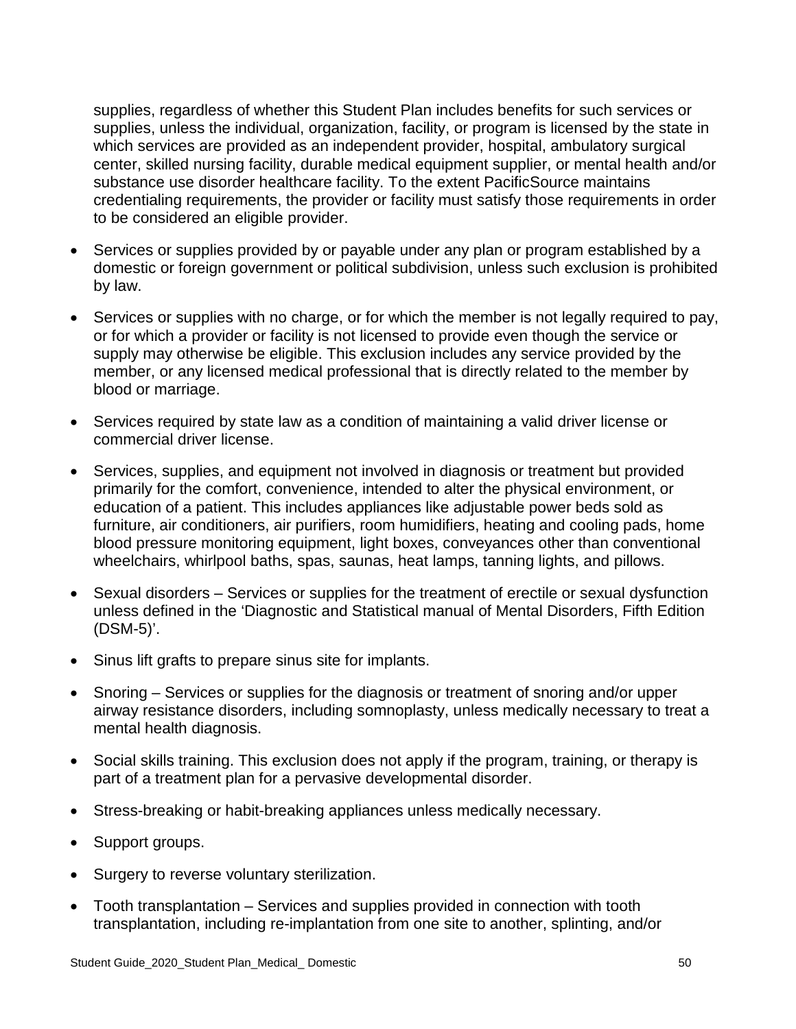supplies, regardless of whether this Student Plan includes benefits for such services or supplies, unless the individual, organization, facility, or program is licensed by the state in which services are provided as an independent provider, hospital, ambulatory surgical center, skilled nursing facility, durable medical equipment supplier, or mental health and/or substance use disorder healthcare facility. To the extent PacificSource maintains credentialing requirements, the provider or facility must satisfy those requirements in order to be considered an eligible provider.

- Services or supplies provided by or payable under any plan or program established by a domestic or foreign government or political subdivision, unless such exclusion is prohibited by law.
- Services or supplies with no charge, or for which the member is not legally required to pay, or for which a provider or facility is not licensed to provide even though the service or supply may otherwise be eligible. This exclusion includes any service provided by the member, or any licensed medical professional that is directly related to the member by blood or marriage.
- Services required by state law as a condition of maintaining a valid driver license or commercial driver license.
- Services, supplies, and equipment not involved in diagnosis or treatment but provided primarily for the comfort, convenience, intended to alter the physical environment, or education of a patient. This includes appliances like adjustable power beds sold as furniture, air conditioners, air purifiers, room humidifiers, heating and cooling pads, home blood pressure monitoring equipment, light boxes, conveyances other than conventional wheelchairs, whirlpool baths, spas, saunas, heat lamps, tanning lights, and pillows.
- Sexual disorders – Services or supplies for the treatment of erectile or sexual dysfunction unless defined in the 'Diagnostic and Statistical manual of Mental Disorders, Fifth Edition (DSM-5)'.
- Sinus lift grafts to prepare sinus site for implants.
- Snoring – Services or supplies for the diagnosis or treatment of snoring and/or upper airway resistance disorders, including somnoplasty, unless medically necessary to treat a mental health diagnosis.
- Social skills training. This exclusion does not apply if the program, training, or therapy is part of a treatment plan for a pervasive developmental disorder.
- Stress-breaking or habit-breaking appliances unless medically necessary.
- Support groups.
- Surgery to reverse voluntary sterilization.
- Tooth transplantation – Services and supplies provided in connection with tooth transplantation, including re-implantation from one site to another, splinting, and/or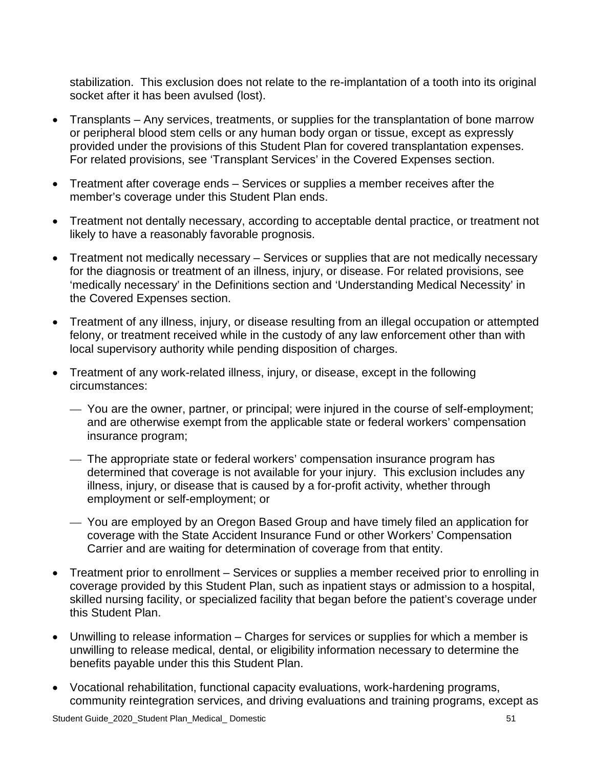stabilization. This exclusion does not relate to the re-implantation of a tooth into its original socket after it has been avulsed (lost).

- Transplants – Any services, treatments, or supplies for the transplantation of bone marrow or peripheral blood stem cells or any human body organ or tissue, except as expressly provided under the provisions of this Student Plan for covered transplantation expenses. For related provisions, see 'Transplant Services' in the Covered Expenses section.
- Treatment after coverage ends – Services or supplies a member receives after the member's coverage under this Student Plan ends.
- Treatment not dentally necessary, according to acceptable dental practice, or treatment not likely to have a reasonably favorable prognosis.
- Treatment not medically necessary – Services or supplies that are not medically necessary for the diagnosis or treatment of an illness, injury, or disease. For related provisions, see 'medically necessary' in the Definitions section and 'Understanding Medical Necessity' in the Covered Expenses section.
- Treatment of any illness, injury, or disease resulting from an illegal occupation or attempted felony, or treatment received while in the custody of any law enforcement other than with local supervisory authority while pending disposition of charges.
- Treatment of any work-related illness, injury, or disease, except in the following circumstances:
  - You are the owner, partner, or principal; were injured in the course of self-employment; and are otherwise exempt from the applicable state or federal workers' compensation insurance program;
  - The appropriate state or federal workers' compensation insurance program has determined that coverage is not available for your injury. This exclusion includes any illness, injury, or disease that is caused by a for-profit activity, whether through employment or self-employment; or
  - You are employed by an Oregon Based Group and have timely filed an application for coverage with the State Accident Insurance Fund or other Workers' Compensation Carrier and are waiting for determination of coverage from that entity.
- Treatment prior to enrollment – Services or supplies a member received prior to enrolling in coverage provided by this Student Plan, such as inpatient stays or admission to a hospital, skilled nursing facility, or specialized facility that began before the patient's coverage under this Student Plan.
- Unwilling to release information – Charges for services or supplies for which a member is unwilling to release medical, dental, or eligibility information necessary to determine the benefits payable under this this Student Plan.
- Vocational rehabilitation, functional capacity evaluations, work-hardening programs, community reintegration services, and driving evaluations and training programs, except as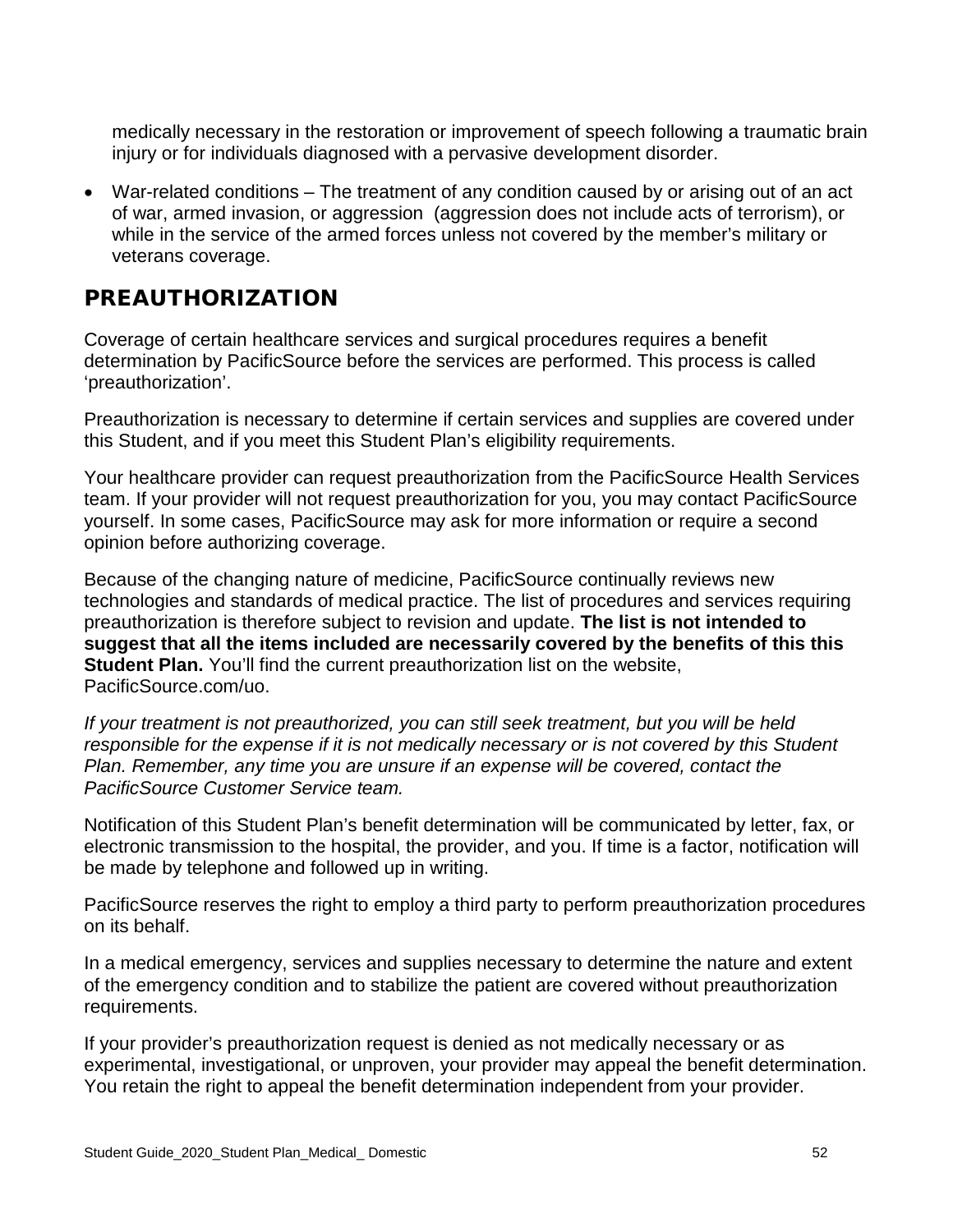medically necessary in the restoration or improvement of speech following a traumatic brain injury or for individuals diagnosed with a pervasive development disorder.

- War-related conditions – The treatment of any condition caused by or arising out of an act of war, armed invasion, or aggression (aggression does not include acts of terrorism), or while in the service of the armed forces unless not covered by the member's military or veterans coverage.

## PREAUTHORIZATION

Coverage of certain healthcare services and surgical procedures requires a benefit determination by PacificSource before the services are performed. This process is called 'preauthorization'.

Preauthorization is necessary to determine if certain services and supplies are covered under this Student, and if you meet this Student Plan's eligibility requirements.

Your healthcare provider can request preauthorization from the PacificSource Health Services team. If your provider will not request preauthorization for you, you may contact PacificSource yourself. In some cases, PacificSource may ask for more information or require a second opinion before authorizing coverage.

Because of the changing nature of medicine, PacificSource continually reviews new technologies and standards of medical practice. The list of procedures and services requiring preauthorization is therefore subject to revision and update. **The list is not intended to suggest that all the items included are necessarily covered by the benefits of this this Student Plan.** You'll find the current preauthorization list on the website, PacificSource.com/uo.

*If your treatment is not preauthorized, you can still seek treatment, but you will be held responsible for the expense if it is not medically necessary or is not covered by this Student Plan. Remember, any time you are unsure if an expense will be covered, contact the PacificSource Customer Service team.*

Notification of this Student Plan's benefit determination will be communicated by letter, fax, or electronic transmission to the hospital, the provider, and you. If time is a factor, notification will be made by telephone and followed up in writing.

PacificSource reserves the right to employ a third party to perform preauthorization procedures on its behalf.

In a medical emergency, services and supplies necessary to determine the nature and extent of the emergency condition and to stabilize the patient are covered without preauthorization requirements.

If your provider's preauthorization request is denied as not medically necessary or as experimental, investigational, or unproven, your provider may appeal the benefit determination. You retain the right to appeal the benefit determination independent from your provider.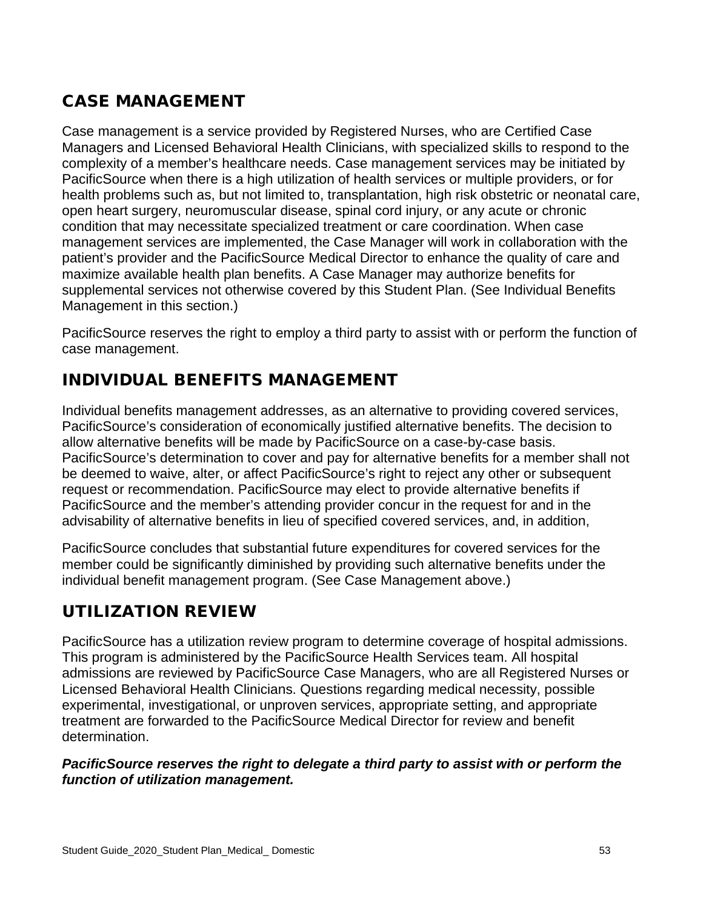## CASE MANAGEMENT

Case management is a service provided by Registered Nurses, who are Certified Case Managers and Licensed Behavioral Health Clinicians, with specialized skills to respond to the complexity of a member's healthcare needs. Case management services may be initiated by PacificSource when there is a high utilization of health services or multiple providers, or for health problems such as, but not limited to, transplantation, high risk obstetric or neonatal care, open heart surgery, neuromuscular disease, spinal cord injury, or any acute or chronic condition that may necessitate specialized treatment or care coordination. When case management services are implemented, the Case Manager will work in collaboration with the patient's provider and the PacificSource Medical Director to enhance the quality of care and maximize available health plan benefits. A Case Manager may authorize benefits for supplemental services not otherwise covered by this Student Plan. (See Individual Benefits Management in this section.)

PacificSource reserves the right to employ a third party to assist with or perform the function of case management.

## INDIVIDUAL BENEFITS MANAGEMENT

Individual benefits management addresses, as an alternative to providing covered services, PacificSource's consideration of economically justified alternative benefits. The decision to allow alternative benefits will be made by PacificSource on a case-by-case basis. PacificSource's determination to cover and pay for alternative benefits for a member shall not be deemed to waive, alter, or affect PacificSource's right to reject any other or subsequent request or recommendation. PacificSource may elect to provide alternative benefits if PacificSource and the member's attending provider concur in the request for and in the advisability of alternative benefits in lieu of specified covered services, and, in addition,

PacificSource concludes that substantial future expenditures for covered services for the member could be significantly diminished by providing such alternative benefits under the individual benefit management program. (See Case Management above.)

## UTILIZATION REVIEW

PacificSource has a utilization review program to determine coverage of hospital admissions. This program is administered by the PacificSource Health Services team. All hospital admissions are reviewed by PacificSource Case Managers, who are all Registered Nurses or Licensed Behavioral Health Clinicians. Questions regarding medical necessity, possible experimental, investigational, or unproven services, appropriate setting, and appropriate treatment are forwarded to the PacificSource Medical Director for review and benefit determination.

***PacificSource reserves the right to delegate a third party to assist with or perform the function of utilization management.***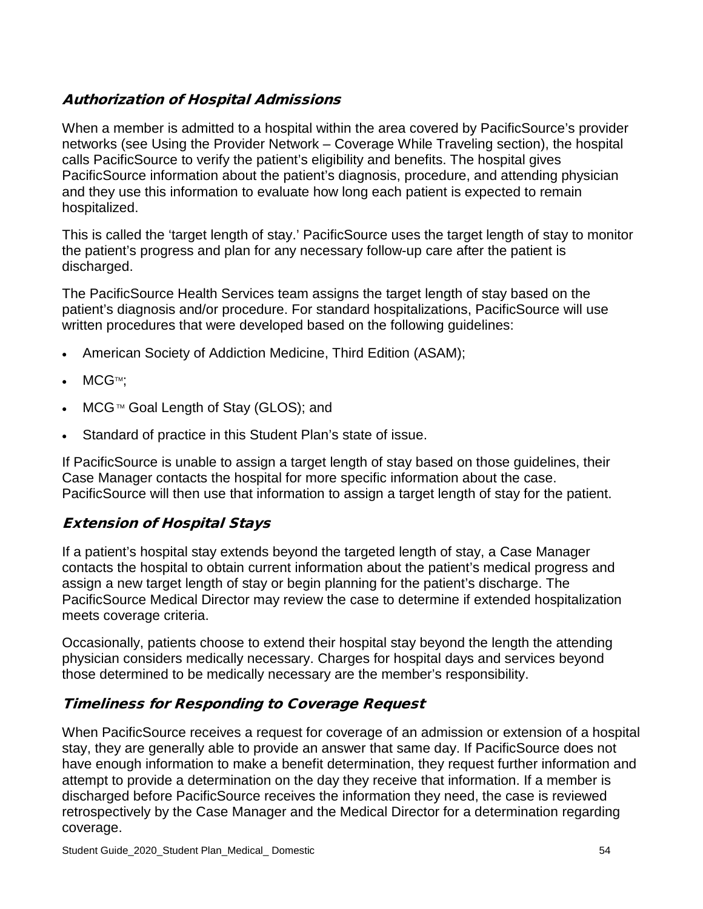### *Authorization of Hospital Admissions*

When a member is admitted to a hospital within the area covered by PacificSource's provider networks (see Using the Provider Network – Coverage While Traveling section), the hospital calls PacificSource to verify the patient's eligibility and benefits. The hospital gives PacificSource information about the patient's diagnosis, procedure, and attending physician and they use this information to evaluate how long each patient is expected to remain hospitalized.

This is called the 'target length of stay.' PacificSource uses the target length of stay to monitor the patient's progress and plan for any necessary follow-up care after the patient is discharged.

The PacificSource Health Services team assigns the target length of stay based on the patient's diagnosis and/or procedure. For standard hospitalizations, PacificSource will use written procedures that were developed based on the following guidelines:

- American Society of Addiction Medicine, Third Edition (ASAM);
- MCG™;
- MCG™ Goal Length of Stay (GLOS); and
- Standard of practice in this Student Plan's state of issue.

If PacificSource is unable to assign a target length of stay based on those guidelines, their Case Manager contacts the hospital for more specific information about the case. PacificSource will then use that information to assign a target length of stay for the patient.

### *Extension of Hospital Stays*

If a patient's hospital stay extends beyond the targeted length of stay, a Case Manager contacts the hospital to obtain current information about the patient's medical progress and assign a new target length of stay or begin planning for the patient's discharge. The PacificSource Medical Director may review the case to determine if extended hospitalization meets coverage criteria.

Occasionally, patients choose to extend their hospital stay beyond the length the attending physician considers medically necessary. Charges for hospital days and services beyond those determined to be medically necessary are the member's responsibility.

### *Timeliness for Responding to Coverage Request*

When PacificSource receives a request for coverage of an admission or extension of a hospital stay, they are generally able to provide an answer that same day. If PacificSource does not have enough information to make a benefit determination, they request further information and attempt to provide a determination on the day they receive that information. If a member is discharged before PacificSource receives the information they need, the case is reviewed retrospectively by the Case Manager and the Medical Director for a determination regarding coverage.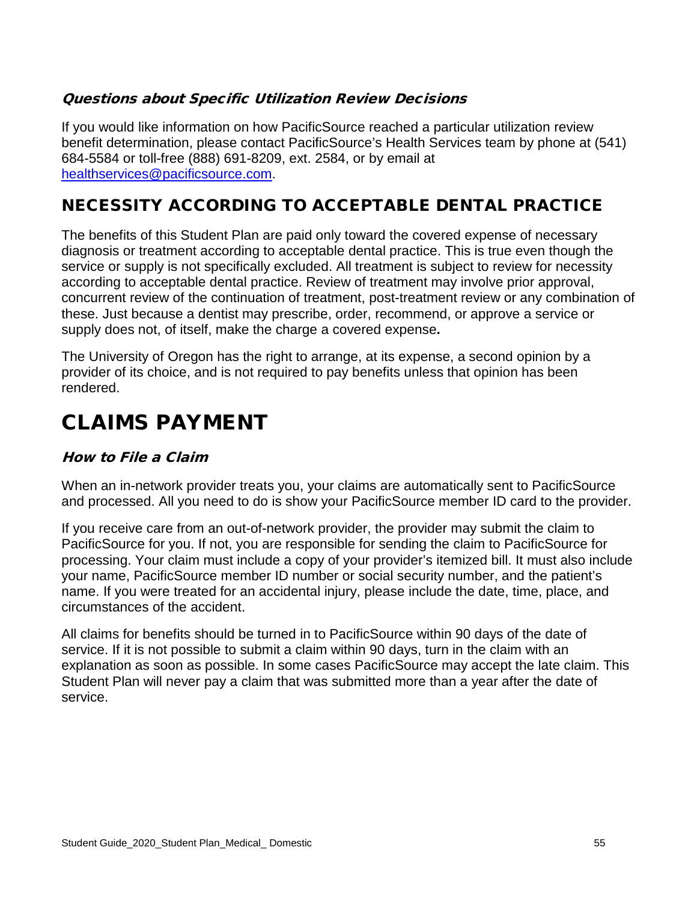### *Questions about Specific Utilization Review Decisions*

If you would like information on how PacificSource reached a particular utilization review benefit determination, please contact PacificSource's Health Services team by phone at (541) 684-5584 or toll-free (888) 691-8209, ext. 2584, or by email at [healthservices@pacificsource.com](mailto:healthservices@pacificsource.com).

## NECESSITY ACCORDING TO ACCEPTABLE DENTAL PRACTICE

The benefits of this Student Plan are paid only toward the covered expense of necessary diagnosis or treatment according to acceptable dental practice. This is true even though the service or supply is not specifically excluded. All treatment is subject to review for necessity according to acceptable dental practice. Review of treatment may involve prior approval, concurrent review of the continuation of treatment, post-treatment review or any combination of these. Just because a dentist may prescribe, order, recommend, or approve a service or supply does not, of itself, make the charge a covered expense**.**

The University of Oregon has the right to arrange, at its expense, a second opinion by a provider of its choice, and is not required to pay benefits unless that opinion has been rendered.

# CLAIMS PAYMENT

### *How to File a Claim*

When an in-network provider treats you, your claims are automatically sent to PacificSource and processed. All you need to do is show your PacificSource member ID card to the provider.

If you receive care from an out-of-network provider, the provider may submit the claim to PacificSource for you. If not, you are responsible for sending the claim to PacificSource for processing. Your claim must include a copy of your provider's itemized bill. It must also include your name, PacificSource member ID number or social security number, and the patient's name. If you were treated for an accidental injury, please include the date, time, place, and circumstances of the accident.

All claims for benefits should be turned in to PacificSource within 90 days of the date of service. If it is not possible to submit a claim within 90 days, turn in the claim with an explanation as soon as possible. In some cases PacificSource may accept the late claim. This Student Plan will never pay a claim that was submitted more than a year after the date of service.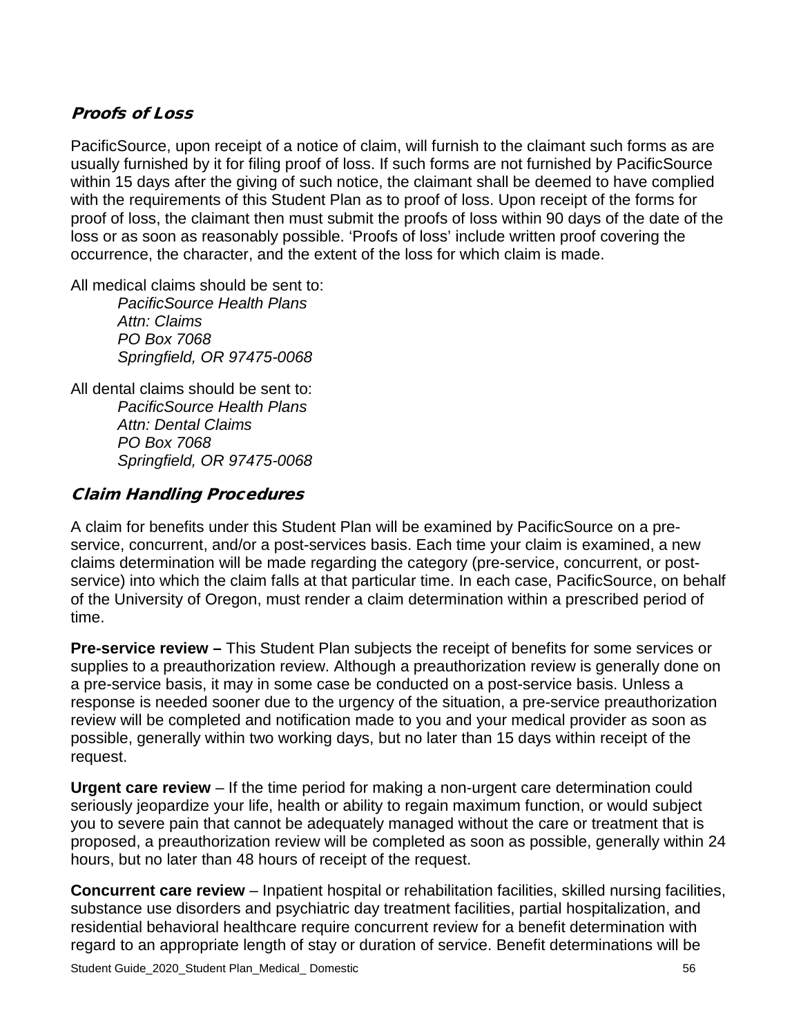## *Proofs of Loss*

PacificSource, upon receipt of a notice of claim, will furnish to the claimant such forms as are usually furnished by it for filing proof of loss. If such forms are not furnished by PacificSource within 15 days after the giving of such notice, the claimant shall be deemed to have complied with the requirements of this Student Plan as to proof of loss. Upon receipt of the forms for proof of loss, the claimant then must submit the proofs of loss within 90 days of the date of the loss or as soon as reasonably possible. 'Proofs of loss' include written proof covering the occurrence, the character, and the extent of the loss for which claim is made.

All medical claims should be sent to:

> *PacificSource Health Plans*
> *Attn: Claims*
> *PO Box 7068*
> *Springfield, OR 97475-0068*

All dental claims should be sent to:

> *PacificSource Health Plans*
> *Attn: Dental Claims*
> *PO Box 7068*
> *Springfield, OR 97475-0068*

## *Claim Handling Procedures*

A claim for benefits under this Student Plan will be examined by PacificSource on a pre-service, concurrent, and/or a post-services basis. Each time your claim is examined, a new claims determination will be made regarding the category (pre-service, concurrent, or post-service) into which the claim falls at that particular time. In each case, PacificSource, on behalf of the University of Oregon, must render a claim determination within a prescribed period of time.

**Pre-service review –** This Student Plan subjects the receipt of benefits for some services or supplies to a preauthorization review. Although a preauthorization review is generally done on a pre-service basis, it may in some case be conducted on a post-service basis. Unless a response is needed sooner due to the urgency of the situation, a pre-service preauthorization review will be completed and notification made to you and your medical provider as soon as possible, generally within two working days, but no later than 15 days within receipt of the request.

**Urgent care review** – If the time period for making a non-urgent care determination could seriously jeopardize your life, health or ability to regain maximum function, or would subject you to severe pain that cannot be adequately managed without the care or treatment that is proposed, a preauthorization review will be completed as soon as possible, generally within 24 hours, but no later than 48 hours of receipt of the request.

**Concurrent care review** – Inpatient hospital or rehabilitation facilities, skilled nursing facilities, substance use disorders and psychiatric day treatment facilities, partial hospitalization, and residential behavioral healthcare require concurrent review for a benefit determination with regard to an appropriate length of stay or duration of service. Benefit determinations will be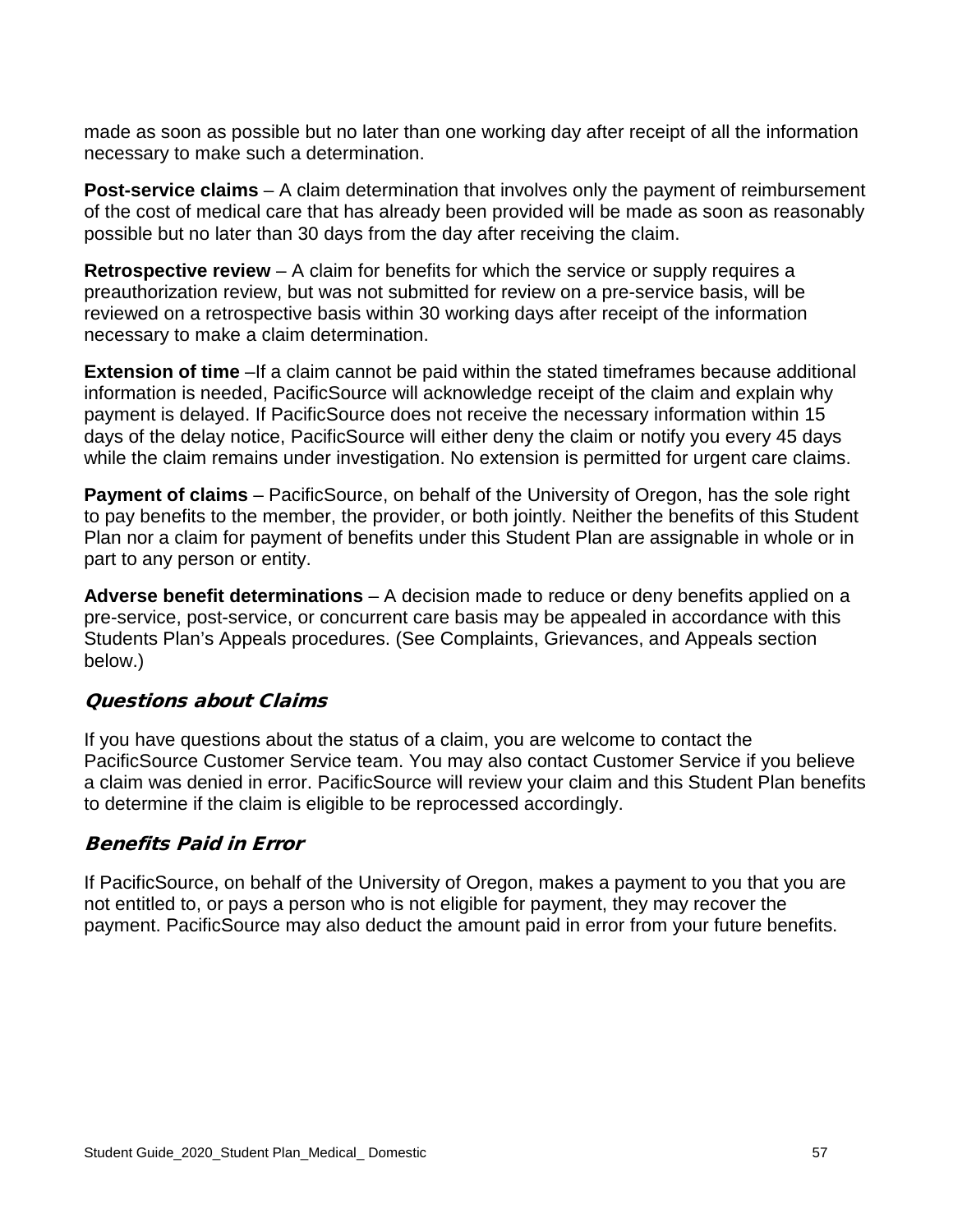made as soon as possible but no later than one working day after receipt of all the information necessary to make such a determination.

**Post-service claims** – A claim determination that involves only the payment of reimbursement of the cost of medical care that has already been provided will be made as soon as reasonably possible but no later than 30 days from the day after receiving the claim.

**Retrospective review** – A claim for benefits for which the service or supply requires a preauthorization review, but was not submitted for review on a pre-service basis, will be reviewed on a retrospective basis within 30 working days after receipt of the information necessary to make a claim determination.

**Extension of time** –If a claim cannot be paid within the stated timeframes because additional information is needed, PacificSource will acknowledge receipt of the claim and explain why payment is delayed. If PacificSource does not receive the necessary information within 15 days of the delay notice, PacificSource will either deny the claim or notify you every 45 days while the claim remains under investigation. No extension is permitted for urgent care claims.

**Payment of claims** – PacificSource, on behalf of the University of Oregon, has the sole right to pay benefits to the member, the provider, or both jointly. Neither the benefits of this Student Plan nor a claim for payment of benefits under this Student Plan are assignable in whole or in part to any person or entity.

**Adverse benefit determinations** – A decision made to reduce or deny benefits applied on a pre-service, post-service, or concurrent care basis may be appealed in accordance with this Students Plan's Appeals procedures. (See Complaints, Grievances, and Appeals section below.)

### *Questions about Claims*

If you have questions about the status of a claim, you are welcome to contact the PacificSource Customer Service team. You may also contact Customer Service if you believe a claim was denied in error. PacificSource will review your claim and this Student Plan benefits to determine if the claim is eligible to be reprocessed accordingly.

### *Benefits Paid in Error*

If PacificSource, on behalf of the University of Oregon, makes a payment to you that you are not entitled to, or pays a person who is not eligible for payment, they may recover the payment. PacificSource may also deduct the amount paid in error from your future benefits.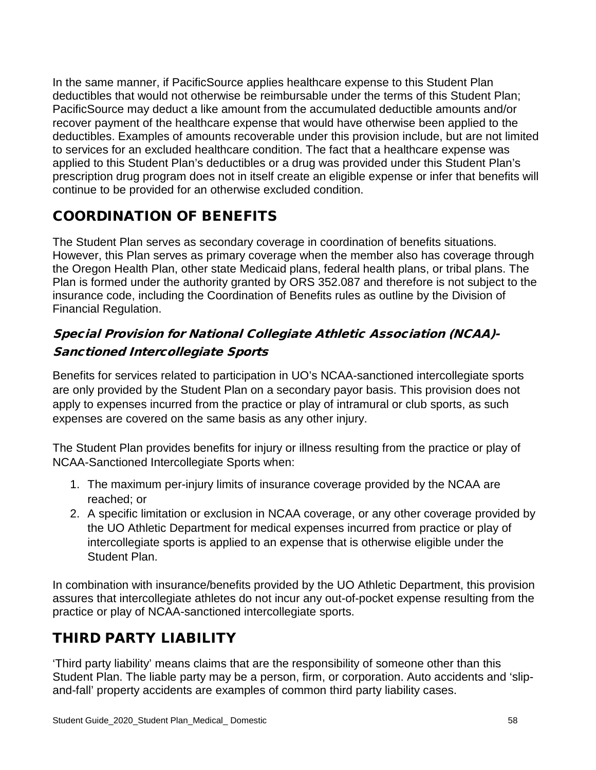In the same manner, if PacificSource applies healthcare expense to this Student Plan deductibles that would not otherwise be reimbursable under the terms of this Student Plan; PacificSource may deduct a like amount from the accumulated deductible amounts and/or recover payment of the healthcare expense that would have otherwise been applied to the deductibles. Examples of amounts recoverable under this provision include, but are not limited to services for an excluded healthcare condition. The fact that a healthcare expense was applied to this Student Plan's deductibles or a drug was provided under this Student Plan's prescription drug program does not in itself create an eligible expense or infer that benefits will continue to be provided for an otherwise excluded condition.

## COORDINATION OF BENEFITS

The Student Plan serves as secondary coverage in coordination of benefits situations. However, this Plan serves as primary coverage when the member also has coverage through the Oregon Health Plan, other state Medicaid plans, federal health plans, or tribal plans. The Plan is formed under the authority granted by ORS 352.087 and therefore is not subject to the insurance code, including the Coordination of Benefits rules as outline by the Division of Financial Regulation.

### *Special Provision for National Collegiate Athletic Association (NCAA)-Sanctioned Intercollegiate Sports*

Benefits for services related to participation in UO's NCAA-sanctioned intercollegiate sports are only provided by the Student Plan on a secondary payor basis. This provision does not apply to expenses incurred from the practice or play of intramural or club sports, as such expenses are covered on the same basis as any other injury.

The Student Plan provides benefits for injury or illness resulting from the practice or play of NCAA-Sanctioned Intercollegiate Sports when:

1. The maximum per-injury limits of insurance coverage provided by the NCAA are reached; or
2. A specific limitation or exclusion in NCAA coverage, or any other coverage provided by the UO Athletic Department for medical expenses incurred from practice or play of intercollegiate sports is applied to an expense that is otherwise eligible under the Student Plan.

In combination with insurance/benefits provided by the UO Athletic Department, this provision assures that intercollegiate athletes do not incur any out-of-pocket expense resulting from the practice or play of NCAA-sanctioned intercollegiate sports.

## THIRD PARTY LIABILITY

'Third party liability' means claims that are the responsibility of someone other than this Student Plan. The liable party may be a person, firm, or corporation. Auto accidents and 'slip-and-fall' property accidents are examples of common third party liability cases.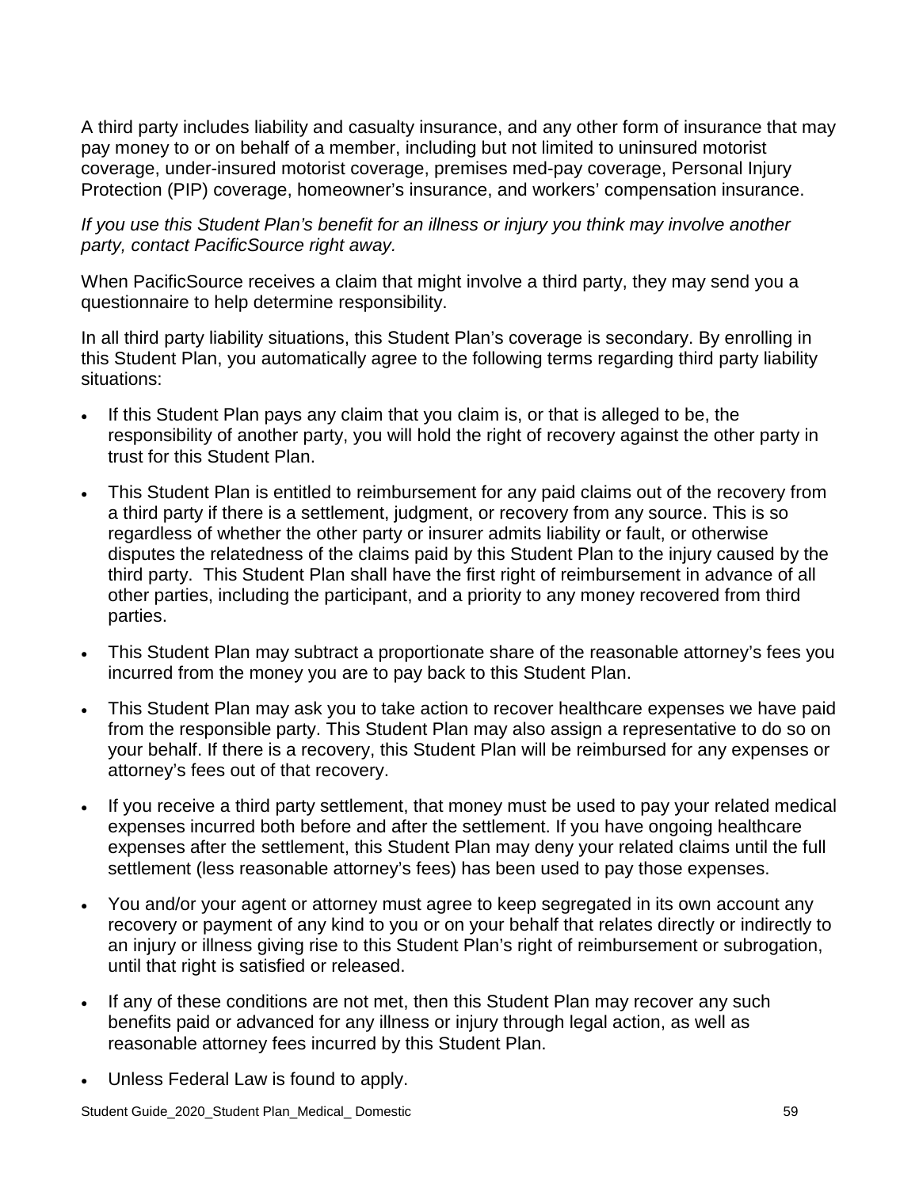A third party includes liability and casualty insurance, and any other form of insurance that may pay money to or on behalf of a member, including but not limited to uninsured motorist coverage, under-insured motorist coverage, premises med-pay coverage, Personal Injury Protection (PIP) coverage, homeowner's insurance, and workers' compensation insurance.

*If you use this Student Plan's benefit for an illness or injury you think may involve another party, contact PacificSource right away.*

When PacificSource receives a claim that might involve a third party, they may send you a questionnaire to help determine responsibility.

In all third party liability situations, this Student Plan's coverage is secondary. By enrolling in this Student Plan, you automatically agree to the following terms regarding third party liability situations:

- If this Student Plan pays any claim that you claim is, or that is alleged to be, the responsibility of another party, you will hold the right of recovery against the other party in trust for this Student Plan.
- This Student Plan is entitled to reimbursement for any paid claims out of the recovery from a third party if there is a settlement, judgment, or recovery from any source. This is so regardless of whether the other party or insurer admits liability or fault, or otherwise disputes the relatedness of the claims paid by this Student Plan to the injury caused by the third party. This Student Plan shall have the first right of reimbursement in advance of all other parties, including the participant, and a priority to any money recovered from third parties.
- This Student Plan may subtract a proportionate share of the reasonable attorney's fees you incurred from the money you are to pay back to this Student Plan.
- This Student Plan may ask you to take action to recover healthcare expenses we have paid from the responsible party. This Student Plan may also assign a representative to do so on your behalf. If there is a recovery, this Student Plan will be reimbursed for any expenses or attorney's fees out of that recovery.
- If you receive a third party settlement, that money must be used to pay your related medical expenses incurred both before and after the settlement. If you have ongoing healthcare expenses after the settlement, this Student Plan may deny your related claims until the full settlement (less reasonable attorney's fees) has been used to pay those expenses.
- You and/or your agent or attorney must agree to keep segregated in its own account any recovery or payment of any kind to you or on your behalf that relates directly or indirectly to an injury or illness giving rise to this Student Plan's right of reimbursement or subrogation, until that right is satisfied or released.
- If any of these conditions are not met, then this Student Plan may recover any such benefits paid or advanced for any illness or injury through legal action, as well as reasonable attorney fees incurred by this Student Plan.
- Unless Federal Law is found to apply.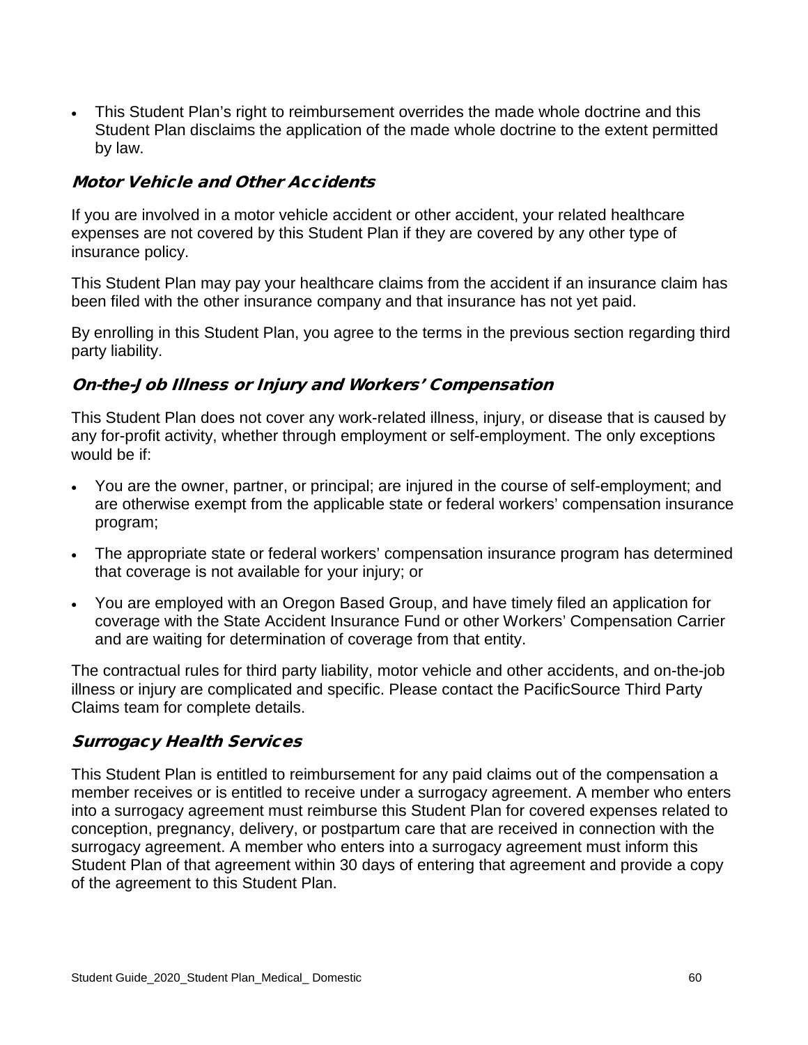- This Student Plan's right to reimbursement overrides the made whole doctrine and this Student Plan disclaims the application of the made whole doctrine to the extent permitted by law.

### Motor Vehicle and Other Accidents

If you are involved in a motor vehicle accident or other accident, your related healthcare expenses are not covered by this Student Plan if they are covered by any other type of insurance policy.

This Student Plan may pay your healthcare claims from the accident if an insurance claim has been filed with the other insurance company and that insurance has not yet paid.

By enrolling in this Student Plan, you agree to the terms in the previous section regarding third party liability.

### On-the-Job Illness or Injury and Workers' Compensation

This Student Plan does not cover any work-related illness, injury, or disease that is caused by any for-profit activity, whether through employment or self-employment. The only exceptions would be if:

- You are the owner, partner, or principal; are injured in the course of self-employment; and are otherwise exempt from the applicable state or federal workers' compensation insurance program;
- The appropriate state or federal workers' compensation insurance program has determined that coverage is not available for your injury; or
- You are employed with an Oregon Based Group, and have timely filed an application for coverage with the State Accident Insurance Fund or other Workers' Compensation Carrier and are waiting for determination of coverage from that entity.

The contractual rules for third party liability, motor vehicle and other accidents, and on-the-job illness or injury are complicated and specific. Please contact the PacificSource Third Party Claims team for complete details.

### Surrogacy Health Services

This Student Plan is entitled to reimbursement for any paid claims out of the compensation a member receives or is entitled to receive under a surrogacy agreement. A member who enters into a surrogacy agreement must reimburse this Student Plan for covered expenses related to conception, pregnancy, delivery, or postpartum care that are received in connection with the surrogacy agreement. A member who enters into a surrogacy agreement must inform this Student Plan of that agreement within 30 days of entering that agreement and provide a copy of the agreement to this Student Plan.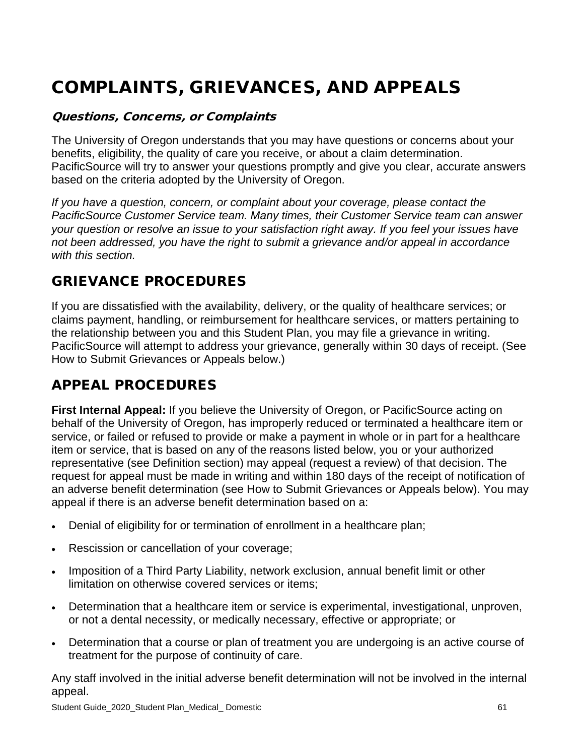# COMPLAINTS, GRIEVANCES, AND APPEALS

### *Questions, Concerns, or Complaints*

The University of Oregon understands that you may have questions or concerns about your benefits, eligibility, the quality of care you receive, or about a claim determination. PacificSource will try to answer your questions promptly and give you clear, accurate answers based on the criteria adopted by the University of Oregon.

*If you have a question, concern, or complaint about your coverage, please contact the PacificSource Customer Service team. Many times, their Customer Service team can answer your question or resolve an issue to your satisfaction right away. If you feel your issues have not been addressed, you have the right to submit a grievance and/or appeal in accordance with this section.*

## GRIEVANCE PROCEDURES

If you are dissatisfied with the availability, delivery, or the quality of healthcare services; or claims payment, handling, or reimbursement for healthcare services, or matters pertaining to the relationship between you and this Student Plan, you may file a grievance in writing. PacificSource will attempt to address your grievance, generally within 30 days of receipt. (See How to Submit Grievances or Appeals below.)

## APPEAL PROCEDURES

**First Internal Appeal:** If you believe the University of Oregon, or PacificSource acting on behalf of the University of Oregon, has improperly reduced or terminated a healthcare item or service, or failed or refused to provide or make a payment in whole or in part for a healthcare item or service, that is based on any of the reasons listed below, you or your authorized representative (see Definition section) may appeal (request a review) of that decision. The request for appeal must be made in writing and within 180 days of the receipt of notification of an adverse benefit determination (see How to Submit Grievances or Appeals below). You may appeal if there is an adverse benefit determination based on a:

- Denial of eligibility for or termination of enrollment in a healthcare plan;
- Rescission or cancellation of your coverage;
- Imposition of a Third Party Liability, network exclusion, annual benefit limit or other limitation on otherwise covered services or items;
- Determination that a healthcare item or service is experimental, investigational, unproven, or not a dental necessity, or medically necessary, effective or appropriate; or
- Determination that a course or plan of treatment you are undergoing is an active course of treatment for the purpose of continuity of care.

Any staff involved in the initial adverse benefit determination will not be involved in the internal appeal.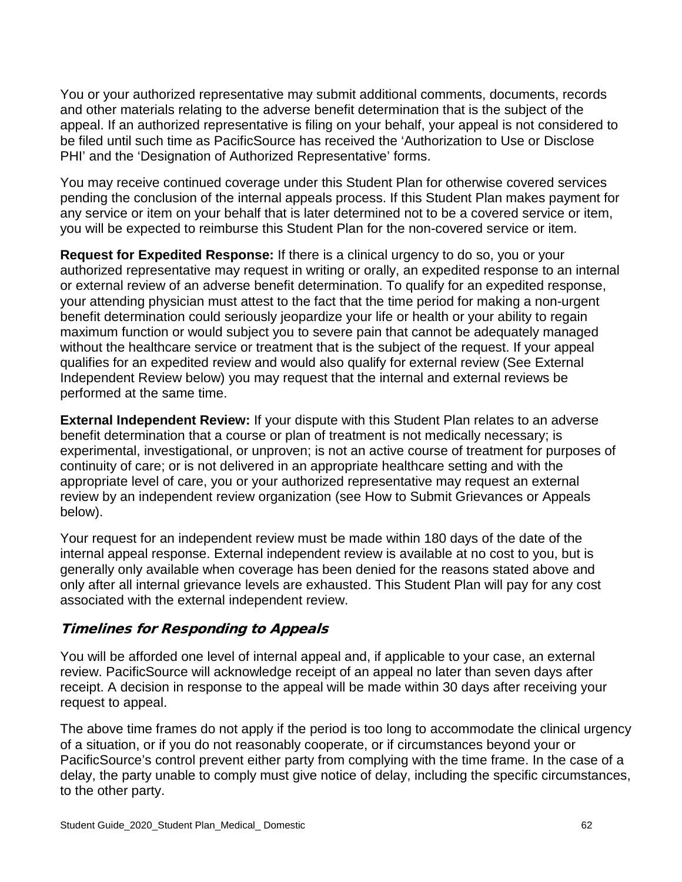You or your authorized representative may submit additional comments, documents, records and other materials relating to the adverse benefit determination that is the subject of the appeal. If an authorized representative is filing on your behalf, your appeal is not considered to be filed until such time as PacificSource has received the 'Authorization to Use or Disclose PHI' and the 'Designation of Authorized Representative' forms.

You may receive continued coverage under this Student Plan for otherwise covered services pending the conclusion of the internal appeals process. If this Student Plan makes payment for any service or item on your behalf that is later determined not to be a covered service or item, you will be expected to reimburse this Student Plan for the non-covered service or item.

**Request for Expedited Response:** If there is a clinical urgency to do so, you or your authorized representative may request in writing or orally, an expedited response to an internal or external review of an adverse benefit determination. To qualify for an expedited response, your attending physician must attest to the fact that the time period for making a non-urgent benefit determination could seriously jeopardize your life or health or your ability to regain maximum function or would subject you to severe pain that cannot be adequately managed without the healthcare service or treatment that is the subject of the request. If your appeal qualifies for an expedited review and would also qualify for external review (See External Independent Review below) you may request that the internal and external reviews be performed at the same time.

**External Independent Review:** If your dispute with this Student Plan relates to an adverse benefit determination that a course or plan of treatment is not medically necessary; is experimental, investigational, or unproven; is not an active course of treatment for purposes of continuity of care; or is not delivered in an appropriate healthcare setting and with the appropriate level of care, you or your authorized representative may request an external review by an independent review organization (see How to Submit Grievances or Appeals below).

Your request for an independent review must be made within 180 days of the date of the internal appeal response. External independent review is available at no cost to you, but is generally only available when coverage has been denied for the reasons stated above and only after all internal grievance levels are exhausted. This Student Plan will pay for any cost associated with the external independent review.

### *Timelines for Responding to Appeals*

You will be afforded one level of internal appeal and, if applicable to your case, an external review. PacificSource will acknowledge receipt of an appeal no later than seven days after receipt. A decision in response to the appeal will be made within 30 days after receiving your request to appeal.

The above time frames do not apply if the period is too long to accommodate the clinical urgency of a situation, or if you do not reasonably cooperate, or if circumstances beyond your or PacificSource's control prevent either party from complying with the time frame. In the case of a delay, the party unable to comply must give notice of delay, including the specific circumstances, to the other party.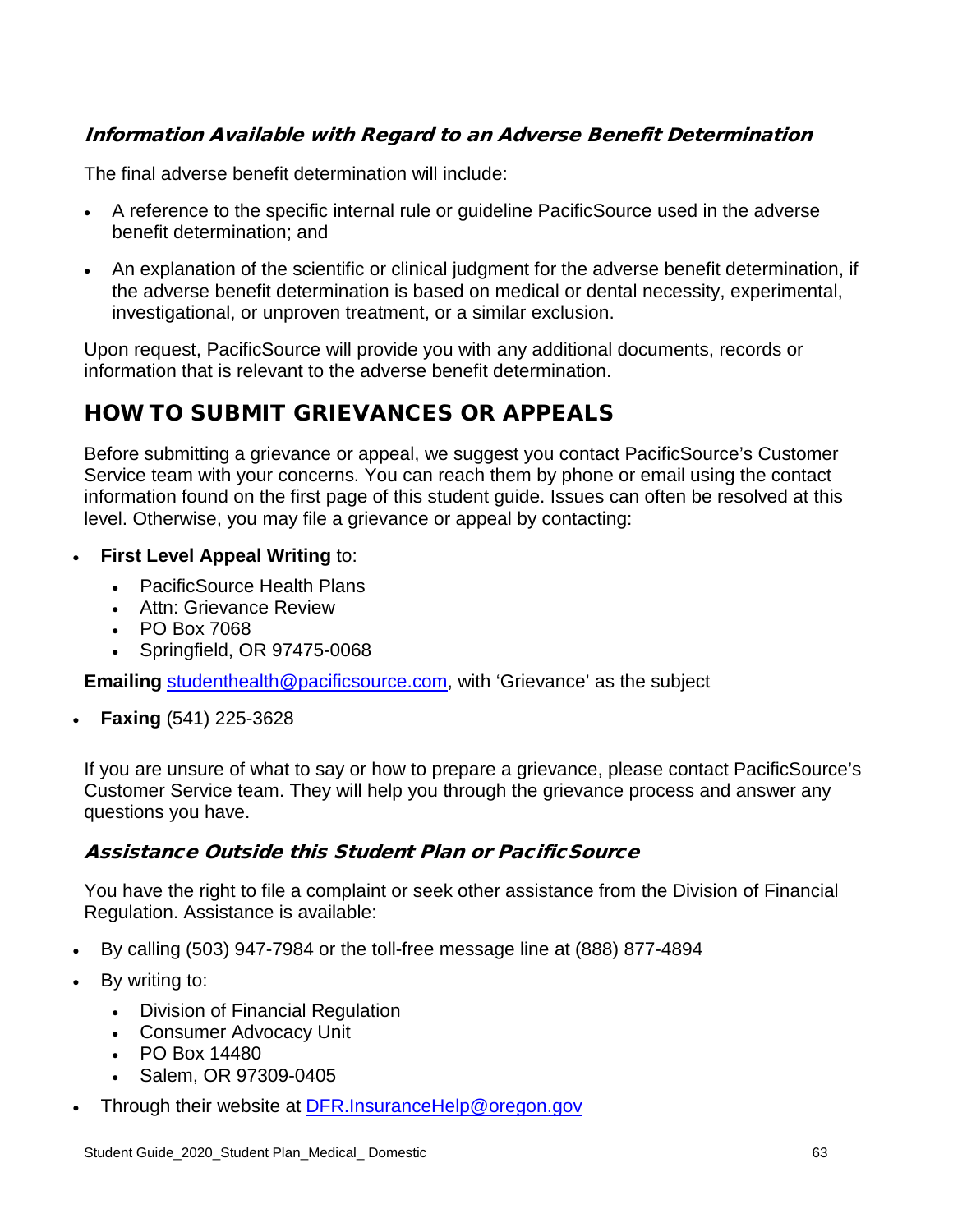### *Information Available with Regard to an Adverse Benefit Determination*

The final adverse benefit determination will include:

- A reference to the specific internal rule or guideline PacificSource used in the adverse benefit determination; and
- An explanation of the scientific or clinical judgment for the adverse benefit determination, if the adverse benefit determination is based on medical or dental necessity, experimental, investigational, or unproven treatment, or a similar exclusion.

Upon request, PacificSource will provide you with any additional documents, records or information that is relevant to the adverse benefit determination.

## HOW TO SUBMIT GRIEVANCES OR APPEALS

Before submitting a grievance or appeal, we suggest you contact PacificSource's Customer Service team with your concerns. You can reach them by phone or email using the contact information found on the first page of this student guide. Issues can often be resolved at this level. Otherwise, you may file a grievance or appeal by contacting:

- **First Level Appeal Writing** to:
  - PacificSource Health Plans
  - Attn: Grievance Review
  - PO Box 7068
  - Springfield, OR 97475-0068

**Emailing** studenthealth@pacificsource.com, with 'Grievance' as the subject

- **Faxing** (541) 225-3628

If you are unsure of what to say or how to prepare a grievance, please contact PacificSource's Customer Service team. They will help you through the grievance process and answer any questions you have.

### *Assistance Outside this Student Plan or PacificSource*

You have the right to file a complaint or seek other assistance from the Division of Financial Regulation. Assistance is available:

- By calling (503) 947-7984 or the toll-free message line at (888) 877-4894
- By writing to:
  - Division of Financial Regulation
  - Consumer Advocacy Unit
  - PO Box 14480
  - Salem, OR 97309-0405
- Through their website at DFR.InsuranceHelp@oregon.gov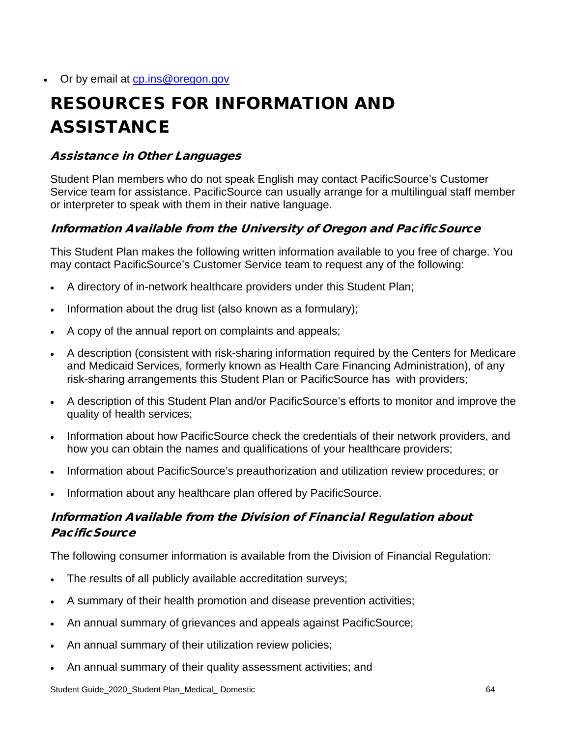- Or by email at cp.ins@oregon.gov

# RESOURCES FOR INFORMATION AND ASSISTANCE

### *Assistance in Other Languages*

Student Plan members who do not speak English may contact PacificSource's Customer Service team for assistance. PacificSource can usually arrange for a multilingual staff member or interpreter to speak with them in their native language.

### *Information Available from the University of Oregon and PacificSource*

This Student Plan makes the following written information available to you free of charge. You may contact PacificSource's Customer Service team to request any of the following:

- A directory of in-network healthcare providers under this Student Plan;
- Information about the drug list (also known as a formulary);
- A copy of the annual report on complaints and appeals;
- A description (consistent with risk-sharing information required by the Centers for Medicare and Medicaid Services, formerly known as Health Care Financing Administration), of any risk-sharing arrangements this Student Plan or PacificSource has with providers;
- A description of this Student Plan and/or PacificSource's efforts to monitor and improve the quality of health services;
- Information about how PacificSource check the credentials of their network providers, and how you can obtain the names and qualifications of your healthcare providers;
- Information about PacificSource's preauthorization and utilization review procedures; or
- Information about any healthcare plan offered by PacificSource.

### *Information Available from the Division of Financial Regulation about PacificSource*

The following consumer information is available from the Division of Financial Regulation:

- The results of all publicly available accreditation surveys;
- A summary of their health promotion and disease prevention activities;
- An annual summary of grievances and appeals against PacificSource;
- An annual summary of their utilization review policies;
- An annual summary of their quality assessment activities; and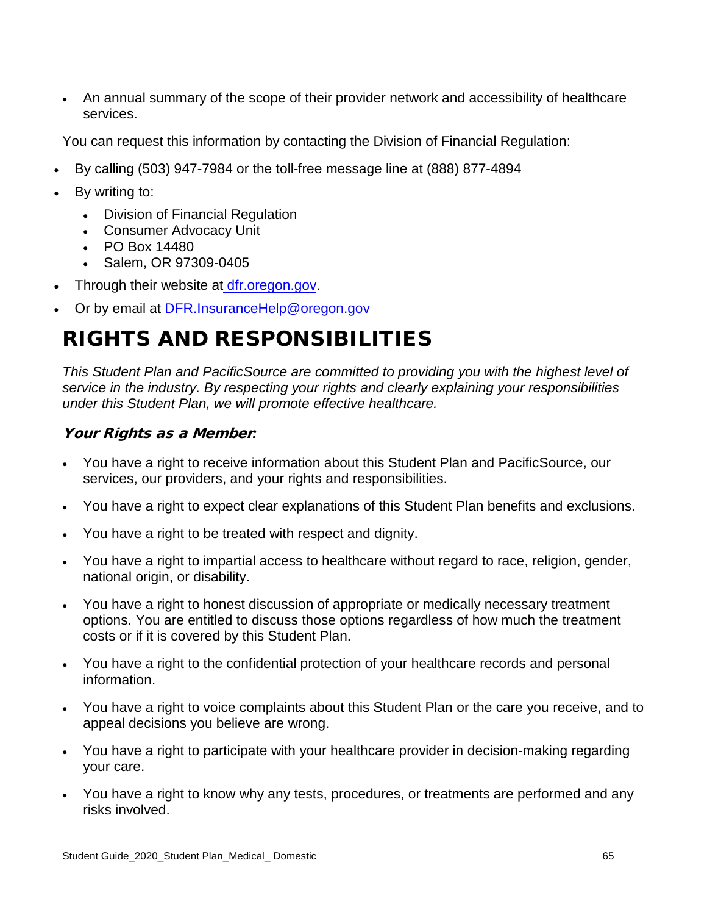- An annual summary of the scope of their provider network and accessibility of healthcare services.

You can request this information by contacting the Division of Financial Regulation:

- By calling (503) 947-7984 or the toll-free message line at (888) 877-4894
- By writing to:
  - Division of Financial Regulation
  - Consumer Advocacy Unit
  - PO Box 14480
  - Salem, OR 97309-0405
- Through their website at dfr.oregon.gov.
- Or by email at DFR.InsuranceHelp@oregon.gov

# RIGHTS AND RESPONSIBILITIES

*This Student Plan and PacificSource are committed to providing you with the highest level of service in the industry. By respecting your rights and clearly explaining your responsibilities under this Student Plan, we will promote effective healthcare.*

### *Your Rights as a Member:*

- You have a right to receive information about this Student Plan and PacificSource, our services, our providers, and your rights and responsibilities.
- You have a right to expect clear explanations of this Student Plan benefits and exclusions.
- You have a right to be treated with respect and dignity.
- You have a right to impartial access to healthcare without regard to race, religion, gender, national origin, or disability.
- You have a right to honest discussion of appropriate or medically necessary treatment options. You are entitled to discuss those options regardless of how much the treatment costs or if it is covered by this Student Plan.
- You have a right to the confidential protection of your healthcare records and personal information.
- You have a right to voice complaints about this Student Plan or the care you receive, and to appeal decisions you believe are wrong.
- You have a right to participate with your healthcare provider in decision-making regarding your care.
- You have a right to know why any tests, procedures, or treatments are performed and any risks involved.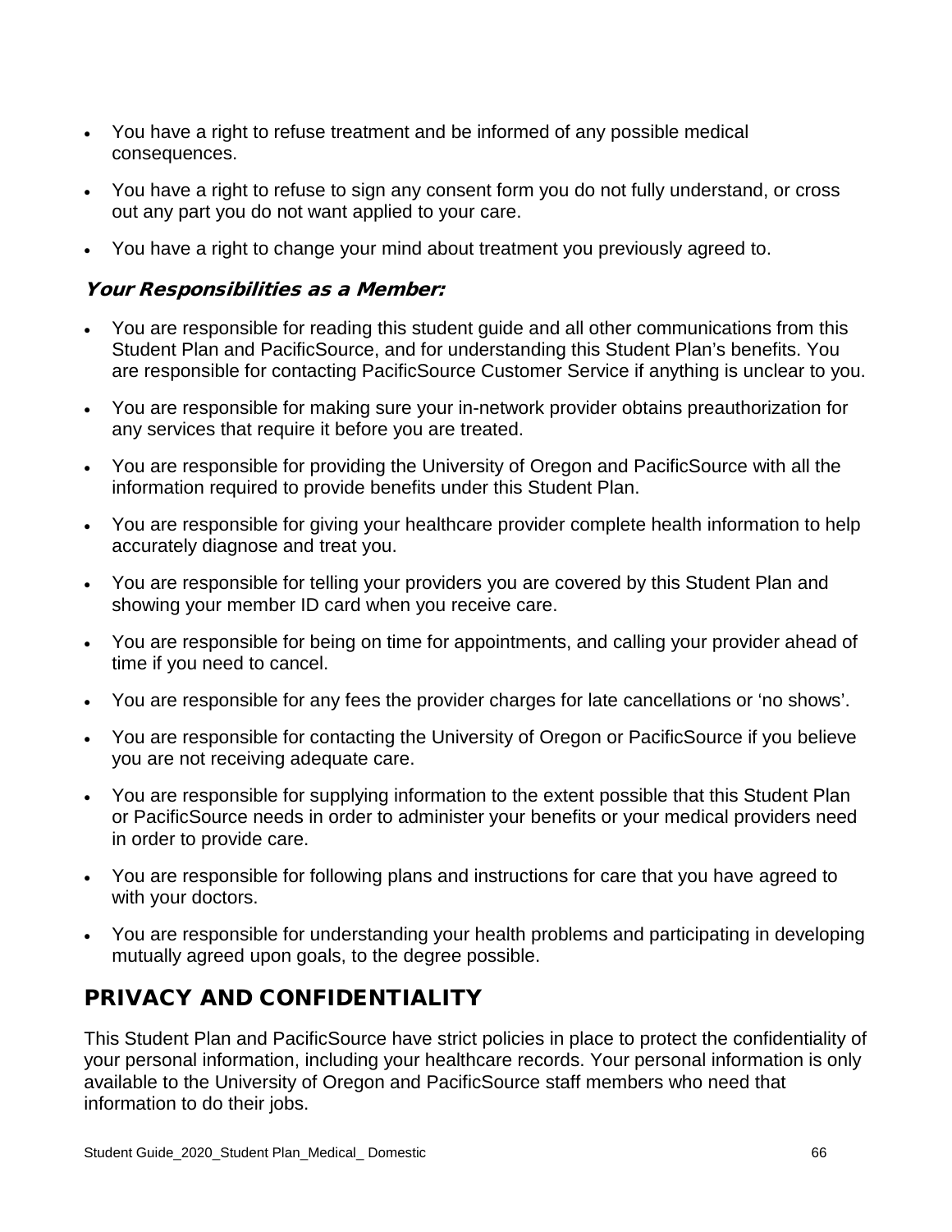- You have a right to refuse treatment and be informed of any possible medical consequences.
- You have a right to refuse to sign any consent form you do not fully understand, or cross out any part you do not want applied to your care.
- You have a right to change your mind about treatment you previously agreed to.

### *Your Responsibilities as a Member:*

- You are responsible for reading this student guide and all other communications from this Student Plan and PacificSource, and for understanding this Student Plan's benefits. You are responsible for contacting PacificSource Customer Service if anything is unclear to you.
- You are responsible for making sure your in-network provider obtains preauthorization for any services that require it before you are treated.
- You are responsible for providing the University of Oregon and PacificSource with all the information required to provide benefits under this Student Plan.
- You are responsible for giving your healthcare provider complete health information to help accurately diagnose and treat you.
- You are responsible for telling your providers you are covered by this Student Plan and showing your member ID card when you receive care.
- You are responsible for being on time for appointments, and calling your provider ahead of time if you need to cancel.
- You are responsible for any fees the provider charges for late cancellations or 'no shows'.
- You are responsible for contacting the University of Oregon or PacificSource if you believe you are not receiving adequate care.
- You are responsible for supplying information to the extent possible that this Student Plan or PacificSource needs in order to administer your benefits or your medical providers need in order to provide care.
- You are responsible for following plans and instructions for care that you have agreed to with your doctors.
- You are responsible for understanding your health problems and participating in developing mutually agreed upon goals, to the degree possible.

## PRIVACY AND CONFIDENTIALITY

This Student Plan and PacificSource have strict policies in place to protect the confidentiality of your personal information, including your healthcare records. Your personal information is only available to the University of Oregon and PacificSource staff members who need that information to do their jobs.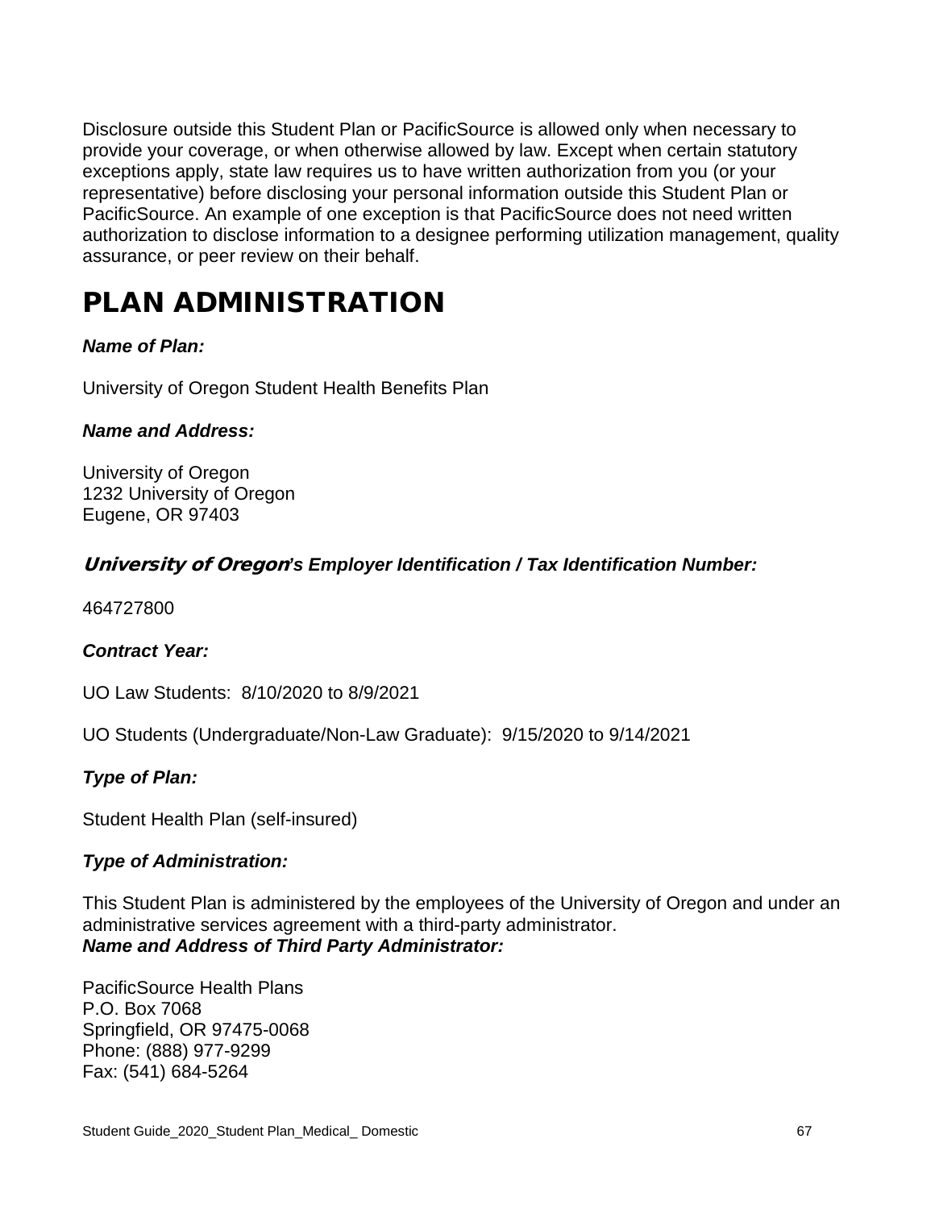Disclosure outside this Student Plan or PacificSource is allowed only when necessary to provide your coverage, or when otherwise allowed by law. Except when certain statutory exceptions apply, state law requires us to have written authorization from you (or your representative) before disclosing your personal information outside this Student Plan or PacificSource. An example of one exception is that PacificSource does not need written authorization to disclose information to a designee performing utilization management, quality assurance, or peer review on their behalf.

# PLAN ADMINISTRATION

***Name of Plan:***

University of Oregon Student Health Benefits Plan

***Name and Address:***

University of Oregon
1232 University of Oregon
Eugene, OR 97403

***University of Oregon's Employer Identification / Tax Identification Number:***

464727800

***Contract Year:***

UO Law Students: 8/10/2020 to 8/9/2021

UO Students (Undergraduate/Non-Law Graduate): 9/15/2020 to 9/14/2021

***Type of Plan:***

Student Health Plan (self-insured)

***Type of Administration:***

This Student Plan is administered by the employees of the University of Oregon and under an administrative services agreement with a third-party administrator.

***Name and Address of Third Party Administrator:***

PacificSource Health Plans
P.O. Box 7068
Springfield, OR 97475-0068
Phone: (888) 977-9299
Fax: (541) 684-5264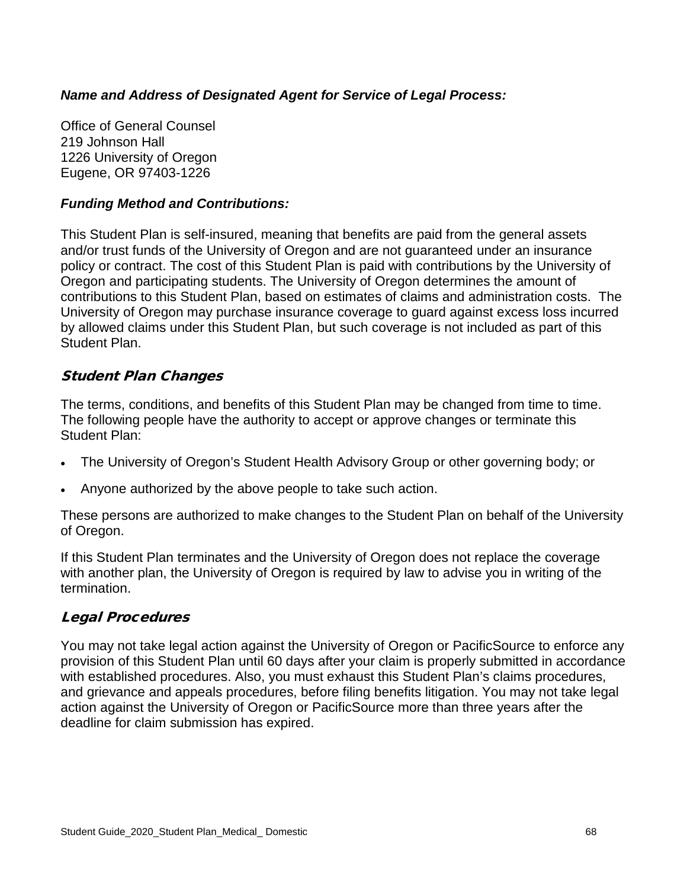***Name and Address of Designated Agent for Service of Legal Process:***

Office of General Counsel
219 Johnson Hall
1226 University of Oregon
Eugene, OR 97403-1226

***Funding Method and Contributions:***

This Student Plan is self-insured, meaning that benefits are paid from the general assets and/or trust funds of the University of Oregon and are not guaranteed under an insurance policy or contract. The cost of this Student Plan is paid with contributions by the University of Oregon and participating students. The University of Oregon determines the amount of contributions to this Student Plan, based on estimates of claims and administration costs. The University of Oregon may purchase insurance coverage to guard against excess loss incurred by allowed claims under this Student Plan, but such coverage is not included as part of this Student Plan.

## *Student Plan Changes*

The terms, conditions, and benefits of this Student Plan may be changed from time to time. The following people have the authority to accept or approve changes or terminate this Student Plan:

- The University of Oregon's Student Health Advisory Group or other governing body; or
- Anyone authorized by the above people to take such action.

These persons are authorized to make changes to the Student Plan on behalf of the University of Oregon.

If this Student Plan terminates and the University of Oregon does not replace the coverage with another plan, the University of Oregon is required by law to advise you in writing of the termination.

## *Legal Procedures*

You may not take legal action against the University of Oregon or PacificSource to enforce any provision of this Student Plan until 60 days after your claim is properly submitted in accordance with established procedures. Also, you must exhaust this Student Plan's claims procedures, and grievance and appeals procedures, before filing benefits litigation. You may not take legal action against the University of Oregon or PacificSource more than three years after the deadline for claim submission has expired.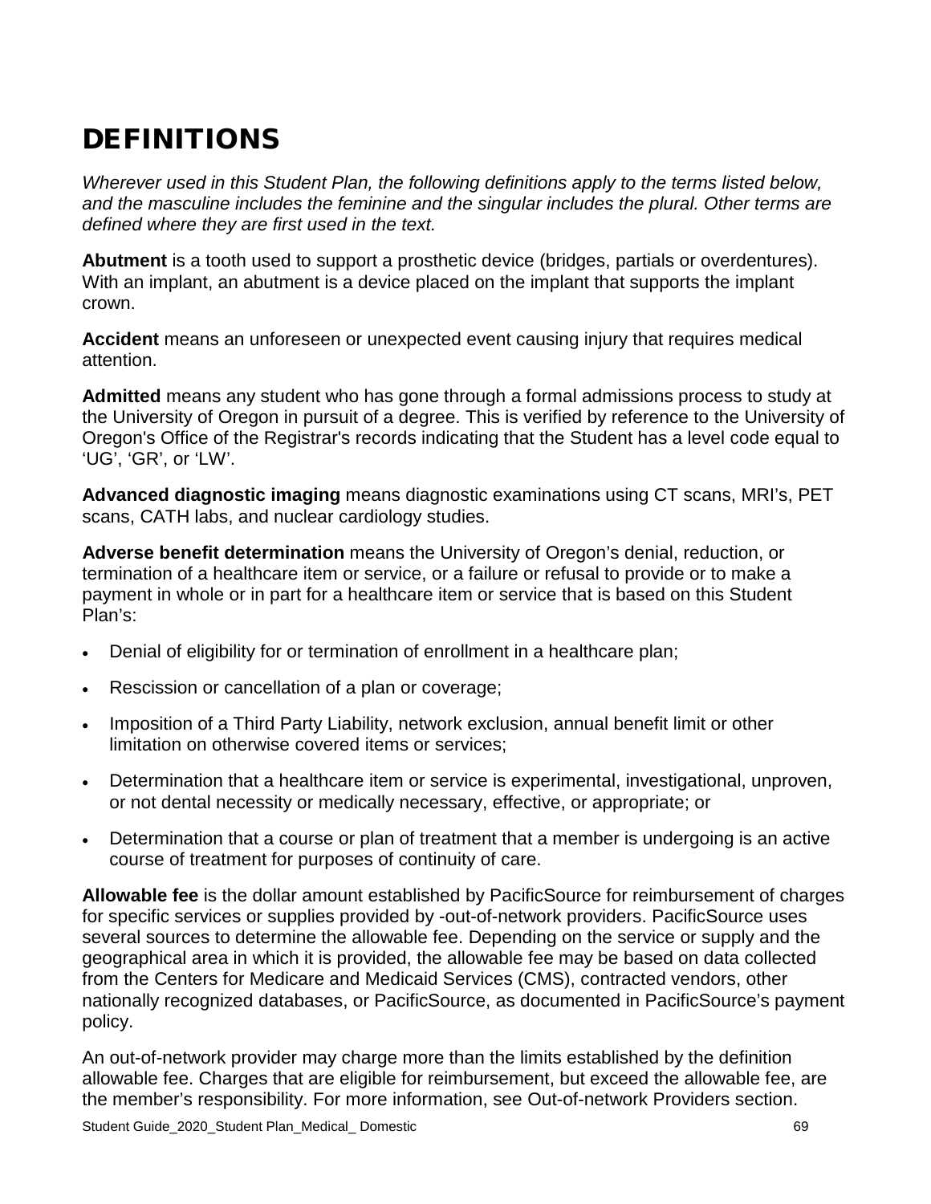# DEFINITIONS

*Wherever used in this Student Plan, the following definitions apply to the terms listed below, and the masculine includes the feminine and the singular includes the plural. Other terms are defined where they are first used in the text.*

**Abutment** is a tooth used to support a prosthetic device (bridges, partials or overdentures). With an implant, an abutment is a device placed on the implant that supports the implant crown.

**Accident** means an unforeseen or unexpected event causing injury that requires medical attention.

**Admitted** means any student who has gone through a formal admissions process to study at the University of Oregon in pursuit of a degree. This is verified by reference to the University of Oregon's Office of the Registrar's records indicating that the Student has a level code equal to 'UG', 'GR', or 'LW'.

**Advanced diagnostic imaging** means diagnostic examinations using CT scans, MRI's, PET scans, CATH labs, and nuclear cardiology studies.

**Adverse benefit determination** means the University of Oregon's denial, reduction, or termination of a healthcare item or service, or a failure or refusal to provide or to make a payment in whole or in part for a healthcare item or service that is based on this Student Plan's:

- Denial of eligibility for or termination of enrollment in a healthcare plan;
- Rescission or cancellation of a plan or coverage;
- Imposition of a Third Party Liability, network exclusion, annual benefit limit or other limitation on otherwise covered items or services;
- Determination that a healthcare item or service is experimental, investigational, unproven, or not dental necessity or medically necessary, effective, or appropriate; or
- Determination that a course or plan of treatment that a member is undergoing is an active course of treatment for purposes of continuity of care.

**Allowable fee** is the dollar amount established by PacificSource for reimbursement of charges for specific services or supplies provided by -out-of-network providers. PacificSource uses several sources to determine the allowable fee. Depending on the service or supply and the geographical area in which it is provided, the allowable fee may be based on data collected from the Centers for Medicare and Medicaid Services (CMS), contracted vendors, other nationally recognized databases, or PacificSource, as documented in PacificSource's payment policy.

An out-of-network provider may charge more than the limits established by the definition allowable fee. Charges that are eligible for reimbursement, but exceed the allowable fee, are the member's responsibility. For more information, see Out-of-network Providers section.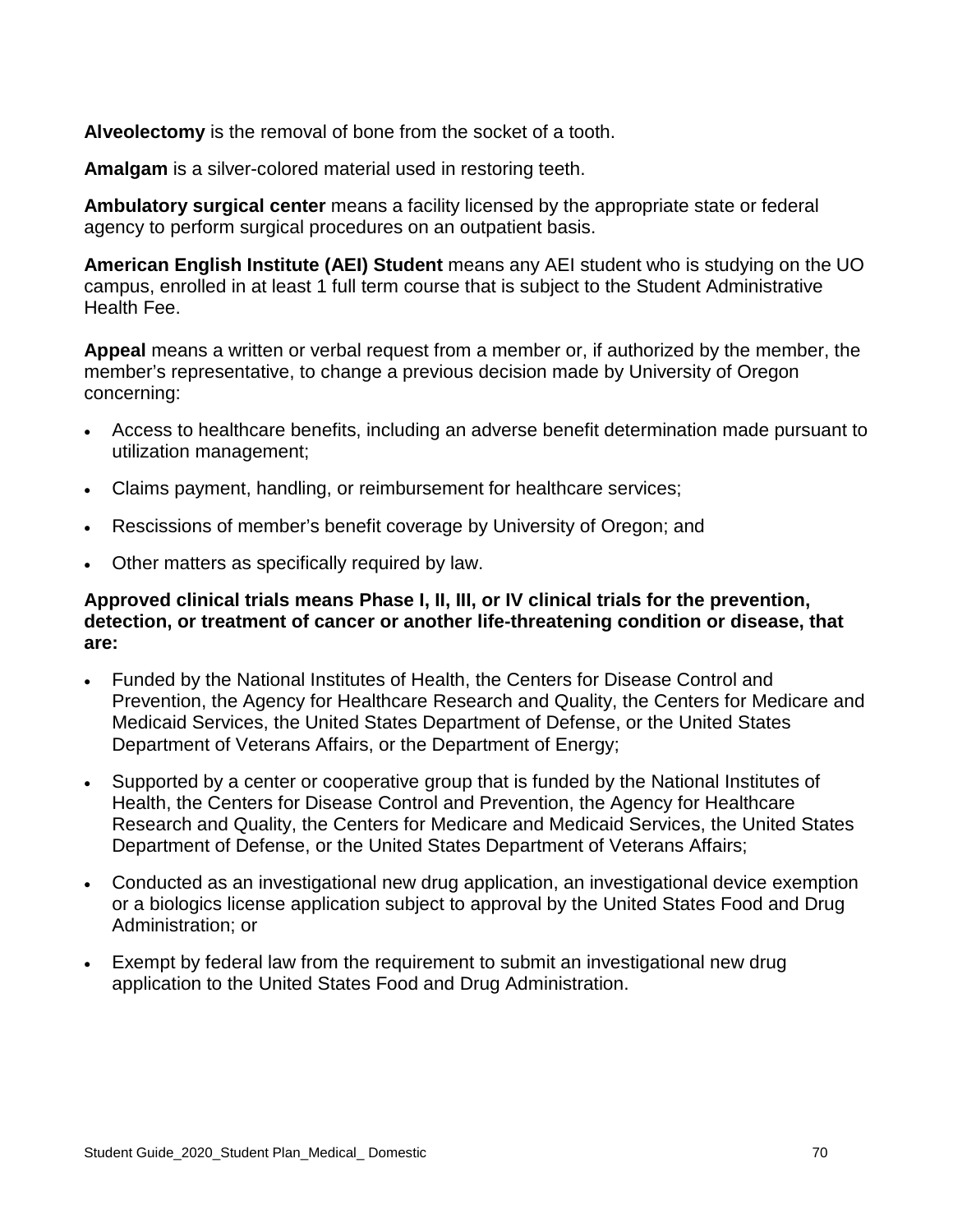**Alveolectomy** is the removal of bone from the socket of a tooth.

**Amalgam** is a silver-colored material used in restoring teeth.

**Ambulatory surgical center** means a facility licensed by the appropriate state or federal agency to perform surgical procedures on an outpatient basis.

**American English Institute (AEI) Student** means any AEI student who is studying on the UO campus, enrolled in at least 1 full term course that is subject to the Student Administrative Health Fee.

**Appeal** means a written or verbal request from a member or, if authorized by the member, the member's representative, to change a previous decision made by University of Oregon concerning:

- Access to healthcare benefits, including an adverse benefit determination made pursuant to utilization management;
- Claims payment, handling, or reimbursement for healthcare services;
- Rescissions of member's benefit coverage by University of Oregon; and
- Other matters as specifically required by law.

**Approved clinical trials means Phase I, II, III, or IV clinical trials for the prevention, detection, or treatment of cancer or another life-threatening condition or disease, that are:**

- Funded by the National Institutes of Health, the Centers for Disease Control and Prevention, the Agency for Healthcare Research and Quality, the Centers for Medicare and Medicaid Services, the United States Department of Defense, or the United States Department of Veterans Affairs, or the Department of Energy;
- Supported by a center or cooperative group that is funded by the National Institutes of Health, the Centers for Disease Control and Prevention, the Agency for Healthcare Research and Quality, the Centers for Medicare and Medicaid Services, the United States Department of Defense, or the United States Department of Veterans Affairs;
- Conducted as an investigational new drug application, an investigational device exemption or a biologics license application subject to approval by the United States Food and Drug Administration; or
- Exempt by federal law from the requirement to submit an investigational new drug application to the United States Food and Drug Administration.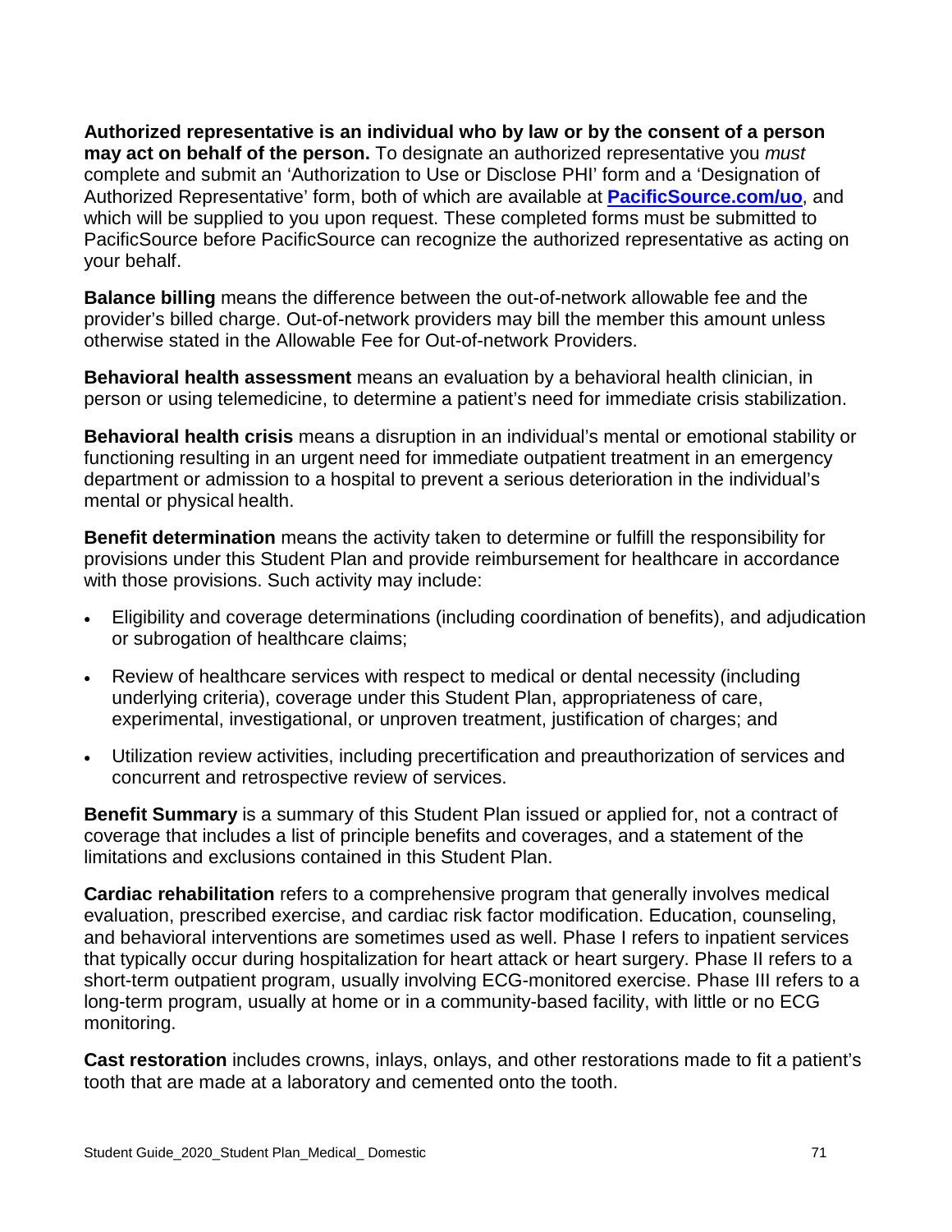**Authorized representative is an individual who by law or by the consent of a person may act on behalf of the person.** To designate an authorized representative you *must* complete and submit an 'Authorization to Use or Disclose PHI' form and a 'Designation of Authorized Representative' form, both of which are available at **PacificSource.com/uo**, and which will be supplied to you upon request. These completed forms must be submitted to PacificSource before PacificSource can recognize the authorized representative as acting on your behalf.

**Balance billing** means the difference between the out-of-network allowable fee and the provider's billed charge. Out-of-network providers may bill the member this amount unless otherwise stated in the Allowable Fee for Out-of-network Providers.

**Behavioral health assessment** means an evaluation by a behavioral health clinician, in person or using telemedicine, to determine a patient's need for immediate crisis stabilization.

**Behavioral health crisis** means a disruption in an individual's mental or emotional stability or functioning resulting in an urgent need for immediate outpatient treatment in an emergency department or admission to a hospital to prevent a serious deterioration in the individual's mental or physical health.

**Benefit determination** means the activity taken to determine or fulfill the responsibility for provisions under this Student Plan and provide reimbursement for healthcare in accordance with those provisions. Such activity may include:

- Eligibility and coverage determinations (including coordination of benefits), and adjudication or subrogation of healthcare claims;
- Review of healthcare services with respect to medical or dental necessity (including underlying criteria), coverage under this Student Plan, appropriateness of care, experimental, investigational, or unproven treatment, justification of charges; and
- Utilization review activities, including precertification and preauthorization of services and concurrent and retrospective review of services.

**Benefit Summary** is a summary of this Student Plan issued or applied for, not a contract of coverage that includes a list of principle benefits and coverages, and a statement of the limitations and exclusions contained in this Student Plan.

**Cardiac rehabilitation** refers to a comprehensive program that generally involves medical evaluation, prescribed exercise, and cardiac risk factor modification. Education, counseling, and behavioral interventions are sometimes used as well. Phase I refers to inpatient services that typically occur during hospitalization for heart attack or heart surgery. Phase II refers to a short-term outpatient program, usually involving ECG-monitored exercise. Phase III refers to a long-term program, usually at home or in a community-based facility, with little or no ECG monitoring.

**Cast restoration** includes crowns, inlays, onlays, and other restorations made to fit a patient's tooth that are made at a laboratory and cemented onto the tooth.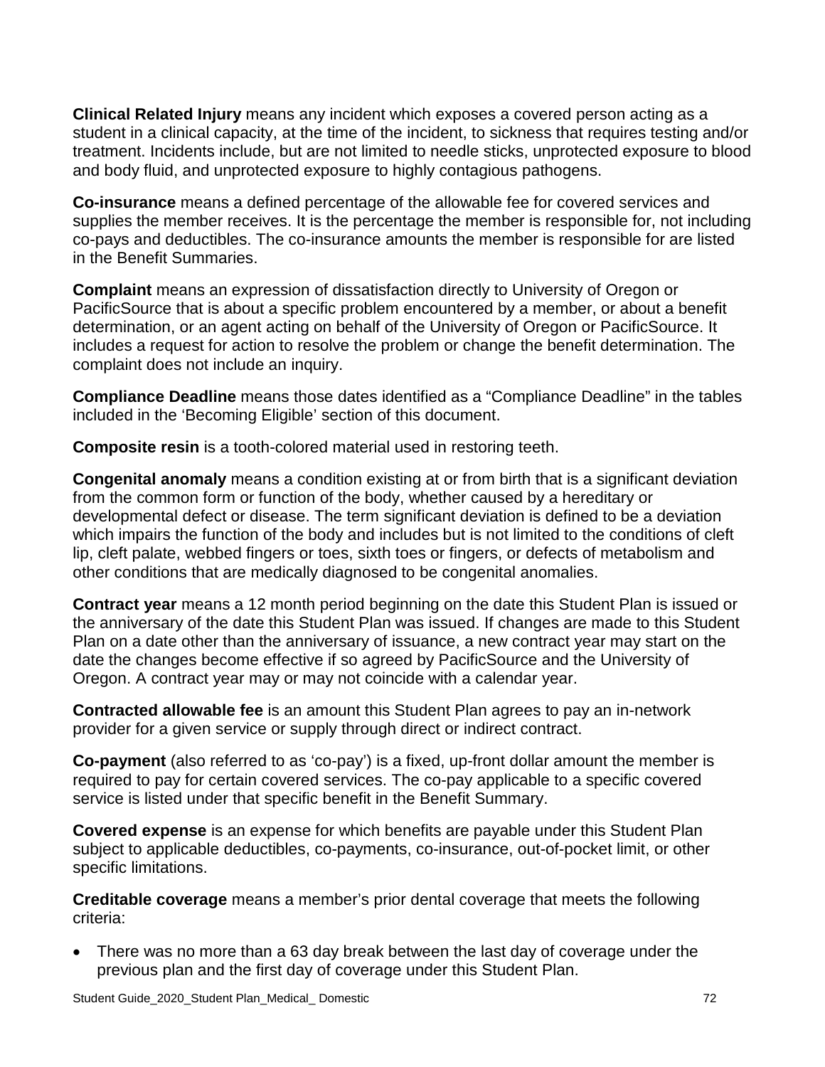**Clinical Related Injury** means any incident which exposes a covered person acting as a student in a clinical capacity, at the time of the incident, to sickness that requires testing and/or treatment. Incidents include, but are not limited to needle sticks, unprotected exposure to blood and body fluid, and unprotected exposure to highly contagious pathogens.

**Co-insurance** means a defined percentage of the allowable fee for covered services and supplies the member receives. It is the percentage the member is responsible for, not including co-pays and deductibles. The co-insurance amounts the member is responsible for are listed in the Benefit Summaries.

**Complaint** means an expression of dissatisfaction directly to University of Oregon or PacificSource that is about a specific problem encountered by a member, or about a benefit determination, or an agent acting on behalf of the University of Oregon or PacificSource. It includes a request for action to resolve the problem or change the benefit determination. The complaint does not include an inquiry.

**Compliance Deadline** means those dates identified as a "Compliance Deadline" in the tables included in the 'Becoming Eligible' section of this document.

**Composite resin** is a tooth-colored material used in restoring teeth.

**Congenital anomaly** means a condition existing at or from birth that is a significant deviation from the common form or function of the body, whether caused by a hereditary or developmental defect or disease. The term significant deviation is defined to be a deviation which impairs the function of the body and includes but is not limited to the conditions of cleft lip, cleft palate, webbed fingers or toes, sixth toes or fingers, or defects of metabolism and other conditions that are medically diagnosed to be congenital anomalies.

**Contract year** means a 12 month period beginning on the date this Student Plan is issued or the anniversary of the date this Student Plan was issued. If changes are made to this Student Plan on a date other than the anniversary of issuance, a new contract year may start on the date the changes become effective if so agreed by PacificSource and the University of Oregon. A contract year may or may not coincide with a calendar year.

**Contracted allowable fee** is an amount this Student Plan agrees to pay an in-network provider for a given service or supply through direct or indirect contract.

**Co-payment** (also referred to as 'co-pay') is a fixed, up-front dollar amount the member is required to pay for certain covered services. The co-pay applicable to a specific covered service is listed under that specific benefit in the Benefit Summary.

**Covered expense** is an expense for which benefits are payable under this Student Plan subject to applicable deductibles, co-payments, co-insurance, out-of-pocket limit, or other specific limitations.

**Creditable coverage** means a member's prior dental coverage that meets the following criteria:

- There was no more than a 63 day break between the last day of coverage under the previous plan and the first day of coverage under this Student Plan.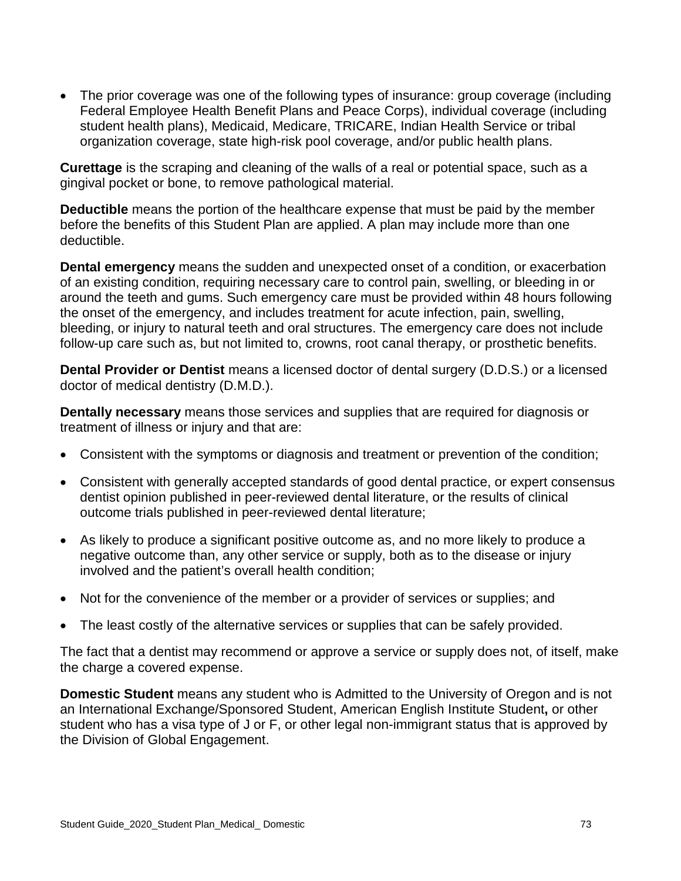- The prior coverage was one of the following types of insurance: group coverage (including Federal Employee Health Benefit Plans and Peace Corps), individual coverage (including student health plans), Medicaid, Medicare, TRICARE, Indian Health Service or tribal organization coverage, state high-risk pool coverage, and/or public health plans.

**Curettage** is the scraping and cleaning of the walls of a real or potential space, such as a gingival pocket or bone, to remove pathological material.

**Deductible** means the portion of the healthcare expense that must be paid by the member before the benefits of this Student Plan are applied. A plan may include more than one deductible.

**Dental emergency** means the sudden and unexpected onset of a condition, or exacerbation of an existing condition, requiring necessary care to control pain, swelling, or bleeding in or around the teeth and gums. Such emergency care must be provided within 48 hours following the onset of the emergency, and includes treatment for acute infection, pain, swelling, bleeding, or injury to natural teeth and oral structures. The emergency care does not include follow-up care such as, but not limited to, crowns, root canal therapy, or prosthetic benefits.

**Dental Provider or Dentist** means a licensed doctor of dental surgery (D.D.S.) or a licensed doctor of medical dentistry (D.M.D.).

**Dentally necessary** means those services and supplies that are required for diagnosis or treatment of illness or injury and that are:

- Consistent with the symptoms or diagnosis and treatment or prevention of the condition;
- Consistent with generally accepted standards of good dental practice, or expert consensus dentist opinion published in peer-reviewed dental literature, or the results of clinical outcome trials published in peer-reviewed dental literature;
- As likely to produce a significant positive outcome as, and no more likely to produce a negative outcome than, any other service or supply, both as to the disease or injury involved and the patient's overall health condition;
- Not for the convenience of the member or a provider of services or supplies; and
- The least costly of the alternative services or supplies that can be safely provided.

The fact that a dentist may recommend or approve a service or supply does not, of itself, make the charge a covered expense.

**Domestic Student** means any student who is Admitted to the University of Oregon and is not an International Exchange/Sponsored Student, American English Institute Student**,** or other student who has a visa type of J or F, or other legal non-immigrant status that is approved by the Division of Global Engagement.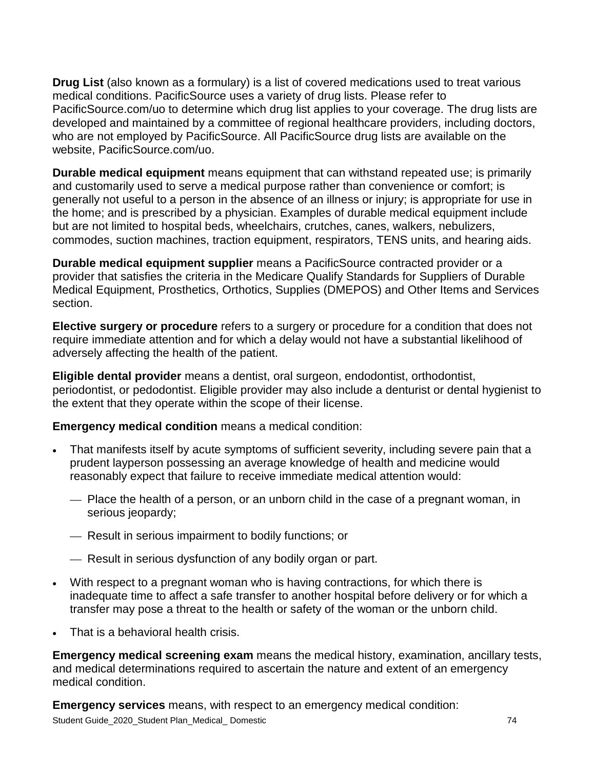**Drug List** (also known as a formulary) is a list of covered medications used to treat various medical conditions. PacificSource uses a variety of drug lists. Please refer to PacificSource.com/uo to determine which drug list applies to your coverage. The drug lists are developed and maintained by a committee of regional healthcare providers, including doctors, who are not employed by PacificSource. All PacificSource drug lists are available on the website, PacificSource.com/uo.

**Durable medical equipment** means equipment that can withstand repeated use; is primarily and customarily used to serve a medical purpose rather than convenience or comfort; is generally not useful to a person in the absence of an illness or injury; is appropriate for use in the home; and is prescribed by a physician. Examples of durable medical equipment include but are not limited to hospital beds, wheelchairs, crutches, canes, walkers, nebulizers, commodes, suction machines, traction equipment, respirators, TENS units, and hearing aids.

**Durable medical equipment supplier** means a PacificSource contracted provider or a provider that satisfies the criteria in the Medicare Qualify Standards for Suppliers of Durable Medical Equipment, Prosthetics, Orthotics, Supplies (DMEPOS) and Other Items and Services section.

**Elective surgery or procedure** refers to a surgery or procedure for a condition that does not require immediate attention and for which a delay would not have a substantial likelihood of adversely affecting the health of the patient.

**Eligible dental provider** means a dentist, oral surgeon, endodontist, orthodontist, periodontist, or pedodontist. Eligible provider may also include a denturist or dental hygienist to the extent that they operate within the scope of their license.

**Emergency medical condition** means a medical condition:

- That manifests itself by acute symptoms of sufficient severity, including severe pain that a prudent layperson possessing an average knowledge of health and medicine would reasonably expect that failure to receive immediate medical attention would:
  - Place the health of a person, or an unborn child in the case of a pregnant woman, in serious jeopardy;
  - Result in serious impairment to bodily functions; or
  - Result in serious dysfunction of any bodily organ or part.
- With respect to a pregnant woman who is having contractions, for which there is inadequate time to affect a safe transfer to another hospital before delivery or for which a transfer may pose a threat to the health or safety of the woman or the unborn child.
- That is a behavioral health crisis.

**Emergency medical screening exam** means the medical history, examination, ancillary tests, and medical determinations required to ascertain the nature and extent of an emergency medical condition.

**Emergency services** means, with respect to an emergency medical condition: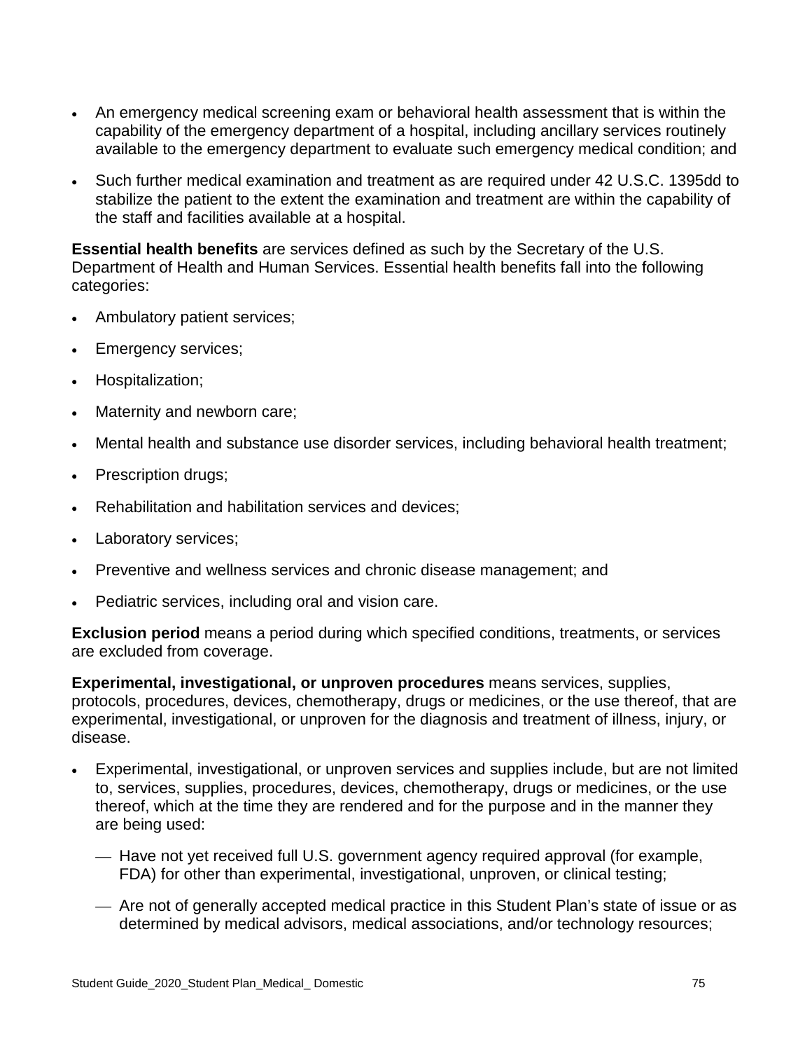- An emergency medical screening exam or behavioral health assessment that is within the capability of the emergency department of a hospital, including ancillary services routinely available to the emergency department to evaluate such emergency medical condition; and
- Such further medical examination and treatment as are required under 42 U.S.C. 1395dd to stabilize the patient to the extent the examination and treatment are within the capability of the staff and facilities available at a hospital.

**Essential health benefits** are services defined as such by the Secretary of the U.S. Department of Health and Human Services. Essential health benefits fall into the following categories:

- Ambulatory patient services;
- Emergency services;
- Hospitalization;
- Maternity and newborn care;
- Mental health and substance use disorder services, including behavioral health treatment;
- Prescription drugs;
- Rehabilitation and habilitation services and devices;
- Laboratory services;
- Preventive and wellness services and chronic disease management; and
- Pediatric services, including oral and vision care.

**Exclusion period** means a period during which specified conditions, treatments, or services are excluded from coverage.

**Experimental, investigational, or unproven procedures** means services, supplies, protocols, procedures, devices, chemotherapy, drugs or medicines, or the use thereof, that are experimental, investigational, or unproven for the diagnosis and treatment of illness, injury, or disease.

- Experimental, investigational, or unproven services and supplies include, but are not limited to, services, supplies, procedures, devices, chemotherapy, drugs or medicines, or the use thereof, which at the time they are rendered and for the purpose and in the manner they are being used:
  - Have not yet received full U.S. government agency required approval (for example, FDA) for other than experimental, investigational, unproven, or clinical testing;
  - Are not of generally accepted medical practice in this Student Plan's state of issue or as determined by medical advisors, medical associations, and/or technology resources;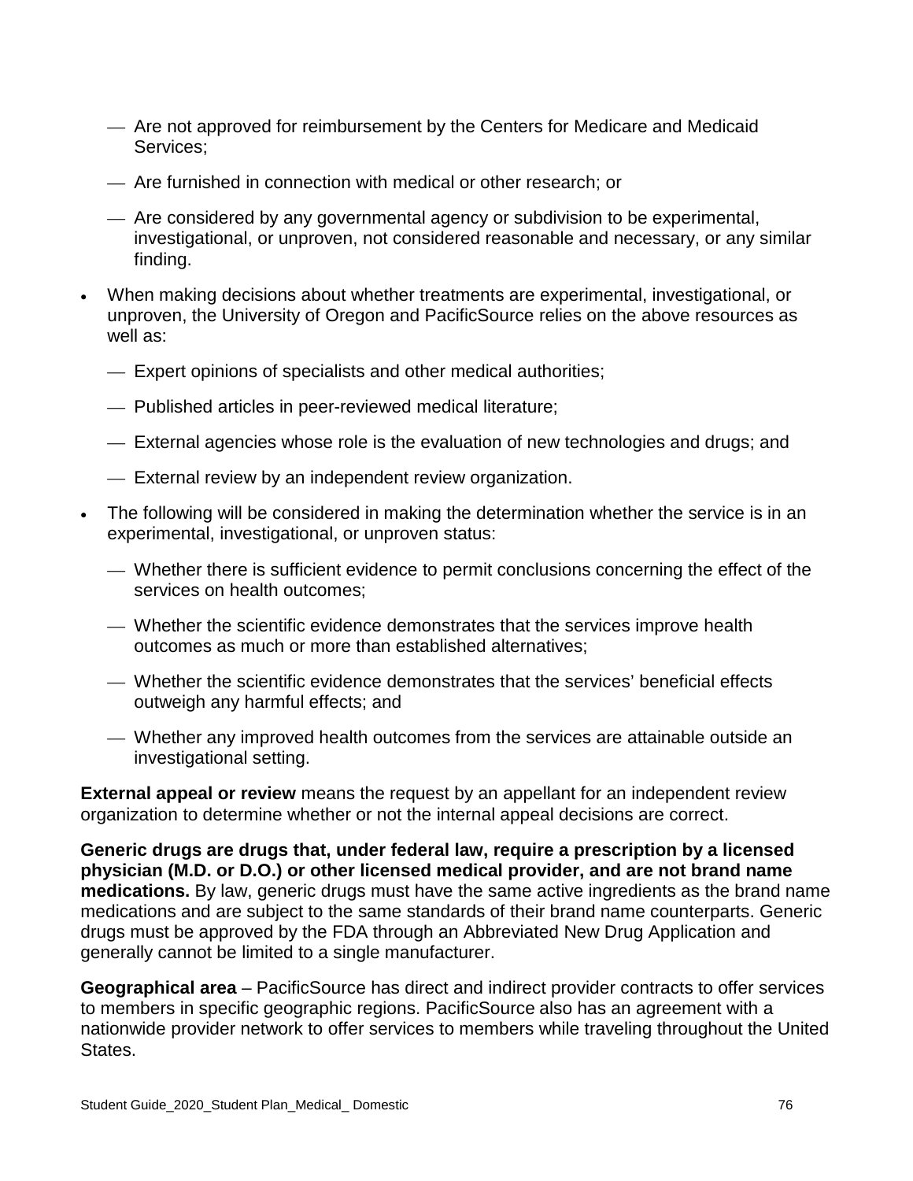- Are not approved for reimbursement by the Centers for Medicare and Medicaid Services;
- Are furnished in connection with medical or other research; or
- Are considered by any governmental agency or subdivision to be experimental, investigational, or unproven, not considered reasonable and necessary, or any similar finding.

- When making decisions about whether treatments are experimental, investigational, or unproven, the University of Oregon and PacificSource relies on the above resources as well as:
  - Expert opinions of specialists and other medical authorities;
  - Published articles in peer-reviewed medical literature;
  - External agencies whose role is the evaluation of new technologies and drugs; and
  - External review by an independent review organization.
- The following will be considered in making the determination whether the service is in an experimental, investigational, or unproven status:
  - Whether there is sufficient evidence to permit conclusions concerning the effect of the services on health outcomes;
  - Whether the scientific evidence demonstrates that the services improve health outcomes as much or more than established alternatives;
  - Whether the scientific evidence demonstrates that the services' beneficial effects outweigh any harmful effects; and
  - Whether any improved health outcomes from the services are attainable outside an investigational setting.

**External appeal or review** means the request by an appellant for an independent review organization to determine whether or not the internal appeal decisions are correct.

**Generic drugs are drugs that, under federal law, require a prescription by a licensed physician (M.D. or D.O.) or other licensed medical provider, and are not brand name medications.** By law, generic drugs must have the same active ingredients as the brand name medications and are subject to the same standards of their brand name counterparts. Generic drugs must be approved by the FDA through an Abbreviated New Drug Application and generally cannot be limited to a single manufacturer.

**Geographical area** – PacificSource has direct and indirect provider contracts to offer services to members in specific geographic regions. PacificSource also has an agreement with a nationwide provider network to offer services to members while traveling throughout the United States.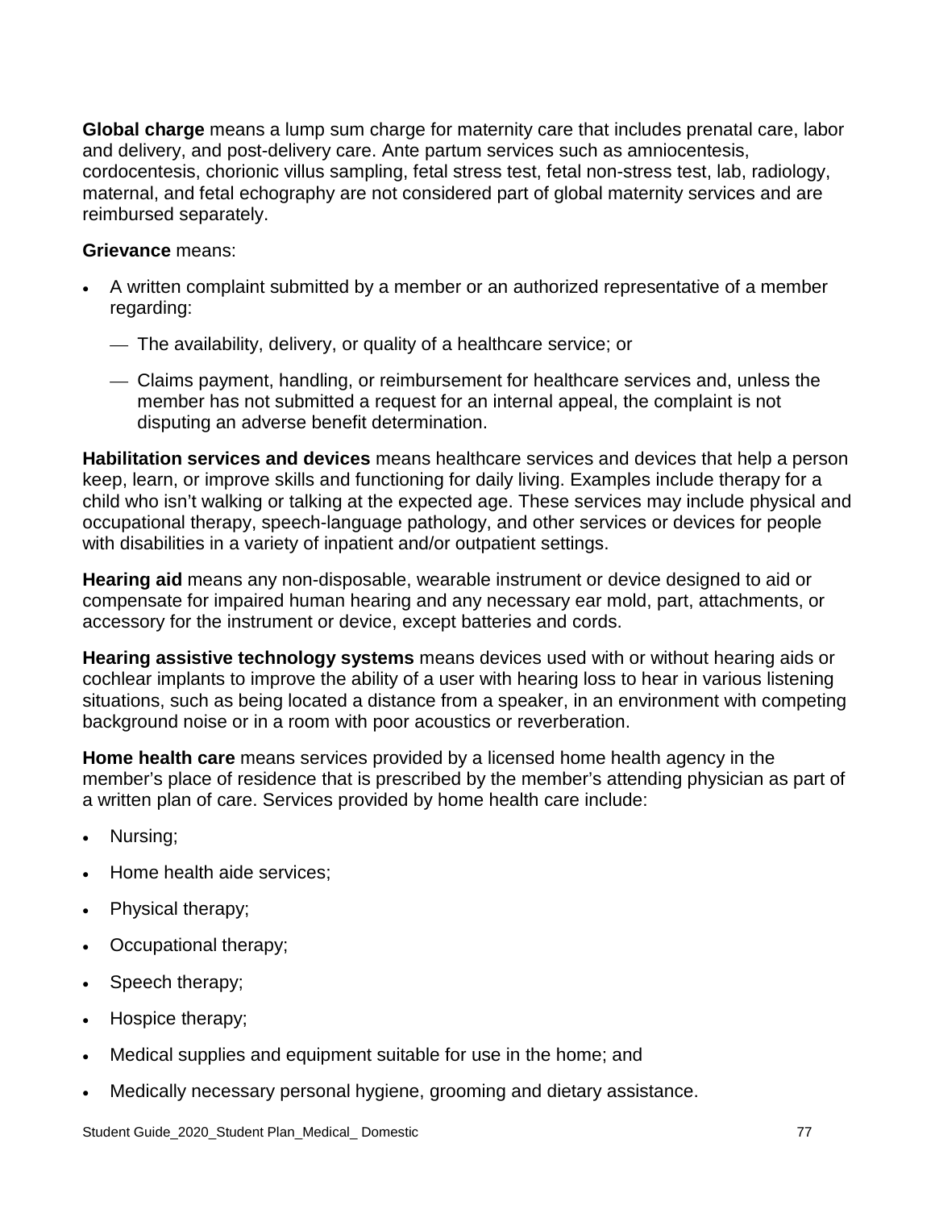**Global charge** means a lump sum charge for maternity care that includes prenatal care, labor and delivery, and post-delivery care. Ante partum services such as amniocentesis, cordocentesis, chorionic villus sampling, fetal stress test, fetal non-stress test, lab, radiology, maternal, and fetal echography are not considered part of global maternity services and are reimbursed separately.

**Grievance** means:

- A written complaint submitted by a member or an authorized representative of a member regarding:
  - The availability, delivery, or quality of a healthcare service; or
  - Claims payment, handling, or reimbursement for healthcare services and, unless the member has not submitted a request for an internal appeal, the complaint is not disputing an adverse benefit determination.

**Habilitation services and devices** means healthcare services and devices that help a person keep, learn, or improve skills and functioning for daily living. Examples include therapy for a child who isn't walking or talking at the expected age. These services may include physical and occupational therapy, speech-language pathology, and other services or devices for people with disabilities in a variety of inpatient and/or outpatient settings.

**Hearing aid** means any non-disposable, wearable instrument or device designed to aid or compensate for impaired human hearing and any necessary ear mold, part, attachments, or accessory for the instrument or device, except batteries and cords.

**Hearing assistive technology systems** means devices used with or without hearing aids or cochlear implants to improve the ability of a user with hearing loss to hear in various listening situations, such as being located a distance from a speaker, in an environment with competing background noise or in a room with poor acoustics or reverberation.

**Home health care** means services provided by a licensed home health agency in the member's place of residence that is prescribed by the member's attending physician as part of a written plan of care. Services provided by home health care include:

- Nursing;
- Home health aide services;
- Physical therapy;
- Occupational therapy;
- Speech therapy;
- Hospice therapy;
- Medical supplies and equipment suitable for use in the home; and
- Medically necessary personal hygiene, grooming and dietary assistance.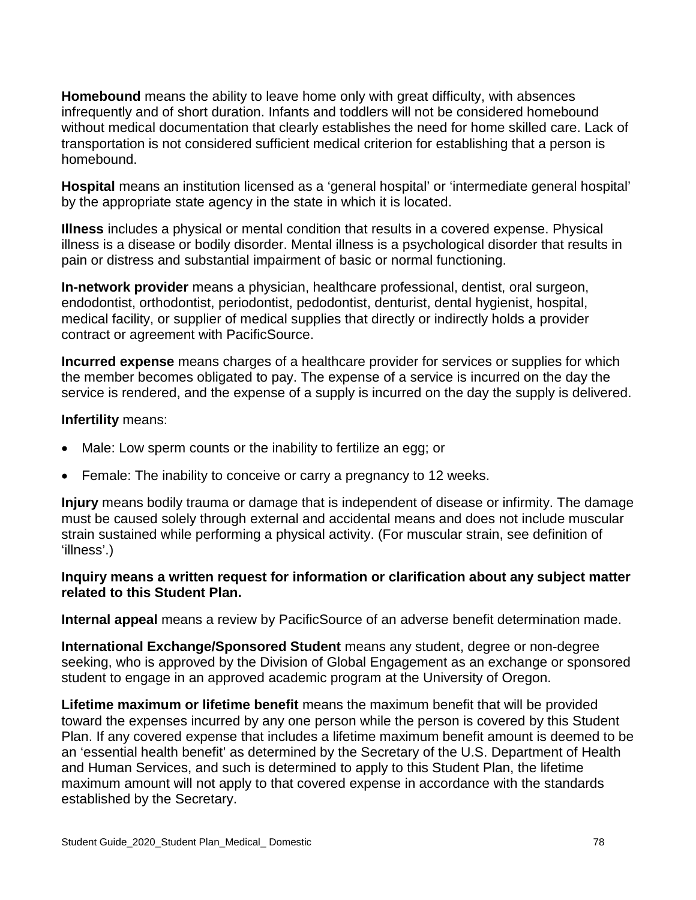**Homebound** means the ability to leave home only with great difficulty, with absences infrequently and of short duration. Infants and toddlers will not be considered homebound without medical documentation that clearly establishes the need for home skilled care. Lack of transportation is not considered sufficient medical criterion for establishing that a person is homebound.

**Hospital** means an institution licensed as a 'general hospital' or 'intermediate general hospital' by the appropriate state agency in the state in which it is located.

**Illness** includes a physical or mental condition that results in a covered expense. Physical illness is a disease or bodily disorder. Mental illness is a psychological disorder that results in pain or distress and substantial impairment of basic or normal functioning.

**In-network provider** means a physician, healthcare professional, dentist, oral surgeon, endodontist, orthodontist, periodontist, pedodontist, denturist, dental hygienist, hospital, medical facility, or supplier of medical supplies that directly or indirectly holds a provider contract or agreement with PacificSource.

**Incurred expense** means charges of a healthcare provider for services or supplies for which the member becomes obligated to pay. The expense of a service is incurred on the day the service is rendered, and the expense of a supply is incurred on the day the supply is delivered.

**Infertility** means:

- Male: Low sperm counts or the inability to fertilize an egg; or
- Female: The inability to conceive or carry a pregnancy to 12 weeks.

**Injury** means bodily trauma or damage that is independent of disease or infirmity. The damage must be caused solely through external and accidental means and does not include muscular strain sustained while performing a physical activity. (For muscular strain, see definition of 'illness'.)

**Inquiry means a written request for information or clarification about any subject matter related to this Student Plan.**

**Internal appeal** means a review by PacificSource of an adverse benefit determination made.

**International Exchange/Sponsored Student** means any student, degree or non-degree seeking, who is approved by the Division of Global Engagement as an exchange or sponsored student to engage in an approved academic program at the University of Oregon.

**Lifetime maximum or lifetime benefit** means the maximum benefit that will be provided toward the expenses incurred by any one person while the person is covered by this Student Plan. If any covered expense that includes a lifetime maximum benefit amount is deemed to be an 'essential health benefit' as determined by the Secretary of the U.S. Department of Health and Human Services, and such is determined to apply to this Student Plan, the lifetime maximum amount will not apply to that covered expense in accordance with the standards established by the Secretary.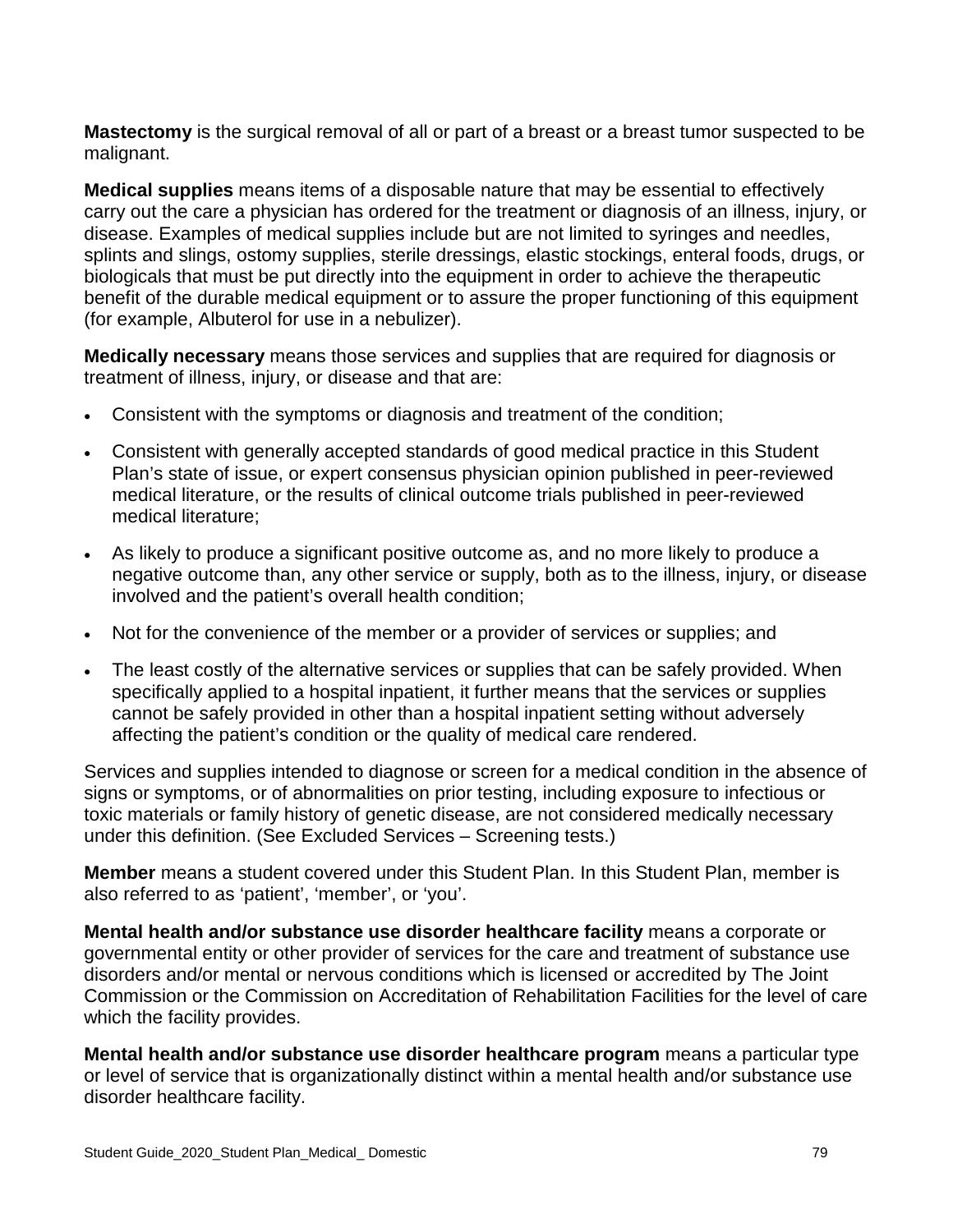**Mastectomy** is the surgical removal of all or part of a breast or a breast tumor suspected to be malignant.

**Medical supplies** means items of a disposable nature that may be essential to effectively carry out the care a physician has ordered for the treatment or diagnosis of an illness, injury, or disease. Examples of medical supplies include but are not limited to syringes and needles, splints and slings, ostomy supplies, sterile dressings, elastic stockings, enteral foods, drugs, or biologicals that must be put directly into the equipment in order to achieve the therapeutic benefit of the durable medical equipment or to assure the proper functioning of this equipment (for example, Albuterol for use in a nebulizer).

**Medically necessary** means those services and supplies that are required for diagnosis or treatment of illness, injury, or disease and that are:

- Consistent with the symptoms or diagnosis and treatment of the condition;
- Consistent with generally accepted standards of good medical practice in this Student Plan's state of issue, or expert consensus physician opinion published in peer-reviewed medical literature, or the results of clinical outcome trials published in peer-reviewed medical literature;
- As likely to produce a significant positive outcome as, and no more likely to produce a negative outcome than, any other service or supply, both as to the illness, injury, or disease involved and the patient's overall health condition;
- Not for the convenience of the member or a provider of services or supplies; and
- The least costly of the alternative services or supplies that can be safely provided. When specifically applied to a hospital inpatient, it further means that the services or supplies cannot be safely provided in other than a hospital inpatient setting without adversely affecting the patient's condition or the quality of medical care rendered.

Services and supplies intended to diagnose or screen for a medical condition in the absence of signs or symptoms, or of abnormalities on prior testing, including exposure to infectious or toxic materials or family history of genetic disease, are not considered medically necessary under this definition. (See Excluded Services – Screening tests.)

**Member** means a student covered under this Student Plan. In this Student Plan, member is also referred to as 'patient', 'member', or 'you'.

**Mental health and/or substance use disorder healthcare facility** means a corporate or governmental entity or other provider of services for the care and treatment of substance use disorders and/or mental or nervous conditions which is licensed or accredited by The Joint Commission or the Commission on Accreditation of Rehabilitation Facilities for the level of care which the facility provides.

**Mental health and/or substance use disorder healthcare program** means a particular type or level of service that is organizationally distinct within a mental health and/or substance use disorder healthcare facility.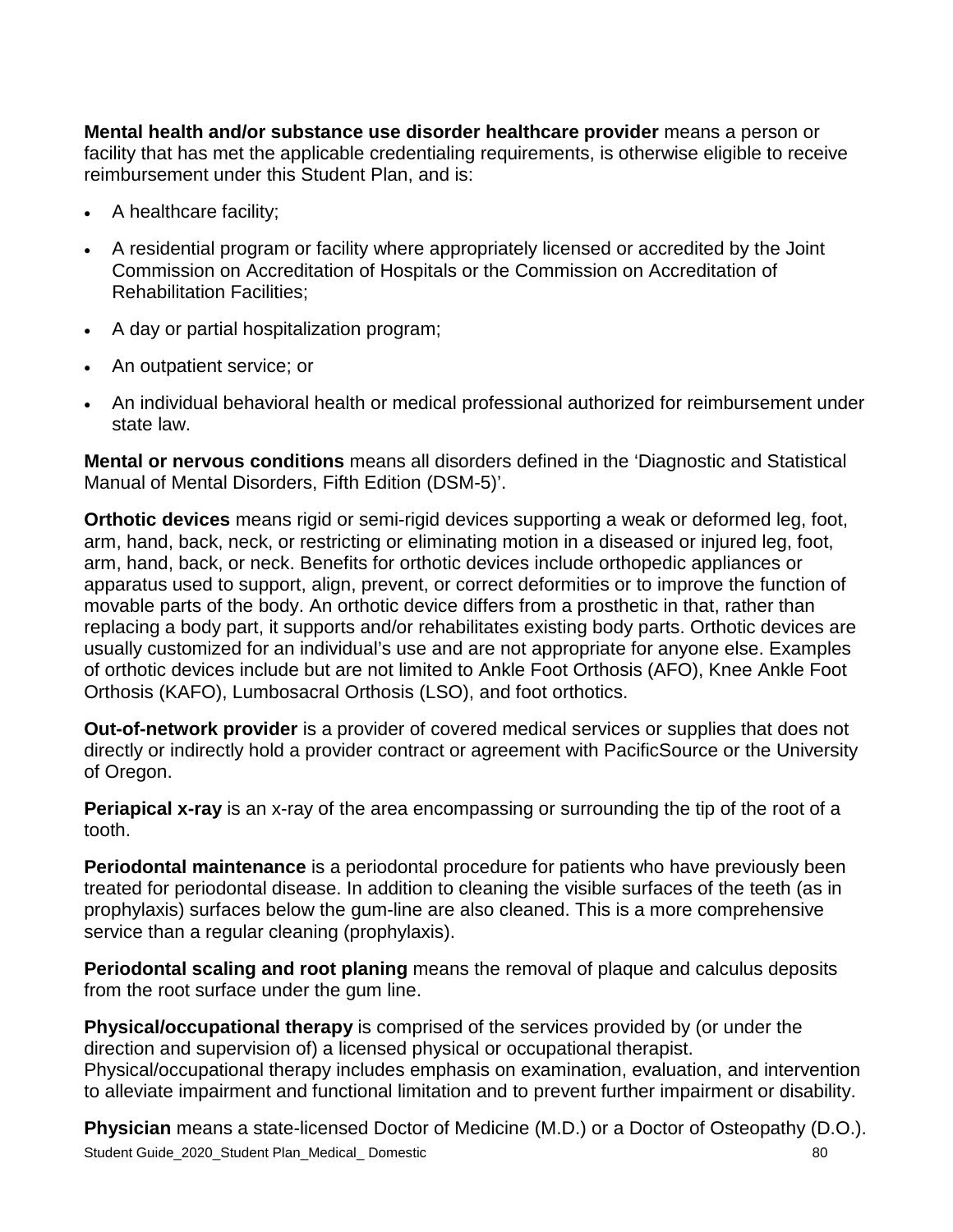**Mental health and/or substance use disorder healthcare provider** means a person or facility that has met the applicable credentialing requirements, is otherwise eligible to receive reimbursement under this Student Plan, and is:

- A healthcare facility;
- A residential program or facility where appropriately licensed or accredited by the Joint Commission on Accreditation of Hospitals or the Commission on Accreditation of Rehabilitation Facilities;
- A day or partial hospitalization program;
- An outpatient service; or
- An individual behavioral health or medical professional authorized for reimbursement under state law.

**Mental or nervous conditions** means all disorders defined in the 'Diagnostic and Statistical Manual of Mental Disorders, Fifth Edition (DSM-5)'.

**Orthotic devices** means rigid or semi-rigid devices supporting a weak or deformed leg, foot, arm, hand, back, neck, or restricting or eliminating motion in a diseased or injured leg, foot, arm, hand, back, or neck. Benefits for orthotic devices include orthopedic appliances or apparatus used to support, align, prevent, or correct deformities or to improve the function of movable parts of the body. An orthotic device differs from a prosthetic in that, rather than replacing a body part, it supports and/or rehabilitates existing body parts. Orthotic devices are usually customized for an individual's use and are not appropriate for anyone else. Examples of orthotic devices include but are not limited to Ankle Foot Orthosis (AFO), Knee Ankle Foot Orthosis (KAFO), Lumbosacral Orthosis (LSO), and foot orthotics.

**Out-of-network provider** is a provider of covered medical services or supplies that does not directly or indirectly hold a provider contract or agreement with PacificSource or the University of Oregon.

**Periapical x-ray** is an x-ray of the area encompassing or surrounding the tip of the root of a tooth.

**Periodontal maintenance** is a periodontal procedure for patients who have previously been treated for periodontal disease. In addition to cleaning the visible surfaces of the teeth (as in prophylaxis) surfaces below the gum-line are also cleaned. This is a more comprehensive service than a regular cleaning (prophylaxis).

**Periodontal scaling and root planing** means the removal of plaque and calculus deposits from the root surface under the gum line.

**Physical/occupational therapy** is comprised of the services provided by (or under the direction and supervision of) a licensed physical or occupational therapist. Physical/occupational therapy includes emphasis on examination, evaluation, and intervention to alleviate impairment and functional limitation and to prevent further impairment or disability.

**Physician** means a state-licensed Doctor of Medicine (M.D.) or a Doctor of Osteopathy (D.O.).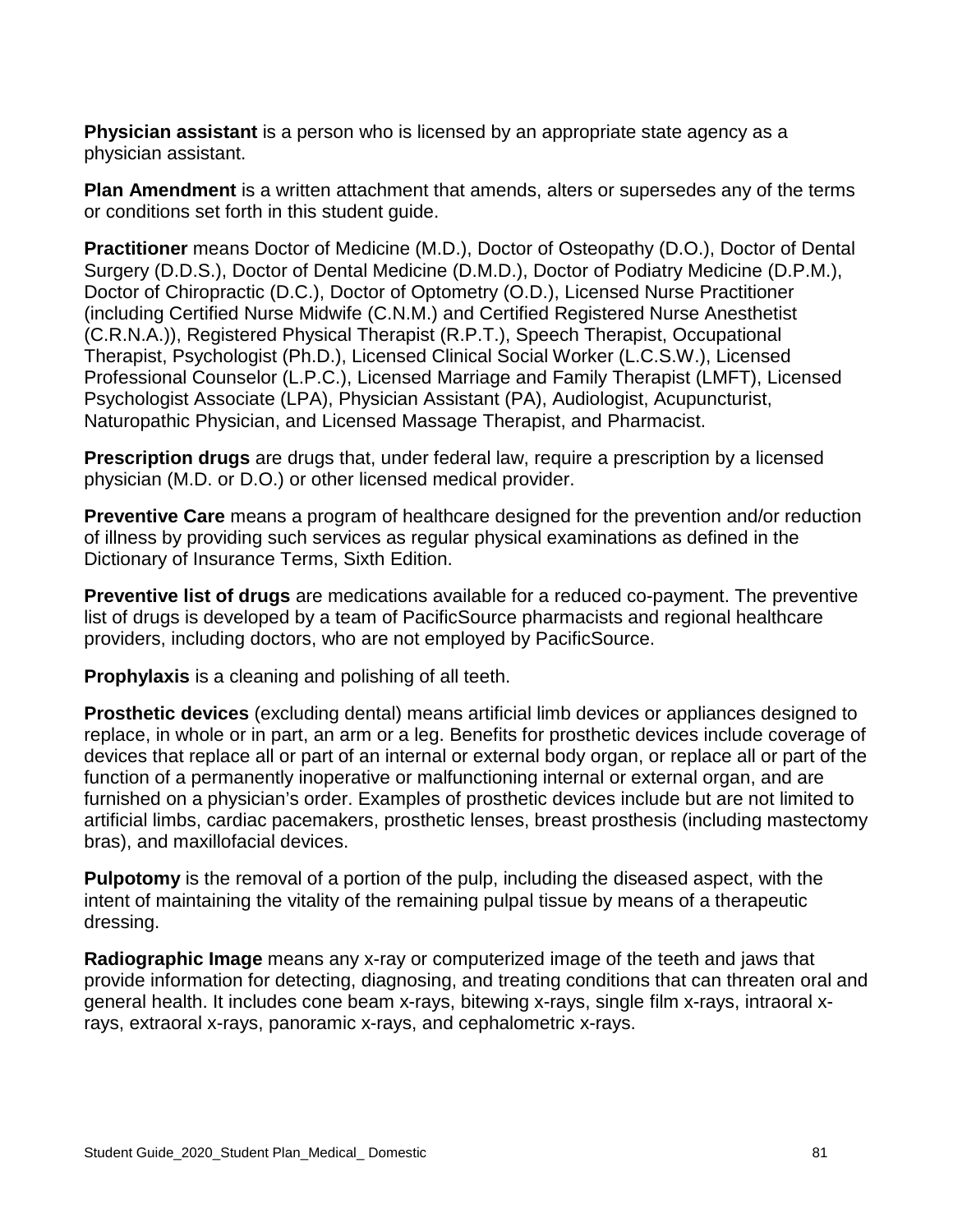**Physician assistant** is a person who is licensed by an appropriate state agency as a physician assistant.

**Plan Amendment** is a written attachment that amends, alters or supersedes any of the terms or conditions set forth in this student guide.

**Practitioner** means Doctor of Medicine (M.D.), Doctor of Osteopathy (D.O.), Doctor of Dental Surgery (D.D.S.), Doctor of Dental Medicine (D.M.D.), Doctor of Podiatry Medicine (D.P.M.), Doctor of Chiropractic (D.C.), Doctor of Optometry (O.D.), Licensed Nurse Practitioner (including Certified Nurse Midwife (C.N.M.) and Certified Registered Nurse Anesthetist (C.R.N.A.)), Registered Physical Therapist (R.P.T.), Speech Therapist, Occupational Therapist, Psychologist (Ph.D.), Licensed Clinical Social Worker (L.C.S.W.), Licensed Professional Counselor (L.P.C.), Licensed Marriage and Family Therapist (LMFT), Licensed Psychologist Associate (LPA), Physician Assistant (PA), Audiologist, Acupuncturist, Naturopathic Physician, and Licensed Massage Therapist, and Pharmacist.

**Prescription drugs** are drugs that, under federal law, require a prescription by a licensed physician (M.D. or D.O.) or other licensed medical provider.

**Preventive Care** means a program of healthcare designed for the prevention and/or reduction of illness by providing such services as regular physical examinations as defined in the Dictionary of Insurance Terms, Sixth Edition.

**Preventive list of drugs** are medications available for a reduced co-payment. The preventive list of drugs is developed by a team of PacificSource pharmacists and regional healthcare providers, including doctors, who are not employed by PacificSource.

**Prophylaxis** is a cleaning and polishing of all teeth.

**Prosthetic devices** (excluding dental) means artificial limb devices or appliances designed to replace, in whole or in part, an arm or a leg. Benefits for prosthetic devices include coverage of devices that replace all or part of an internal or external body organ, or replace all or part of the function of a permanently inoperative or malfunctioning internal or external organ, and are furnished on a physician's order. Examples of prosthetic devices include but are not limited to artificial limbs, cardiac pacemakers, prosthetic lenses, breast prosthesis (including mastectomy bras), and maxillofacial devices.

**Pulpotomy** is the removal of a portion of the pulp, including the diseased aspect, with the intent of maintaining the vitality of the remaining pulpal tissue by means of a therapeutic dressing.

**Radiographic Image** means any x-ray or computerized image of the teeth and jaws that provide information for detecting, diagnosing, and treating conditions that can threaten oral and general health. It includes cone beam x-rays, bitewing x-rays, single film x-rays, intraoral x-rays, extraoral x-rays, panoramic x-rays, and cephalometric x-rays.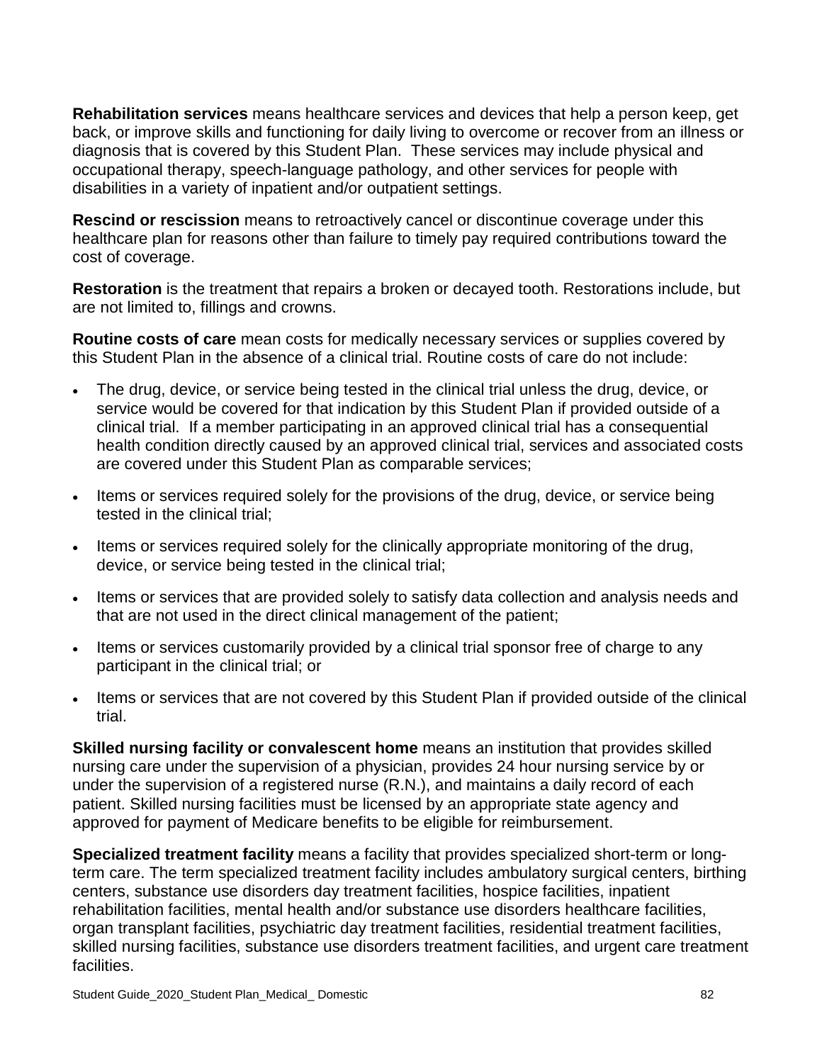**Rehabilitation services** means healthcare services and devices that help a person keep, get back, or improve skills and functioning for daily living to overcome or recover from an illness or diagnosis that is covered by this Student Plan. These services may include physical and occupational therapy, speech-language pathology, and other services for people with disabilities in a variety of inpatient and/or outpatient settings.

**Rescind or rescission** means to retroactively cancel or discontinue coverage under this healthcare plan for reasons other than failure to timely pay required contributions toward the cost of coverage.

**Restoration** is the treatment that repairs a broken or decayed tooth. Restorations include, but are not limited to, fillings and crowns.

**Routine costs of care** mean costs for medically necessary services or supplies covered by this Student Plan in the absence of a clinical trial. Routine costs of care do not include:

- The drug, device, or service being tested in the clinical trial unless the drug, device, or service would be covered for that indication by this Student Plan if provided outside of a clinical trial. If a member participating in an approved clinical trial has a consequential health condition directly caused by an approved clinical trial, services and associated costs are covered under this Student Plan as comparable services;
- Items or services required solely for the provisions of the drug, device, or service being tested in the clinical trial;
- Items or services required solely for the clinically appropriate monitoring of the drug, device, or service being tested in the clinical trial;
- Items or services that are provided solely to satisfy data collection and analysis needs and that are not used in the direct clinical management of the patient;
- Items or services customarily provided by a clinical trial sponsor free of charge to any participant in the clinical trial; or
- Items or services that are not covered by this Student Plan if provided outside of the clinical trial.

**Skilled nursing facility or convalescent home** means an institution that provides skilled nursing care under the supervision of a physician, provides 24 hour nursing service by or under the supervision of a registered nurse (R.N.), and maintains a daily record of each patient. Skilled nursing facilities must be licensed by an appropriate state agency and approved for payment of Medicare benefits to be eligible for reimbursement.

**Specialized treatment facility** means a facility that provides specialized short-term or long-term care. The term specialized treatment facility includes ambulatory surgical centers, birthing centers, substance use disorders day treatment facilities, hospice facilities, inpatient rehabilitation facilities, mental health and/or substance use disorders healthcare facilities, organ transplant facilities, psychiatric day treatment facilities, residential treatment facilities, skilled nursing facilities, substance use disorders treatment facilities, and urgent care treatment facilities.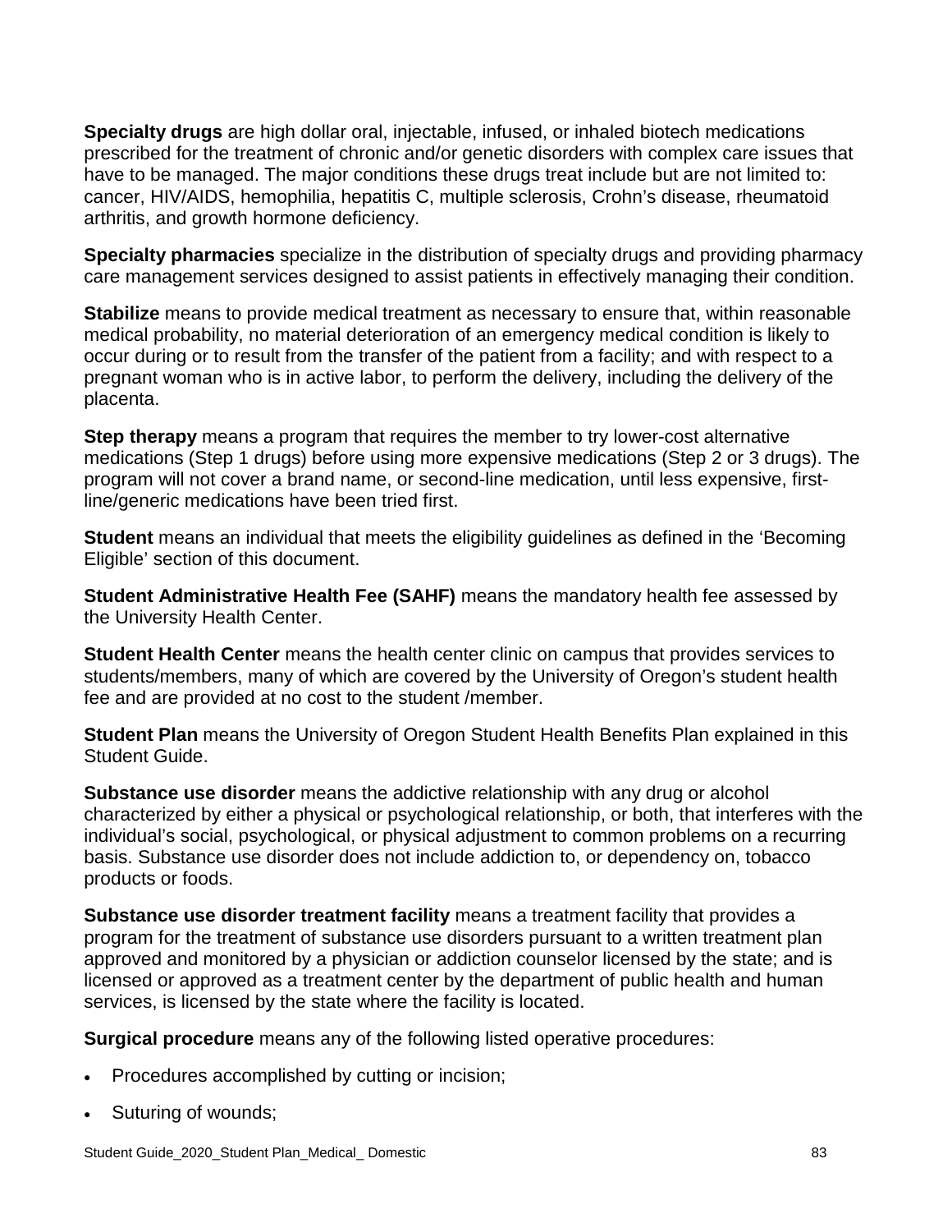**Specialty drugs** are high dollar oral, injectable, infused, or inhaled biotech medications prescribed for the treatment of chronic and/or genetic disorders with complex care issues that have to be managed. The major conditions these drugs treat include but are not limited to: cancer, HIV/AIDS, hemophilia, hepatitis C, multiple sclerosis, Crohn's disease, rheumatoid arthritis, and growth hormone deficiency.

**Specialty pharmacies** specialize in the distribution of specialty drugs and providing pharmacy care management services designed to assist patients in effectively managing their condition.

**Stabilize** means to provide medical treatment as necessary to ensure that, within reasonable medical probability, no material deterioration of an emergency medical condition is likely to occur during or to result from the transfer of the patient from a facility; and with respect to a pregnant woman who is in active labor, to perform the delivery, including the delivery of the placenta.

**Step therapy** means a program that requires the member to try lower-cost alternative medications (Step 1 drugs) before using more expensive medications (Step 2 or 3 drugs). The program will not cover a brand name, or second-line medication, until less expensive, first-line/generic medications have been tried first.

**Student** means an individual that meets the eligibility guidelines as defined in the 'Becoming Eligible' section of this document.

**Student Administrative Health Fee (SAHF)** means the mandatory health fee assessed by the University Health Center.

**Student Health Center** means the health center clinic on campus that provides services to students/members, many of which are covered by the University of Oregon's student health fee and are provided at no cost to the student /member.

**Student Plan** means the University of Oregon Student Health Benefits Plan explained in this Student Guide.

**Substance use disorder** means the addictive relationship with any drug or alcohol characterized by either a physical or psychological relationship, or both, that interferes with the individual's social, psychological, or physical adjustment to common problems on a recurring basis. Substance use disorder does not include addiction to, or dependency on, tobacco products or foods.

**Substance use disorder treatment facility** means a treatment facility that provides a program for the treatment of substance use disorders pursuant to a written treatment plan approved and monitored by a physician or addiction counselor licensed by the state; and is licensed or approved as a treatment center by the department of public health and human services, is licensed by the state where the facility is located.

**Surgical procedure** means any of the following listed operative procedures:

- Procedures accomplished by cutting or incision;
- Suturing of wounds;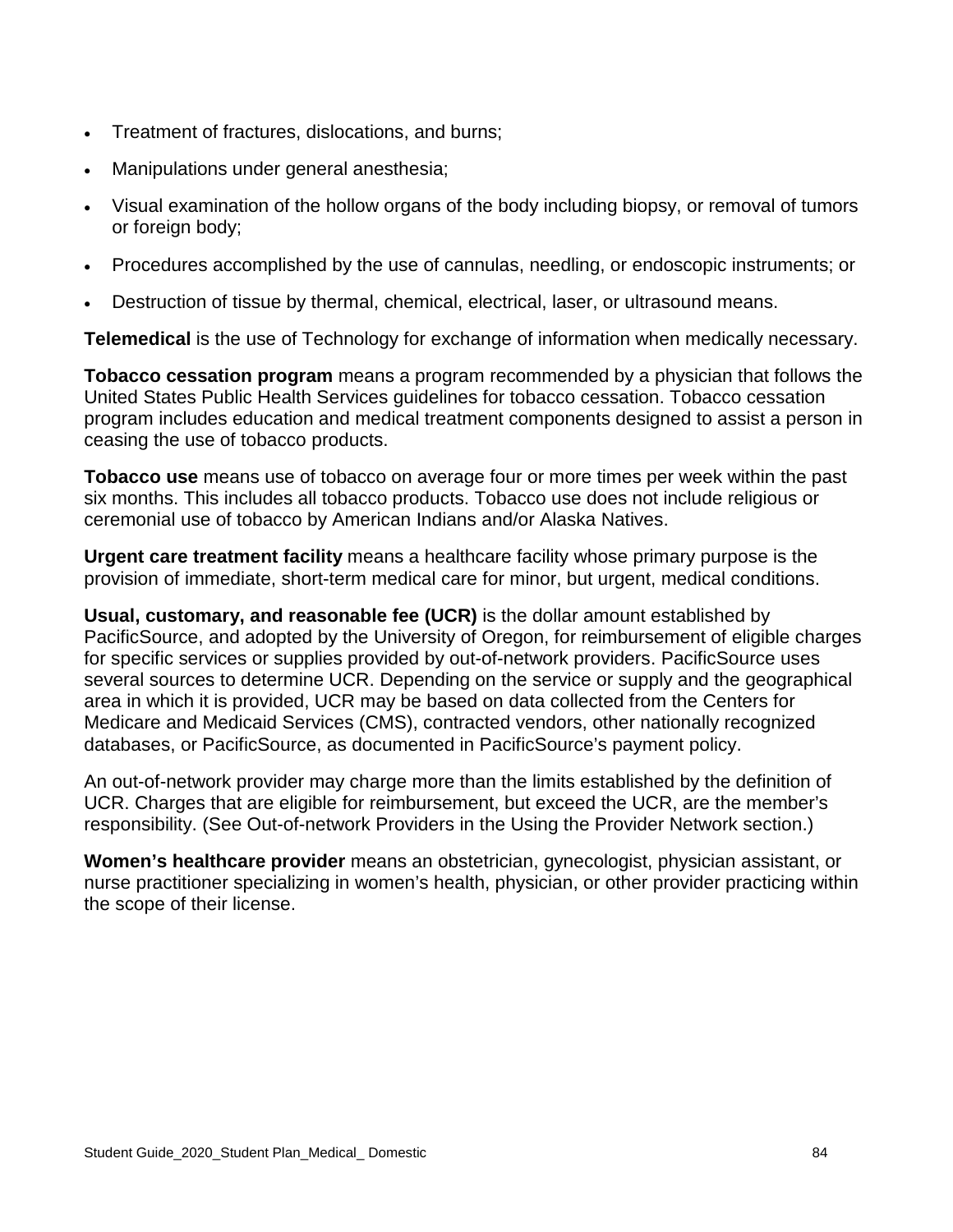- Treatment of fractures, dislocations, and burns;
- Manipulations under general anesthesia;
- Visual examination of the hollow organs of the body including biopsy, or removal of tumors or foreign body;
- Procedures accomplished by the use of cannulas, needling, or endoscopic instruments; or
- Destruction of tissue by thermal, chemical, electrical, laser, or ultrasound means.

**Telemedical** is the use of Technology for exchange of information when medically necessary.

**Tobacco cessation program** means a program recommended by a physician that follows the United States Public Health Services guidelines for tobacco cessation. Tobacco cessation program includes education and medical treatment components designed to assist a person in ceasing the use of tobacco products.

**Tobacco use** means use of tobacco on average four or more times per week within the past six months. This includes all tobacco products. Tobacco use does not include religious or ceremonial use of tobacco by American Indians and/or Alaska Natives.

**Urgent care treatment facility** means a healthcare facility whose primary purpose is the provision of immediate, short-term medical care for minor, but urgent, medical conditions.

**Usual, customary, and reasonable fee (UCR)** is the dollar amount established by PacificSource, and adopted by the University of Oregon, for reimbursement of eligible charges for specific services or supplies provided by out-of-network providers. PacificSource uses several sources to determine UCR. Depending on the service or supply and the geographical area in which it is provided, UCR may be based on data collected from the Centers for Medicare and Medicaid Services (CMS), contracted vendors, other nationally recognized databases, or PacificSource, as documented in PacificSource's payment policy.

An out-of-network provider may charge more than the limits established by the definition of UCR. Charges that are eligible for reimbursement, but exceed the UCR, are the member's responsibility. (See Out-of-network Providers in the Using the Provider Network section.)

**Women's healthcare provider** means an obstetrician, gynecologist, physician assistant, or nurse practitioner specializing in women's health, physician, or other provider practicing within the scope of their license.